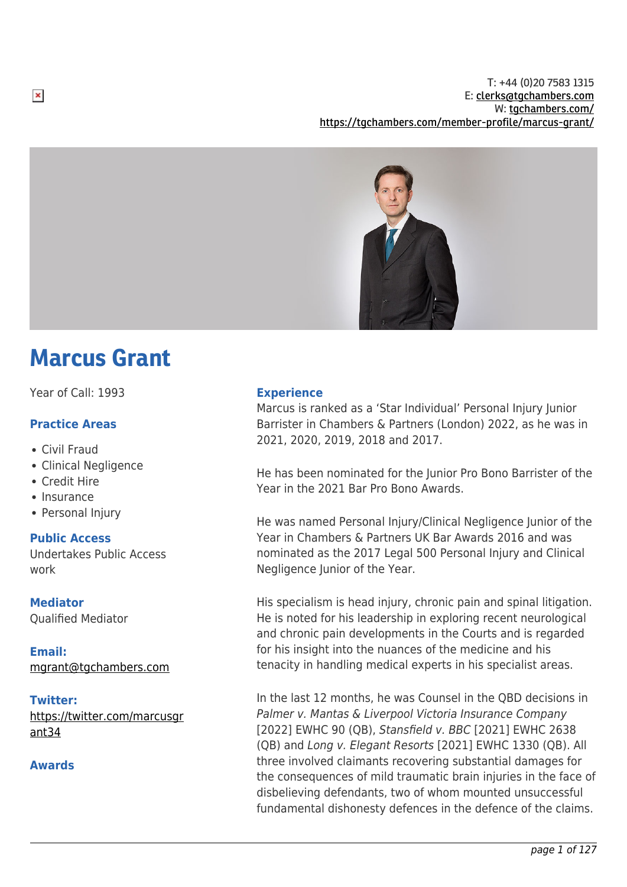T: +44 (0)20 7583 1315
E: clerks@tgchambers.com
W: tgchambers.com/
https://tgchambers.com/member-profile/marcus-grant/

# Marcus Grant

Year of Call: 1993

## Practice Areas

- Civil Fraud
- Clinical Negligence
- Credit Hire
- Insurance
- Personal Injury

## Public Access

Undertakes Public Access work

## Mediator

Qualified Mediator

## Email:

mgrant@tgchambers.com

## Twitter:

https://twitter.com/marcusgrant34

## Awards

## Experience

Marcus is ranked as a 'Star Individual' Personal Injury Junior Barrister in Chambers & Partners (London) 2022, as he was in 2021, 2020, 2019, 2018 and 2017.

He has been nominated for the Junior Pro Bono Barrister of the Year in the 2021 Bar Pro Bono Awards.

He was named Personal Injury/Clinical Negligence Junior of the Year in Chambers & Partners UK Bar Awards 2016 and was nominated as the 2017 Legal 500 Personal Injury and Clinical Negligence Junior of the Year.

His specialism is head injury, chronic pain and spinal litigation. He is noted for his leadership in exploring recent neurological and chronic pain developments in the Courts and is regarded for his insight into the nuances of the medicine and his tenacity in handling medical experts in his specialist areas.

In the last 12 months, he was Counsel in the QBD decisions in *Palmer v. Mantas & Liverpool Victoria Insurance Company* [2022] EWHC 90 (QB), *Stansfield v. BBC* [2021] EWHC 2638 (QB) and *Long v. Elegant Resorts* [2021] EWHC 1330 (QB). All three involved claimants recovering substantial damages for the consequences of mild traumatic brain injuries in the face of disbelieving defendants, two of whom mounted unsuccessful fundamental dishonesty defences in the defence of the claims.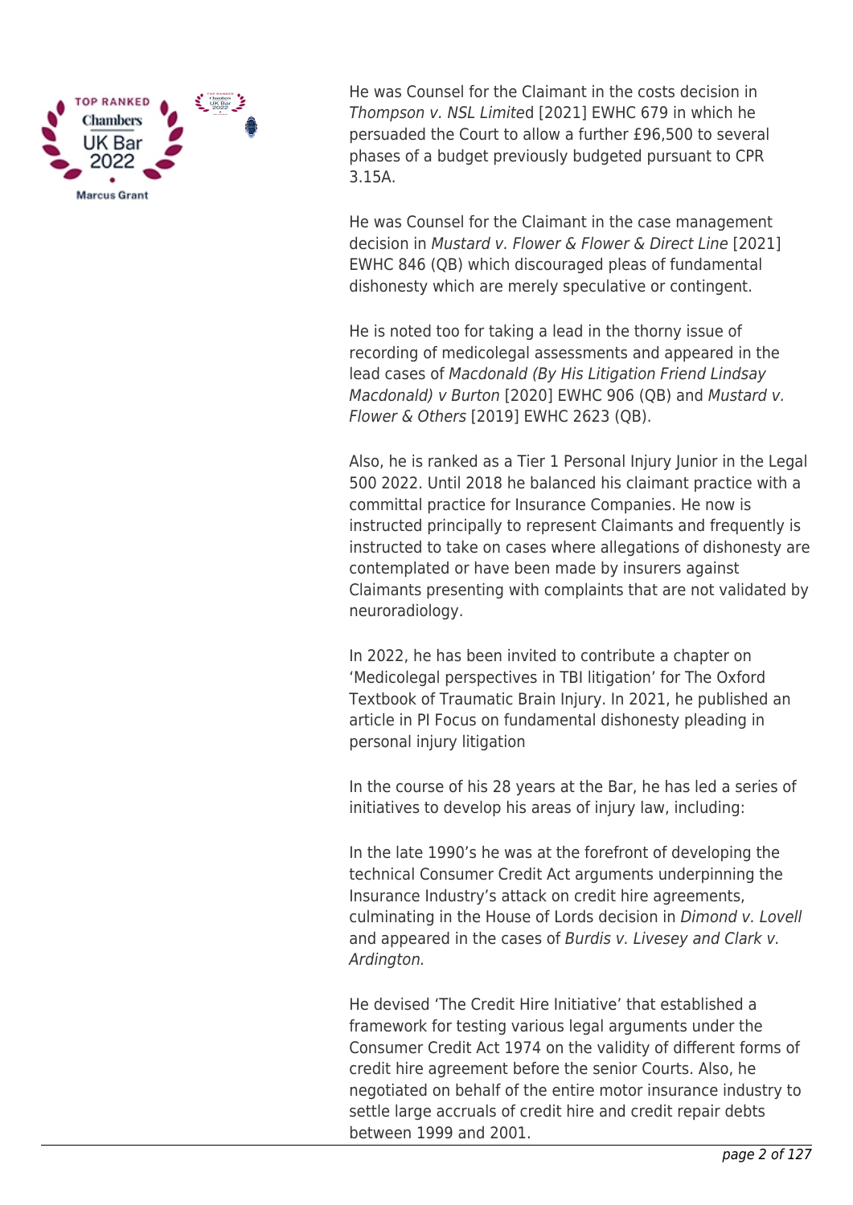He was Counsel for the Claimant in the costs decision in *Thompson v. NSL Limited* [2021] EWHC 679 in which he persuaded the Court to allow a further £96,500 to several phases of a budget previously budgeted pursuant to CPR 3.15A.

He was Counsel for the Claimant in the case management decision in *Mustard v. Flower & Flower & Direct Line* [2021] EWHC 846 (QB) which discouraged pleas of fundamental dishonesty which are merely speculative or contingent.

He is noted too for taking a lead in the thorny issue of recording of medicolegal assessments and appeared in the lead cases of *Macdonald (By His Litigation Friend Lindsay Macdonald) v Burton* [2020] EWHC 906 (QB) and *Mustard v. Flower & Others* [2019] EWHC 2623 (QB).

Also, he is ranked as a Tier 1 Personal Injury Junior in the Legal 500 2022. Until 2018 he balanced his claimant practice with a committal practice for Insurance Companies. He now is instructed principally to represent Claimants and frequently is instructed to take on cases where allegations of dishonesty are contemplated or have been made by insurers against Claimants presenting with complaints that are not validated by neuroradiology.

In 2022, he has been invited to contribute a chapter on 'Medicolegal perspectives in TBI litigation' for The Oxford Textbook of Traumatic Brain Injury. In 2021, he published an article in PI Focus on fundamental dishonesty pleading in personal injury litigation

In the course of his 28 years at the Bar, he has led a series of initiatives to develop his areas of injury law, including:

In the late 1990's he was at the forefront of developing the technical Consumer Credit Act arguments underpinning the Insurance Industry's attack on credit hire agreements, culminating in the House of Lords decision in *Dimond v. Lovell* and appeared in the cases of *Burdis v. Livesey and Clark v. Ardington.*

He devised 'The Credit Hire Initiative' that established a framework for testing various legal arguments under the Consumer Credit Act 1974 on the validity of different forms of credit hire agreement before the senior Courts. Also, he negotiated on behalf of the entire motor insurance industry to settle large accruals of credit hire and credit repair debts between 1999 and 2001.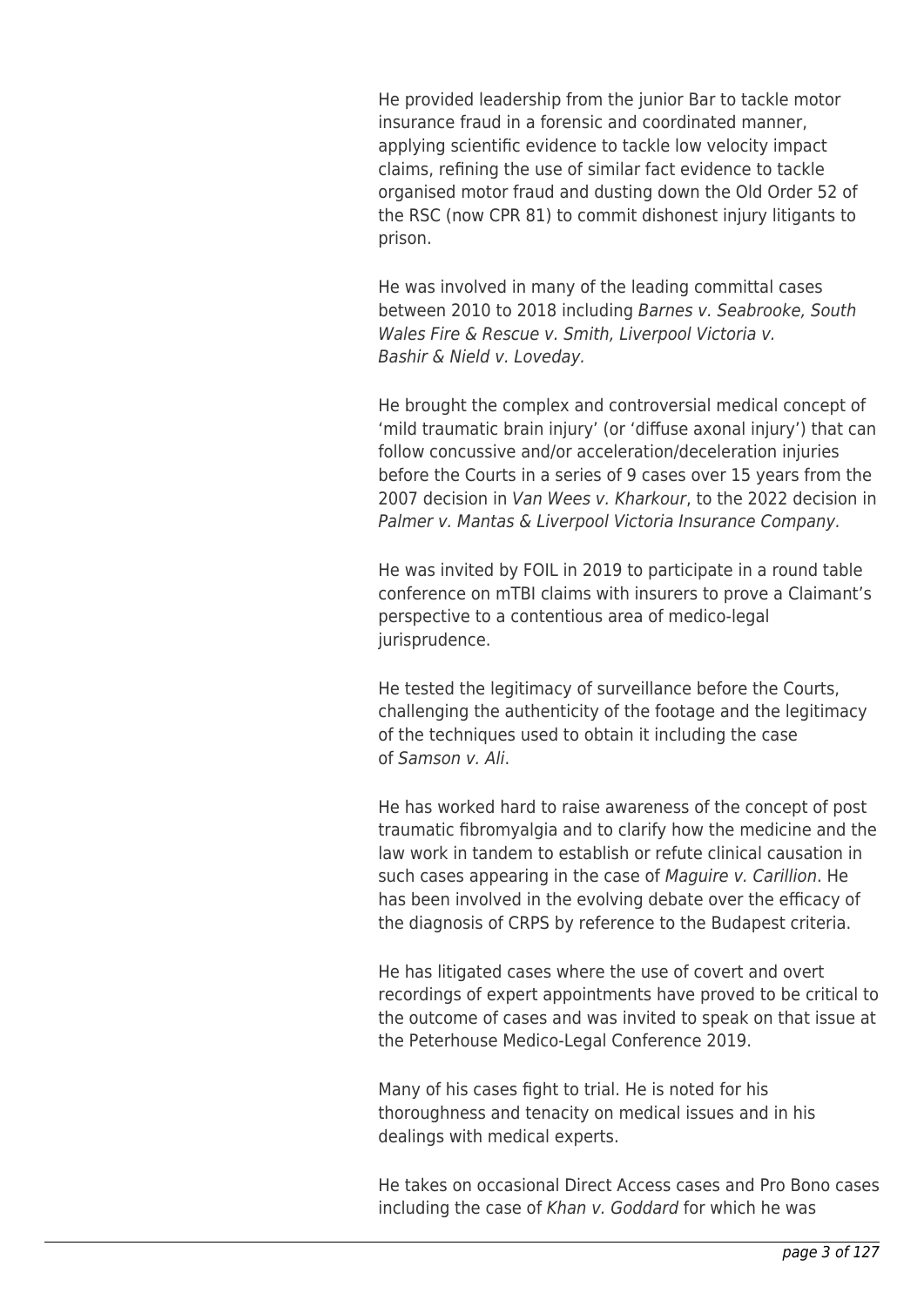He provided leadership from the junior Bar to tackle motor insurance fraud in a forensic and coordinated manner, applying scientific evidence to tackle low velocity impact claims, refining the use of similar fact evidence to tackle organised motor fraud and dusting down the Old Order 52 of the RSC (now CPR 81) to commit dishonest injury litigants to prison.

He was involved in many of the leading committal cases between 2010 to 2018 including *Barnes v. Seabrooke, South Wales Fire & Rescue v. Smith, Liverpool Victoria v. Bashir & Nield v. Loveday.*

He brought the complex and controversial medical concept of 'mild traumatic brain injury' (or 'diffuse axonal injury') that can follow concussive and/or acceleration/deceleration injuries before the Courts in a series of 9 cases over 15 years from the 2007 decision in *Van Wees v. Kharkour*, to the 2022 decision in *Palmer v. Mantas & Liverpool Victoria Insurance Company*.

He was invited by FOIL in 2019 to participate in a round table conference on mTBI claims with insurers to prove a Claimant's perspective to a contentious area of medico-legal jurisprudence.

He tested the legitimacy of surveillance before the Courts, challenging the authenticity of the footage and the legitimacy of the techniques used to obtain it including the case of *Samson v. Ali*.

He has worked hard to raise awareness of the concept of post traumatic fibromyalgia and to clarify how the medicine and the law work in tandem to establish or refute clinical causation in such cases appearing in the case of *Maguire v. Carillion*. He has been involved in the evolving debate over the efficacy of the diagnosis of CRPS by reference to the Budapest criteria.

He has litigated cases where the use of covert and overt recordings of expert appointments have proved to be critical to the outcome of cases and was invited to speak on that issue at the Peterhouse Medico-Legal Conference 2019.

Many of his cases fight to trial. He is noted for his thoroughness and tenacity on medical issues and in his dealings with medical experts.

He takes on occasional Direct Access cases and Pro Bono cases including the case of *Khan v. Goddard* for which he was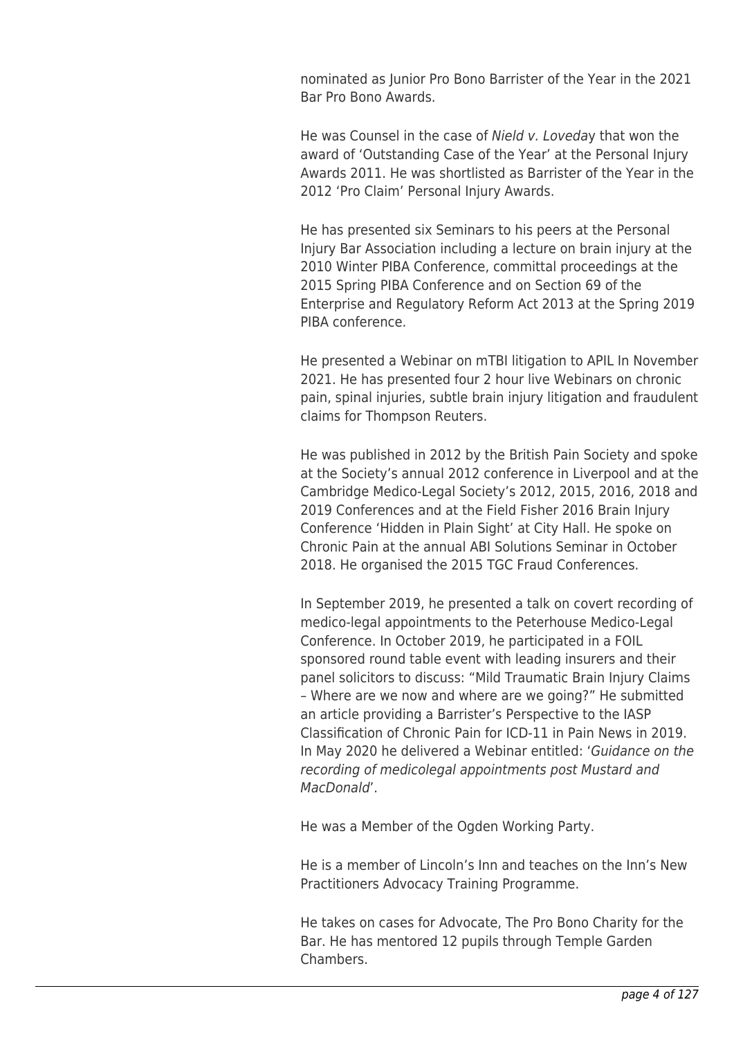nominated as Junior Pro Bono Barrister of the Year in the 2021 Bar Pro Bono Awards.

He was Counsel in the case of *Nield v. Loveda*y that won the award of 'Outstanding Case of the Year' at the Personal Injury Awards 2011. He was shortlisted as Barrister of the Year in the 2012 'Pro Claim' Personal Injury Awards.

He has presented six Seminars to his peers at the Personal Injury Bar Association including a lecture on brain injury at the 2010 Winter PIBA Conference, committal proceedings at the 2015 Spring PIBA Conference and on Section 69 of the Enterprise and Regulatory Reform Act 2013 at the Spring 2019 PIBA conference.

He presented a Webinar on mTBI litigation to APIL In November 2021. He has presented four 2 hour live Webinars on chronic pain, spinal injuries, subtle brain injury litigation and fraudulent claims for Thompson Reuters.

He was published in 2012 by the British Pain Society and spoke at the Society's annual 2012 conference in Liverpool and at the Cambridge Medico-Legal Society's 2012, 2015, 2016, 2018 and 2019 Conferences and at the Field Fisher 2016 Brain Injury Conference 'Hidden in Plain Sight' at City Hall. He spoke on Chronic Pain at the annual ABI Solutions Seminar in October 2018. He organised the 2015 TGC Fraud Conferences.

In September 2019, he presented a talk on covert recording of medico-legal appointments to the Peterhouse Medico-Legal Conference. In October 2019, he participated in a FOIL sponsored round table event with leading insurers and their panel solicitors to discuss: "Mild Traumatic Brain Injury Claims – Where are we now and where are we going?" He submitted an article providing a Barrister's Perspective to the IASP Classification of Chronic Pain for ICD-11 in Pain News in 2019. In May 2020 he delivered a Webinar entitled: '*Guidance on the recording of medicolegal appointments post Mustard and MacDonald*'.

He was a Member of the Ogden Working Party.

He is a member of Lincoln's Inn and teaches on the Inn's New Practitioners Advocacy Training Programme.

He takes on cases for Advocate, The Pro Bono Charity for the Bar. He has mentored 12 pupils through Temple Garden Chambers.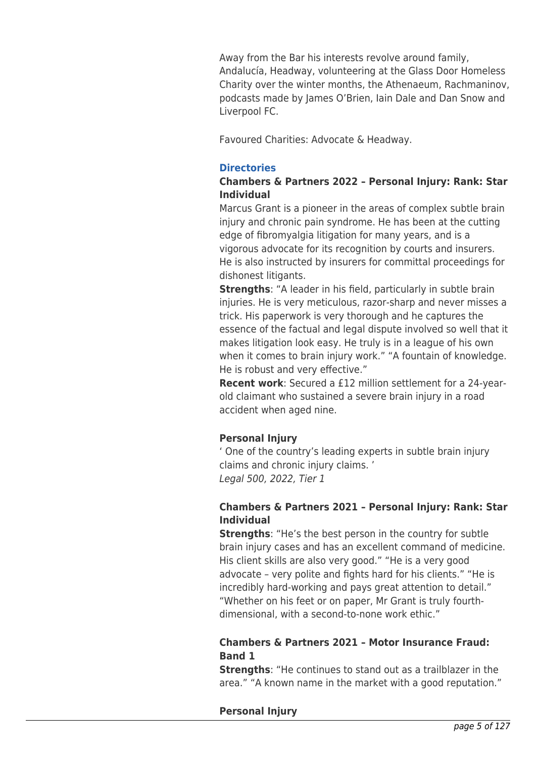Away from the Bar his interests revolve around family, Andalucía, Headway, volunteering at the Glass Door Homeless Charity over the winter months, the Athenaeum, Rachmaninov, podcasts made by James O'Brien, Iain Dale and Dan Snow and Liverpool FC.

Favoured Charities: Advocate & Headway.

## Directories

**Chambers & Partners 2022 – Personal Injury: Rank: Star Individual**

Marcus Grant is a pioneer in the areas of complex subtle brain injury and chronic pain syndrome. He has been at the cutting edge of fibromyalgia litigation for many years, and is a vigorous advocate for its recognition by courts and insurers. He is also instructed by insurers for committal proceedings for dishonest litigants.

**Strengths**: "A leader in his field, particularly in subtle brain injuries. He is very meticulous, razor-sharp and never misses a trick. His paperwork is very thorough and he captures the essence of the factual and legal dispute involved so well that it makes litigation look easy. He truly is in a league of his own when it comes to brain injury work." "A fountain of knowledge. He is robust and very effective."

**Recent work**: Secured a £12 million settlement for a 24-year-old claimant who sustained a severe brain injury in a road accident when aged nine.

**Personal Injury**

' One of the country's leading experts in subtle brain injury claims and chronic injury claims. '

*Legal 500, 2022, Tier 1*

**Chambers & Partners 2021 – Personal Injury: Rank: Star Individual**

**Strengths**: "He's the best person in the country for subtle brain injury cases and has an excellent command of medicine. His client skills are also very good." "He is a very good advocate – very polite and fights hard for his clients." "He is incredibly hard-working and pays great attention to detail." "Whether on his feet or on paper, Mr Grant is truly fourth-dimensional, with a second-to-none work ethic."

**Chambers & Partners 2021 – Motor Insurance Fraud: Band 1**

**Strengths**: "He continues to stand out as a trailblazer in the area." "A known name in the market with a good reputation."

**Personal Injury**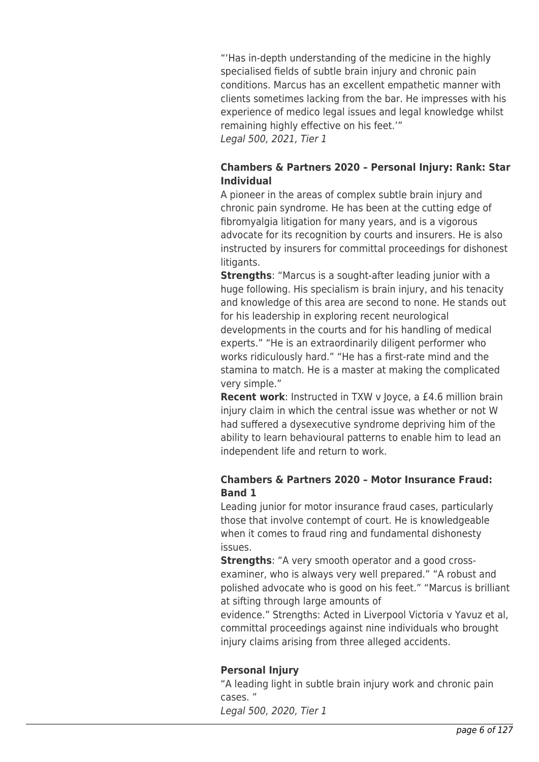"'Has in-depth understanding of the medicine in the highly specialised fields of subtle brain injury and chronic pain conditions. Marcus has an excellent empathetic manner with clients sometimes lacking from the bar. He impresses with his experience of medico legal issues and legal knowledge whilst remaining highly effective on his feet.'"
*Legal 500, 2021, Tier 1*

**Chambers & Partners 2020 – Personal Injury: Rank: Star Individual**
A pioneer in the areas of complex subtle brain injury and chronic pain syndrome. He has been at the cutting edge of fibromyalgia litigation for many years, and is a vigorous advocate for its recognition by courts and insurers. He is also instructed by insurers for committal proceedings for dishonest litigants.
**Strengths**: "Marcus is a sought-after leading junior with a huge following. His specialism is brain injury, and his tenacity and knowledge of this area are second to none. He stands out for his leadership in exploring recent neurological developments in the courts and for his handling of medical experts." "He is an extraordinarily diligent performer who works ridiculously hard." "He has a first-rate mind and the stamina to match. He is a master at making the complicated very simple."
**Recent work**: Instructed in TXW v Joyce, a £4.6 million brain injury claim in which the central issue was whether or not W had suffered a dysexecutive syndrome depriving him of the ability to learn behavioural patterns to enable him to lead an independent life and return to work.

**Chambers & Partners 2020 – Motor Insurance Fraud: Band 1**
Leading junior for motor insurance fraud cases, particularly those that involve contempt of court. He is knowledgeable when it comes to fraud ring and fundamental dishonesty issues.
**Strengths**: "A very smooth operator and a good cross-examiner, who is always very well prepared." "A robust and polished advocate who is good on his feet." "Marcus is brilliant at sifting through large amounts of evidence." Strengths: Acted in Liverpool Victoria v Yavuz et al, committal proceedings against nine individuals who brought injury claims arising from three alleged accidents.

**Personal Injury**
"A leading light in subtle brain injury work and chronic pain cases. "
*Legal 500, 2020, Tier 1*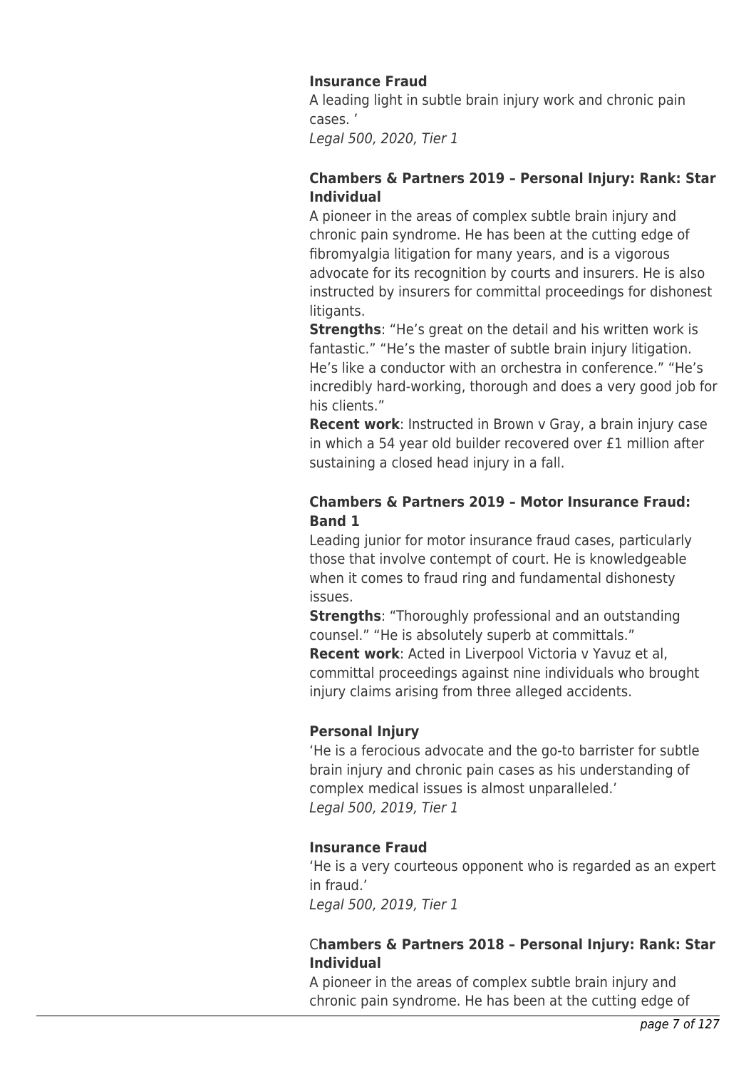**Insurance Fraud**

A leading light in subtle brain injury work and chronic pain cases. '

*Legal 500, 2020, Tier 1*

**Chambers & Partners 2019 – Personal Injury: Rank: Star Individual**

A pioneer in the areas of complex subtle brain injury and chronic pain syndrome. He has been at the cutting edge of fibromyalgia litigation for many years, and is a vigorous advocate for its recognition by courts and insurers. He is also instructed by insurers for committal proceedings for dishonest litigants.

**Strengths**: "He's great on the detail and his written work is fantastic." "He's the master of subtle brain injury litigation. He's like a conductor with an orchestra in conference." "He's incredibly hard-working, thorough and does a very good job for his clients."

**Recent work**: Instructed in Brown v Gray, a brain injury case in which a 54 year old builder recovered over £1 million after sustaining a closed head injury in a fall.

**Chambers & Partners 2019 – Motor Insurance Fraud: Band 1**

Leading junior for motor insurance fraud cases, particularly those that involve contempt of court. He is knowledgeable when it comes to fraud ring and fundamental dishonesty issues.

**Strengths**: "Thoroughly professional and an outstanding counsel." "He is absolutely superb at committals."

**Recent work**: Acted in Liverpool Victoria v Yavuz et al, committal proceedings against nine individuals who brought injury claims arising from three alleged accidents.

**Personal Injury**

'He is a ferocious advocate and the go-to barrister for subtle brain injury and chronic pain cases as his understanding of complex medical issues is almost unparalleled.'

*Legal 500, 2019, Tier 1*

**Insurance Fraud**

'He is a very courteous opponent who is regarded as an expert in fraud.'

*Legal 500, 2019, Tier 1*

C**hambers & Partners 2018 – Personal Injury: Rank: Star Individual**

A pioneer in the areas of complex subtle brain injury and chronic pain syndrome. He has been at the cutting edge of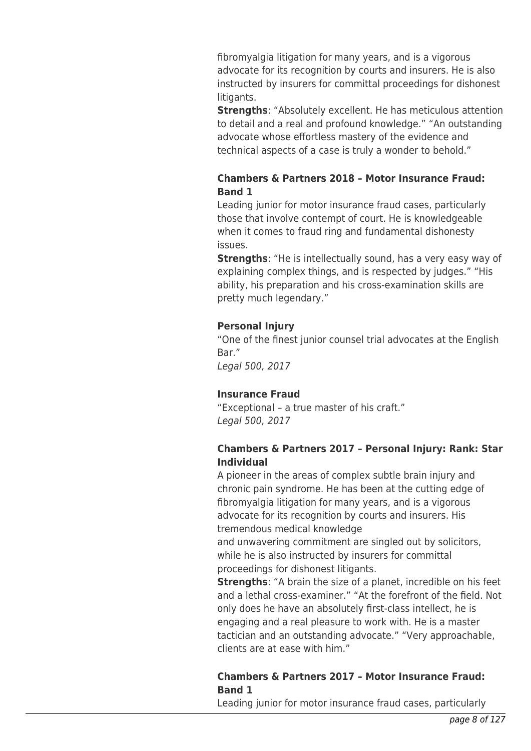fibromyalgia litigation for many years, and is a vigorous advocate for its recognition by courts and insurers. He is also instructed by insurers for committal proceedings for dishonest litigants.

**Strengths**: "Absolutely excellent. He has meticulous attention to detail and a real and profound knowledge." "An outstanding advocate whose effortless mastery of the evidence and technical aspects of a case is truly a wonder to behold."

**Chambers & Partners 2018 – Motor Insurance Fraud: Band 1**

Leading junior for motor insurance fraud cases, particularly those that involve contempt of court. He is knowledgeable when it comes to fraud ring and fundamental dishonesty issues.

**Strengths**: "He is intellectually sound, has a very easy way of explaining complex things, and is respected by judges." "His ability, his preparation and his cross-examination skills are pretty much legendary."

**Personal Injury**

"One of the finest junior counsel trial advocates at the English Bar."

*Legal 500, 2017*

**Insurance Fraud**

"Exceptional – a true master of his craft."

*Legal 500, 2017*

**Chambers & Partners 2017 – Personal Injury: Rank: Star Individual**

A pioneer in the areas of complex subtle brain injury and chronic pain syndrome. He has been at the cutting edge of fibromyalgia litigation for many years, and is a vigorous advocate for its recognition by courts and insurers. His tremendous medical knowledge and unwavering commitment are singled out by solicitors, while he is also instructed by insurers for committal proceedings for dishonest litigants.

**Strengths**: "A brain the size of a planet, incredible on his feet and a lethal cross-examiner." "At the forefront of the field. Not only does he have an absolutely first-class intellect, he is engaging and a real pleasure to work with. He is a master tactician and an outstanding advocate." "Very approachable, clients are at ease with him."

**Chambers & Partners 2017 – Motor Insurance Fraud: Band 1**

Leading junior for motor insurance fraud cases, particularly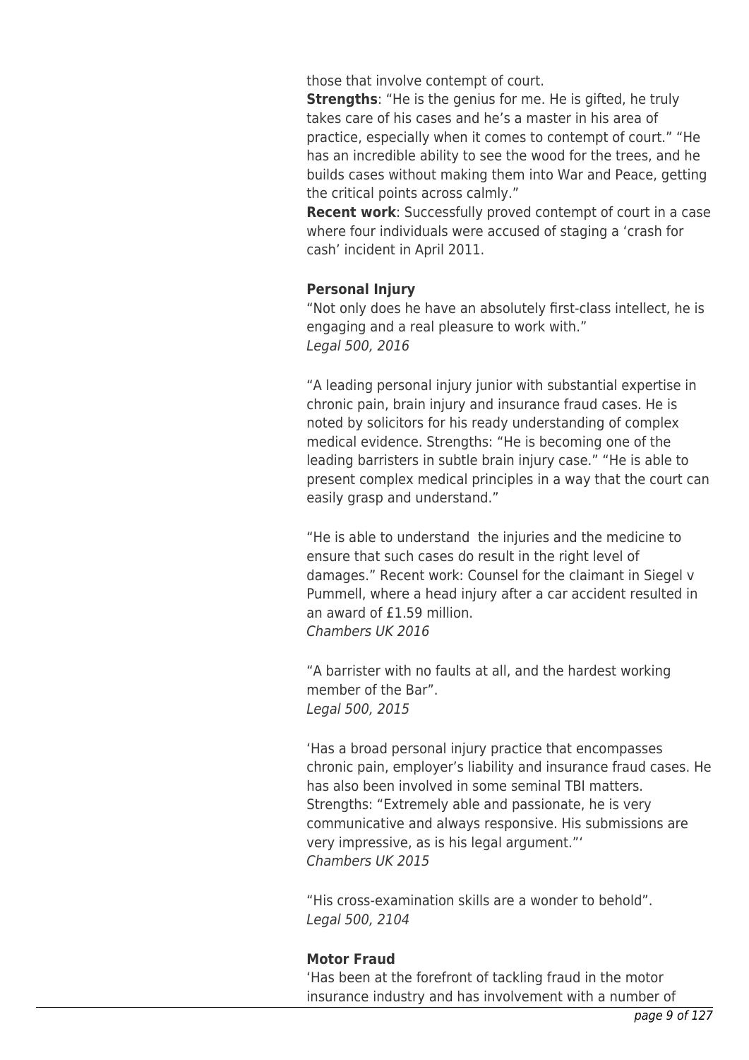those that involve contempt of court.

**Strengths**: "He is the genius for me. He is gifted, he truly takes care of his cases and he's a master in his area of practice, especially when it comes to contempt of court." "He has an incredible ability to see the wood for the trees, and he builds cases without making them into War and Peace, getting the critical points across calmly."

**Recent work**: Successfully proved contempt of court in a case where four individuals were accused of staging a 'crash for cash' incident in April 2011.

**Personal Injury**

"Not only does he have an absolutely first-class intellect, he is engaging and a real pleasure to work with."
*Legal 500, 2016*

"A leading personal injury junior with substantial expertise in chronic pain, brain injury and insurance fraud cases. He is noted by solicitors for his ready understanding of complex medical evidence. Strengths: "He is becoming one of the leading barristers in subtle brain injury case." "He is able to present complex medical principles in a way that the court can easily grasp and understand."

"He is able to understand the injuries and the medicine to ensure that such cases do result in the right level of damages." Recent work: Counsel for the claimant in Siegel v Pummell, where a head injury after a car accident resulted in an award of £1.59 million.
*Chambers UK 2016*

"A barrister with no faults at all, and the hardest working member of the Bar".
*Legal 500, 2015*

'Has a broad personal injury practice that encompasses chronic pain, employer's liability and insurance fraud cases. He has also been involved in some seminal TBI matters. Strengths: "Extremely able and passionate, he is very communicative and always responsive. His submissions are very impressive, as is his legal argument."'
*Chambers UK 2015*

"His cross-examination skills are a wonder to behold".
*Legal 500, 2104*

**Motor Fraud**

'Has been at the forefront of tackling fraud in the motor insurance industry and has involvement with a number of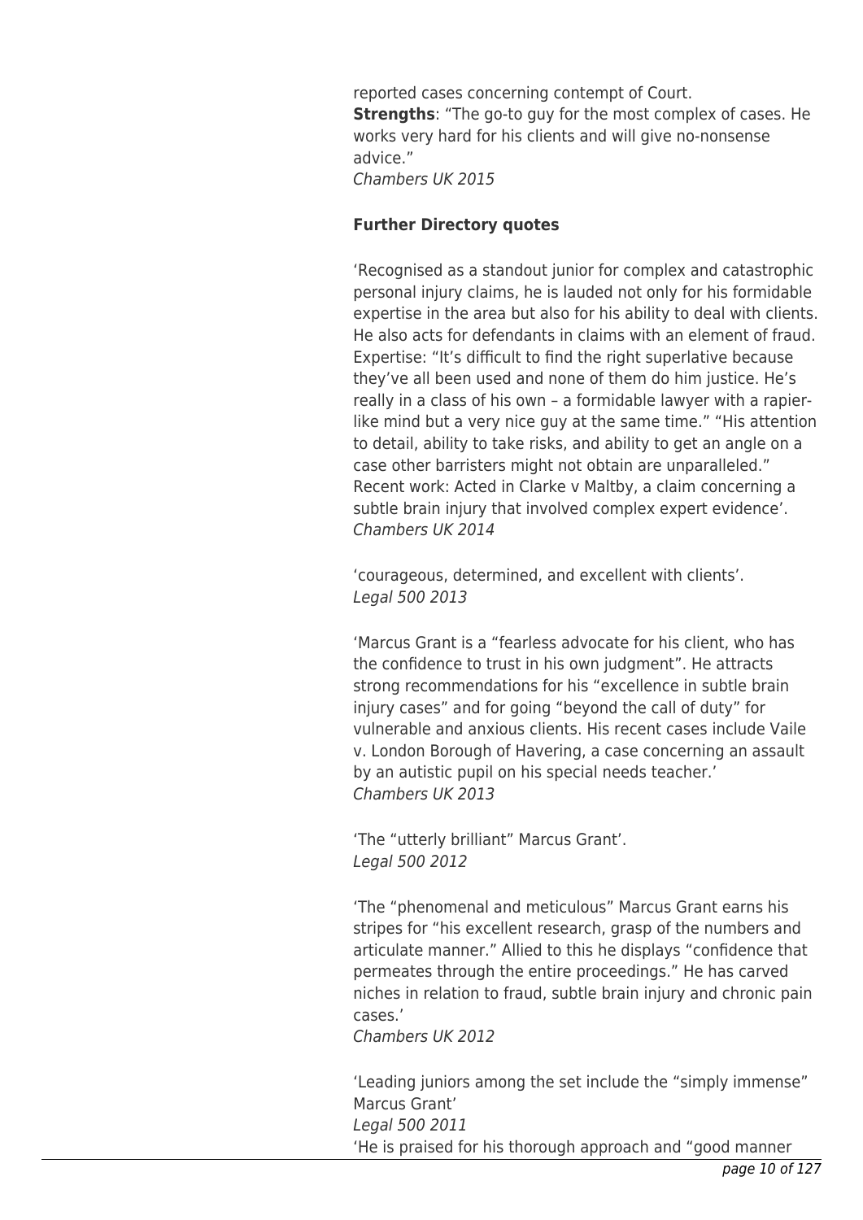reported cases concerning contempt of Court.
**Strengths**: "The go-to guy for the most complex of cases. He works very hard for his clients and will give no-nonsense advice."
*Chambers UK 2015*

**Further Directory quotes**

'Recognised as a standout junior for complex and catastrophic personal injury claims, he is lauded not only for his formidable expertise in the area but also for his ability to deal with clients. He also acts for defendants in claims with an element of fraud. Expertise: "It's difficult to find the right superlative because they've all been used and none of them do him justice. He's really in a class of his own – a formidable lawyer with a rapier-like mind but a very nice guy at the same time." "His attention to detail, ability to take risks, and ability to get an angle on a case other barristers might not obtain are unparalleled." Recent work: Acted in Clarke v Maltby, a claim concerning a subtle brain injury that involved complex expert evidence'.
*Chambers UK 2014*

'courageous, determined, and excellent with clients'.
*Legal 500 2013*

'Marcus Grant is a "fearless advocate for his client, who has the confidence to trust in his own judgment". He attracts strong recommendations for his "excellence in subtle brain injury cases" and for going "beyond the call of duty" for vulnerable and anxious clients. His recent cases include Vaile v. London Borough of Havering, a case concerning an assault by an autistic pupil on his special needs teacher.'
*Chambers UK 2013*

'The "utterly brilliant" Marcus Grant'.
*Legal 500 2012*

'The "phenomenal and meticulous" Marcus Grant earns his stripes for "his excellent research, grasp of the numbers and articulate manner." Allied to this he displays "confidence that permeates through the entire proceedings." He has carved niches in relation to fraud, subtle brain injury and chronic pain cases.'
*Chambers UK 2012*

'Leading juniors among the set include the "simply immense" Marcus Grant'
*Legal 500 2011*
'He is praised for his thorough approach and "good manner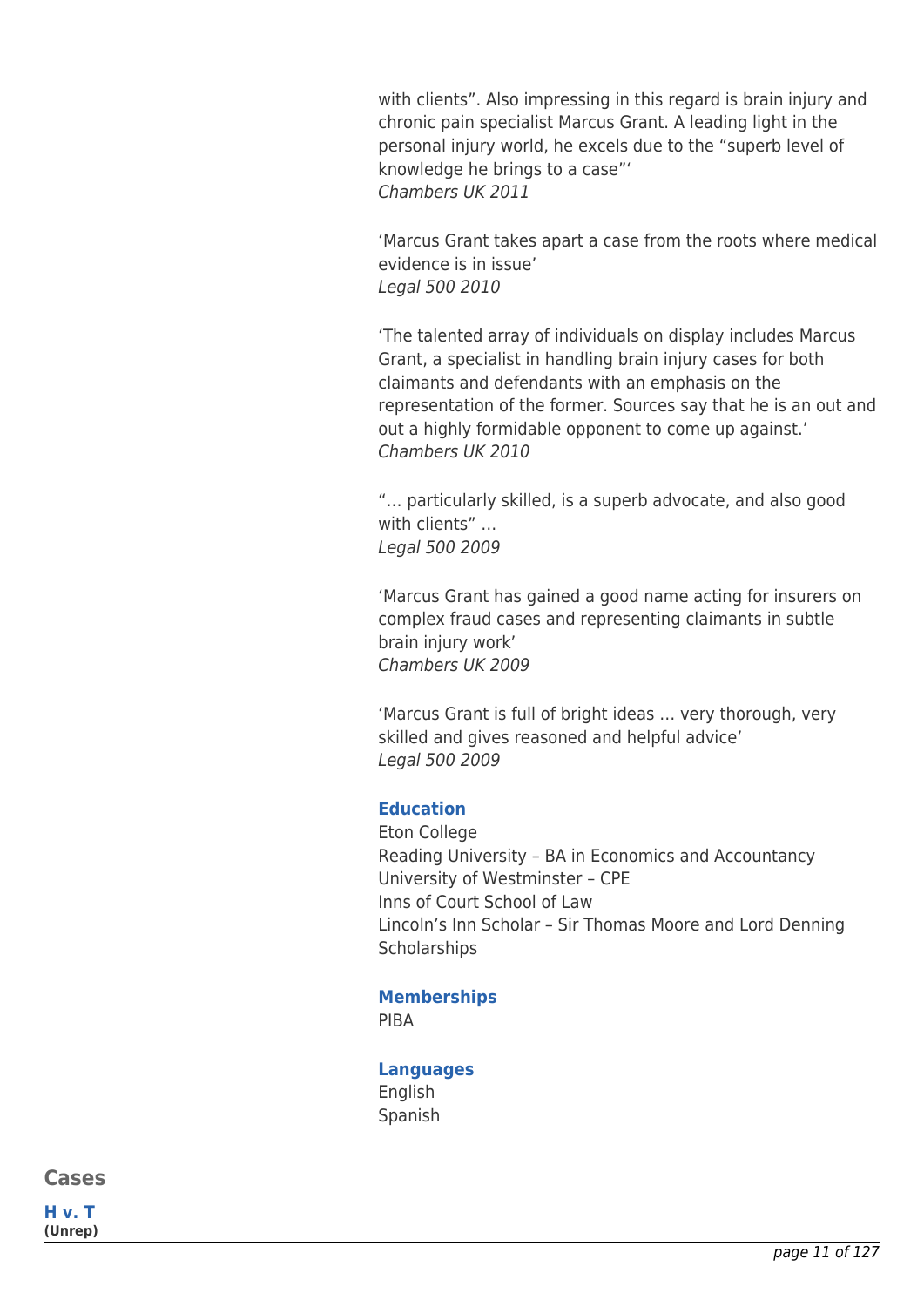with clients". Also impressing in this regard is brain injury and chronic pain specialist Marcus Grant. A leading light in the personal injury world, he excels due to the "superb level of knowledge he brings to a case"'
*Chambers UK 2011*

'Marcus Grant takes apart a case from the roots where medical evidence is in issue'
*Legal 500 2010*

'The talented array of individuals on display includes Marcus Grant, a specialist in handling brain injury cases for both claimants and defendants with an emphasis on the representation of the former. Sources say that he is an out and out a highly formidable opponent to come up against.'
*Chambers UK 2010*

"… particularly skilled, is a superb advocate, and also good with clients" …
*Legal 500 2009*

'Marcus Grant has gained a good name acting for insurers on complex fraud cases and representing claimants in subtle brain injury work'
*Chambers UK 2009*

'Marcus Grant is full of bright ideas … very thorough, very skilled and gives reasoned and helpful advice'
*Legal 500 2009*

### Education

Eton College
Reading University – BA in Economics and Accountancy
University of Westminster – CPE
Inns of Court School of Law
Lincoln's Inn Scholar – Sir Thomas Moore and Lord Denning Scholarships

### Memberships

PIBA

### Languages

English
Spanish

## Cases

**H v. T**
**(Unrep)**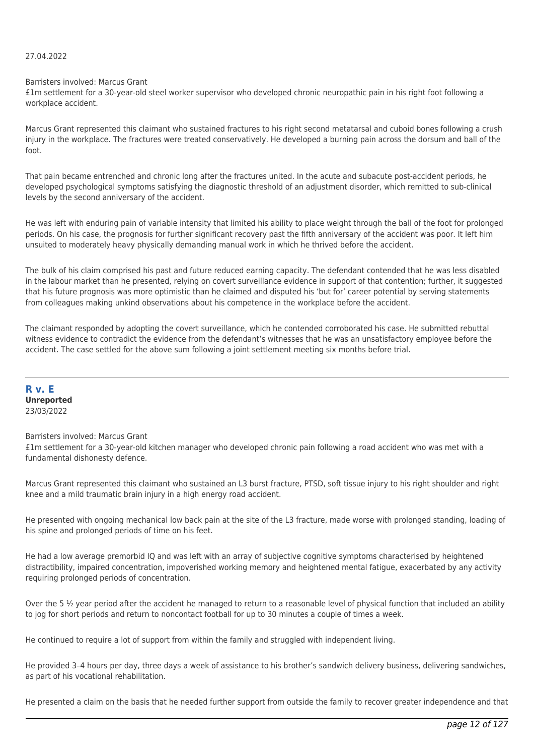27.04.2022

Barristers involved: Marcus Grant

£1m settlement for a 30-year-old steel worker supervisor who developed chronic neuropathic pain in his right foot following a workplace accident.

Marcus Grant represented this claimant who sustained fractures to his right second metatarsal and cuboid bones following a crush injury in the workplace. The fractures were treated conservatively. He developed a burning pain across the dorsum and ball of the foot.

That pain became entrenched and chronic long after the fractures united. In the acute and subacute post-accident periods, he developed psychological symptoms satisfying the diagnostic threshold of an adjustment disorder, which remitted to sub-clinical levels by the second anniversary of the accident.

He was left with enduring pain of variable intensity that limited his ability to place weight through the ball of the foot for prolonged periods. On his case, the prognosis for further significant recovery past the fifth anniversary of the accident was poor. It left him unsuited to moderately heavy physically demanding manual work in which he thrived before the accident.

The bulk of his claim comprised his past and future reduced earning capacity. The defendant contended that he was less disabled in the labour market than he presented, relying on covert surveillance evidence in support of that contention; further, it suggested that his future prognosis was more optimistic than he claimed and disputed his 'but for' career potential by serving statements from colleagues making unkind observations about his competence in the workplace before the accident.

The claimant responded by adopting the covert surveillance, which he contended corroborated his case. He submitted rebuttal witness evidence to contradict the evidence from the defendant's witnesses that he was an unsatisfactory employee before the accident. The case settled for the above sum following a joint settlement meeting six months before trial.

---

## R v. E

**Unreported**

23/03/2022

Barristers involved: Marcus Grant

£1m settlement for a 30-year-old kitchen manager who developed chronic pain following a road accident who was met with a fundamental dishonesty defence.

Marcus Grant represented this claimant who sustained an L3 burst fracture, PTSD, soft tissue injury to his right shoulder and right knee and a mild traumatic brain injury in a high energy road accident.

He presented with ongoing mechanical low back pain at the site of the L3 fracture, made worse with prolonged standing, loading of his spine and prolonged periods of time on his feet.

He had a low average premorbid IQ and was left with an array of subjective cognitive symptoms characterised by heightened distractibility, impaired concentration, impoverished working memory and heightened mental fatigue, exacerbated by any activity requiring prolonged periods of concentration.

Over the 5 ½ year period after the accident he managed to return to a reasonable level of physical function that included an ability to jog for short periods and return to noncontact football for up to 30 minutes a couple of times a week.

He continued to require a lot of support from within the family and struggled with independent living.

He provided 3–4 hours per day, three days a week of assistance to his brother's sandwich delivery business, delivering sandwiches, as part of his vocational rehabilitation.

He presented a claim on the basis that he needed further support from outside the family to recover greater independence and that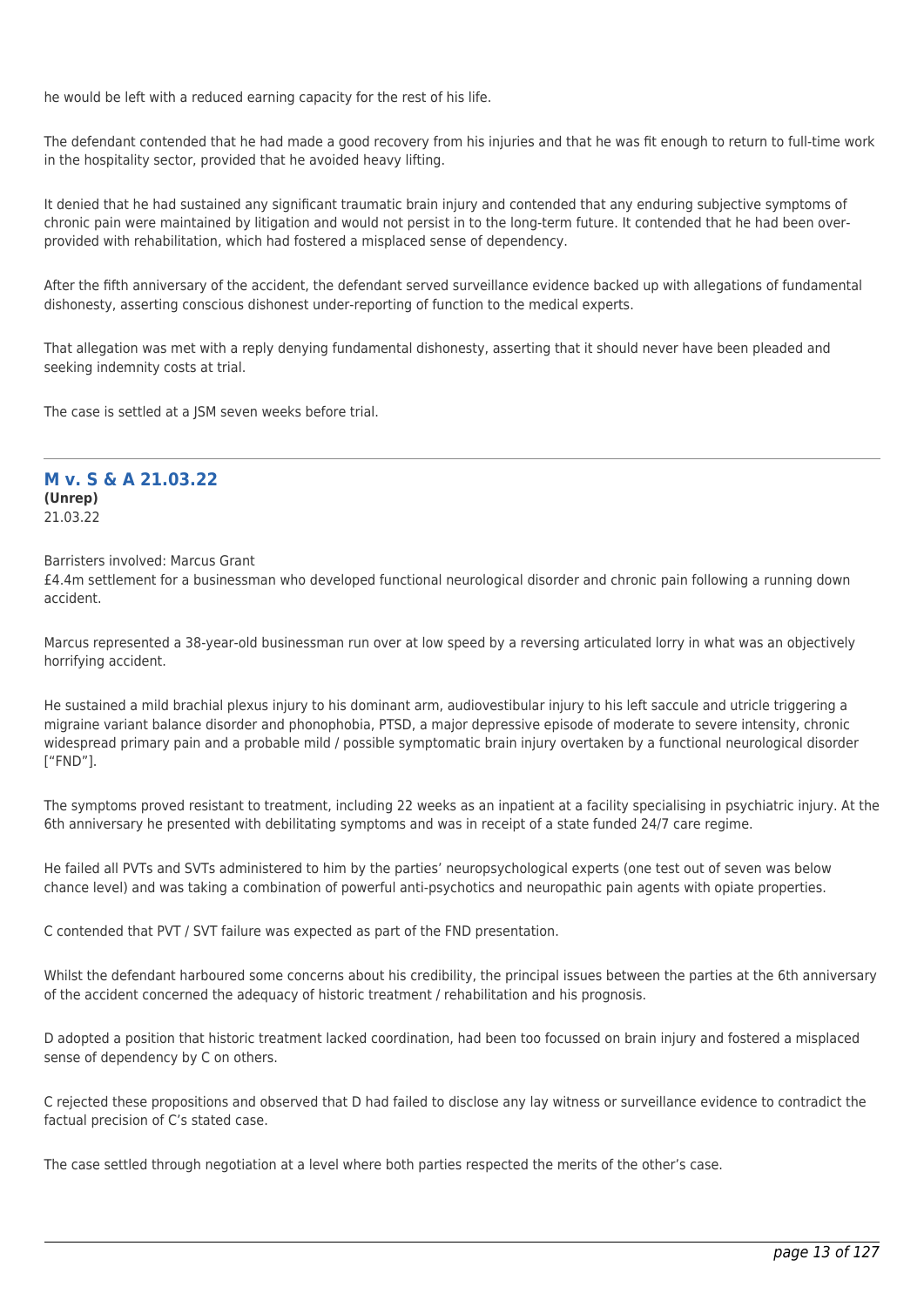he would be left with a reduced earning capacity for the rest of his life.

The defendant contended that he had made a good recovery from his injuries and that he was fit enough to return to full-time work in the hospitality sector, provided that he avoided heavy lifting.

It denied that he had sustained any significant traumatic brain injury and contended that any enduring subjective symptoms of chronic pain were maintained by litigation and would not persist in to the long-term future. It contended that he had been over-provided with rehabilitation, which had fostered a misplaced sense of dependency.

After the fifth anniversary of the accident, the defendant served surveillance evidence backed up with allegations of fundamental dishonesty, asserting conscious dishonest under-reporting of function to the medical experts.

That allegation was met with a reply denying fundamental dishonesty, asserting that it should never have been pleaded and seeking indemnity costs at trial.

The case is settled at a JSM seven weeks before trial.

---

## M v. S & A 21.03.22

**(Unrep)**
21.03.22

Barristers involved: Marcus Grant
£4.4m settlement for a businessman who developed functional neurological disorder and chronic pain following a running down accident.

Marcus represented a 38-year-old businessman run over at low speed by a reversing articulated lorry in what was an objectively horrifying accident.

He sustained a mild brachial plexus injury to his dominant arm, audiovestibular injury to his left saccule and utricle triggering a migraine variant balance disorder and phonophobia, PTSD, a major depressive episode of moderate to severe intensity, chronic widespread primary pain and a probable mild / possible symptomatic brain injury overtaken by a functional neurological disorder ["FND"].

The symptoms proved resistant to treatment, including 22 weeks as an inpatient at a facility specialising in psychiatric injury. At the 6th anniversary he presented with debilitating symptoms and was in receipt of a state funded 24/7 care regime.

He failed all PVTs and SVTs administered to him by the parties' neuropsychological experts (one test out of seven was below chance level) and was taking a combination of powerful anti-psychotics and neuropathic pain agents with opiate properties.

C contended that PVT / SVT failure was expected as part of the FND presentation.

Whilst the defendant harboured some concerns about his credibility, the principal issues between the parties at the 6th anniversary of the accident concerned the adequacy of historic treatment / rehabilitation and his prognosis.

D adopted a position that historic treatment lacked coordination, had been too focussed on brain injury and fostered a misplaced sense of dependency by C on others.

C rejected these propositions and observed that D had failed to disclose any lay witness or surveillance evidence to contradict the factual precision of C's stated case.

The case settled through negotiation at a level where both parties respected the merits of the other's case.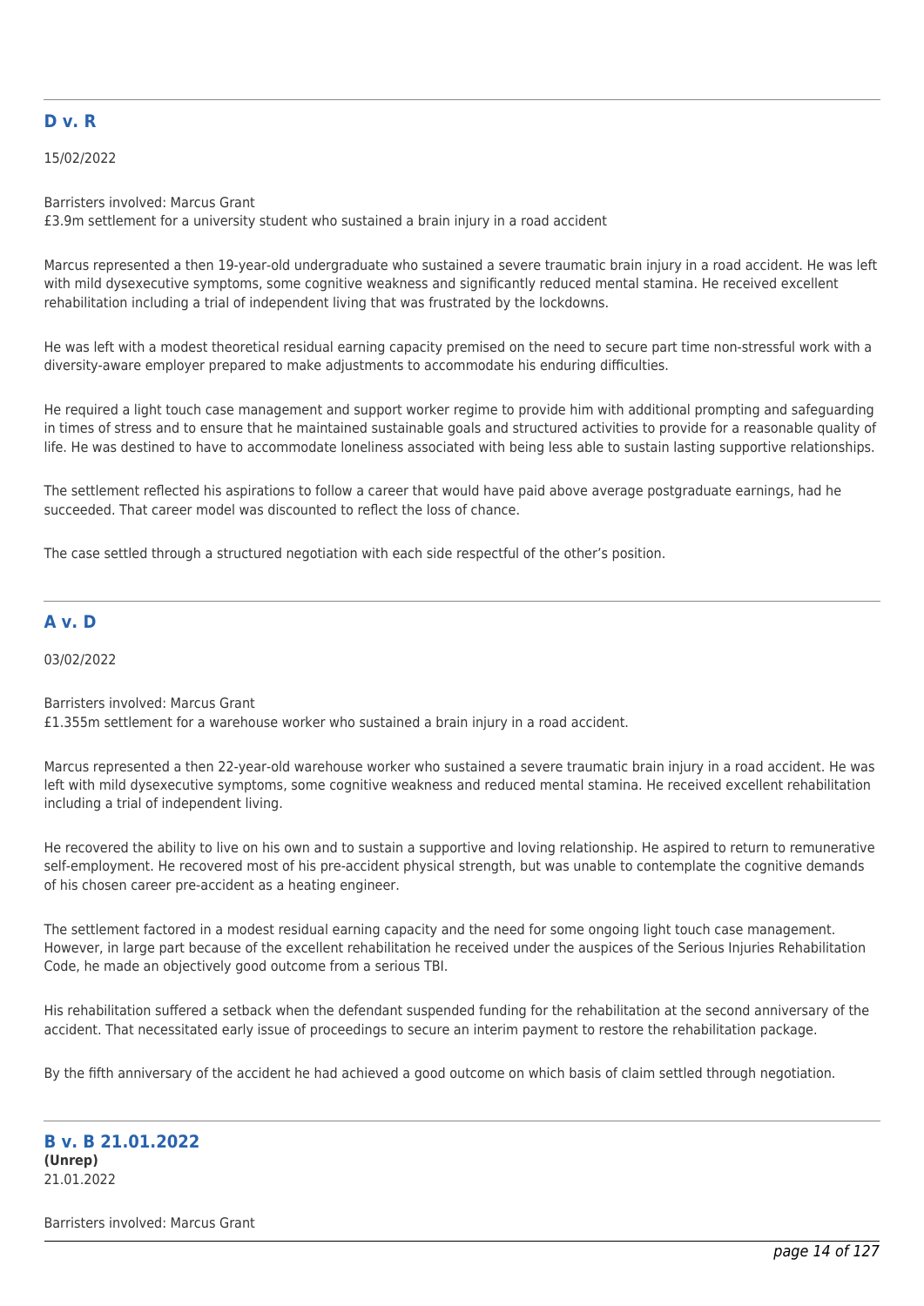## D v. R

15/02/2022

Barristers involved: Marcus Grant
£3.9m settlement for a university student who sustained a brain injury in a road accident

Marcus represented a then 19-year-old undergraduate who sustained a severe traumatic brain injury in a road accident. He was left with mild dysexecutive symptoms, some cognitive weakness and significantly reduced mental stamina. He received excellent rehabilitation including a trial of independent living that was frustrated by the lockdowns.

He was left with a modest theoretical residual earning capacity premised on the need to secure part time non-stressful work with a diversity-aware employer prepared to make adjustments to accommodate his enduring difficulties.

He required a light touch case management and support worker regime to provide him with additional prompting and safeguarding in times of stress and to ensure that he maintained sustainable goals and structured activities to provide for a reasonable quality of life. He was destined to have to accommodate loneliness associated with being less able to sustain lasting supportive relationships.

The settlement reflected his aspirations to follow a career that would have paid above average postgraduate earnings, had he succeeded. That career model was discounted to reflect the loss of chance.

The case settled through a structured negotiation with each side respectful of the other's position.

## A v. D

03/02/2022

Barristers involved: Marcus Grant
£1.355m settlement for a warehouse worker who sustained a brain injury in a road accident.

Marcus represented a then 22-year-old warehouse worker who sustained a severe traumatic brain injury in a road accident. He was left with mild dysexecutive symptoms, some cognitive weakness and reduced mental stamina. He received excellent rehabilitation including a trial of independent living.

He recovered the ability to live on his own and to sustain a supportive and loving relationship. He aspired to return to remunerative self-employment. He recovered most of his pre-accident physical strength, but was unable to contemplate the cognitive demands of his chosen career pre-accident as a heating engineer.

The settlement factored in a modest residual earning capacity and the need for some ongoing light touch case management. However, in large part because of the excellent rehabilitation he received under the auspices of the Serious Injuries Rehabilitation Code, he made an objectively good outcome from a serious TBI.

His rehabilitation suffered a setback when the defendant suspended funding for the rehabilitation at the second anniversary of the accident. That necessitated early issue of proceedings to secure an interim payment to restore the rehabilitation package.

By the fifth anniversary of the accident he had achieved a good outcome on which basis of claim settled through negotiation.

## B v. B 21.01.2022

**(Unrep)**
21.01.2022

Barristers involved: Marcus Grant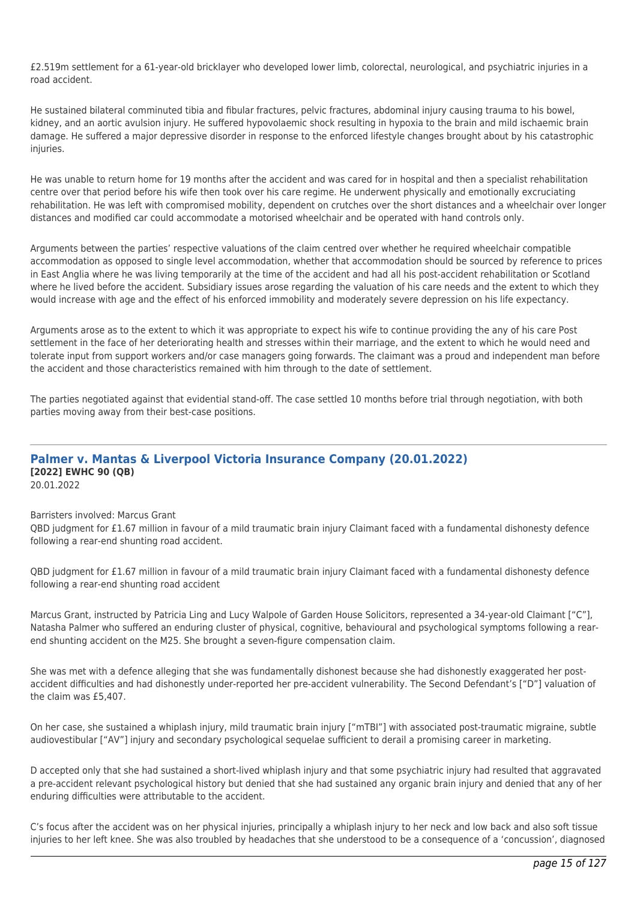£2.519m settlement for a 61-year-old bricklayer who developed lower limb, colorectal, neurological, and psychiatric injuries in a road accident.

He sustained bilateral comminuted tibia and fibular fractures, pelvic fractures, abdominal injury causing trauma to his bowel, kidney, and an aortic avulsion injury. He suffered hypovolaemic shock resulting in hypoxia to the brain and mild ischaemic brain damage. He suffered a major depressive disorder in response to the enforced lifestyle changes brought about by his catastrophic injuries.

He was unable to return home for 19 months after the accident and was cared for in hospital and then a specialist rehabilitation centre over that period before his wife then took over his care regime. He underwent physically and emotionally excruciating rehabilitation. He was left with compromised mobility, dependent on crutches over the short distances and a wheelchair over longer distances and modified car could accommodate a motorised wheelchair and be operated with hand controls only.

Arguments between the parties' respective valuations of the claim centred over whether he required wheelchair compatible accommodation as opposed to single level accommodation, whether that accommodation should be sourced by reference to prices in East Anglia where he was living temporarily at the time of the accident and had all his post-accident rehabilitation or Scotland where he lived before the accident. Subsidiary issues arose regarding the valuation of his care needs and the extent to which they would increase with age and the effect of his enforced immobility and moderately severe depression on his life expectancy.

Arguments arose as to the extent to which it was appropriate to expect his wife to continue providing the any of his care Post settlement in the face of her deteriorating health and stresses within their marriage, and the extent to which he would need and tolerate input from support workers and/or case managers going forwards. The claimant was a proud and independent man before the accident and those characteristics remained with him through to the date of settlement.

The parties negotiated against that evidential stand-off. The case settled 10 months before trial through negotiation, with both parties moving away from their best-case positions.

---

## Palmer v. Mantas & Liverpool Victoria Insurance Company (20.01.2022)

**[2022] EWHC 90 (QB)**

20.01.2022

Barristers involved: Marcus Grant

QBD judgment for £1.67 million in favour of a mild traumatic brain injury Claimant faced with a fundamental dishonesty defence following a rear-end shunting road accident.

QBD judgment for £1.67 million in favour of a mild traumatic brain injury Claimant faced with a fundamental dishonesty defence following a rear-end shunting road accident

Marcus Grant, instructed by Patricia Ling and Lucy Walpole of Garden House Solicitors, represented a 34-year-old Claimant ["C"], Natasha Palmer who suffered an enduring cluster of physical, cognitive, behavioural and psychological symptoms following a rear-end shunting accident on the M25. She brought a seven-figure compensation claim.

She was met with a defence alleging that she was fundamentally dishonest because she had dishonestly exaggerated her post-accident difficulties and had dishonestly under-reported her pre-accident vulnerability. The Second Defendant's ["D"] valuation of the claim was £5,407.

On her case, she sustained a whiplash injury, mild traumatic brain injury ["mTBI"] with associated post-traumatic migraine, subtle audiovestibular ["AV"] injury and secondary psychological sequelae sufficient to derail a promising career in marketing.

D accepted only that she had sustained a short-lived whiplash injury and that some psychiatric injury had resulted that aggravated a pre-accident relevant psychological history but denied that she had sustained any organic brain injury and denied that any of her enduring difficulties were attributable to the accident.

C's focus after the accident was on her physical injuries, principally a whiplash injury to her neck and low back and also soft tissue injuries to her left knee. She was also troubled by headaches that she understood to be a consequence of a 'concussion', diagnosed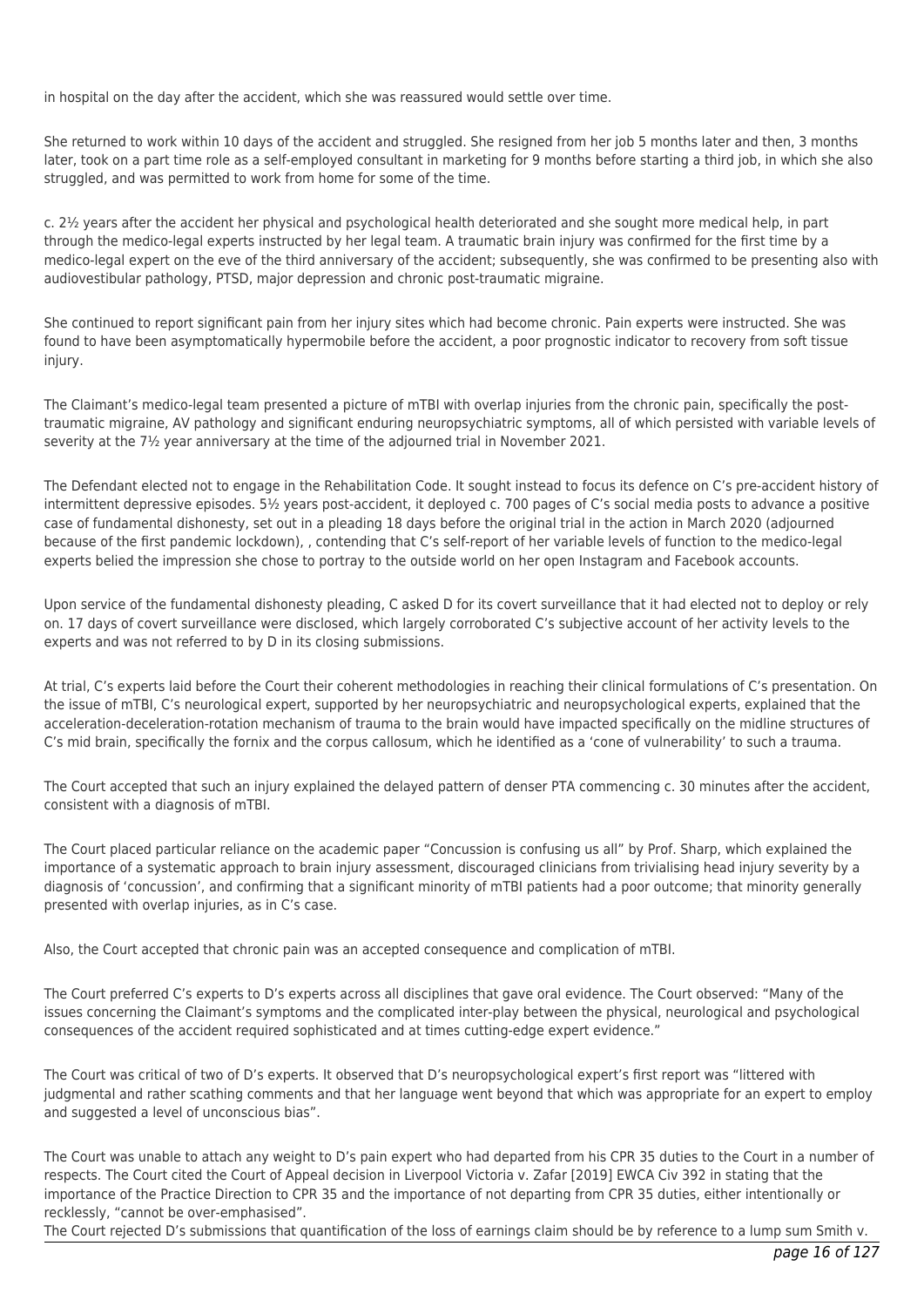in hospital on the day after the accident, which she was reassured would settle over time.

She returned to work within 10 days of the accident and struggled. She resigned from her job 5 months later and then, 3 months later, took on a part time role as a self-employed consultant in marketing for 9 months before starting a third job, in which she also struggled, and was permitted to work from home for some of the time.

c. 2½ years after the accident her physical and psychological health deteriorated and she sought more medical help, in part through the medico-legal experts instructed by her legal team. A traumatic brain injury was confirmed for the first time by a medico-legal expert on the eve of the third anniversary of the accident; subsequently, she was confirmed to be presenting also with audiovestibular pathology, PTSD, major depression and chronic post-traumatic migraine.

She continued to report significant pain from her injury sites which had become chronic. Pain experts were instructed. She was found to have been asymptomatically hypermobile before the accident, a poor prognostic indicator to recovery from soft tissue injury.

The Claimant's medico-legal team presented a picture of mTBI with overlap injuries from the chronic pain, specifically the post-traumatic migraine, AV pathology and significant enduring neuropsychiatric symptoms, all of which persisted with variable levels of severity at the 7½ year anniversary at the time of the adjourned trial in November 2021.

The Defendant elected not to engage in the Rehabilitation Code. It sought instead to focus its defence on C's pre-accident history of intermittent depressive episodes. 5½ years post-accident, it deployed c. 700 pages of C's social media posts to advance a positive case of fundamental dishonesty, set out in a pleading 18 days before the original trial in the action in March 2020 (adjourned because of the first pandemic lockdown), , contending that C's self-report of her variable levels of function to the medico-legal experts belied the impression she chose to portray to the outside world on her open Instagram and Facebook accounts.

Upon service of the fundamental dishonesty pleading, C asked D for its covert surveillance that it had elected not to deploy or rely on. 17 days of covert surveillance were disclosed, which largely corroborated C's subjective account of her activity levels to the experts and was not referred to by D in its closing submissions.

At trial, C's experts laid before the Court their coherent methodologies in reaching their clinical formulations of C's presentation. On the issue of mTBI, C's neurological expert, supported by her neuropsychiatric and neuropsychological experts, explained that the acceleration-deceleration-rotation mechanism of trauma to the brain would have impacted specifically on the midline structures of C's mid brain, specifically the fornix and the corpus callosum, which he identified as a 'cone of vulnerability' to such a trauma.

The Court accepted that such an injury explained the delayed pattern of denser PTA commencing c. 30 minutes after the accident, consistent with a diagnosis of mTBI.

The Court placed particular reliance on the academic paper "Concussion is confusing us all" by Prof. Sharp, which explained the importance of a systematic approach to brain injury assessment, discouraged clinicians from trivialising head injury severity by a diagnosis of 'concussion', and confirming that a significant minority of mTBI patients had a poor outcome; that minority generally presented with overlap injuries, as in C's case.

Also, the Court accepted that chronic pain was an accepted consequence and complication of mTBI.

The Court preferred C's experts to D's experts across all disciplines that gave oral evidence. The Court observed: "Many of the issues concerning the Claimant's symptoms and the complicated inter-play between the physical, neurological and psychological consequences of the accident required sophisticated and at times cutting-edge expert evidence."

The Court was critical of two of D's experts. It observed that D's neuropsychological expert's first report was "littered with judgmental and rather scathing comments and that her language went beyond that which was appropriate for an expert to employ and suggested a level of unconscious bias".

The Court was unable to attach any weight to D's pain expert who had departed from his CPR 35 duties to the Court in a number of respects. The Court cited the Court of Appeal decision in Liverpool Victoria v. Zafar [2019] EWCA Civ 392 in stating that the importance of the Practice Direction to CPR 35 and the importance of not departing from CPR 35 duties, either intentionally or recklessly, "cannot be over-emphasised".

The Court rejected D's submissions that quantification of the loss of earnings claim should be by reference to a lump sum Smith v.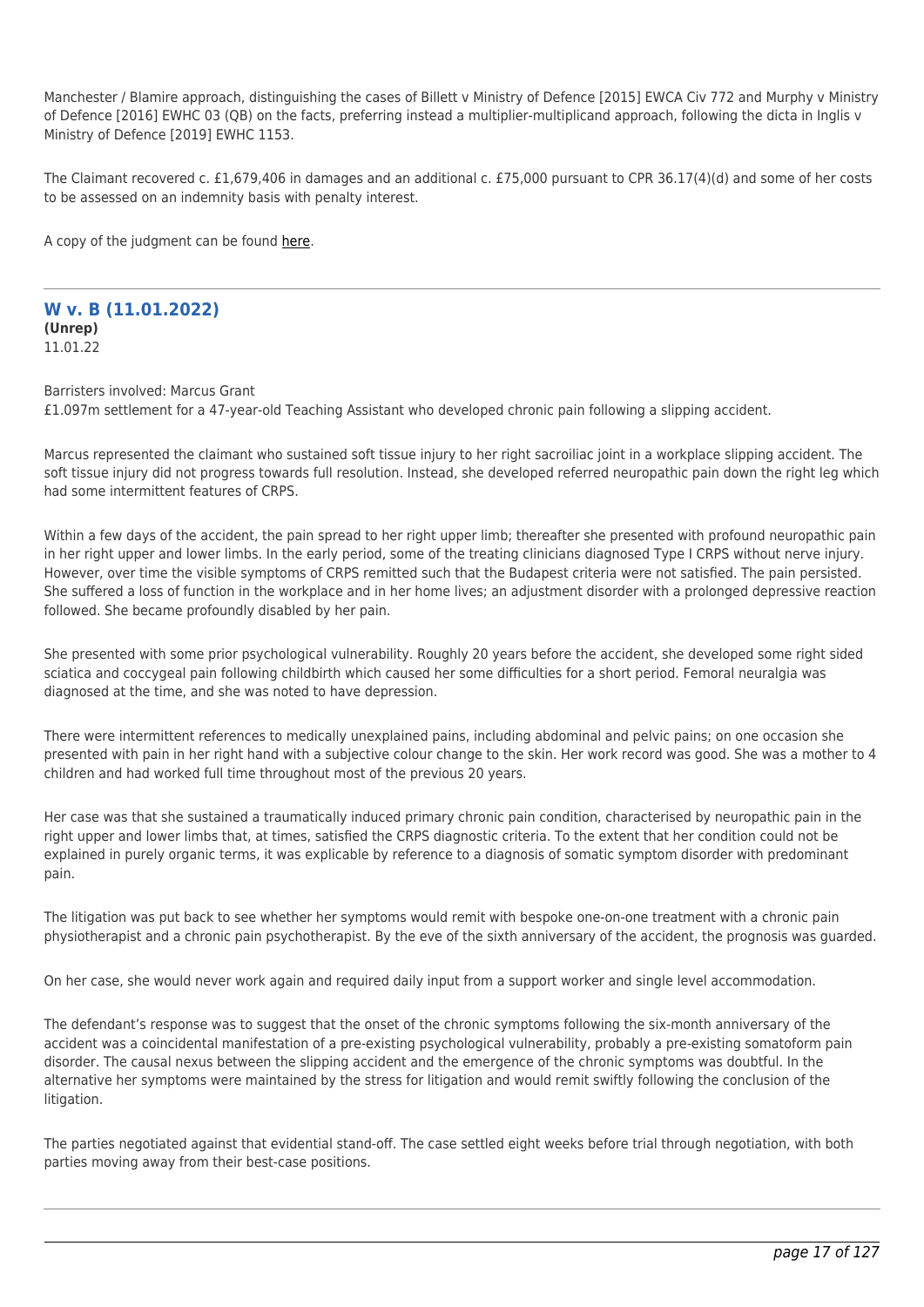Manchester / Blamire approach, distinguishing the cases of Billett v Ministry of Defence [2015] EWCA Civ 772 and Murphy v Ministry of Defence [2016] EWHC 03 (QB) on the facts, preferring instead a multiplier-multiplicand approach, following the dicta in Inglis v Ministry of Defence [2019] EWHC 1153.

The Claimant recovered c. £1,679,406 in damages and an additional c. £75,000 pursuant to CPR 36.17(4)(d) and some of her costs to be assessed on an indemnity basis with penalty interest.

A copy of the judgment can be found here.

---

## W v. B (11.01.2022)

**(Unrep)**
11.01.22

Barristers involved: Marcus Grant
£1.097m settlement for a 47-year-old Teaching Assistant who developed chronic pain following a slipping accident.

Marcus represented the claimant who sustained soft tissue injury to her right sacroiliac joint in a workplace slipping accident. The soft tissue injury did not progress towards full resolution. Instead, she developed referred neuropathic pain down the right leg which had some intermittent features of CRPS.

Within a few days of the accident, the pain spread to her right upper limb; thereafter she presented with profound neuropathic pain in her right upper and lower limbs. In the early period, some of the treating clinicians diagnosed Type I CRPS without nerve injury. However, over time the visible symptoms of CRPS remitted such that the Budapest criteria were not satisfied. The pain persisted. She suffered a loss of function in the workplace and in her home lives; an adjustment disorder with a prolonged depressive reaction followed. She became profoundly disabled by her pain.

She presented with some prior psychological vulnerability. Roughly 20 years before the accident, she developed some right sided sciatica and coccygeal pain following childbirth which caused her some difficulties for a short period. Femoral neuralgia was diagnosed at the time, and she was noted to have depression.

There were intermittent references to medically unexplained pains, including abdominal and pelvic pains; on one occasion she presented with pain in her right hand with a subjective colour change to the skin. Her work record was good. She was a mother to 4 children and had worked full time throughout most of the previous 20 years.

Her case was that she sustained a traumatically induced primary chronic pain condition, characterised by neuropathic pain in the right upper and lower limbs that, at times, satisfied the CRPS diagnostic criteria. To the extent that her condition could not be explained in purely organic terms, it was explicable by reference to a diagnosis of somatic symptom disorder with predominant pain.

The litigation was put back to see whether her symptoms would remit with bespoke one-on-one treatment with a chronic pain physiotherapist and a chronic pain psychotherapist. By the eve of the sixth anniversary of the accident, the prognosis was guarded.

On her case, she would never work again and required daily input from a support worker and single level accommodation.

The defendant's response was to suggest that the onset of the chronic symptoms following the six-month anniversary of the accident was a coincidental manifestation of a pre-existing psychological vulnerability, probably a pre-existing somatoform pain disorder. The causal nexus between the slipping accident and the emergence of the chronic symptoms was doubtful. In the alternative her symptoms were maintained by the stress for litigation and would remit swiftly following the conclusion of the litigation.

The parties negotiated against that evidential stand-off. The case settled eight weeks before trial through negotiation, with both parties moving away from their best-case positions.

---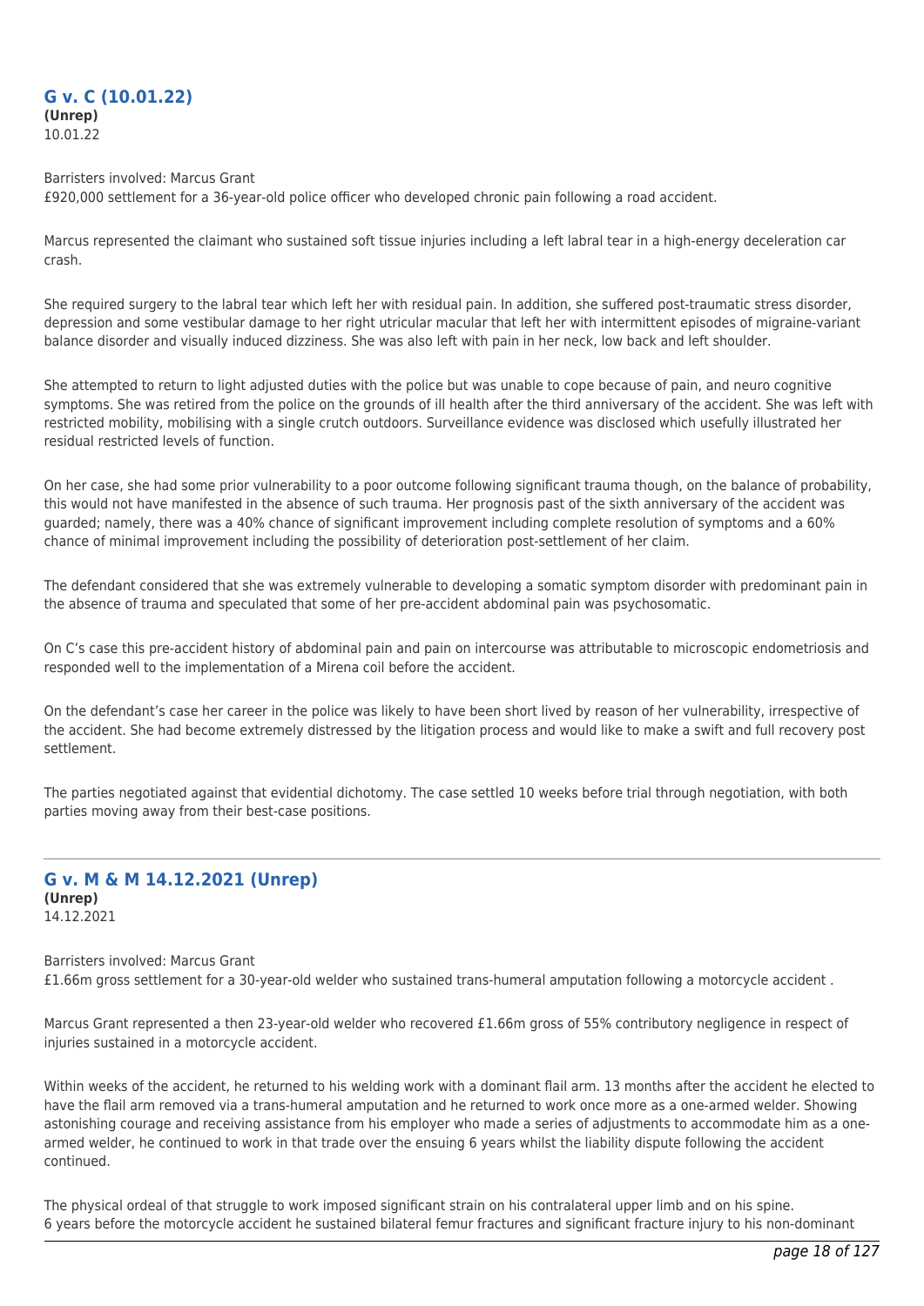## G v. C (10.01.22)

**(Unrep)**
10.01.22

Barristers involved: Marcus Grant
£920,000 settlement for a 36-year-old police officer who developed chronic pain following a road accident.

Marcus represented the claimant who sustained soft tissue injuries including a left labral tear in a high-energy deceleration car crash.

She required surgery to the labral tear which left her with residual pain. In addition, she suffered post-traumatic stress disorder, depression and some vestibular damage to her right utricular macular that left her with intermittent episodes of migraine-variant balance disorder and visually induced dizziness. She was also left with pain in her neck, low back and left shoulder.

She attempted to return to light adjusted duties with the police but was unable to cope because of pain, and neuro cognitive symptoms. She was retired from the police on the grounds of ill health after the third anniversary of the accident. She was left with restricted mobility, mobilising with a single crutch outdoors. Surveillance evidence was disclosed which usefully illustrated her residual restricted levels of function.

On her case, she had some prior vulnerability to a poor outcome following significant trauma though, on the balance of probability, this would not have manifested in the absence of such trauma. Her prognosis past of the sixth anniversary of the accident was guarded; namely, there was a 40% chance of significant improvement including complete resolution of symptoms and a 60% chance of minimal improvement including the possibility of deterioration post-settlement of her claim.

The defendant considered that she was extremely vulnerable to developing a somatic symptom disorder with predominant pain in the absence of trauma and speculated that some of her pre-accident abdominal pain was psychosomatic.

On C's case this pre-accident history of abdominal pain and pain on intercourse was attributable to microscopic endometriosis and responded well to the implementation of a Mirena coil before the accident.

On the defendant's case her career in the police was likely to have been short lived by reason of her vulnerability, irrespective of the accident. She had become extremely distressed by the litigation process and would like to make a swift and full recovery post settlement.

The parties negotiated against that evidential dichotomy. The case settled 10 weeks before trial through negotiation, with both parties moving away from their best-case positions.

---

## G v. M & M 14.12.2021 (Unrep)

**(Unrep)**
14.12.2021

Barristers involved: Marcus Grant
£1.66m gross settlement for a 30-year-old welder who sustained trans-humeral amputation following a motorcycle accident .

Marcus Grant represented a then 23-year-old welder who recovered £1.66m gross of 55% contributory negligence in respect of injuries sustained in a motorcycle accident.

Within weeks of the accident, he returned to his welding work with a dominant flail arm. 13 months after the accident he elected to have the flail arm removed via a trans-humeral amputation and he returned to work once more as a one-armed welder. Showing astonishing courage and receiving assistance from his employer who made a series of adjustments to accommodate him as a one-armed welder, he continued to work in that trade over the ensuing 6 years whilst the liability dispute following the accident continued.

The physical ordeal of that struggle to work imposed significant strain on his contralateral upper limb and on his spine. 6 years before the motorcycle accident he sustained bilateral femur fractures and significant fracture injury to his non-dominant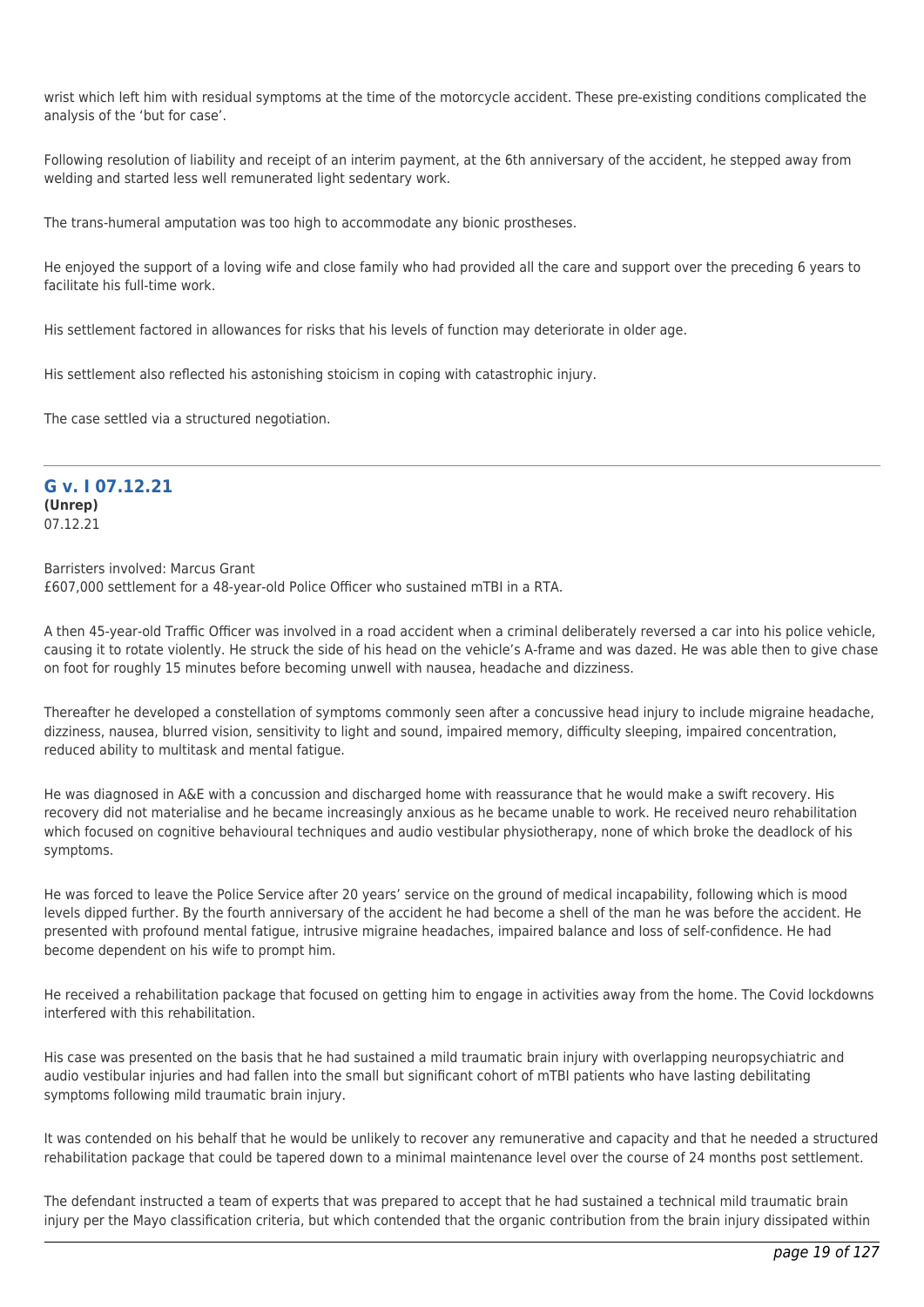wrist which left him with residual symptoms at the time of the motorcycle accident. These pre-existing conditions complicated the analysis of the 'but for case'.

Following resolution of liability and receipt of an interim payment, at the 6th anniversary of the accident, he stepped away from welding and started less well remunerated light sedentary work.

The trans-humeral amputation was too high to accommodate any bionic prostheses.

He enjoyed the support of a loving wife and close family who had provided all the care and support over the preceding 6 years to facilitate his full-time work.

His settlement factored in allowances for risks that his levels of function may deteriorate in older age.

His settlement also reflected his astonishing stoicism in coping with catastrophic injury.

The case settled via a structured negotiation.

---

## G v. I 07.12.21

**(Unrep)**
07.12.21

Barristers involved: Marcus Grant
£607,000 settlement for a 48-year-old Police Officer who sustained mTBI in a RTA.

A then 45-year-old Traffic Officer was involved in a road accident when a criminal deliberately reversed a car into his police vehicle, causing it to rotate violently. He struck the side of his head on the vehicle's A-frame and was dazed. He was able then to give chase on foot for roughly 15 minutes before becoming unwell with nausea, headache and dizziness.

Thereafter he developed a constellation of symptoms commonly seen after a concussive head injury to include migraine headache, dizziness, nausea, blurred vision, sensitivity to light and sound, impaired memory, difficulty sleeping, impaired concentration, reduced ability to multitask and mental fatigue.

He was diagnosed in A&E with a concussion and discharged home with reassurance that he would make a swift recovery. His recovery did not materialise and he became increasingly anxious as he became unable to work. He received neuro rehabilitation which focused on cognitive behavioural techniques and audio vestibular physiotherapy, none of which broke the deadlock of his symptoms.

He was forced to leave the Police Service after 20 years' service on the ground of medical incapability, following which is mood levels dipped further. By the fourth anniversary of the accident he had become a shell of the man he was before the accident. He presented with profound mental fatigue, intrusive migraine headaches, impaired balance and loss of self-confidence. He had become dependent on his wife to prompt him.

He received a rehabilitation package that focused on getting him to engage in activities away from the home. The Covid lockdowns interfered with this rehabilitation.

His case was presented on the basis that he had sustained a mild traumatic brain injury with overlapping neuropsychiatric and audio vestibular injuries and had fallen into the small but significant cohort of mTBI patients who have lasting debilitating symptoms following mild traumatic brain injury.

It was contended on his behalf that he would be unlikely to recover any remunerative and capacity and that he needed a structured rehabilitation package that could be tapered down to a minimal maintenance level over the course of 24 months post settlement.

The defendant instructed a team of experts that was prepared to accept that he had sustained a technical mild traumatic brain injury per the Mayo classification criteria, but which contended that the organic contribution from the brain injury dissipated within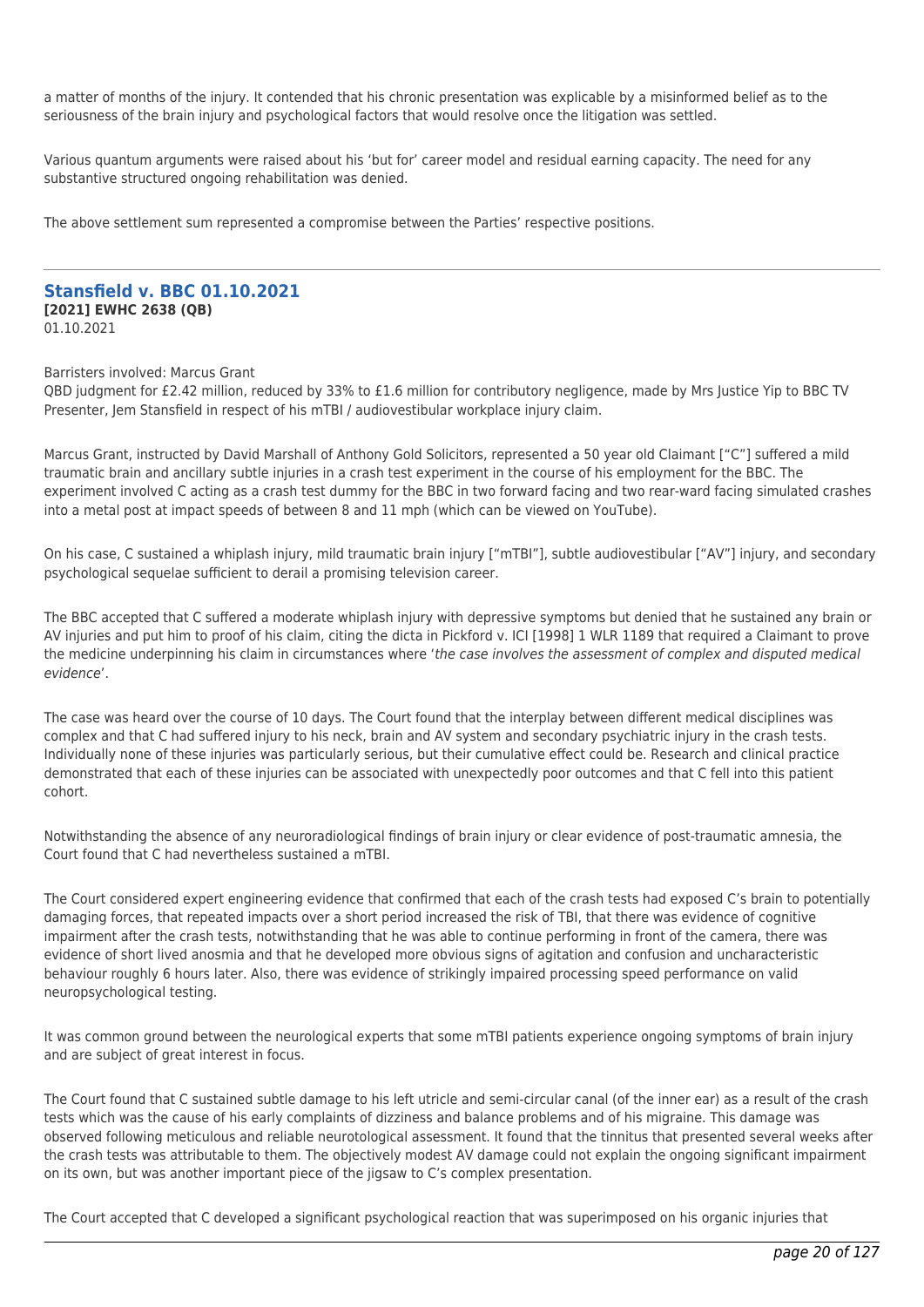a matter of months of the injury. It contended that his chronic presentation was explicable by a misinformed belief as to the seriousness of the brain injury and psychological factors that would resolve once the litigation was settled.

Various quantum arguments were raised about his 'but for' career model and residual earning capacity. The need for any substantive structured ongoing rehabilitation was denied.

The above settlement sum represented a compromise between the Parties' respective positions.

---

## Stansfield v. BBC 01.10.2021

**[2021] EWHC 2638 (QB)**
01.10.2021

Barristers involved: Marcus Grant
QBD judgment for £2.42 million, reduced by 33% to £1.6 million for contributory negligence, made by Mrs Justice Yip to BBC TV Presenter, Jem Stansfield in respect of his mTBI / audiovestibular workplace injury claim.

Marcus Grant, instructed by David Marshall of Anthony Gold Solicitors, represented a 50 year old Claimant ["C"] suffered a mild traumatic brain and ancillary subtle injuries in a crash test experiment in the course of his employment for the BBC. The experiment involved C acting as a crash test dummy for the BBC in two forward facing and two rear-ward facing simulated crashes into a metal post at impact speeds of between 8 and 11 mph (which can be viewed on YouTube).

On his case, C sustained a whiplash injury, mild traumatic brain injury ["mTBI"], subtle audiovestibular ["AV"] injury, and secondary psychological sequelae sufficient to derail a promising television career.

The BBC accepted that C suffered a moderate whiplash injury with depressive symptoms but denied that he sustained any brain or AV injuries and put him to proof of his claim, citing the dicta in Pickford v. ICI [1998] 1 WLR 1189 that required a Claimant to prove the medicine underpinning his claim in circumstances where '*the case involves the assessment of complex and disputed medical evidence*'.

The case was heard over the course of 10 days. The Court found that the interplay between different medical disciplines was complex and that C had suffered injury to his neck, brain and AV system and secondary psychiatric injury in the crash tests. Individually none of these injuries was particularly serious, but their cumulative effect could be. Research and clinical practice demonstrated that each of these injuries can be associated with unexpectedly poor outcomes and that C fell into this patient cohort.

Notwithstanding the absence of any neuroradiological findings of brain injury or clear evidence of post-traumatic amnesia, the Court found that C had nevertheless sustained a mTBI.

The Court considered expert engineering evidence that confirmed that each of the crash tests had exposed C's brain to potentially damaging forces, that repeated impacts over a short period increased the risk of TBI, that there was evidence of cognitive impairment after the crash tests, notwithstanding that he was able to continue performing in front of the camera, there was evidence of short lived anosmia and that he developed more obvious signs of agitation and confusion and uncharacteristic behaviour roughly 6 hours later. Also, there was evidence of strikingly impaired processing speed performance on valid neuropsychological testing.

It was common ground between the neurological experts that some mTBI patients experience ongoing symptoms of brain injury and are subject of great interest in focus.

The Court found that C sustained subtle damage to his left utricle and semi-circular canal (of the inner ear) as a result of the crash tests which was the cause of his early complaints of dizziness and balance problems and of his migraine. This damage was observed following meticulous and reliable neurotological assessment. It found that the tinnitus that presented several weeks after the crash tests was attributable to them. The objectively modest AV damage could not explain the ongoing significant impairment on its own, but was another important piece of the jigsaw to C's complex presentation.

The Court accepted that C developed a significant psychological reaction that was superimposed on his organic injuries that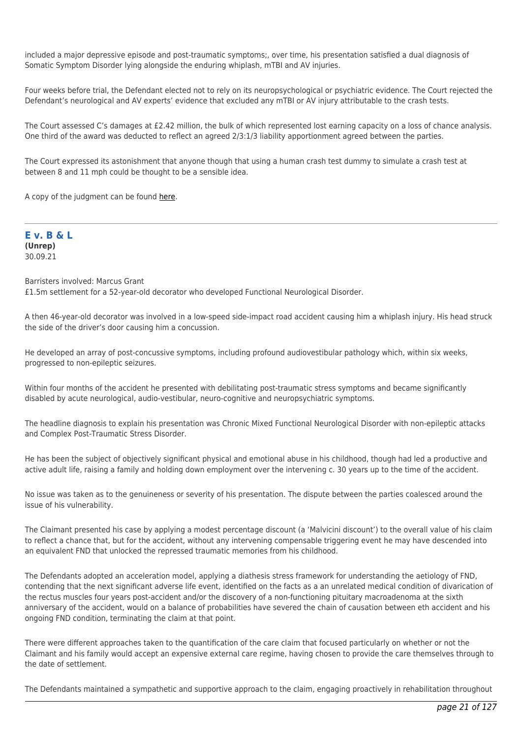included a major depressive episode and post-traumatic symptoms;, over time, his presentation satisfied a dual diagnosis of Somatic Symptom Disorder lying alongside the enduring whiplash, mTBI and AV injuries.

Four weeks before trial, the Defendant elected not to rely on its neuropsychological or psychiatric evidence. The Court rejected the Defendant's neurological and AV experts' evidence that excluded any mTBI or AV injury attributable to the crash tests.

The Court assessed C's damages at £2.42 million, the bulk of which represented lost earning capacity on a loss of chance analysis. One third of the award was deducted to reflect an agreed 2/3:1/3 liability apportionment agreed between the parties.

The Court expressed its astonishment that anyone though that using a human crash test dummy to simulate a crash test at between 8 and 11 mph could be thought to be a sensible idea.

A copy of the judgment can be found here.

---

## E v. B & L

**(Unrep)**
30.09.21

Barristers involved: Marcus Grant
£1.5m settlement for a 52-year-old decorator who developed Functional Neurological Disorder.

A then 46-year-old decorator was involved in a low-speed side-impact road accident causing him a whiplash injury. His head struck the side of the driver's door causing him a concussion.

He developed an array of post-concussive symptoms, including profound audiovestibular pathology which, within six weeks, progressed to non-epileptic seizures.

Within four months of the accident he presented with debilitating post-traumatic stress symptoms and became significantly disabled by acute neurological, audio-vestibular, neuro-cognitive and neuropsychiatric symptoms.

The headline diagnosis to explain his presentation was Chronic Mixed Functional Neurological Disorder with non-epileptic attacks and Complex Post-Traumatic Stress Disorder.

He has been the subject of objectively significant physical and emotional abuse in his childhood, though had led a productive and active adult life, raising a family and holding down employment over the intervening c. 30 years up to the time of the accident.

No issue was taken as to the genuineness or severity of his presentation. The dispute between the parties coalesced around the issue of his vulnerability.

The Claimant presented his case by applying a modest percentage discount (a 'Malvicini discount') to the overall value of his claim to reflect a chance that, but for the accident, without any intervening compensable triggering event he may have descended into an equivalent FND that unlocked the repressed traumatic memories from his childhood.

The Defendants adopted an acceleration model, applying a diathesis stress framework for understanding the aetiology of FND, contending that the next significant adverse life event, identified on the facts as a an unrelated medical condition of divarication of the rectus muscles four years post-accident and/or the discovery of a non-functioning pituitary macroadenoma at the sixth anniversary of the accident, would on a balance of probabilities have severed the chain of causation between eth accident and his ongoing FND condition, terminating the claim at that point.

There were different approaches taken to the quantification of the care claim that focused particularly on whether or not the Claimant and his family would accept an expensive external care regime, having chosen to provide the care themselves through to the date of settlement.

The Defendants maintained a sympathetic and supportive approach to the claim, engaging proactively in rehabilitation throughout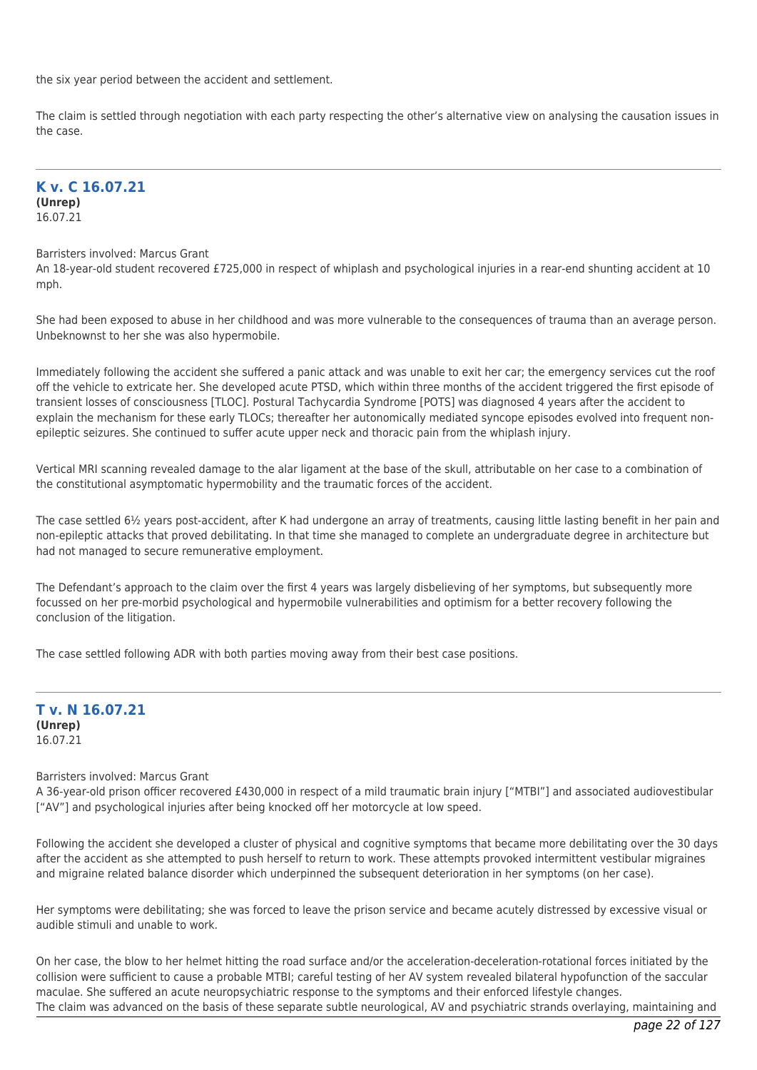the six year period between the accident and settlement.

The claim is settled through negotiation with each party respecting the other's alternative view on analysing the causation issues in the case.

---

## K v. C 16.07.21

**(Unrep)**
16.07.21

Barristers involved: Marcus Grant
An 18-year-old student recovered £725,000 in respect of whiplash and psychological injuries in a rear-end shunting accident at 10 mph.

She had been exposed to abuse in her childhood and was more vulnerable to the consequences of trauma than an average person. Unbeknownst to her she was also hypermobile.

Immediately following the accident she suffered a panic attack and was unable to exit her car; the emergency services cut the roof off the vehicle to extricate her. She developed acute PTSD, which within three months of the accident triggered the first episode of transient losses of consciousness [TLOC]. Postural Tachycardia Syndrome [POTS] was diagnosed 4 years after the accident to explain the mechanism for these early TLOCs; thereafter her autonomically mediated syncope episodes evolved into frequent non-epileptic seizures. She continued to suffer acute upper neck and thoracic pain from the whiplash injury.

Vertical MRI scanning revealed damage to the alar ligament at the base of the skull, attributable on her case to a combination of the constitutional asymptomatic hypermobility and the traumatic forces of the accident.

The case settled 6½ years post-accident, after K had undergone an array of treatments, causing little lasting benefit in her pain and non-epileptic attacks that proved debilitating. In that time she managed to complete an undergraduate degree in architecture but had not managed to secure remunerative employment.

The Defendant's approach to the claim over the first 4 years was largely disbelieving of her symptoms, but subsequently more focussed on her pre-morbid psychological and hypermobile vulnerabilities and optimism for a better recovery following the conclusion of the litigation.

The case settled following ADR with both parties moving away from their best case positions.

---

## T v. N 16.07.21

**(Unrep)**
16.07.21

Barristers involved: Marcus Grant
A 36-year-old prison officer recovered £430,000 in respect of a mild traumatic brain injury ["MTBI"] and associated audiovestibular ["AV"] and psychological injuries after being knocked off her motorcycle at low speed.

Following the accident she developed a cluster of physical and cognitive symptoms that became more debilitating over the 30 days after the accident as she attempted to push herself to return to work. These attempts provoked intermittent vestibular migraines and migraine related balance disorder which underpinned the subsequent deterioration in her symptoms (on her case).

Her symptoms were debilitating; she was forced to leave the prison service and became acutely distressed by excessive visual or audible stimuli and unable to work.

On her case, the blow to her helmet hitting the road surface and/or the acceleration-deceleration-rotational forces initiated by the collision were sufficient to cause a probable MTBI; careful testing of her AV system revealed bilateral hypofunction of the saccular maculae. She suffered an acute neuropsychiatric response to the symptoms and their enforced lifestyle changes.
The claim was advanced on the basis of these separate subtle neurological, AV and psychiatric strands overlaying, maintaining and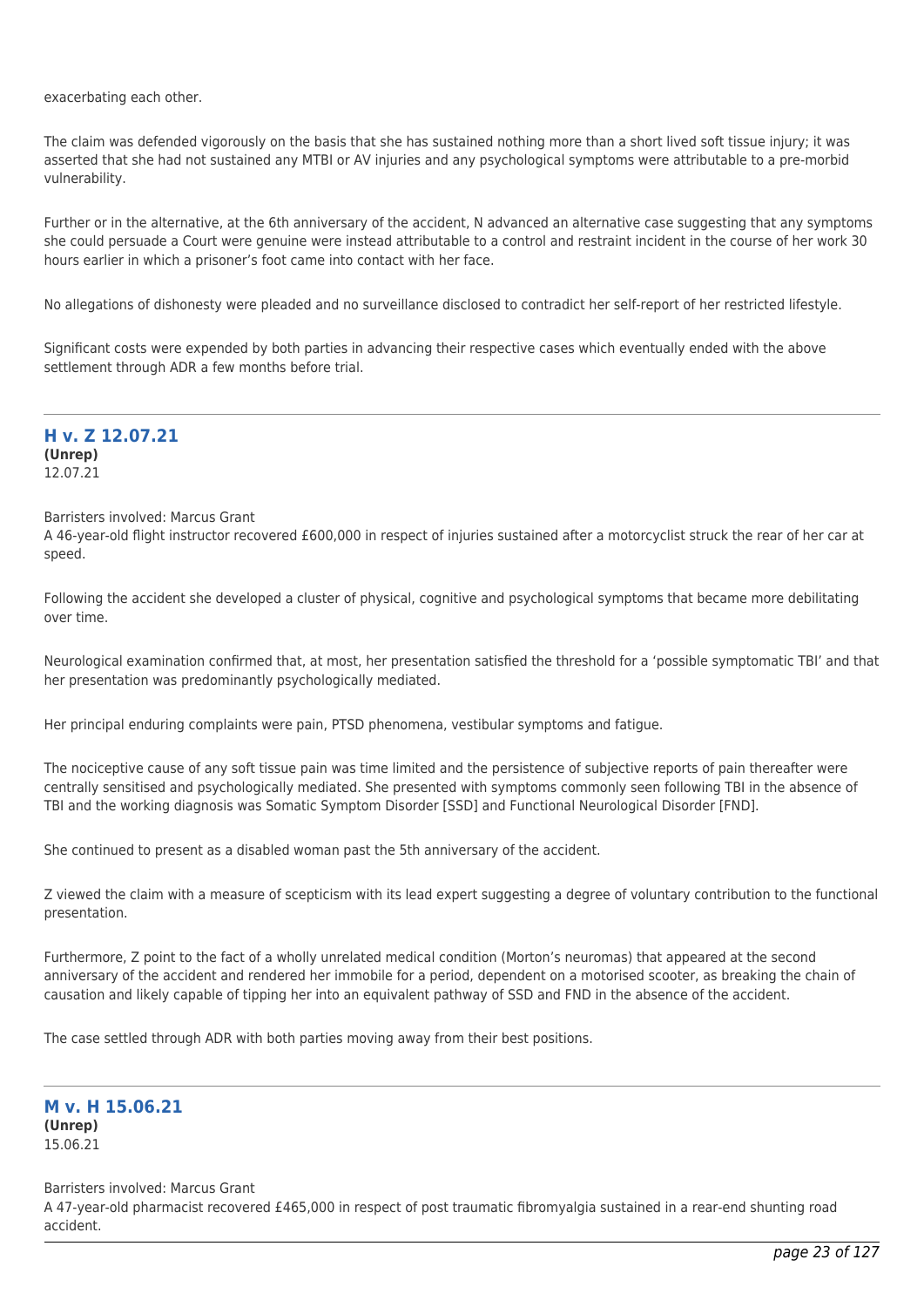exacerbating each other.

The claim was defended vigorously on the basis that she has sustained nothing more than a short lived soft tissue injury; it was asserted that she had not sustained any MTBI or AV injuries and any psychological symptoms were attributable to a pre-morbid vulnerability.

Further or in the alternative, at the 6th anniversary of the accident, N advanced an alternative case suggesting that any symptoms she could persuade a Court were genuine were instead attributable to a control and restraint incident in the course of her work 30 hours earlier in which a prisoner's foot came into contact with her face.

No allegations of dishonesty were pleaded and no surveillance disclosed to contradict her self-report of her restricted lifestyle.

Significant costs were expended by both parties in advancing their respective cases which eventually ended with the above settlement through ADR a few months before trial.

---

## H v. Z 12.07.21

**(Unrep)**
12.07.21

Barristers involved: Marcus Grant
A 46-year-old flight instructor recovered £600,000 in respect of injuries sustained after a motorcyclist struck the rear of her car at speed.

Following the accident she developed a cluster of physical, cognitive and psychological symptoms that became more debilitating over time.

Neurological examination confirmed that, at most, her presentation satisfied the threshold for a 'possible symptomatic TBI' and that her presentation was predominantly psychologically mediated.

Her principal enduring complaints were pain, PTSD phenomena, vestibular symptoms and fatigue.

The nociceptive cause of any soft tissue pain was time limited and the persistence of subjective reports of pain thereafter were centrally sensitised and psychologically mediated. She presented with symptoms commonly seen following TBI in the absence of TBI and the working diagnosis was Somatic Symptom Disorder [SSD] and Functional Neurological Disorder [FND].

She continued to present as a disabled woman past the 5th anniversary of the accident.

Z viewed the claim with a measure of scepticism with its lead expert suggesting a degree of voluntary contribution to the functional presentation.

Furthermore, Z point to the fact of a wholly unrelated medical condition (Morton's neuromas) that appeared at the second anniversary of the accident and rendered her immobile for a period, dependent on a motorised scooter, as breaking the chain of causation and likely capable of tipping her into an equivalent pathway of SSD and FND in the absence of the accident.

The case settled through ADR with both parties moving away from their best positions.

---

## M v. H 15.06.21

**(Unrep)**
15.06.21

Barristers involved: Marcus Grant
A 47-year-old pharmacist recovered £465,000 in respect of post traumatic fibromyalgia sustained in a rear-end shunting road accident.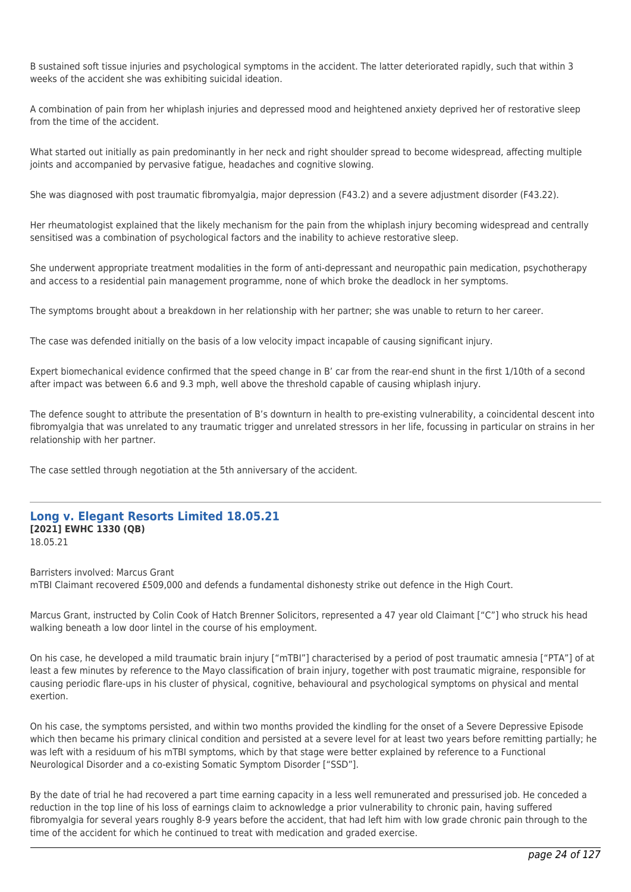B sustained soft tissue injuries and psychological symptoms in the accident. The latter deteriorated rapidly, such that within 3 weeks of the accident she was exhibiting suicidal ideation.

A combination of pain from her whiplash injuries and depressed mood and heightened anxiety deprived her of restorative sleep from the time of the accident.

What started out initially as pain predominantly in her neck and right shoulder spread to become widespread, affecting multiple joints and accompanied by pervasive fatigue, headaches and cognitive slowing.

She was diagnosed with post traumatic fibromyalgia, major depression (F43.2) and a severe adjustment disorder (F43.22).

Her rheumatologist explained that the likely mechanism for the pain from the whiplash injury becoming widespread and centrally sensitised was a combination of psychological factors and the inability to achieve restorative sleep.

She underwent appropriate treatment modalities in the form of anti-depressant and neuropathic pain medication, psychotherapy and access to a residential pain management programme, none of which broke the deadlock in her symptoms.

The symptoms brought about a breakdown in her relationship with her partner; she was unable to return to her career.

The case was defended initially on the basis of a low velocity impact incapable of causing significant injury.

Expert biomechanical evidence confirmed that the speed change in B' car from the rear-end shunt in the first 1/10th of a second after impact was between 6.6 and 9.3 mph, well above the threshold capable of causing whiplash injury.

The defence sought to attribute the presentation of B's downturn in health to pre-existing vulnerability, a coincidental descent into fibromyalgia that was unrelated to any traumatic trigger and unrelated stressors in her life, focussing in particular on strains in her relationship with her partner.

The case settled through negotiation at the 5th anniversary of the accident.

---

## Long v. Elegant Resorts Limited 18.05.21

**[2021] EWHC 1330 (QB)**
18.05.21

Barristers involved: Marcus Grant
mTBI Claimant recovered £509,000 and defends a fundamental dishonesty strike out defence in the High Court.

Marcus Grant, instructed by Colin Cook of Hatch Brenner Solicitors, represented a 47 year old Claimant ["C"] who struck his head walking beneath a low door lintel in the course of his employment.

On his case, he developed a mild traumatic brain injury ["mTBI"] characterised by a period of post traumatic amnesia ["PTA"] of at least a few minutes by reference to the Mayo classification of brain injury, together with post traumatic migraine, responsible for causing periodic flare-ups in his cluster of physical, cognitive, behavioural and psychological symptoms on physical and mental exertion.

On his case, the symptoms persisted, and within two months provided the kindling for the onset of a Severe Depressive Episode which then became his primary clinical condition and persisted at a severe level for at least two years before remitting partially; he was left with a residuum of his mTBI symptoms, which by that stage were better explained by reference to a Functional Neurological Disorder and a co-existing Somatic Symptom Disorder ["SSD"].

By the date of trial he had recovered a part time earning capacity in a less well remunerated and pressurised job. He conceded a reduction in the top line of his loss of earnings claim to acknowledge a prior vulnerability to chronic pain, having suffered fibromyalgia for several years roughly 8-9 years before the accident, that had left him with low grade chronic pain through to the time of the accident for which he continued to treat with medication and graded exercise.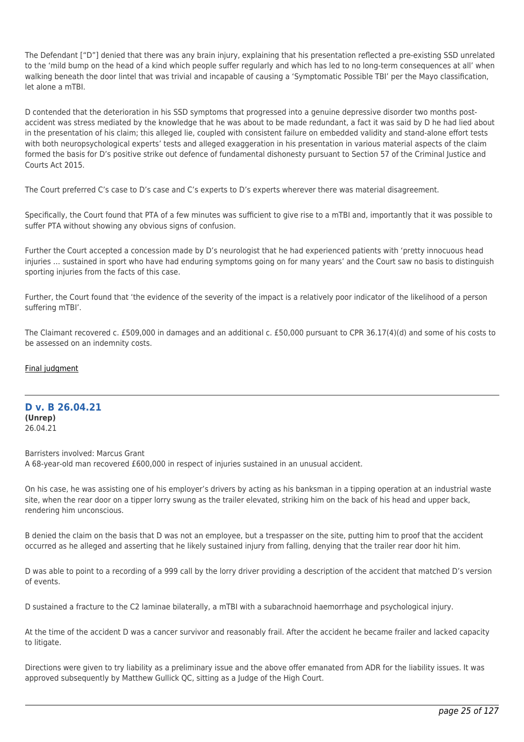The Defendant ["D"] denied that there was any brain injury, explaining that his presentation reflected a pre-existing SSD unrelated to the 'mild bump on the head of a kind which people suffer regularly and which has led to no long-term consequences at all' when walking beneath the door lintel that was trivial and incapable of causing a 'Symptomatic Possible TBI' per the Mayo classification, let alone a mTBI.

D contended that the deterioration in his SSD symptoms that progressed into a genuine depressive disorder two months post-accident was stress mediated by the knowledge that he was about to be made redundant, a fact it was said by D he had lied about in the presentation of his claim; this alleged lie, coupled with consistent failure on embedded validity and stand-alone effort tests with both neuropsychological experts' tests and alleged exaggeration in his presentation in various material aspects of the claim formed the basis for D's positive strike out defence of fundamental dishonesty pursuant to Section 57 of the Criminal Justice and Courts Act 2015.

The Court preferred C's case to D's case and C's experts to D's experts wherever there was material disagreement.

Specifically, the Court found that PTA of a few minutes was sufficient to give rise to a mTBI and, importantly that it was possible to suffer PTA without showing any obvious signs of confusion.

Further the Court accepted a concession made by D's neurologist that he had experienced patients with 'pretty innocuous head injuries … sustained in sport who have had enduring symptoms going on for many years' and the Court saw no basis to distinguish sporting injuries from the facts of this case.

Further, the Court found that 'the evidence of the severity of the impact is a relatively poor indicator of the likelihood of a person suffering mTBI'.

The Claimant recovered c. £509,000 in damages and an additional c. £50,000 pursuant to CPR 36.17(4)(d) and some of his costs to be assessed on an indemnity costs.

Final judgment

---

## D v. B 26.04.21

**(Unrep)**
26.04.21

Barristers involved: Marcus Grant
A 68-year-old man recovered £600,000 in respect of injuries sustained in an unusual accident.

On his case, he was assisting one of his employer's drivers by acting as his banksman in a tipping operation at an industrial waste site, when the rear door on a tipper lorry swung as the trailer elevated, striking him on the back of his head and upper back, rendering him unconscious.

B denied the claim on the basis that D was not an employee, but a trespasser on the site, putting him to proof that the accident occurred as he alleged and asserting that he likely sustained injury from falling, denying that the trailer rear door hit him.

D was able to point to a recording of a 999 call by the lorry driver providing a description of the accident that matched D's version of events.

D sustained a fracture to the C2 laminae bilaterally, a mTBI with a subarachnoid haemorrhage and psychological injury.

At the time of the accident D was a cancer survivor and reasonably frail. After the accident he became frailer and lacked capacity to litigate.

Directions were given to try liability as a preliminary issue and the above offer emanated from ADR for the liability issues. It was approved subsequently by Matthew Gullick QC, sitting as a Judge of the High Court.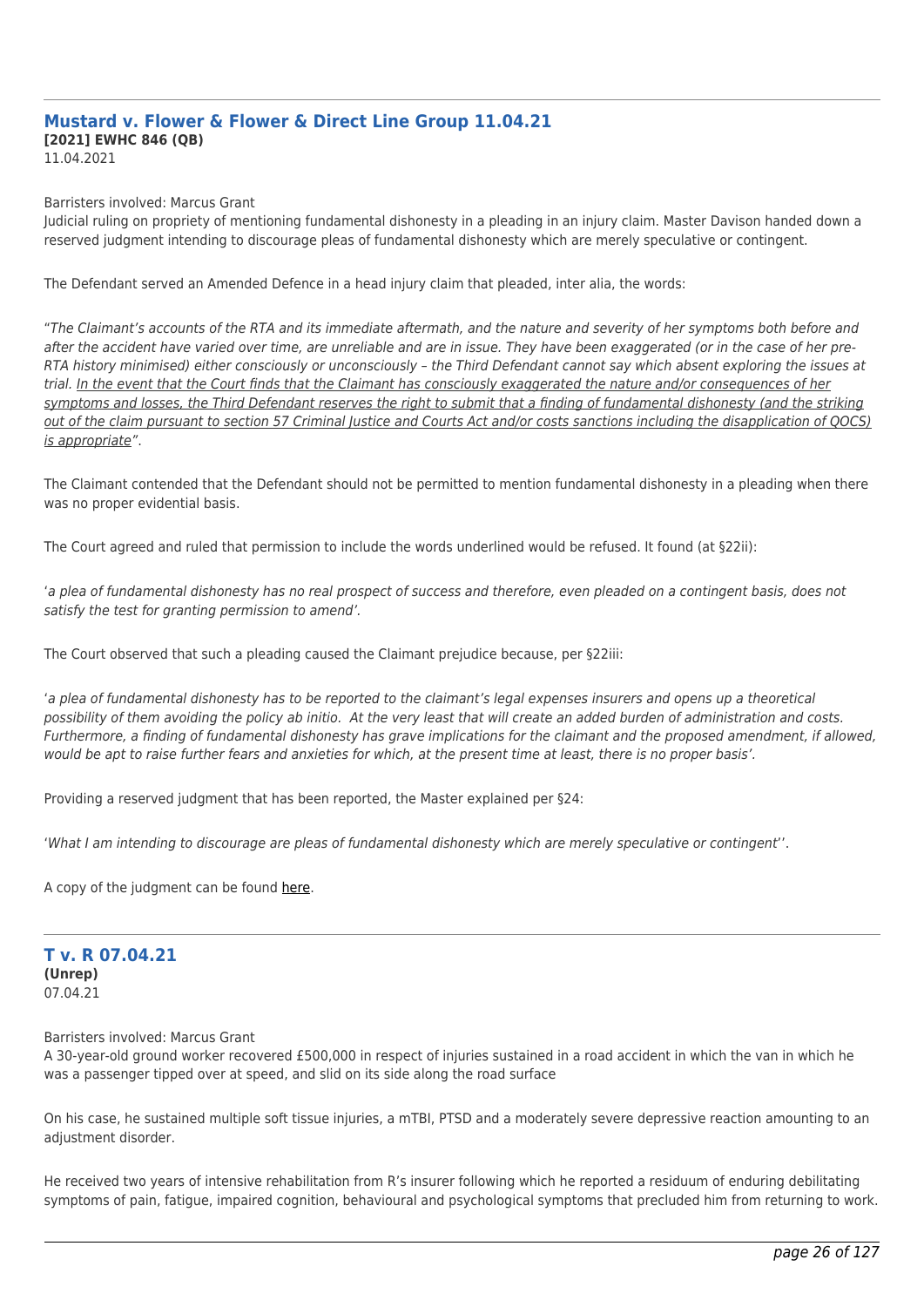## Mustard v. Flower & Flower & Direct Line Group 11.04.21

**[2021] EWHC 846 (QB)**
11.04.2021

Barristers involved: Marcus Grant
Judicial ruling on propriety of mentioning fundamental dishonesty in a pleading in an injury claim. Master Davison handed down a reserved judgment intending to discourage pleas of fundamental dishonesty which are merely speculative or contingent.

The Defendant served an Amended Defence in a head injury claim that pleaded, inter alia, the words:

"*The Claimant's accounts of the RTA and its immediate aftermath, and the nature and severity of her symptoms both before and after the accident have varied over time, are unreliable and are in issue. They have been exaggerated (or in the case of her pre-RTA history minimised) either consciously or unconsciously – the Third Defendant cannot say which absent exploring the issues at trial. <u>In the event that the Court finds that the Claimant has consciously exaggerated the nature and/or consequences of her symptoms and losses, the Third Defendant reserves the right to submit that a finding of fundamental dishonesty (and the striking out of the claim pursuant to section 57 Criminal Justice and Courts Act and/or costs sanctions including the disapplication of QOCS) is appropriate</u>*".

The Claimant contended that the Defendant should not be permitted to mention fundamental dishonesty in a pleading when there was no proper evidential basis.

The Court agreed and ruled that permission to include the words underlined would be refused. It found (at §22ii):

'*a plea of fundamental dishonesty has no real prospect of success and therefore, even pleaded on a contingent basis, does not satisfy the test for granting permission to amend*'.

The Court observed that such a pleading caused the Claimant prejudice because, per §22iii:

'*a plea of fundamental dishonesty has to be reported to the claimant's legal expenses insurers and opens up a theoretical possibility of them avoiding the policy ab initio. At the very least that will create an added burden of administration and costs. Furthermore, a finding of fundamental dishonesty has grave implications for the claimant and the proposed amendment, if allowed, would be apt to raise further fears and anxieties for which, at the present time at least, there is no proper basis*'.

Providing a reserved judgment that has been reported, the Master explained per §24:

'*What I am intending to discourage are pleas of fundamental dishonesty which are merely speculative or contingent*''.

A copy of the judgment can be found <u>here</u>.

## T v. R 07.04.21

**(Unrep)**
07.04.21

Barristers involved: Marcus Grant
A 30-year-old ground worker recovered £500,000 in respect of injuries sustained in a road accident in which the van in which he was a passenger tipped over at speed, and slid on its side along the road surface

On his case, he sustained multiple soft tissue injuries, a mTBI, PTSD and a moderately severe depressive reaction amounting to an adjustment disorder.

He received two years of intensive rehabilitation from R's insurer following which he reported a residuum of enduring debilitating symptoms of pain, fatigue, impaired cognition, behavioural and psychological symptoms that precluded him from returning to work.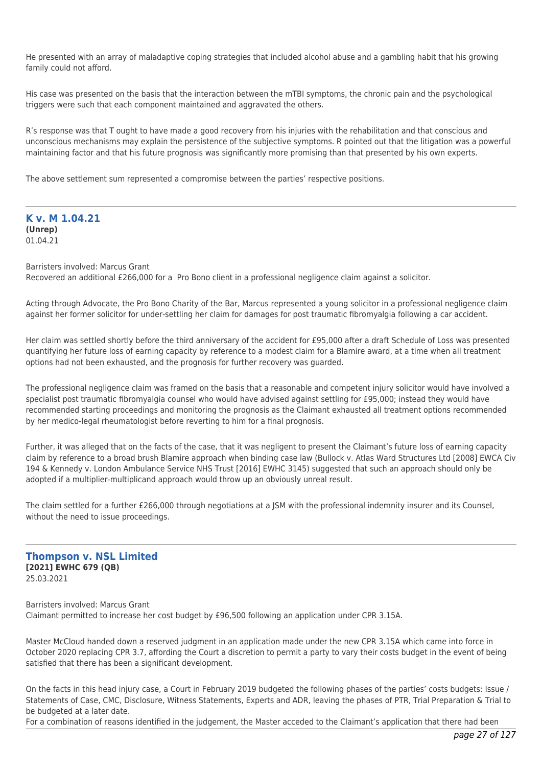He presented with an array of maladaptive coping strategies that included alcohol abuse and a gambling habit that his growing family could not afford.

His case was presented on the basis that the interaction between the mTBI symptoms, the chronic pain and the psychological triggers were such that each component maintained and aggravated the others.

R's response was that T ought to have made a good recovery from his injuries with the rehabilitation and that conscious and unconscious mechanisms may explain the persistence of the subjective symptoms. R pointed out that the litigation was a powerful maintaining factor and that his future prognosis was significantly more promising than that presented by his own experts.

The above settlement sum represented a compromise between the parties' respective positions.

---

## K v. M 1.04.21

**(Unrep)**
01.04.21

Barristers involved: Marcus Grant
Recovered an additional £266,000 for a Pro Bono client in a professional negligence claim against a solicitor.

Acting through Advocate, the Pro Bono Charity of the Bar, Marcus represented a young solicitor in a professional negligence claim against her former solicitor for under-settling her claim for damages for post traumatic fibromyalgia following a car accident.

Her claim was settled shortly before the third anniversary of the accident for £95,000 after a draft Schedule of Loss was presented quantifying her future loss of earning capacity by reference to a modest claim for a Blamire award, at a time when all treatment options had not been exhausted, and the prognosis for further recovery was guarded.

The professional negligence claim was framed on the basis that a reasonable and competent injury solicitor would have involved a specialist post traumatic fibromyalgia counsel who would have advised against settling for £95,000; instead they would have recommended starting proceedings and monitoring the prognosis as the Claimant exhausted all treatment options recommended by her medico-legal rheumatologist before reverting to him for a final prognosis.

Further, it was alleged that on the facts of the case, that it was negligent to present the Claimant's future loss of earning capacity claim by reference to a broad brush Blamire approach when binding case law (Bullock v. Atlas Ward Structures Ltd [2008] EWCA Civ 194 & Kennedy v. London Ambulance Service NHS Trust [2016] EWHC 3145) suggested that such an approach should only be adopted if a multiplier-multiplicand approach would throw up an obviously unreal result.

The claim settled for a further £266,000 through negotiations at a JSM with the professional indemnity insurer and its Counsel, without the need to issue proceedings.

---

## Thompson v. NSL Limited

**[2021] EWHC 679 (QB)**
25.03.2021

Barristers involved: Marcus Grant
Claimant permitted to increase her cost budget by £96,500 following an application under CPR 3.15A.

Master McCloud handed down a reserved judgment in an application made under the new CPR 3.15A which came into force in October 2020 replacing CPR 3.7, affording the Court a discretion to permit a party to vary their costs budget in the event of being satisfied that there has been a significant development.

On the facts in this head injury case, a Court in February 2019 budgeted the following phases of the parties' costs budgets: Issue / Statements of Case, CMC, Disclosure, Witness Statements, Experts and ADR, leaving the phases of PTR, Trial Preparation & Trial to be budgeted at a later date.
For a combination of reasons identified in the judgement, the Master acceded to the Claimant's application that there had been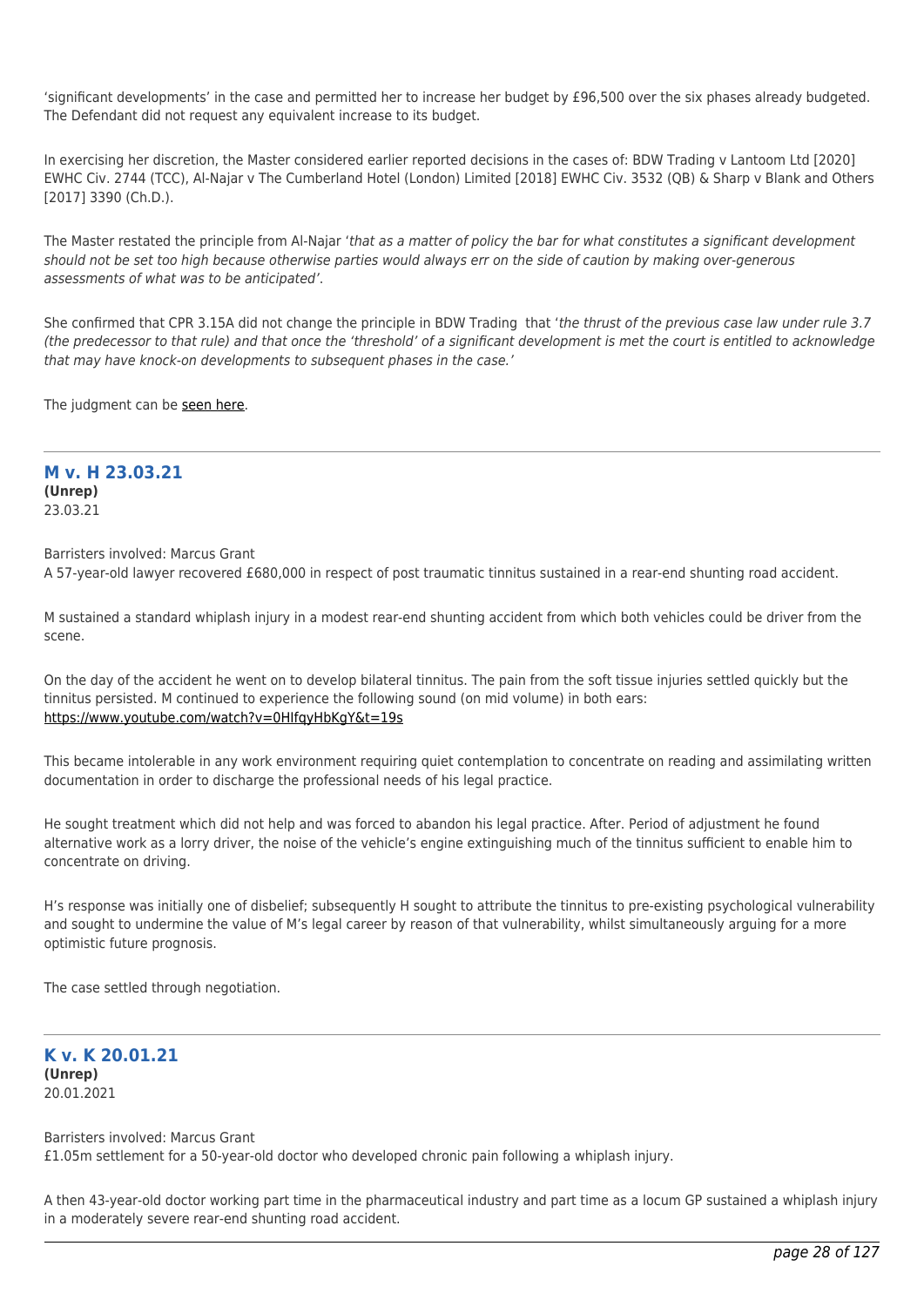'significant developments' in the case and permitted her to increase her budget by £96,500 over the six phases already budgeted. The Defendant did not request any equivalent increase to its budget.

In exercising her discretion, the Master considered earlier reported decisions in the cases of: BDW Trading v Lantoom Ltd [2020] EWHC Civ. 2744 (TCC), Al-Najar v The Cumberland Hotel (London) Limited [2018] EWHC Civ. 3532 (QB) & Sharp v Blank and Others [2017] 3390 (Ch.D.).

The Master restated the principle from Al-Najar '*that as a matter of policy the bar for what constitutes a significant development should not be set too high because otherwise parties would always err on the side of caution by making over-generous assessments of what was to be anticipated*'.

She confirmed that CPR 3.15A did not change the principle in BDW Trading that '*the thrust of the previous case law under rule 3.7 (the predecessor to that rule) and that once the 'threshold' of a significant development is met the court is entitled to acknowledge that may have knock-on developments to subsequent phases in the case.*'

The judgment can be seen here.

## M v. H 23.03.21

**(Unrep)**
23.03.21

Barristers involved: Marcus Grant
A 57-year-old lawyer recovered £680,000 in respect of post traumatic tinnitus sustained in a rear-end shunting road accident.

M sustained a standard whiplash injury in a modest rear-end shunting accident from which both vehicles could be driver from the scene.

On the day of the accident he went on to develop bilateral tinnitus. The pain from the soft tissue injuries settled quickly but the tinnitus persisted. M continued to experience the following sound (on mid volume) in both ears:
https://www.youtube.com/watch?v=0HlfqyHbKgY&t=19s

This became intolerable in any work environment requiring quiet contemplation to concentrate on reading and assimilating written documentation in order to discharge the professional needs of his legal practice.

He sought treatment which did not help and was forced to abandon his legal practice. After. Period of adjustment he found alternative work as a lorry driver, the noise of the vehicle's engine extinguishing much of the tinnitus sufficient to enable him to concentrate on driving.

H's response was initially one of disbelief; subsequently H sought to attribute the tinnitus to pre-existing psychological vulnerability and sought to undermine the value of M's legal career by reason of that vulnerability, whilst simultaneously arguing for a more optimistic future prognosis.

The case settled through negotiation.

## K v. K 20.01.21

**(Unrep)**
20.01.2021

Barristers involved: Marcus Grant
£1.05m settlement for a 50-year-old doctor who developed chronic pain following a whiplash injury.

A then 43-year-old doctor working part time in the pharmaceutical industry and part time as a locum GP sustained a whiplash injury in a moderately severe rear-end shunting road accident.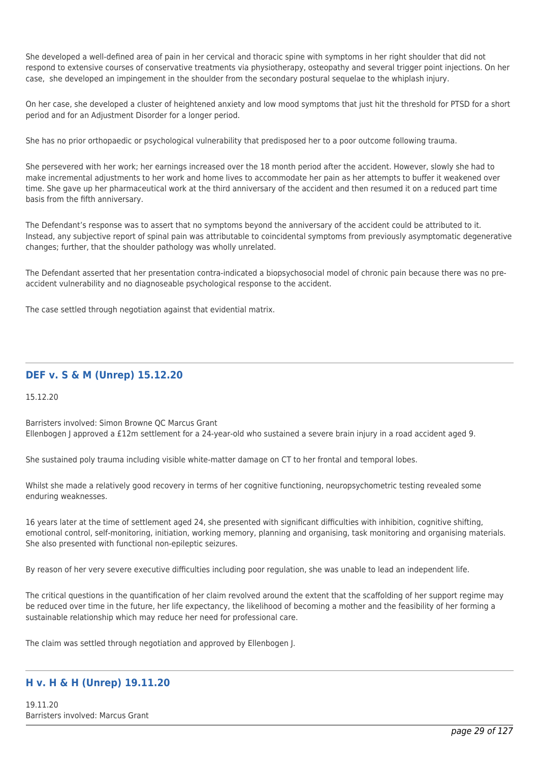She developed a well-defined area of pain in her cervical and thoracic spine with symptoms in her right shoulder that did not respond to extensive courses of conservative treatments via physiotherapy, osteopathy and several trigger point injections. On her case, she developed an impingement in the shoulder from the secondary postural sequelae to the whiplash injury.

On her case, she developed a cluster of heightened anxiety and low mood symptoms that just hit the threshold for PTSD for a short period and for an Adjustment Disorder for a longer period.

She has no prior orthopaedic or psychological vulnerability that predisposed her to a poor outcome following trauma.

She persevered with her work; her earnings increased over the 18 month period after the accident. However, slowly she had to make incremental adjustments to her work and home lives to accommodate her pain as her attempts to buffer it weakened over time. She gave up her pharmaceutical work at the third anniversary of the accident and then resumed it on a reduced part time basis from the fifth anniversary.

The Defendant's response was to assert that no symptoms beyond the anniversary of the accident could be attributed to it. Instead, any subjective report of spinal pain was attributable to coincidental symptoms from previously asymptomatic degenerative changes; further, that the shoulder pathology was wholly unrelated.

The Defendant asserted that her presentation contra-indicated a biopsychosocial model of chronic pain because there was no pre-accident vulnerability and no diagnoseable psychological response to the accident.

The case settled through negotiation against that evidential matrix.

---

## DEF v. S & M (Unrep) 15.12.20

15.12.20

Barristers involved: Simon Browne QC Marcus Grant
Ellenbogen J approved a £12m settlement for a 24-year-old who sustained a severe brain injury in a road accident aged 9.

She sustained poly trauma including visible white-matter damage on CT to her frontal and temporal lobes.

Whilst she made a relatively good recovery in terms of her cognitive functioning, neuropsychometric testing revealed some enduring weaknesses.

16 years later at the time of settlement aged 24, she presented with significant difficulties with inhibition, cognitive shifting, emotional control, self-monitoring, initiation, working memory, planning and organising, task monitoring and organising materials. She also presented with functional non-epileptic seizures.

By reason of her very severe executive difficulties including poor regulation, she was unable to lead an independent life.

The critical questions in the quantification of her claim revolved around the extent that the scaffolding of her support regime may be reduced over time in the future, her life expectancy, the likelihood of becoming a mother and the feasibility of her forming a sustainable relationship which may reduce her need for professional care.

The claim was settled through negotiation and approved by Ellenbogen J.

---

## H v. H & H (Unrep) 19.11.20

19.11.20
Barristers involved: Marcus Grant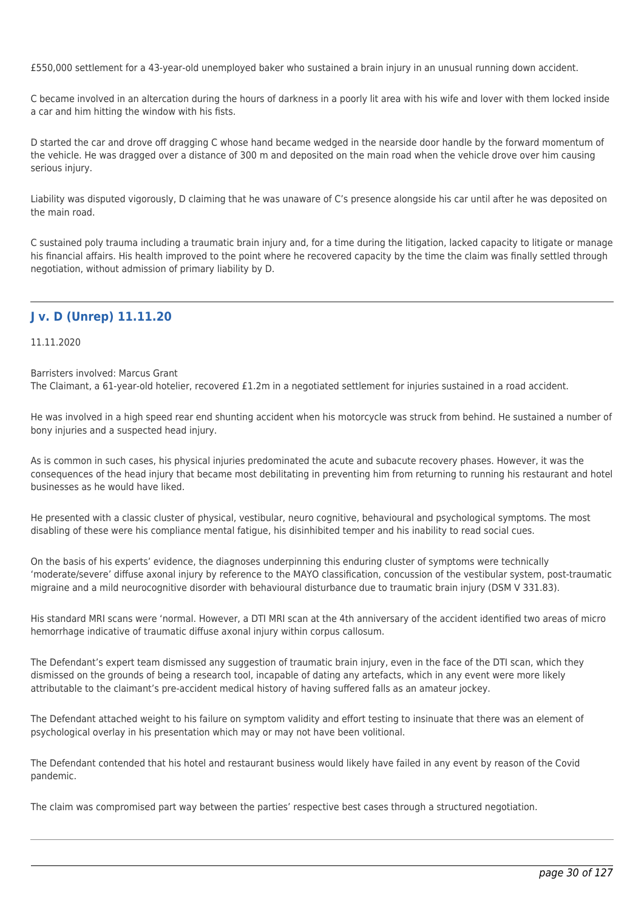£550,000 settlement for a 43-year-old unemployed baker who sustained a brain injury in an unusual running down accident.

C became involved in an altercation during the hours of darkness in a poorly lit area with his wife and lover with them locked inside a car and him hitting the window with his fists.

D started the car and drove off dragging C whose hand became wedged in the nearside door handle by the forward momentum of the vehicle. He was dragged over a distance of 300 m and deposited on the main road when the vehicle drove over him causing serious injury.

Liability was disputed vigorously, D claiming that he was unaware of C's presence alongside his car until after he was deposited on the main road.

C sustained poly trauma including a traumatic brain injury and, for a time during the litigation, lacked capacity to litigate or manage his financial affairs. His health improved to the point where he recovered capacity by the time the claim was finally settled through negotiation, without admission of primary liability by D.

---

## J v. D (Unrep) 11.11.20

11.11.2020

Barristers involved: Marcus Grant
The Claimant, a 61-year-old hotelier, recovered £1.2m in a negotiated settlement for injuries sustained in a road accident.

He was involved in a high speed rear end shunting accident when his motorcycle was struck from behind. He sustained a number of bony injuries and a suspected head injury.

As is common in such cases, his physical injuries predominated the acute and subacute recovery phases. However, it was the consequences of the head injury that became most debilitating in preventing him from returning to running his restaurant and hotel businesses as he would have liked.

He presented with a classic cluster of physical, vestibular, neuro cognitive, behavioural and psychological symptoms. The most disabling of these were his compliance mental fatigue, his disinhibited temper and his inability to read social cues.

On the basis of his experts' evidence, the diagnoses underpinning this enduring cluster of symptoms were technically 'moderate/severe' diffuse axonal injury by reference to the MAYO classification, concussion of the vestibular system, post-traumatic migraine and a mild neurocognitive disorder with behavioural disturbance due to traumatic brain injury (DSM V 331.83).

His standard MRI scans were 'normal. However, a DTI MRI scan at the 4th anniversary of the accident identified two areas of micro hemorrhage indicative of traumatic diffuse axonal injury within corpus callosum.

The Defendant's expert team dismissed any suggestion of traumatic brain injury, even in the face of the DTI scan, which they dismissed on the grounds of being a research tool, incapable of dating any artefacts, which in any event were more likely attributable to the claimant's pre-accident medical history of having suffered falls as an amateur jockey.

The Defendant attached weight to his failure on symptom validity and effort testing to insinuate that there was an element of psychological overlay in his presentation which may or may not have been volitional.

The Defendant contended that his hotel and restaurant business would likely have failed in any event by reason of the Covid pandemic.

The claim was compromised part way between the parties' respective best cases through a structured negotiation.

---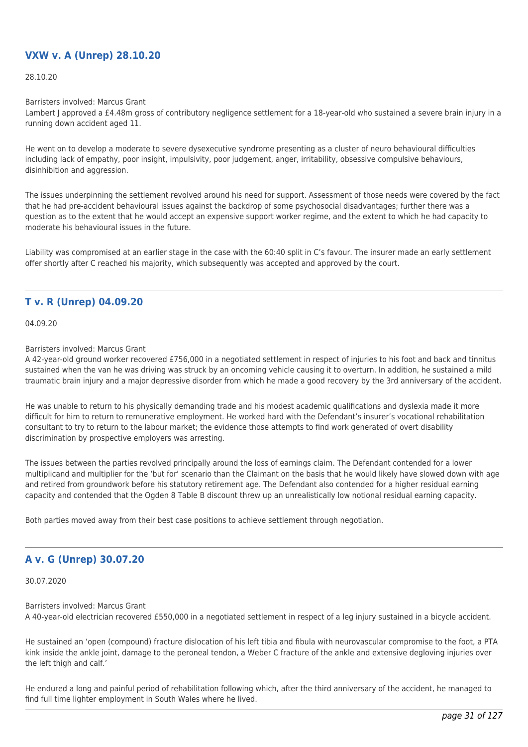## VXW v. A (Unrep) 28.10.20

28.10.20

Barristers involved: Marcus Grant
Lambert J approved a £4.48m gross of contributory negligence settlement for a 18-year-old who sustained a severe brain injury in a running down accident aged 11.

He went on to develop a moderate to severe dysexecutive syndrome presenting as a cluster of neuro behavioural difficulties including lack of empathy, poor insight, impulsivity, poor judgement, anger, irritability, obsessive compulsive behaviours, disinhibition and aggression.

The issues underpinning the settlement revolved around his need for support. Assessment of those needs were covered by the fact that he had pre-accident behavioural issues against the backdrop of some psychosocial disadvantages; further there was a question as to the extent that he would accept an expensive support worker regime, and the extent to which he had capacity to moderate his behavioural issues in the future.

Liability was compromised at an earlier stage in the case with the 60:40 split in C's favour. The insurer made an early settlement offer shortly after C reached his majority, which subsequently was accepted and approved by the court.

---

## T v. R (Unrep) 04.09.20

04.09.20

Barristers involved: Marcus Grant
A 42-year-old ground worker recovered £756,000 in a negotiated settlement in respect of injuries to his foot and back and tinnitus sustained when the van he was driving was struck by an oncoming vehicle causing it to overturn. In addition, he sustained a mild traumatic brain injury and a major depressive disorder from which he made a good recovery by the 3rd anniversary of the accident.

He was unable to return to his physically demanding trade and his modest academic qualifications and dyslexia made it more difficult for him to return to remunerative employment. He worked hard with the Defendant's insurer's vocational rehabilitation consultant to try to return to the labour market; the evidence those attempts to find work generated of overt disability discrimination by prospective employers was arresting.

The issues between the parties revolved principally around the loss of earnings claim. The Defendant contended for a lower multiplicand and multiplier for the 'but for' scenario than the Claimant on the basis that he would likely have slowed down with age and retired from groundwork before his statutory retirement age. The Defendant also contended for a higher residual earning capacity and contended that the Ogden 8 Table B discount threw up an unrealistically low notional residual earning capacity.

Both parties moved away from their best case positions to achieve settlement through negotiation.

---

## A v. G (Unrep) 30.07.20

30.07.2020

Barristers involved: Marcus Grant
A 40-year-old electrician recovered £550,000 in a negotiated settlement in respect of a leg injury sustained in a bicycle accident.

He sustained an 'open (compound) fracture dislocation of his left tibia and fibula with neurovascular compromise to the foot, a PTA kink inside the ankle joint, damage to the peroneal tendon, a Weber C fracture of the ankle and extensive degloving injuries over the left thigh and calf.'

He endured a long and painful period of rehabilitation following which, after the third anniversary of the accident, he managed to find full time lighter employment in South Wales where he lived.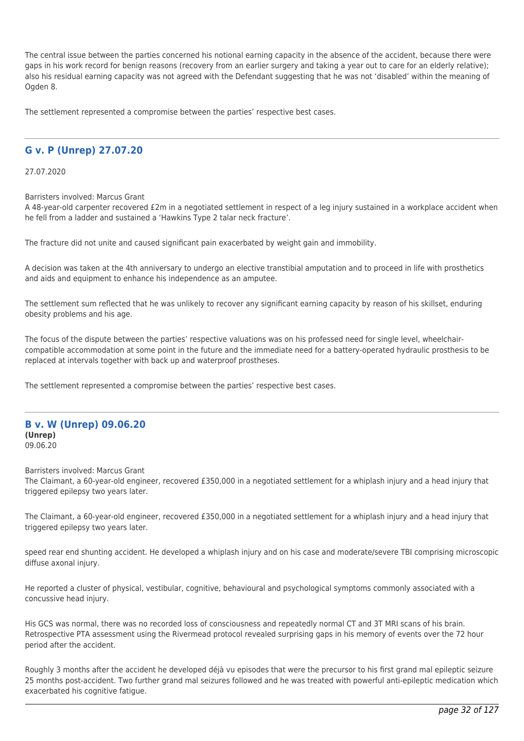The central issue between the parties concerned his notional earning capacity in the absence of the accident, because there were gaps in his work record for benign reasons (recovery from an earlier surgery and taking a year out to care for an elderly relative); also his residual earning capacity was not agreed with the Defendant suggesting that he was not 'disabled' within the meaning of Ogden 8.

The settlement represented a compromise between the parties' respective best cases.

---

## G v. P (Unrep) 27.07.20

27.07.2020

Barristers involved: Marcus Grant
A 48-year-old carpenter recovered £2m in a negotiated settlement in respect of a leg injury sustained in a workplace accident when he fell from a ladder and sustained a 'Hawkins Type 2 talar neck fracture'.

The fracture did not unite and caused significant pain exacerbated by weight gain and immobility.

A decision was taken at the 4th anniversary to undergo an elective transtibial amputation and to proceed in life with prosthetics and aids and equipment to enhance his independence as an amputee.

The settlement sum reflected that he was unlikely to recover any significant earning capacity by reason of his skillset, enduring obesity problems and his age.

The focus of the dispute between the parties' respective valuations was on his professed need for single level, wheelchair-compatible accommodation at some point in the future and the immediate need for a battery-operated hydraulic prosthesis to be replaced at intervals together with back up and waterproof prostheses.

The settlement represented a compromise between the parties' respective best cases.

---

## B v. W (Unrep) 09.06.20

**(Unrep)**
09.06.20

Barristers involved: Marcus Grant
The Claimant, a 60-year-old engineer, recovered £350,000 in a negotiated settlement for a whiplash injury and a head injury that triggered epilepsy two years later.

The Claimant, a 60-year-old engineer, recovered £350,000 in a negotiated settlement for a whiplash injury and a head injury that triggered epilepsy two years later.

speed rear end shunting accident. He developed a whiplash injury and on his case and moderate/severe TBI comprising microscopic diffuse axonal injury.

He reported a cluster of physical, vestibular, cognitive, behavioural and psychological symptoms commonly associated with a concussive head injury.

His GCS was normal, there was no recorded loss of consciousness and repeatedly normal CT and 3T MRI scans of his brain. Retrospective PTA assessment using the Rivermead protocol revealed surprising gaps in his memory of events over the 72 hour period after the accident.

Roughly 3 months after the accident he developed déjà vu episodes that were the precursor to his first grand mal epileptic seizure 25 months post-accident. Two further grand mal seizures followed and he was treated with powerful anti-epileptic medication which exacerbated his cognitive fatigue.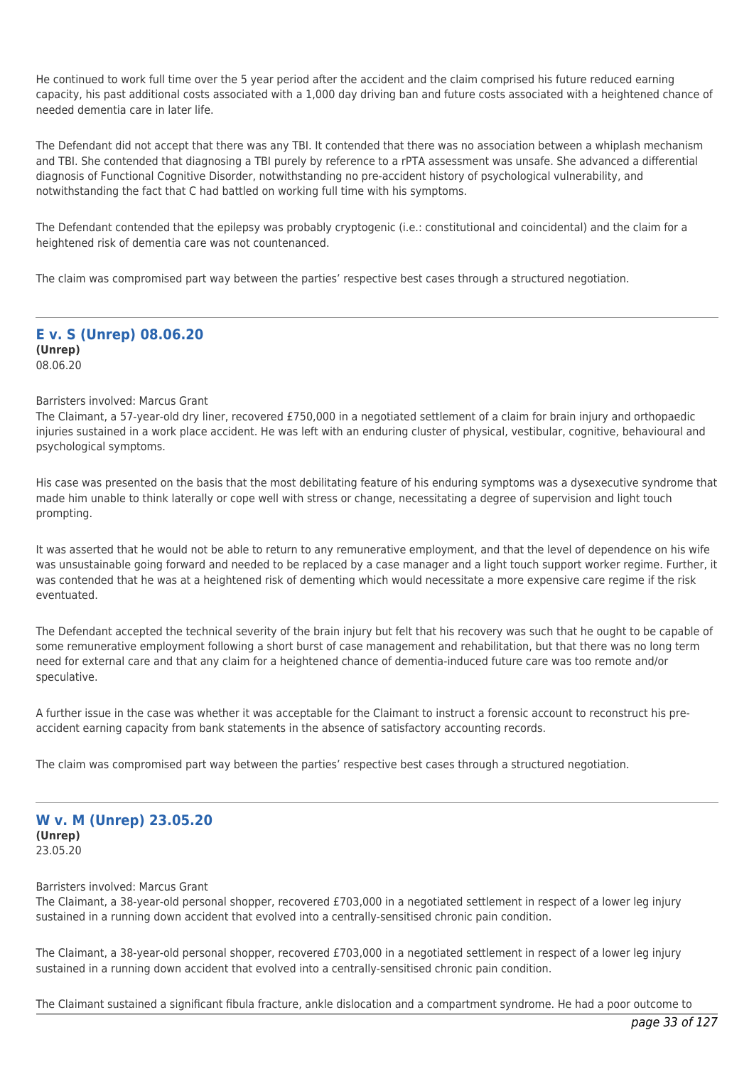He continued to work full time over the 5 year period after the accident and the claim comprised his future reduced earning capacity, his past additional costs associated with a 1,000 day driving ban and future costs associated with a heightened chance of needed dementia care in later life.

The Defendant did not accept that there was any TBI. It contended that there was no association between a whiplash mechanism and TBI. She contended that diagnosing a TBI purely by reference to a rPTA assessment was unsafe. She advanced a differential diagnosis of Functional Cognitive Disorder, notwithstanding no pre-accident history of psychological vulnerability, and notwithstanding the fact that C had battled on working full time with his symptoms.

The Defendant contended that the epilepsy was probably cryptogenic (i.e.: constitutional and coincidental) and the claim for a heightened risk of dementia care was not countenanced.

The claim was compromised part way between the parties' respective best cases through a structured negotiation.

---

## E v. S (Unrep) 08.06.20

**(Unrep)**
08.06.20

Barristers involved: Marcus Grant

The Claimant, a 57-year-old dry liner, recovered £750,000 in a negotiated settlement of a claim for brain injury and orthopaedic injuries sustained in a work place accident. He was left with an enduring cluster of physical, vestibular, cognitive, behavioural and psychological symptoms.

His case was presented on the basis that the most debilitating feature of his enduring symptoms was a dysexecutive syndrome that made him unable to think laterally or cope well with stress or change, necessitating a degree of supervision and light touch prompting.

It was asserted that he would not be able to return to any remunerative employment, and that the level of dependence on his wife was unsustainable going forward and needed to be replaced by a case manager and a light touch support worker regime. Further, it was contended that he was at a heightened risk of dementing which would necessitate a more expensive care regime if the risk eventuated.

The Defendant accepted the technical severity of the brain injury but felt that his recovery was such that he ought to be capable of some remunerative employment following a short burst of case management and rehabilitation, but that there was no long term need for external care and that any claim for a heightened chance of dementia-induced future care was too remote and/or speculative.

A further issue in the case was whether it was acceptable for the Claimant to instruct a forensic account to reconstruct his pre-accident earning capacity from bank statements in the absence of satisfactory accounting records.

The claim was compromised part way between the parties' respective best cases through a structured negotiation.

---

## W v. M (Unrep) 23.05.20

**(Unrep)**
23.05.20

Barristers involved: Marcus Grant

The Claimant, a 38-year-old personal shopper, recovered £703,000 in a negotiated settlement in respect of a lower leg injury sustained in a running down accident that evolved into a centrally-sensitised chronic pain condition.

The Claimant, a 38-year-old personal shopper, recovered £703,000 in a negotiated settlement in respect of a lower leg injury sustained in a running down accident that evolved into a centrally-sensitised chronic pain condition.

The Claimant sustained a significant fibula fracture, ankle dislocation and a compartment syndrome. He had a poor outcome to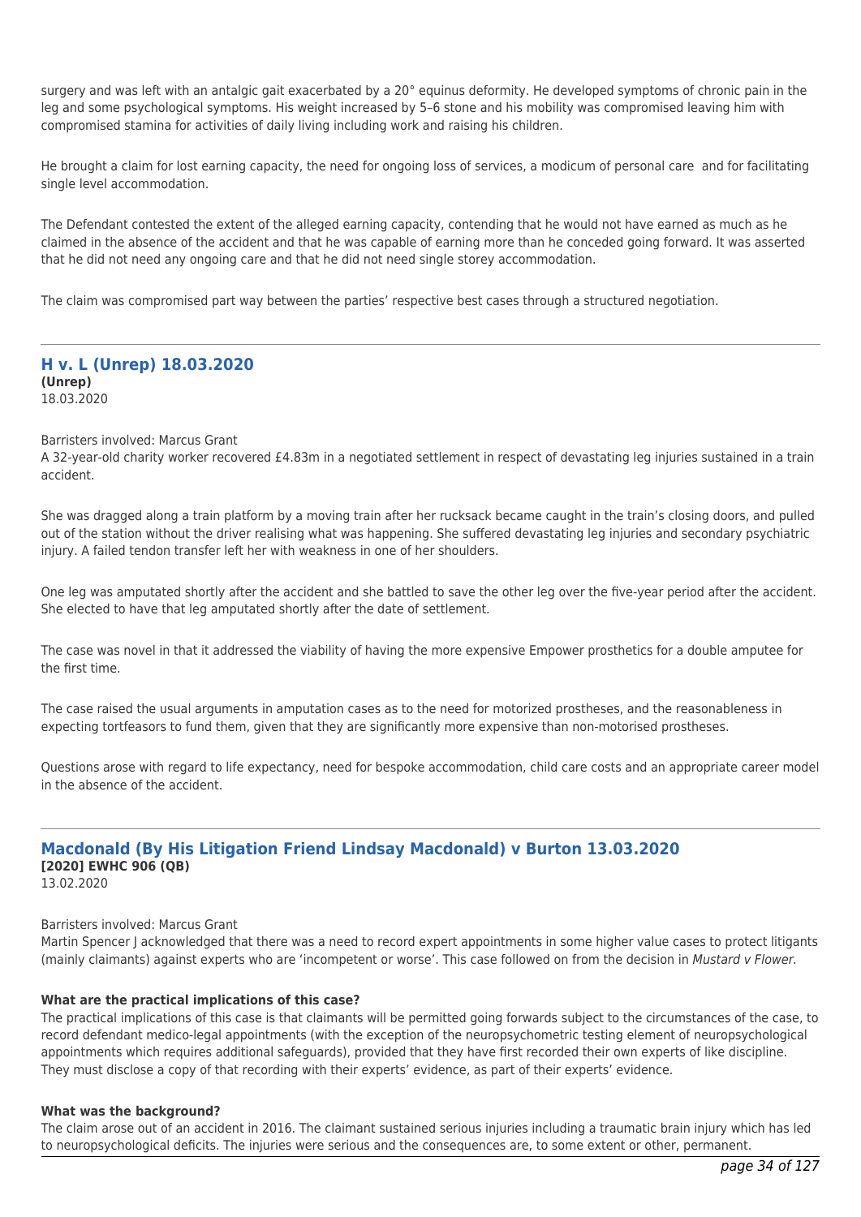surgery and was left with an antalgic gait exacerbated by a 20° equinus deformity. He developed symptoms of chronic pain in the leg and some psychological symptoms. His weight increased by 5–6 stone and his mobility was compromised leaving him with compromised stamina for activities of daily living including work and raising his children.

He brought a claim for lost earning capacity, the need for ongoing loss of services, a modicum of personal care and for facilitating single level accommodation.

The Defendant contested the extent of the alleged earning capacity, contending that he would not have earned as much as he claimed in the absence of the accident and that he was capable of earning more than he conceded going forward. It was asserted that he did not need any ongoing care and that he did not need single storey accommodation.

The claim was compromised part way between the parties' respective best cases through a structured negotiation.

---

## H v. L (Unrep) 18.03.2020

**(Unrep)**
18.03.2020

Barristers involved: Marcus Grant
A 32-year-old charity worker recovered £4.83m in a negotiated settlement in respect of devastating leg injuries sustained in a train accident.

She was dragged along a train platform by a moving train after her rucksack became caught in the train's closing doors, and pulled out of the station without the driver realising what was happening. She suffered devastating leg injuries and secondary psychiatric injury. A failed tendon transfer left her with weakness in one of her shoulders.

One leg was amputated shortly after the accident and she battled to save the other leg over the five-year period after the accident. She elected to have that leg amputated shortly after the date of settlement.

The case was novel in that it addressed the viability of having the more expensive Empower prosthetics for a double amputee for the first time.

The case raised the usual arguments in amputation cases as to the need for motorized prostheses, and the reasonableness in expecting tortfeasors to fund them, given that they are significantly more expensive than non-motorised prostheses.

Questions arose with regard to life expectancy, need for bespoke accommodation, child care costs and an appropriate career model in the absence of the accident.

---

## Macdonald (By His Litigation Friend Lindsay Macdonald) v Burton 13.03.2020

**[2020] EWHC 906 (QB)**
13.02.2020

Barristers involved: Marcus Grant
Martin Spencer J acknowledged that there was a need to record expert appointments in some higher value cases to protect litigants (mainly claimants) against experts who are 'incompetent or worse'. This case followed on from the decision in *Mustard v Flower*.

**What are the practical implications of this case?**
The practical implications of this case is that claimants will be permitted going forwards subject to the circumstances of the case, to record defendant medico-legal appointments (with the exception of the neuropsychometric testing element of neuropsychological appointments which requires additional safeguards), provided that they have first recorded their own experts of like discipline. They must disclose a copy of that recording with their experts' evidence, as part of their experts' evidence.

**What was the background?**
The claim arose out of an accident in 2016. The claimant sustained serious injuries including a traumatic brain injury which has led to neuropsychological deficits. The injuries were serious and the consequences are, to some extent or other, permanent.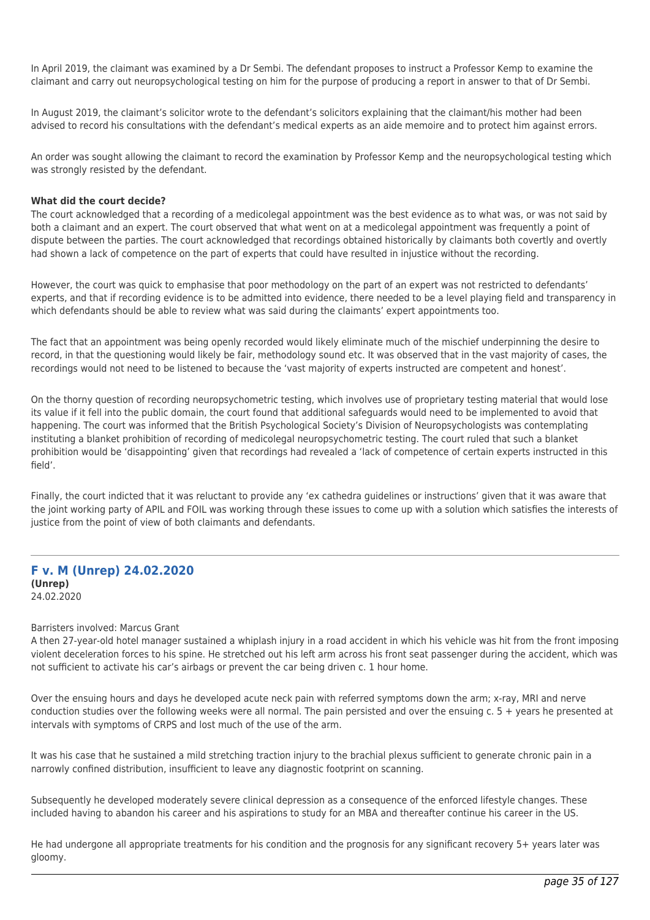In April 2019, the claimant was examined by a Dr Sembi. The defendant proposes to instruct a Professor Kemp to examine the claimant and carry out neuropsychological testing on him for the purpose of producing a report in answer to that of Dr Sembi.

In August 2019, the claimant's solicitor wrote to the defendant's solicitors explaining that the claimant/his mother had been advised to record his consultations with the defendant's medical experts as an aide memoire and to protect him against errors.

An order was sought allowing the claimant to record the examination by Professor Kemp and the neuropsychological testing which was strongly resisted by the defendant.

**What did the court decide?**

The court acknowledged that a recording of a medicolegal appointment was the best evidence as to what was, or was not said by both a claimant and an expert. The court observed that what went on at a medicolegal appointment was frequently a point of dispute between the parties. The court acknowledged that recordings obtained historically by claimants both covertly and overtly had shown a lack of competence on the part of experts that could have resulted in injustice without the recording.

However, the court was quick to emphasise that poor methodology on the part of an expert was not restricted to defendants' experts, and that if recording evidence is to be admitted into evidence, there needed to be a level playing field and transparency in which defendants should be able to review what was said during the claimants' expert appointments too.

The fact that an appointment was being openly recorded would likely eliminate much of the mischief underpinning the desire to record, in that the questioning would likely be fair, methodology sound etc. It was observed that in the vast majority of cases, the recordings would not need to be listened to because the 'vast majority of experts instructed are competent and honest'.

On the thorny question of recording neuropsychometric testing, which involves use of proprietary testing material that would lose its value if it fell into the public domain, the court found that additional safeguards would need to be implemented to avoid that happening. The court was informed that the British Psychological Society's Division of Neuropsychologists was contemplating instituting a blanket prohibition of recording of medicolegal neuropsychometric testing. The court ruled that such a blanket prohibition would be 'disappointing' given that recordings had revealed a 'lack of competence of certain experts instructed in this field'.

Finally, the court indicted that it was reluctant to provide any 'ex cathedra guidelines or instructions' given that it was aware that the joint working party of APIL and FOIL was working through these issues to come up with a solution which satisfies the interests of justice from the point of view of both claimants and defendants.

---

## F v. M (Unrep) 24.02.2020

**(Unrep)**
24.02.2020

Barristers involved: Marcus Grant

A then 27-year-old hotel manager sustained a whiplash injury in a road accident in which his vehicle was hit from the front imposing violent deceleration forces to his spine. He stretched out his left arm across his front seat passenger during the accident, which was not sufficient to activate his car's airbags or prevent the car being driven c. 1 hour home.

Over the ensuing hours and days he developed acute neck pain with referred symptoms down the arm; x-ray, MRI and nerve conduction studies over the following weeks were all normal. The pain persisted and over the ensuing c. 5 + years he presented at intervals with symptoms of CRPS and lost much of the use of the arm.

It was his case that he sustained a mild stretching traction injury to the brachial plexus sufficient to generate chronic pain in a narrowly confined distribution, insufficient to leave any diagnostic footprint on scanning.

Subsequently he developed moderately severe clinical depression as a consequence of the enforced lifestyle changes. These included having to abandon his career and his aspirations to study for an MBA and thereafter continue his career in the US.

He had undergone all appropriate treatments for his condition and the prognosis for any significant recovery 5+ years later was gloomy.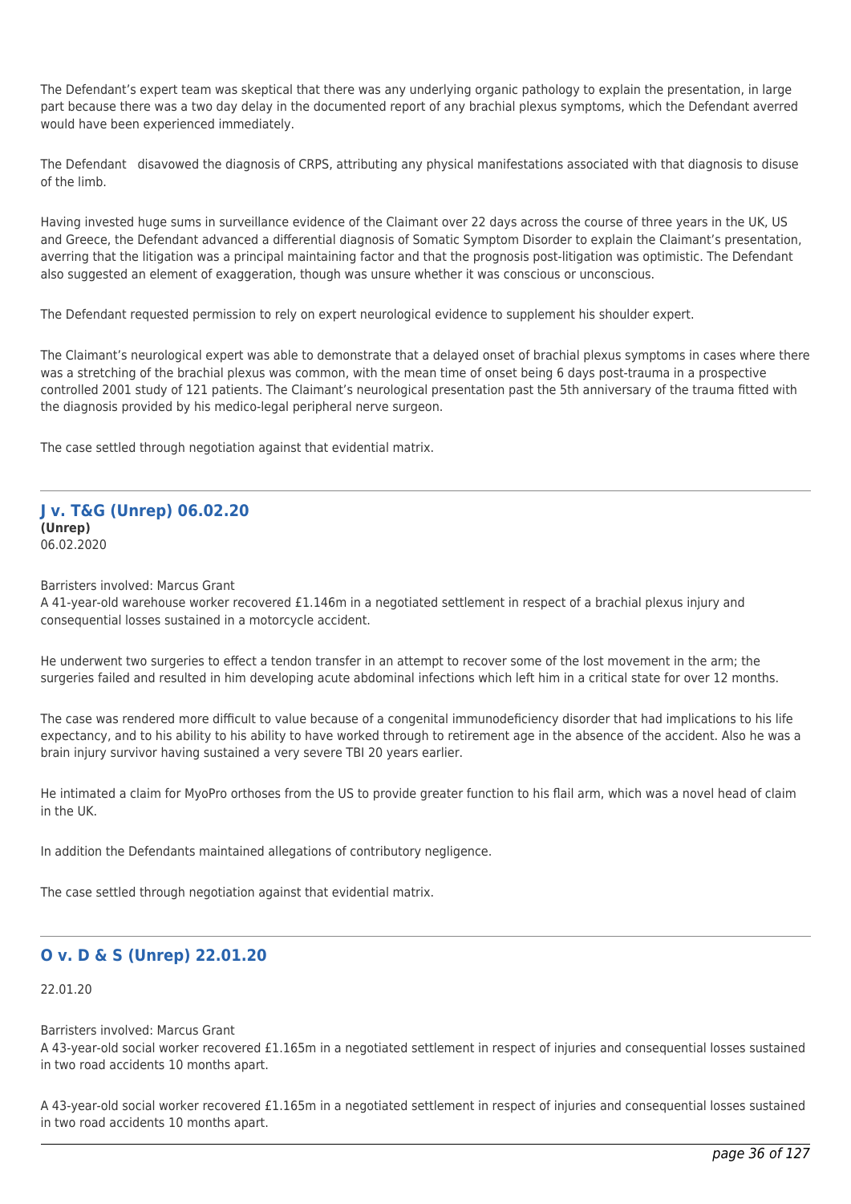The Defendant's expert team was skeptical that there was any underlying organic pathology to explain the presentation, in large part because there was a two day delay in the documented report of any brachial plexus symptoms, which the Defendant averred would have been experienced immediately.

The Defendant disavowed the diagnosis of CRPS, attributing any physical manifestations associated with that diagnosis to disuse of the limb.

Having invested huge sums in surveillance evidence of the Claimant over 22 days across the course of three years in the UK, US and Greece, the Defendant advanced a differential diagnosis of Somatic Symptom Disorder to explain the Claimant's presentation, averring that the litigation was a principal maintaining factor and that the prognosis post-litigation was optimistic. The Defendant also suggested an element of exaggeration, though was unsure whether it was conscious or unconscious.

The Defendant requested permission to rely on expert neurological evidence to supplement his shoulder expert.

The Claimant's neurological expert was able to demonstrate that a delayed onset of brachial plexus symptoms in cases where there was a stretching of the brachial plexus was common, with the mean time of onset being 6 days post-trauma in a prospective controlled 2001 study of 121 patients. The Claimant's neurological presentation past the 5th anniversary of the trauma fitted with the diagnosis provided by his medico-legal peripheral nerve surgeon.

The case settled through negotiation against that evidential matrix.

---

## J v. T&G (Unrep) 06.02.20

**(Unrep)**
06.02.2020

Barristers involved: Marcus Grant
A 41-year-old warehouse worker recovered £1.146m in a negotiated settlement in respect of a brachial plexus injury and consequential losses sustained in a motorcycle accident.

He underwent two surgeries to effect a tendon transfer in an attempt to recover some of the lost movement in the arm; the surgeries failed and resulted in him developing acute abdominal infections which left him in a critical state for over 12 months.

The case was rendered more difficult to value because of a congenital immunodeficiency disorder that had implications to his life expectancy, and to his ability to his ability to have worked through to retirement age in the absence of the accident. Also he was a brain injury survivor having sustained a very severe TBI 20 years earlier.

He intimated a claim for MyoPro orthoses from the US to provide greater function to his flail arm, which was a novel head of claim in the UK.

In addition the Defendants maintained allegations of contributory negligence.

The case settled through negotiation against that evidential matrix.

---

## O v. D & S (Unrep) 22.01.20

22.01.20

Barristers involved: Marcus Grant
A 43-year-old social worker recovered £1.165m in a negotiated settlement in respect of injuries and consequential losses sustained in two road accidents 10 months apart.

A 43-year-old social worker recovered £1.165m in a negotiated settlement in respect of injuries and consequential losses sustained in two road accidents 10 months apart.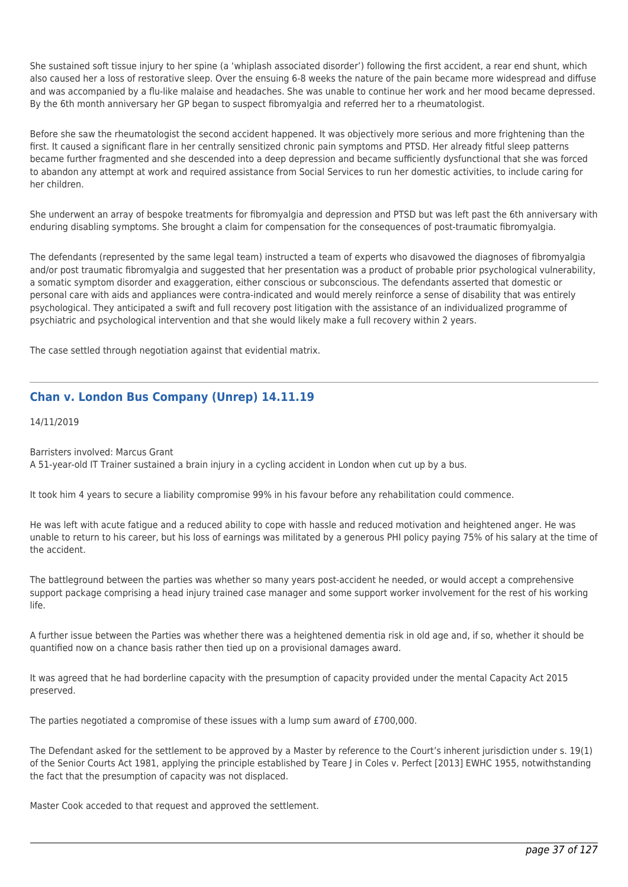She sustained soft tissue injury to her spine (a 'whiplash associated disorder') following the first accident, a rear end shunt, which also caused her a loss of restorative sleep. Over the ensuing 6-8 weeks the nature of the pain became more widespread and diffuse and was accompanied by a flu-like malaise and headaches. She was unable to continue her work and her mood became depressed. By the 6th month anniversary her GP began to suspect fibromyalgia and referred her to a rheumatologist.

Before she saw the rheumatologist the second accident happened. It was objectively more serious and more frightening than the first. It caused a significant flare in her centrally sensitized chronic pain symptoms and PTSD. Her already fitful sleep patterns became further fragmented and she descended into a deep depression and became sufficiently dysfunctional that she was forced to abandon any attempt at work and required assistance from Social Services to run her domestic activities, to include caring for her children.

She underwent an array of bespoke treatments for fibromyalgia and depression and PTSD but was left past the 6th anniversary with enduring disabling symptoms. She brought a claim for compensation for the consequences of post-traumatic fibromyalgia.

The defendants (represented by the same legal team) instructed a team of experts who disavowed the diagnoses of fibromyalgia and/or post traumatic fibromyalgia and suggested that her presentation was a product of probable prior psychological vulnerability, a somatic symptom disorder and exaggeration, either conscious or subconscious. The defendants asserted that domestic or personal care with aids and appliances were contra-indicated and would merely reinforce a sense of disability that was entirely psychological. They anticipated a swift and full recovery post litigation with the assistance of an individualized programme of psychiatric and psychological intervention and that she would likely make a full recovery within 2 years.

The case settled through negotiation against that evidential matrix.

---

## Chan v. London Bus Company (Unrep) 14.11.19

14/11/2019

Barristers involved: Marcus Grant
A 51-year-old IT Trainer sustained a brain injury in a cycling accident in London when cut up by a bus.

It took him 4 years to secure a liability compromise 99% in his favour before any rehabilitation could commence.

He was left with acute fatigue and a reduced ability to cope with hassle and reduced motivation and heightened anger. He was unable to return to his career, but his loss of earnings was militated by a generous PHI policy paying 75% of his salary at the time of the accident.

The battleground between the parties was whether so many years post-accident he needed, or would accept a comprehensive support package comprising a head injury trained case manager and some support worker involvement for the rest of his working life.

A further issue between the Parties was whether there was a heightened dementia risk in old age and, if so, whether it should be quantified now on a chance basis rather then tied up on a provisional damages award.

It was agreed that he had borderline capacity with the presumption of capacity provided under the mental Capacity Act 2015 preserved.

The parties negotiated a compromise of these issues with a lump sum award of £700,000.

The Defendant asked for the settlement to be approved by a Master by reference to the Court's inherent jurisdiction under s. 19(1) of the Senior Courts Act 1981, applying the principle established by Teare J in Coles v. Perfect [2013] EWHC 1955, notwithstanding the fact that the presumption of capacity was not displaced.

Master Cook acceded to that request and approved the settlement.

---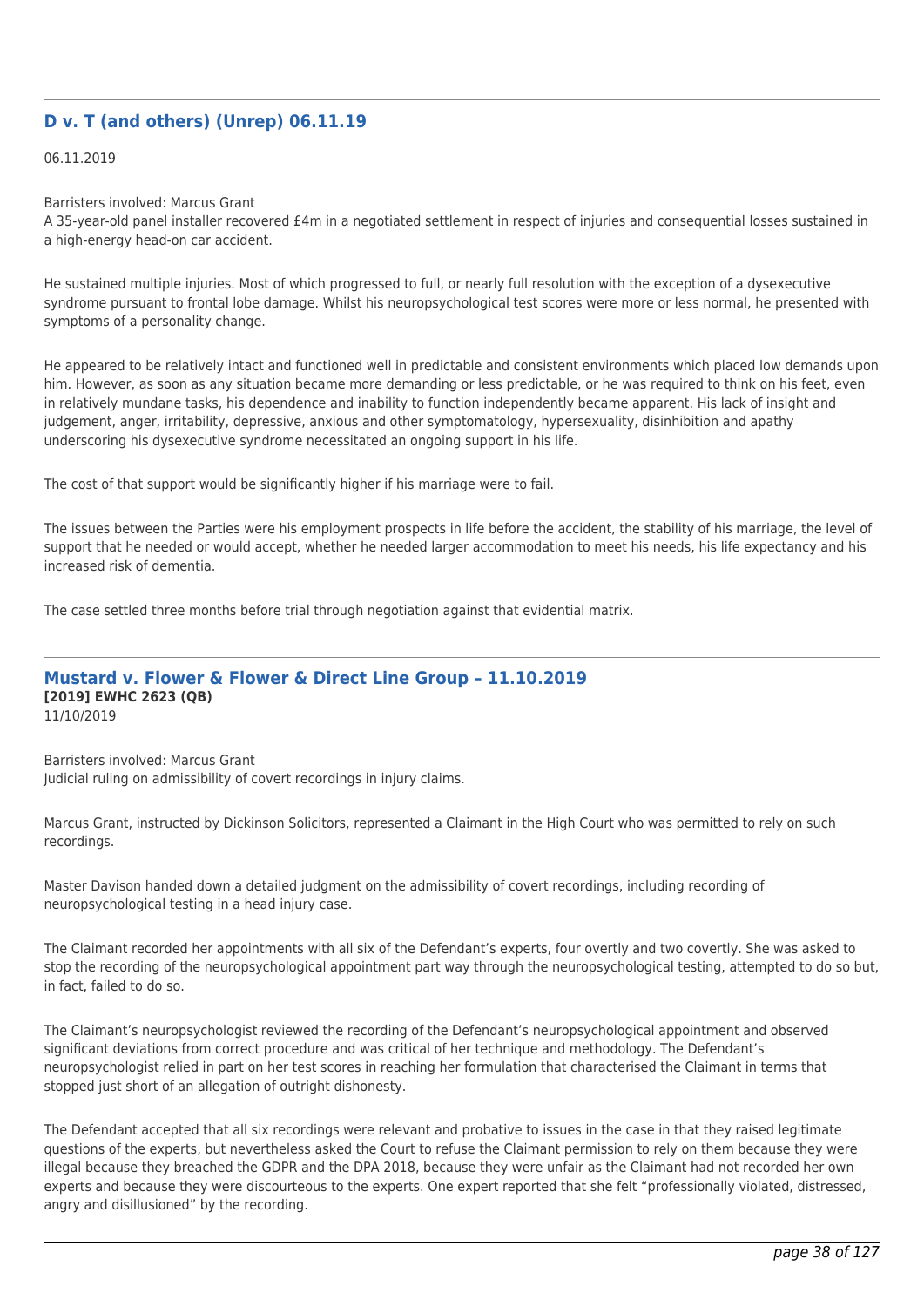## D v. T (and others) (Unrep) 06.11.19

06.11.2019

Barristers involved: Marcus Grant
A 35-year-old panel installer recovered £4m in a negotiated settlement in respect of injuries and consequential losses sustained in a high-energy head-on car accident.

He sustained multiple injuries. Most of which progressed to full, or nearly full resolution with the exception of a dysexecutive syndrome pursuant to frontal lobe damage. Whilst his neuropsychological test scores were more or less normal, he presented with symptoms of a personality change.

He appeared to be relatively intact and functioned well in predictable and consistent environments which placed low demands upon him. However, as soon as any situation became more demanding or less predictable, or he was required to think on his feet, even in relatively mundane tasks, his dependence and inability to function independently became apparent. His lack of insight and judgement, anger, irritability, depressive, anxious and other symptomatology, hypersexuality, disinhibition and apathy underscoring his dysexecutive syndrome necessitated an ongoing support in his life.

The cost of that support would be significantly higher if his marriage were to fail.

The issues between the Parties were his employment prospects in life before the accident, the stability of his marriage, the level of support that he needed or would accept, whether he needed larger accommodation to meet his needs, his life expectancy and his increased risk of dementia.

The case settled three months before trial through negotiation against that evidential matrix.

---

## Mustard v. Flower & Flower & Direct Line Group – 11.10.2019

**[2019] EWHC 2623 (QB)**
11/10/2019

Barristers involved: Marcus Grant
Judicial ruling on admissibility of covert recordings in injury claims.

Marcus Grant, instructed by Dickinson Solicitors, represented a Claimant in the High Court who was permitted to rely on such recordings.

Master Davison handed down a detailed judgment on the admissibility of covert recordings, including recording of neuropsychological testing in a head injury case.

The Claimant recorded her appointments with all six of the Defendant's experts, four overtly and two covertly. She was asked to stop the recording of the neuropsychological appointment part way through the neuropsychological testing, attempted to do so but, in fact, failed to do so.

The Claimant's neuropsychologist reviewed the recording of the Defendant's neuropsychological appointment and observed significant deviations from correct procedure and was critical of her technique and methodology. The Defendant's neuropsychologist relied in part on her test scores in reaching her formulation that characterised the Claimant in terms that stopped just short of an allegation of outright dishonesty.

The Defendant accepted that all six recordings were relevant and probative to issues in the case in that they raised legitimate questions of the experts, but nevertheless asked the Court to refuse the Claimant permission to rely on them because they were illegal because they breached the GDPR and the DPA 2018, because they were unfair as the Claimant had not recorded her own experts and because they were discourteous to the experts. One expert reported that she felt "professionally violated, distressed, angry and disillusioned" by the recording.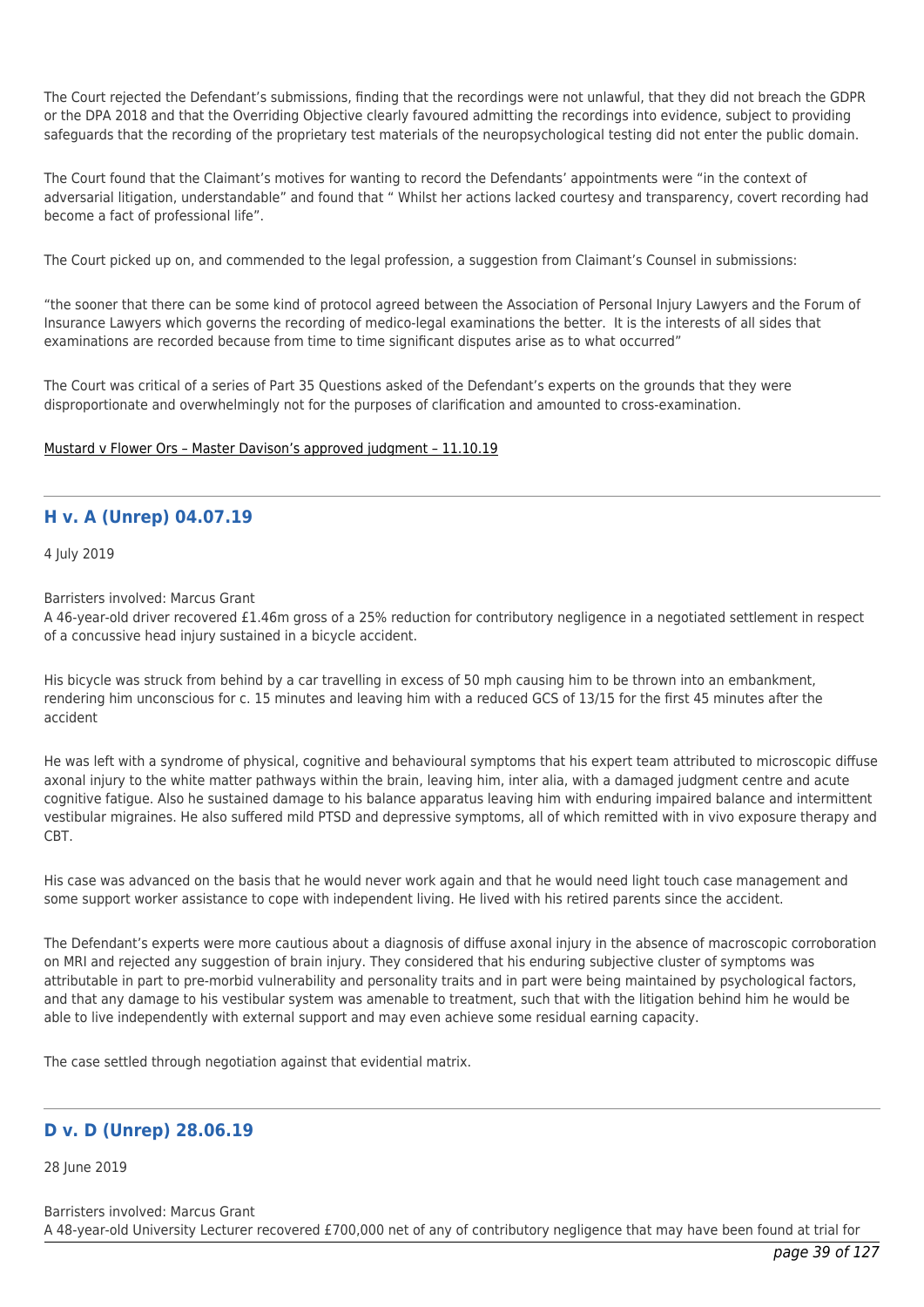The Court rejected the Defendant's submissions, finding that the recordings were not unlawful, that they did not breach the GDPR or the DPA 2018 and that the Overriding Objective clearly favoured admitting the recordings into evidence, subject to providing safeguards that the recording of the proprietary test materials of the neuropsychological testing did not enter the public domain.

The Court found that the Claimant's motives for wanting to record the Defendants' appointments were "in the context of adversarial litigation, understandable" and found that " Whilst her actions lacked courtesy and transparency, covert recording had become a fact of professional life".

The Court picked up on, and commended to the legal profession, a suggestion from Claimant's Counsel in submissions:

"the sooner that there can be some kind of protocol agreed between the Association of Personal Injury Lawyers and the Forum of Insurance Lawyers which governs the recording of medico-legal examinations the better. It is the interests of all sides that examinations are recorded because from time to time significant disputes arise as to what occurred"

The Court was critical of a series of Part 35 Questions asked of the Defendant's experts on the grounds that they were disproportionate and overwhelmingly not for the purposes of clarification and amounted to cross-examination.

Mustard v Flower Ors – Master Davison's approved judgment – 11.10.19

---

## H v. A (Unrep) 04.07.19

4 July 2019

Barristers involved: Marcus Grant
A 46-year-old driver recovered £1.46m gross of a 25% reduction for contributory negligence in a negotiated settlement in respect of a concussive head injury sustained in a bicycle accident.

His bicycle was struck from behind by a car travelling in excess of 50 mph causing him to be thrown into an embankment, rendering him unconscious for c. 15 minutes and leaving him with a reduced GCS of 13/15 for the first 45 minutes after the accident

He was left with a syndrome of physical, cognitive and behavioural symptoms that his expert team attributed to microscopic diffuse axonal injury to the white matter pathways within the brain, leaving him, inter alia, with a damaged judgment centre and acute cognitive fatigue. Also he sustained damage to his balance apparatus leaving him with enduring impaired balance and intermittent vestibular migraines. He also suffered mild PTSD and depressive symptoms, all of which remitted with in vivo exposure therapy and CBT.

His case was advanced on the basis that he would never work again and that he would need light touch case management and some support worker assistance to cope with independent living. He lived with his retired parents since the accident.

The Defendant's experts were more cautious about a diagnosis of diffuse axonal injury in the absence of macroscopic corroboration on MRI and rejected any suggestion of brain injury. They considered that his enduring subjective cluster of symptoms was attributable in part to pre-morbid vulnerability and personality traits and in part were being maintained by psychological factors, and that any damage to his vestibular system was amenable to treatment, such that with the litigation behind him he would be able to live independently with external support and may even achieve some residual earning capacity.

The case settled through negotiation against that evidential matrix.

---

## D v. D (Unrep) 28.06.19

28 June 2019

Barristers involved: Marcus Grant
A 48-year-old University Lecturer recovered £700,000 net of any of contributory negligence that may have been found at trial for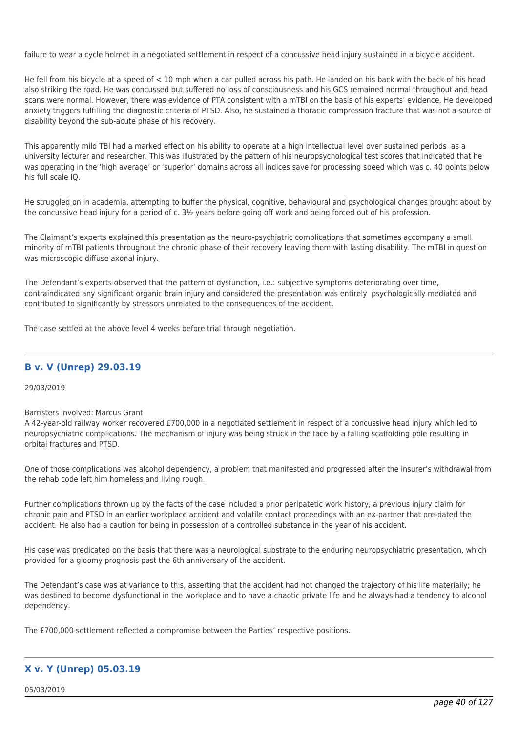failure to wear a cycle helmet in a negotiated settlement in respect of a concussive head injury sustained in a bicycle accident.

He fell from his bicycle at a speed of < 10 mph when a car pulled across his path. He landed on his back with the back of his head also striking the road. He was concussed but suffered no loss of consciousness and his GCS remained normal throughout and head scans were normal. However, there was evidence of PTA consistent with a mTBI on the basis of his experts' evidence. He developed anxiety triggers fulfilling the diagnostic criteria of PTSD. Also, he sustained a thoracic compression fracture that was not a source of disability beyond the sub-acute phase of his recovery.

This apparently mild TBI had a marked effect on his ability to operate at a high intellectual level over sustained periods as a university lecturer and researcher. This was illustrated by the pattern of his neuropsychological test scores that indicated that he was operating in the 'high average' or 'superior' domains across all indices save for processing speed which was c. 40 points below his full scale IQ.

He struggled on in academia, attempting to buffer the physical, cognitive, behavioural and psychological changes brought about by the concussive head injury for a period of c. 3½ years before going off work and being forced out of his profession.

The Claimant's experts explained this presentation as the neuro-psychiatric complications that sometimes accompany a small minority of mTBI patients throughout the chronic phase of their recovery leaving them with lasting disability. The mTBI in question was microscopic diffuse axonal injury.

The Defendant's experts observed that the pattern of dysfunction, i.e.: subjective symptoms deteriorating over time, contraindicated any significant organic brain injury and considered the presentation was entirely psychologically mediated and contributed to significantly by stressors unrelated to the consequences of the accident.

The case settled at the above level 4 weeks before trial through negotiation.

---

## B v. V (Unrep) 29.03.19

29/03/2019

Barristers involved: Marcus Grant
A 42-year-old railway worker recovered £700,000 in a negotiated settlement in respect of a concussive head injury which led to neuropsychiatric complications. The mechanism of injury was being struck in the face by a falling scaffolding pole resulting in orbital fractures and PTSD.

One of those complications was alcohol dependency, a problem that manifested and progressed after the insurer's withdrawal from the rehab code left him homeless and living rough.

Further complications thrown up by the facts of the case included a prior peripatetic work history, a previous injury claim for chronic pain and PTSD in an earlier workplace accident and volatile contact proceedings with an ex-partner that pre-dated the accident. He also had a caution for being in possession of a controlled substance in the year of his accident.

His case was predicated on the basis that there was a neurological substrate to the enduring neuropsychiatric presentation, which provided for a gloomy prognosis past the 6th anniversary of the accident.

The Defendant's case was at variance to this, asserting that the accident had not changed the trajectory of his life materially; he was destined to become dysfunctional in the workplace and to have a chaotic private life and he always had a tendency to alcohol dependency.

The £700,000 settlement reflected a compromise between the Parties' respective positions.

---

## X v. Y (Unrep) 05.03.19

05/03/2019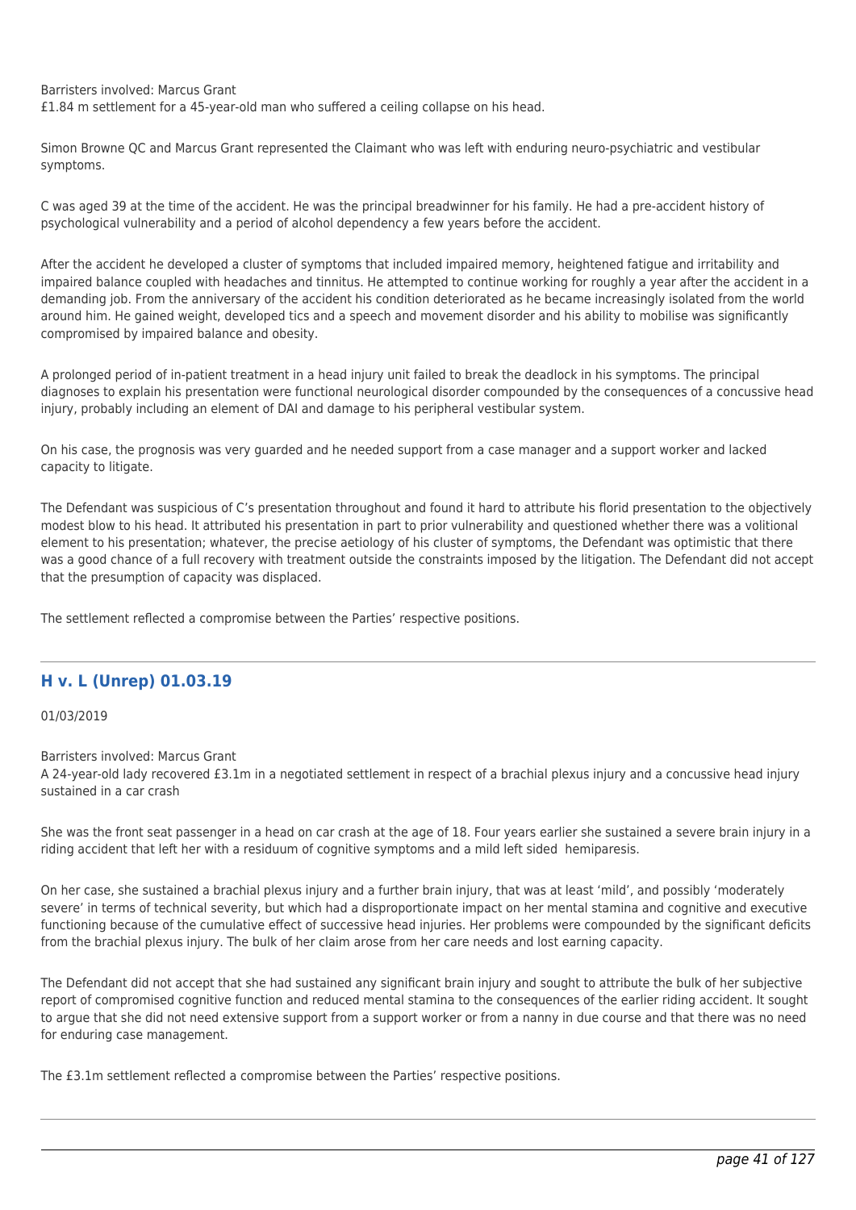Barristers involved: Marcus Grant
£1.84 m settlement for a 45-year-old man who suffered a ceiling collapse on his head.

Simon Browne QC and Marcus Grant represented the Claimant who was left with enduring neuro-psychiatric and vestibular symptoms.

C was aged 39 at the time of the accident. He was the principal breadwinner for his family. He had a pre-accident history of psychological vulnerability and a period of alcohol dependency a few years before the accident.

After the accident he developed a cluster of symptoms that included impaired memory, heightened fatigue and irritability and impaired balance coupled with headaches and tinnitus. He attempted to continue working for roughly a year after the accident in a demanding job. From the anniversary of the accident his condition deteriorated as he became increasingly isolated from the world around him. He gained weight, developed tics and a speech and movement disorder and his ability to mobilise was significantly compromised by impaired balance and obesity.

A prolonged period of in-patient treatment in a head injury unit failed to break the deadlock in his symptoms. The principal diagnoses to explain his presentation were functional neurological disorder compounded by the consequences of a concussive head injury, probably including an element of DAI and damage to his peripheral vestibular system.

On his case, the prognosis was very guarded and he needed support from a case manager and a support worker and lacked capacity to litigate.

The Defendant was suspicious of C's presentation throughout and found it hard to attribute his florid presentation to the objectively modest blow to his head. It attributed his presentation in part to prior vulnerability and questioned whether there was a volitional element to his presentation; whatever, the precise aetiology of his cluster of symptoms, the Defendant was optimistic that there was a good chance of a full recovery with treatment outside the constraints imposed by the litigation. The Defendant did not accept that the presumption of capacity was displaced.

The settlement reflected a compromise between the Parties' respective positions.

---

## H v. L (Unrep) 01.03.19

01/03/2019

Barristers involved: Marcus Grant
A 24-year-old lady recovered £3.1m in a negotiated settlement in respect of a brachial plexus injury and a concussive head injury sustained in a car crash

She was the front seat passenger in a head on car crash at the age of 18. Four years earlier she sustained a severe brain injury in a riding accident that left her with a residuum of cognitive symptoms and a mild left sided hemiparesis.

On her case, she sustained a brachial plexus injury and a further brain injury, that was at least 'mild', and possibly 'moderately severe' in terms of technical severity, but which had a disproportionate impact on her mental stamina and cognitive and executive functioning because of the cumulative effect of successive head injuries. Her problems were compounded by the significant deficits from the brachial plexus injury. The bulk of her claim arose from her care needs and lost earning capacity.

The Defendant did not accept that she had sustained any significant brain injury and sought to attribute the bulk of her subjective report of compromised cognitive function and reduced mental stamina to the consequences of the earlier riding accident. It sought to argue that she did not need extensive support from a support worker or from a nanny in due course and that there was no need for enduring case management.

The £3.1m settlement reflected a compromise between the Parties' respective positions.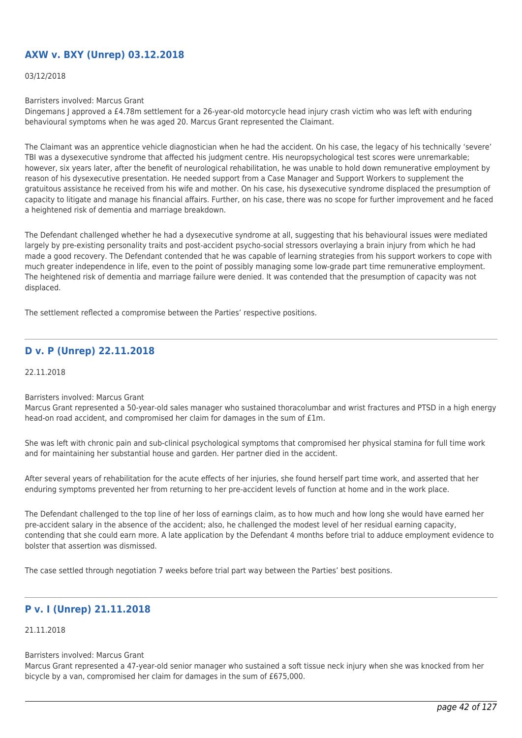## AXW v. BXY (Unrep) 03.12.2018

03/12/2018

Barristers involved: Marcus Grant
Dingemans J approved a £4.78m settlement for a 26-year-old motorcycle head injury crash victim who was left with enduring behavioural symptoms when he was aged 20. Marcus Grant represented the Claimant.

The Claimant was an apprentice vehicle diagnostician when he had the accident. On his case, the legacy of his technically 'severe' TBI was a dysexecutive syndrome that affected his judgment centre. His neuropsychological test scores were unremarkable; however, six years later, after the benefit of neurological rehabilitation, he was unable to hold down remunerative employment by reason of his dysexecutive presentation. He needed support from a Case Manager and Support Workers to supplement the gratuitous assistance he received from his wife and mother. On his case, his dysexecutive syndrome displaced the presumption of capacity to litigate and manage his financial affairs. Further, on his case, there was no scope for further improvement and he faced a heightened risk of dementia and marriage breakdown.

The Defendant challenged whether he had a dysexecutive syndrome at all, suggesting that his behavioural issues were mediated largely by pre-existing personality traits and post-accident psycho-social stressors overlaying a brain injury from which he had made a good recovery. The Defendant contended that he was capable of learning strategies from his support workers to cope with much greater independence in life, even to the point of possibly managing some low-grade part time remunerative employment. The heightened risk of dementia and marriage failure were denied. It was contended that the presumption of capacity was not displaced.

The settlement reflected a compromise between the Parties' respective positions.

---

## D v. P (Unrep) 22.11.2018

22.11.2018

Barristers involved: Marcus Grant
Marcus Grant represented a 50-year-old sales manager who sustained thoracolumbar and wrist fractures and PTSD in a high energy head-on road accident, and compromised her claim for damages in the sum of £1m.

She was left with chronic pain and sub-clinical psychological symptoms that compromised her physical stamina for full time work and for maintaining her substantial house and garden. Her partner died in the accident.

After several years of rehabilitation for the acute effects of her injuries, she found herself part time work, and asserted that her enduring symptoms prevented her from returning to her pre-accident levels of function at home and in the work place.

The Defendant challenged to the top line of her loss of earnings claim, as to how much and how long she would have earned her pre-accident salary in the absence of the accident; also, he challenged the modest level of her residual earning capacity, contending that she could earn more. A late application by the Defendant 4 months before trial to adduce employment evidence to bolster that assertion was dismissed.

The case settled through negotiation 7 weeks before trial part way between the Parties' best positions.

---

## P v. I (Unrep) 21.11.2018

21.11.2018

Barristers involved: Marcus Grant
Marcus Grant represented a 47-year-old senior manager who sustained a soft tissue neck injury when she was knocked from her bicycle by a van, compromised her claim for damages in the sum of £675,000.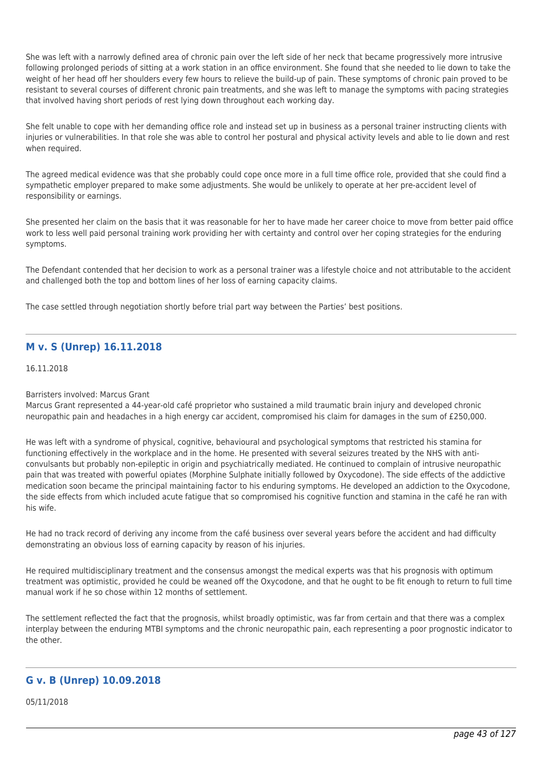She was left with a narrowly defined area of chronic pain over the left side of her neck that became progressively more intrusive following prolonged periods of sitting at a work station in an office environment. She found that she needed to lie down to take the weight of her head off her shoulders every few hours to relieve the build-up of pain. These symptoms of chronic pain proved to be resistant to several courses of different chronic pain treatments, and she was left to manage the symptoms with pacing strategies that involved having short periods of rest lying down throughout each working day.

She felt unable to cope with her demanding office role and instead set up in business as a personal trainer instructing clients with injuries or vulnerabilities. In that role she was able to control her postural and physical activity levels and able to lie down and rest when required.

The agreed medical evidence was that she probably could cope once more in a full time office role, provided that she could find a sympathetic employer prepared to make some adjustments. She would be unlikely to operate at her pre-accident level of responsibility or earnings.

She presented her claim on the basis that it was reasonable for her to have made her career choice to move from better paid office work to less well paid personal training work providing her with certainty and control over her coping strategies for the enduring symptoms.

The Defendant contended that her decision to work as a personal trainer was a lifestyle choice and not attributable to the accident and challenged both the top and bottom lines of her loss of earning capacity claims.

The case settled through negotiation shortly before trial part way between the Parties' best positions.

---

## M v. S (Unrep) 16.11.2018

16.11.2018

Barristers involved: Marcus Grant
Marcus Grant represented a 44-year-old café proprietor who sustained a mild traumatic brain injury and developed chronic neuropathic pain and headaches in a high energy car accident, compromised his claim for damages in the sum of £250,000.

He was left with a syndrome of physical, cognitive, behavioural and psychological symptoms that restricted his stamina for functioning effectively in the workplace and in the home. He presented with several seizures treated by the NHS with anti-convulsants but probably non-epileptic in origin and psychiatrically mediated. He continued to complain of intrusive neuropathic pain that was treated with powerful opiates (Morphine Sulphate initially followed by Oxycodone). The side effects of the addictive medication soon became the principal maintaining factor to his enduring symptoms. He developed an addiction to the Oxycodone, the side effects from which included acute fatigue that so compromised his cognitive function and stamina in the café he ran with his wife.

He had no track record of deriving any income from the café business over several years before the accident and had difficulty demonstrating an obvious loss of earning capacity by reason of his injuries.

He required multidisciplinary treatment and the consensus amongst the medical experts was that his prognosis with optimum treatment was optimistic, provided he could be weaned off the Oxycodone, and that he ought to be fit enough to return to full time manual work if he so chose within 12 months of settlement.

The settlement reflected the fact that the prognosis, whilst broadly optimistic, was far from certain and that there was a complex interplay between the enduring MTBI symptoms and the chronic neuropathic pain, each representing a poor prognostic indicator to the other.

---

## G v. B (Unrep) 10.09.2018

05/11/2018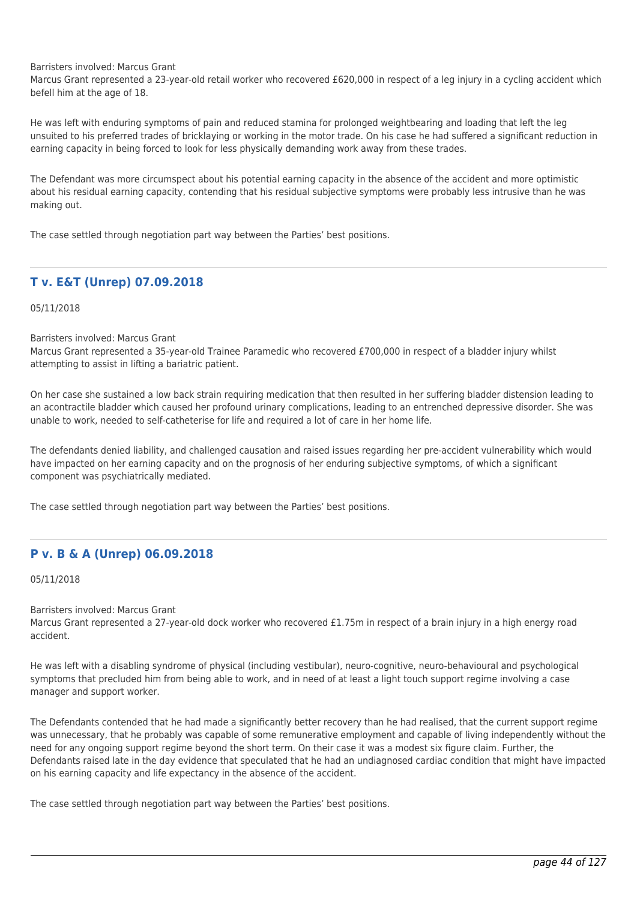Barristers involved: Marcus Grant
Marcus Grant represented a 23-year-old retail worker who recovered £620,000 in respect of a leg injury in a cycling accident which befell him at the age of 18.

He was left with enduring symptoms of pain and reduced stamina for prolonged weightbearing and loading that left the leg unsuited to his preferred trades of bricklaying or working in the motor trade. On his case he had suffered a significant reduction in earning capacity in being forced to look for less physically demanding work away from these trades.

The Defendant was more circumspect about his potential earning capacity in the absence of the accident and more optimistic about his residual earning capacity, contending that his residual subjective symptoms were probably less intrusive than he was making out.

The case settled through negotiation part way between the Parties' best positions.

---

## T v. E&T (Unrep) 07.09.2018

05/11/2018

Barristers involved: Marcus Grant
Marcus Grant represented a 35-year-old Trainee Paramedic who recovered £700,000 in respect of a bladder injury whilst attempting to assist in lifting a bariatric patient.

On her case she sustained a low back strain requiring medication that then resulted in her suffering bladder distension leading to an acontractile bladder which caused her profound urinary complications, leading to an entrenched depressive disorder. She was unable to work, needed to self-catheterise for life and required a lot of care in her home life.

The defendants denied liability, and challenged causation and raised issues regarding her pre-accident vulnerability which would have impacted on her earning capacity and on the prognosis of her enduring subjective symptoms, of which a significant component was psychiatrically mediated.

The case settled through negotiation part way between the Parties' best positions.

---

## P v. B & A (Unrep) 06.09.2018

05/11/2018

Barristers involved: Marcus Grant
Marcus Grant represented a 27-year-old dock worker who recovered £1.75m in respect of a brain injury in a high energy road accident.

He was left with a disabling syndrome of physical (including vestibular), neuro-cognitive, neuro-behavioural and psychological symptoms that precluded him from being able to work, and in need of at least a light touch support regime involving a case manager and support worker.

The Defendants contended that he had made a significantly better recovery than he had realised, that the current support regime was unnecessary, that he probably was capable of some remunerative employment and capable of living independently without the need for any ongoing support regime beyond the short term. On their case it was a modest six figure claim. Further, the Defendants raised late in the day evidence that speculated that he had an undiagnosed cardiac condition that might have impacted on his earning capacity and life expectancy in the absence of the accident.

The case settled through negotiation part way between the Parties' best positions.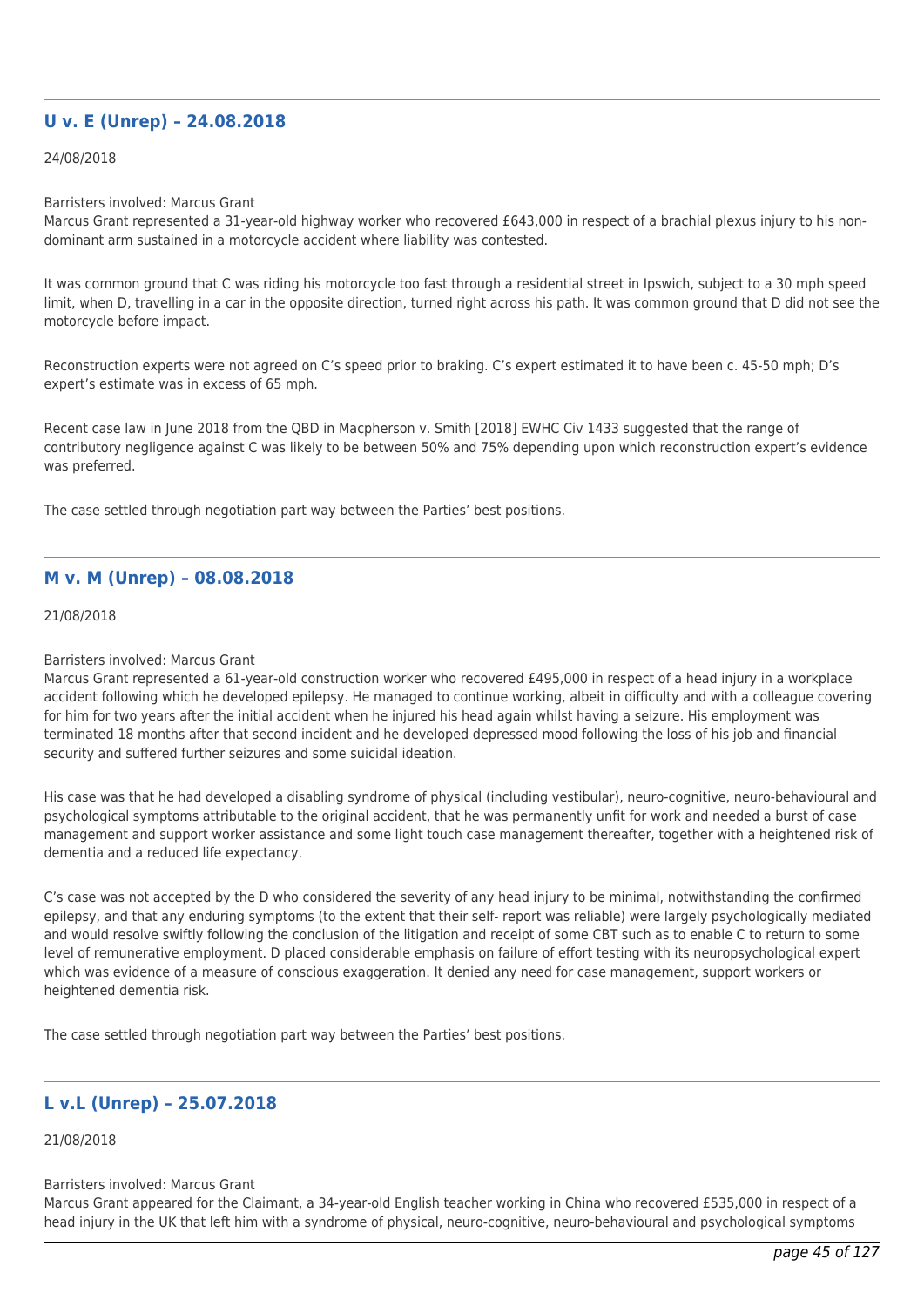## U v. E (Unrep) – 24.08.2018

24/08/2018

Barristers involved: Marcus Grant
Marcus Grant represented a 31-year-old highway worker who recovered £643,000 in respect of a brachial plexus injury to his non-dominant arm sustained in a motorcycle accident where liability was contested.

It was common ground that C was riding his motorcycle too fast through a residential street in Ipswich, subject to a 30 mph speed limit, when D, travelling in a car in the opposite direction, turned right across his path. It was common ground that D did not see the motorcycle before impact.

Reconstruction experts were not agreed on C's speed prior to braking. C's expert estimated it to have been c. 45-50 mph; D's expert's estimate was in excess of 65 mph.

Recent case law in June 2018 from the QBD in Macpherson v. Smith [2018] EWHC Civ 1433 suggested that the range of contributory negligence against C was likely to be between 50% and 75% depending upon which reconstruction expert's evidence was preferred.

The case settled through negotiation part way between the Parties' best positions.

## M v. M (Unrep) – 08.08.2018

21/08/2018

Barristers involved: Marcus Grant
Marcus Grant represented a 61-year-old construction worker who recovered £495,000 in respect of a head injury in a workplace accident following which he developed epilepsy. He managed to continue working, albeit in difficulty and with a colleague covering for him for two years after the initial accident when he injured his head again whilst having a seizure. His employment was terminated 18 months after that second incident and he developed depressed mood following the loss of his job and financial security and suffered further seizures and some suicidal ideation.

His case was that he had developed a disabling syndrome of physical (including vestibular), neuro-cognitive, neuro-behavioural and psychological symptoms attributable to the original accident, that he was permanently unfit for work and needed a burst of case management and support worker assistance and some light touch case management thereafter, together with a heightened risk of dementia and a reduced life expectancy.

C's case was not accepted by the D who considered the severity of any head injury to be minimal, notwithstanding the confirmed epilepsy, and that any enduring symptoms (to the extent that their self- report was reliable) were largely psychologically mediated and would resolve swiftly following the conclusion of the litigation and receipt of some CBT such as to enable C to return to some level of remunerative employment. D placed considerable emphasis on failure of effort testing with its neuropsychological expert which was evidence of a measure of conscious exaggeration. It denied any need for case management, support workers or heightened dementia risk.

The case settled through negotiation part way between the Parties' best positions.

## L v.L (Unrep) – 25.07.2018

21/08/2018

Barristers involved: Marcus Grant
Marcus Grant appeared for the Claimant, a 34-year-old English teacher working in China who recovered £535,000 in respect of a head injury in the UK that left him with a syndrome of physical, neuro-cognitive, neuro-behavioural and psychological symptoms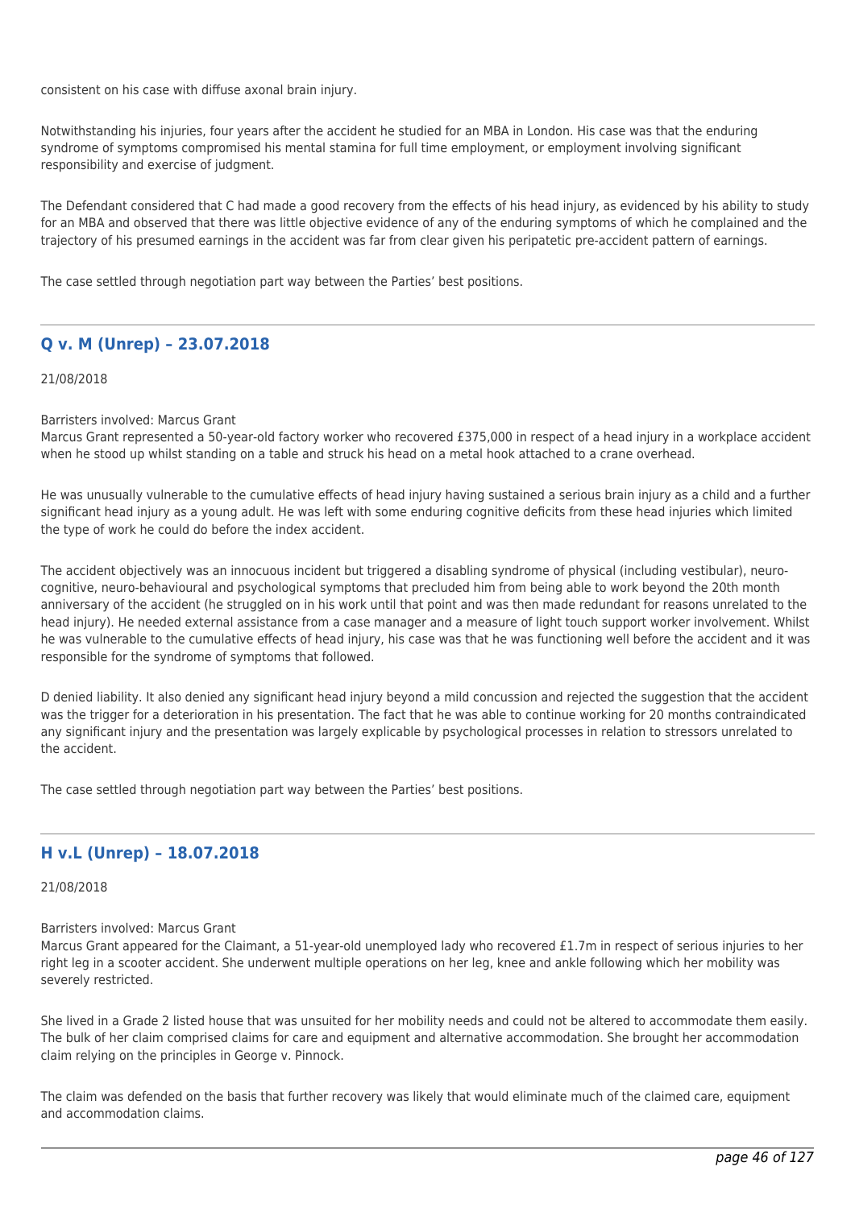consistent on his case with diffuse axonal brain injury.

Notwithstanding his injuries, four years after the accident he studied for an MBA in London. His case was that the enduring syndrome of symptoms compromised his mental stamina for full time employment, or employment involving significant responsibility and exercise of judgment.

The Defendant considered that C had made a good recovery from the effects of his head injury, as evidenced by his ability to study for an MBA and observed that there was little objective evidence of any of the enduring symptoms of which he complained and the trajectory of his presumed earnings in the accident was far from clear given his peripatetic pre-accident pattern of earnings.

The case settled through negotiation part way between the Parties' best positions.

---

## Q v. M (Unrep) – 23.07.2018

21/08/2018

Barristers involved: Marcus Grant
Marcus Grant represented a 50-year-old factory worker who recovered £375,000 in respect of a head injury in a workplace accident when he stood up whilst standing on a table and struck his head on a metal hook attached to a crane overhead.

He was unusually vulnerable to the cumulative effects of head injury having sustained a serious brain injury as a child and a further significant head injury as a young adult. He was left with some enduring cognitive deficits from these head injuries which limited the type of work he could do before the index accident.

The accident objectively was an innocuous incident but triggered a disabling syndrome of physical (including vestibular), neuro-cognitive, neuro-behavioural and psychological symptoms that precluded him from being able to work beyond the 20th month anniversary of the accident (he struggled on in his work until that point and was then made redundant for reasons unrelated to the head injury). He needed external assistance from a case manager and a measure of light touch support worker involvement. Whilst he was vulnerable to the cumulative effects of head injury, his case was that he was functioning well before the accident and it was responsible for the syndrome of symptoms that followed.

D denied liability. It also denied any significant head injury beyond a mild concussion and rejected the suggestion that the accident was the trigger for a deterioration in his presentation. The fact that he was able to continue working for 20 months contraindicated any significant injury and the presentation was largely explicable by psychological processes in relation to stressors unrelated to the accident.

The case settled through negotiation part way between the Parties' best positions.

---

## H v.L (Unrep) – 18.07.2018

21/08/2018

Barristers involved: Marcus Grant
Marcus Grant appeared for the Claimant, a 51-year-old unemployed lady who recovered £1.7m in respect of serious injuries to her right leg in a scooter accident. She underwent multiple operations on her leg, knee and ankle following which her mobility was severely restricted.

She lived in a Grade 2 listed house that was unsuited for her mobility needs and could not be altered to accommodate them easily. The bulk of her claim comprised claims for care and equipment and alternative accommodation. She brought her accommodation claim relying on the principles in George v. Pinnock.

The claim was defended on the basis that further recovery was likely that would eliminate much of the claimed care, equipment and accommodation claims.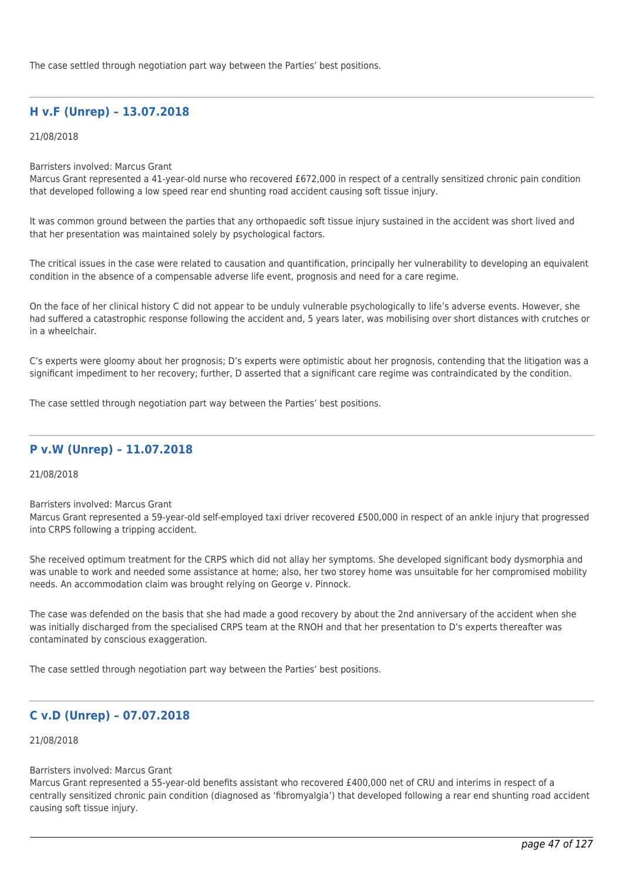The case settled through negotiation part way between the Parties' best positions.

---

## H v.F (Unrep) – 13.07.2018

21/08/2018

Barristers involved: Marcus Grant
Marcus Grant represented a 41-year-old nurse who recovered £672,000 in respect of a centrally sensitized chronic pain condition that developed following a low speed rear end shunting road accident causing soft tissue injury.

It was common ground between the parties that any orthopaedic soft tissue injury sustained in the accident was short lived and that her presentation was maintained solely by psychological factors.

The critical issues in the case were related to causation and quantification, principally her vulnerability to developing an equivalent condition in the absence of a compensable adverse life event, prognosis and need for a care regime.

On the face of her clinical history C did not appear to be unduly vulnerable psychologically to life's adverse events. However, she had suffered a catastrophic response following the accident and, 5 years later, was mobilising over short distances with crutches or in a wheelchair.

C's experts were gloomy about her prognosis; D's experts were optimistic about her prognosis, contending that the litigation was a significant impediment to her recovery; further, D asserted that a significant care regime was contraindicated by the condition.

The case settled through negotiation part way between the Parties' best positions.

---

## P v.W (Unrep) – 11.07.2018

21/08/2018

Barristers involved: Marcus Grant
Marcus Grant represented a 59-year-old self-employed taxi driver recovered £500,000 in respect of an ankle injury that progressed into CRPS following a tripping accident.

She received optimum treatment for the CRPS which did not allay her symptoms. She developed significant body dysmorphia and was unable to work and needed some assistance at home; also, her two storey home was unsuitable for her compromised mobility needs. An accommodation claim was brought relying on George v. Pinnock.

The case was defended on the basis that she had made a good recovery by about the 2nd anniversary of the accident when she was initially discharged from the specialised CRPS team at the RNOH and that her presentation to D's experts thereafter was contaminated by conscious exaggeration.

The case settled through negotiation part way between the Parties' best positions.

---

## C v.D (Unrep) – 07.07.2018

21/08/2018

Barristers involved: Marcus Grant
Marcus Grant represented a 55-year-old benefits assistant who recovered £400,000 net of CRU and interims in respect of a centrally sensitized chronic pain condition (diagnosed as 'fibromyalgia') that developed following a rear end shunting road accident causing soft tissue injury.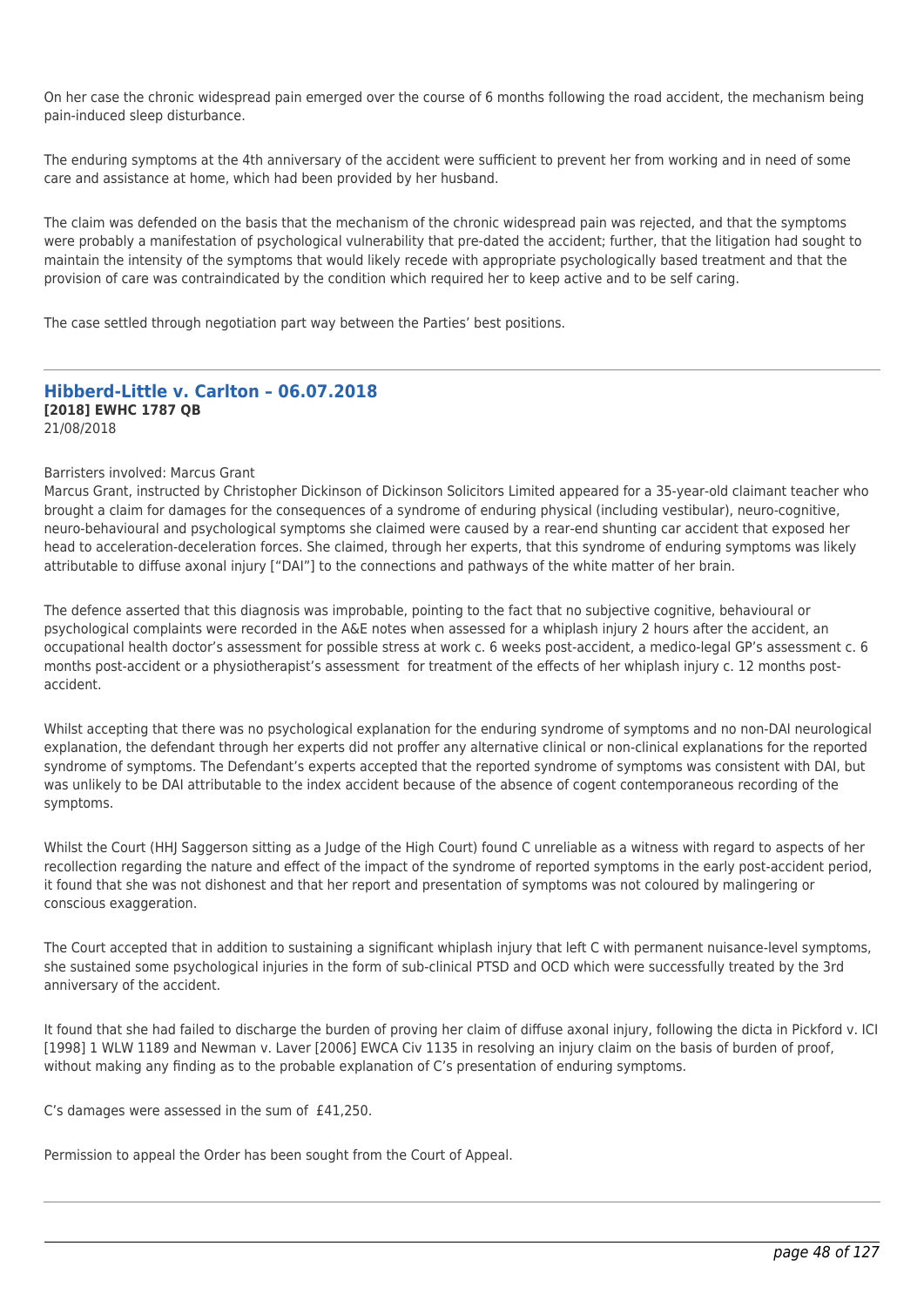On her case the chronic widespread pain emerged over the course of 6 months following the road accident, the mechanism being pain-induced sleep disturbance.

The enduring symptoms at the 4th anniversary of the accident were sufficient to prevent her from working and in need of some care and assistance at home, which had been provided by her husband.

The claim was defended on the basis that the mechanism of the chronic widespread pain was rejected, and that the symptoms were probably a manifestation of psychological vulnerability that pre-dated the accident; further, that the litigation had sought to maintain the intensity of the symptoms that would likely recede with appropriate psychologically based treatment and that the provision of care was contraindicated by the condition which required her to keep active and to be self caring.

The case settled through negotiation part way between the Parties' best positions.

---

## Hibberd-Little v. Carlton – 06.07.2018

**[2018] EWHC 1787 QB**
21/08/2018

Barristers involved: Marcus Grant
Marcus Grant, instructed by Christopher Dickinson of Dickinson Solicitors Limited appeared for a 35-year-old claimant teacher who brought a claim for damages for the consequences of a syndrome of enduring physical (including vestibular), neuro-cognitive, neuro-behavioural and psychological symptoms she claimed were caused by a rear-end shunting car accident that exposed her head to acceleration-deceleration forces. She claimed, through her experts, that this syndrome of enduring symptoms was likely attributable to diffuse axonal injury ["DAI"] to the connections and pathways of the white matter of her brain.

The defence asserted that this diagnosis was improbable, pointing to the fact that no subjective cognitive, behavioural or psychological complaints were recorded in the A&E notes when assessed for a whiplash injury 2 hours after the accident, an occupational health doctor's assessment for possible stress at work c. 6 weeks post-accident, a medico-legal GP's assessment c. 6 months post-accident or a physiotherapist's assessment for treatment of the effects of her whiplash injury c. 12 months post-accident.

Whilst accepting that there was no psychological explanation for the enduring syndrome of symptoms and no non-DAI neurological explanation, the defendant through her experts did not proffer any alternative clinical or non-clinical explanations for the reported syndrome of symptoms. The Defendant's experts accepted that the reported syndrome of symptoms was consistent with DAI, but was unlikely to be DAI attributable to the index accident because of the absence of cogent contemporaneous recording of the symptoms.

Whilst the Court (HHJ Saggerson sitting as a Judge of the High Court) found C unreliable as a witness with regard to aspects of her recollection regarding the nature and effect of the impact of the syndrome of reported symptoms in the early post-accident period, it found that she was not dishonest and that her report and presentation of symptoms was not coloured by malingering or conscious exaggeration.

The Court accepted that in addition to sustaining a significant whiplash injury that left C with permanent nuisance-level symptoms, she sustained some psychological injuries in the form of sub-clinical PTSD and OCD which were successfully treated by the 3rd anniversary of the accident.

It found that she had failed to discharge the burden of proving her claim of diffuse axonal injury, following the dicta in Pickford v. ICI [1998] 1 WLW 1189 and Newman v. Laver [2006] EWCA Civ 1135 in resolving an injury claim on the basis of burden of proof, without making any finding as to the probable explanation of C's presentation of enduring symptoms.

C's damages were assessed in the sum of £41,250.

Permission to appeal the Order has been sought from the Court of Appeal.

---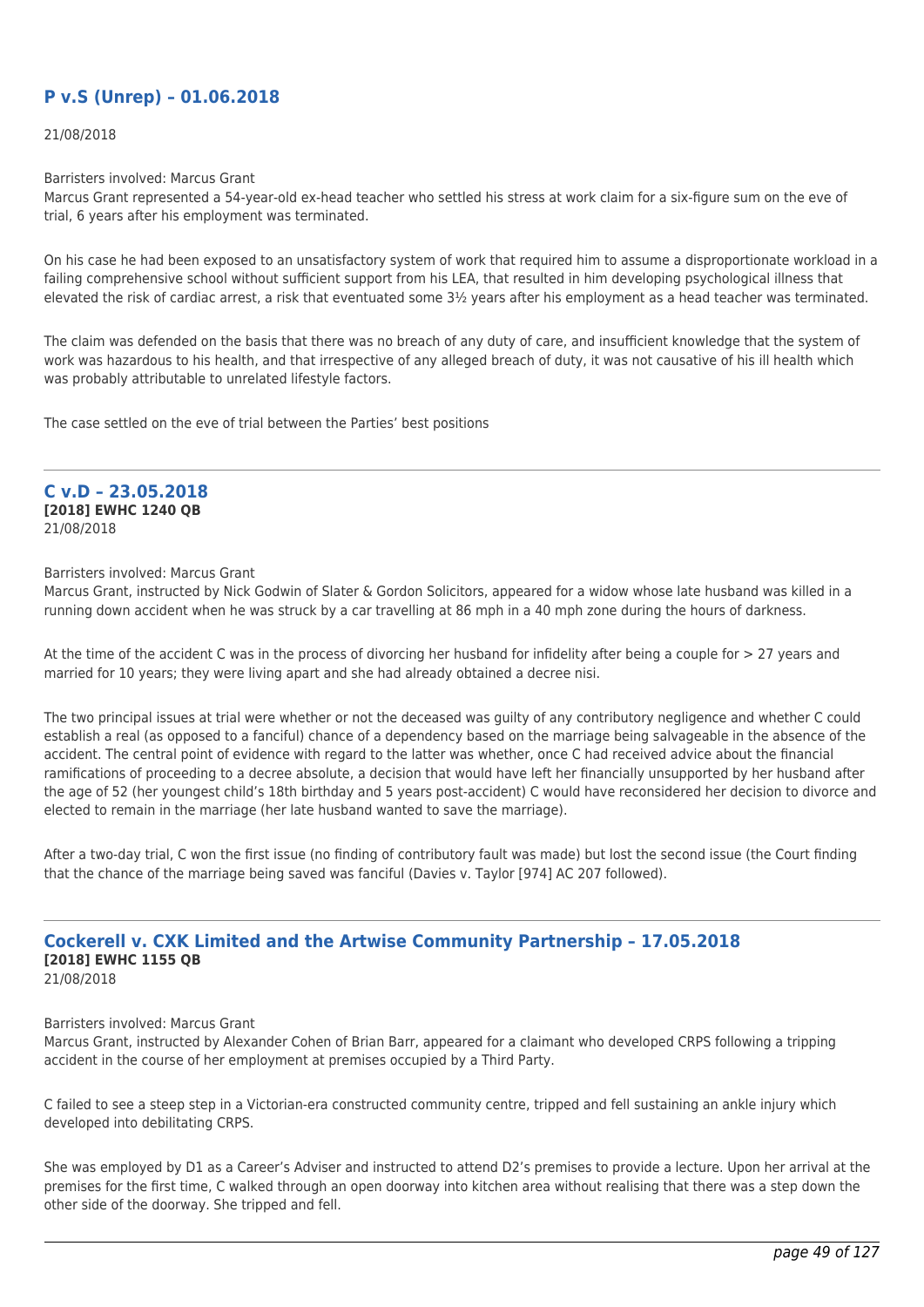## P v.S (Unrep) – 01.06.2018

21/08/2018

Barristers involved: Marcus Grant

Marcus Grant represented a 54-year-old ex-head teacher who settled his stress at work claim for a six-figure sum on the eve of trial, 6 years after his employment was terminated.

On his case he had been exposed to an unsatisfactory system of work that required him to assume a disproportionate workload in a failing comprehensive school without sufficient support from his LEA, that resulted in him developing psychological illness that elevated the risk of cardiac arrest, a risk that eventuated some 3½ years after his employment as a head teacher was terminated.

The claim was defended on the basis that there was no breach of any duty of care, and insufficient knowledge that the system of work was hazardous to his health, and that irrespective of any alleged breach of duty, it was not causative of his ill health which was probably attributable to unrelated lifestyle factors.

The case settled on the eve of trial between the Parties' best positions

---

## C v.D – 23.05.2018

**[2018] EWHC 1240 QB**

21/08/2018

Barristers involved: Marcus Grant

Marcus Grant, instructed by Nick Godwin of Slater & Gordon Solicitors, appeared for a widow whose late husband was killed in a running down accident when he was struck by a car travelling at 86 mph in a 40 mph zone during the hours of darkness.

At the time of the accident C was in the process of divorcing her husband for infidelity after being a couple for > 27 years and married for 10 years; they were living apart and she had already obtained a decree nisi.

The two principal issues at trial were whether or not the deceased was guilty of any contributory negligence and whether C could establish a real (as opposed to a fanciful) chance of a dependency based on the marriage being salvageable in the absence of the accident. The central point of evidence with regard to the latter was whether, once C had received advice about the financial ramifications of proceeding to a decree absolute, a decision that would have left her financially unsupported by her husband after the age of 52 (her youngest child's 18th birthday and 5 years post-accident) C would have reconsidered her decision to divorce and elected to remain in the marriage (her late husband wanted to save the marriage).

After a two-day trial, C won the first issue (no finding of contributory fault was made) but lost the second issue (the Court finding that the chance of the marriage being saved was fanciful (Davies v. Taylor [974] AC 207 followed).

---

## Cockerell v. CXK Limited and the Artwise Community Partnership – 17.05.2018

**[2018] EWHC 1155 QB**

21/08/2018

Barristers involved: Marcus Grant

Marcus Grant, instructed by Alexander Cohen of Brian Barr, appeared for a claimant who developed CRPS following a tripping accident in the course of her employment at premises occupied by a Third Party.

C failed to see a steep step in a Victorian-era constructed community centre, tripped and fell sustaining an ankle injury which developed into debilitating CRPS.

She was employed by D1 as a Career's Adviser and instructed to attend D2's premises to provide a lecture. Upon her arrival at the premises for the first time, C walked through an open doorway into kitchen area without realising that there was a step down the other side of the doorway. She tripped and fell.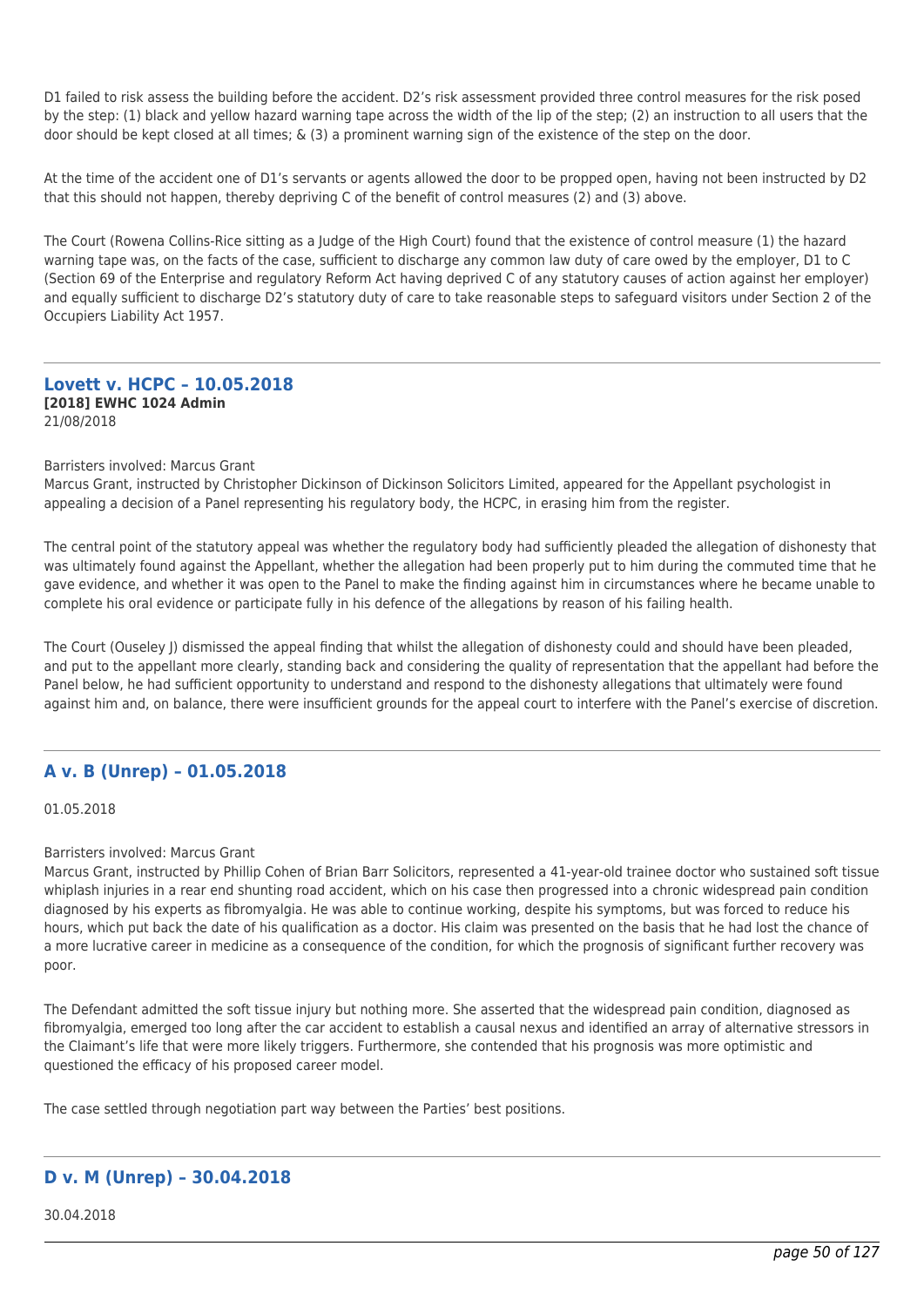D1 failed to risk assess the building before the accident. D2's risk assessment provided three control measures for the risk posed by the step: (1) black and yellow hazard warning tape across the width of the lip of the step; (2) an instruction to all users that the door should be kept closed at all times; & (3) a prominent warning sign of the existence of the step on the door.

At the time of the accident one of D1's servants or agents allowed the door to be propped open, having not been instructed by D2 that this should not happen, thereby depriving C of the benefit of control measures (2) and (3) above.

The Court (Rowena Collins-Rice sitting as a Judge of the High Court) found that the existence of control measure (1) the hazard warning tape was, on the facts of the case, sufficient to discharge any common law duty of care owed by the employer, D1 to C (Section 69 of the Enterprise and regulatory Reform Act having deprived C of any statutory causes of action against her employer) and equally sufficient to discharge D2's statutory duty of care to take reasonable steps to safeguard visitors under Section 2 of the Occupiers Liability Act 1957.

## Lovett v. HCPC – 10.05.2018

**[2018] EWHC 1024 Admin**

21/08/2018

Barristers involved: Marcus Grant
Marcus Grant, instructed by Christopher Dickinson of Dickinson Solicitors Limited, appeared for the Appellant psychologist in appealing a decision of a Panel representing his regulatory body, the HCPC, in erasing him from the register.

The central point of the statutory appeal was whether the regulatory body had sufficiently pleaded the allegation of dishonesty that was ultimately found against the Appellant, whether the allegation had been properly put to him during the commuted time that he gave evidence, and whether it was open to the Panel to make the finding against him in circumstances where he became unable to complete his oral evidence or participate fully in his defence of the allegations by reason of his failing health.

The Court (Ouseley J) dismissed the appeal finding that whilst the allegation of dishonesty could and should have been pleaded, and put to the appellant more clearly, standing back and considering the quality of representation that the appellant had before the Panel below, he had sufficient opportunity to understand and respond to the dishonesty allegations that ultimately were found against him and, on balance, there were insufficient grounds for the appeal court to interfere with the Panel's exercise of discretion.

## A v. B (Unrep) – 01.05.2018

01.05.2018

Barristers involved: Marcus Grant
Marcus Grant, instructed by Phillip Cohen of Brian Barr Solicitors, represented a 41-year-old trainee doctor who sustained soft tissue whiplash injuries in a rear end shunting road accident, which on his case then progressed into a chronic widespread pain condition diagnosed by his experts as fibromyalgia. He was able to continue working, despite his symptoms, but was forced to reduce his hours, which put back the date of his qualification as a doctor. His claim was presented on the basis that he had lost the chance of a more lucrative career in medicine as a consequence of the condition, for which the prognosis of significant further recovery was poor.

The Defendant admitted the soft tissue injury but nothing more. She asserted that the widespread pain condition, diagnosed as fibromyalgia, emerged too long after the car accident to establish a causal nexus and identified an array of alternative stressors in the Claimant's life that were more likely triggers. Furthermore, she contended that his prognosis was more optimistic and questioned the efficacy of his proposed career model.

The case settled through negotiation part way between the Parties' best positions.

## D v. M (Unrep) – 30.04.2018

30.04.2018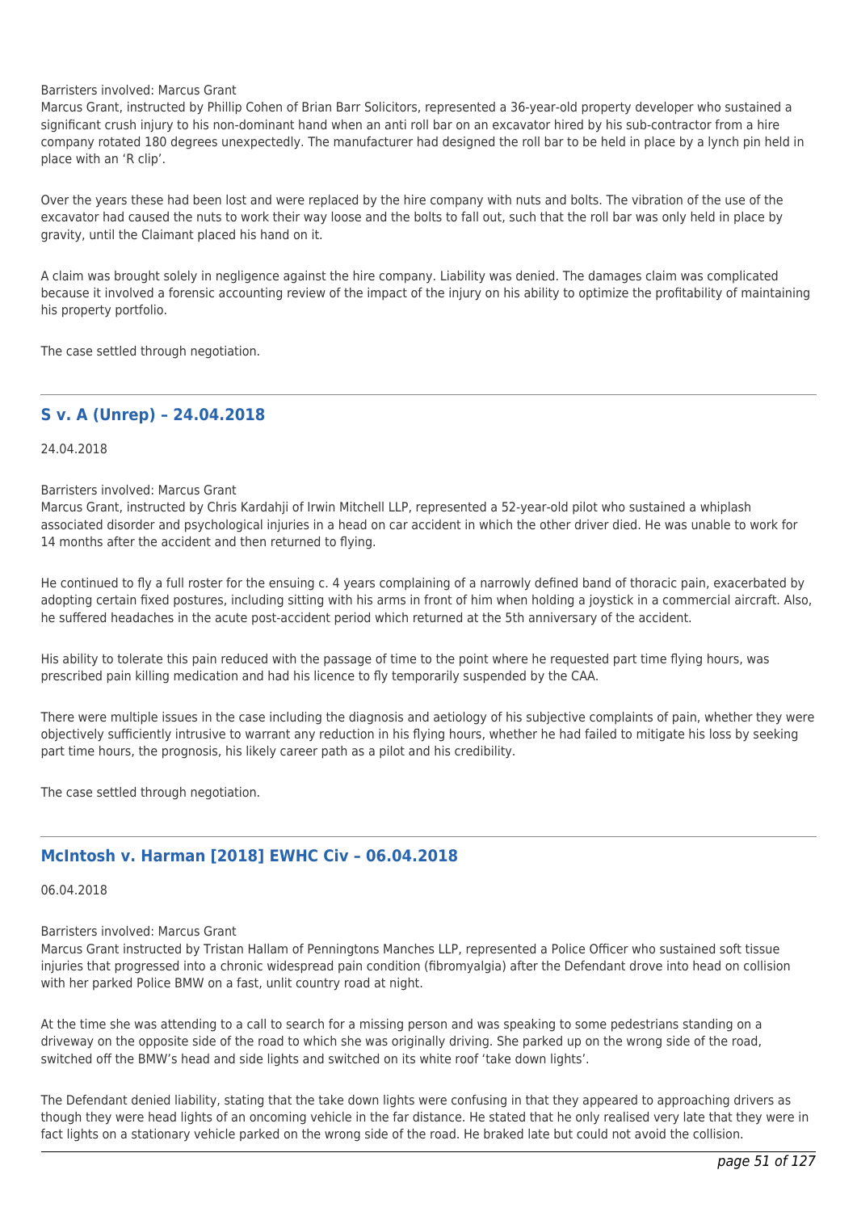Barristers involved: Marcus Grant

Marcus Grant, instructed by Phillip Cohen of Brian Barr Solicitors, represented a 36-year-old property developer who sustained a significant crush injury to his non-dominant hand when an anti roll bar on an excavator hired by his sub-contractor from a hire company rotated 180 degrees unexpectedly. The manufacturer had designed the roll bar to be held in place by a lynch pin held in place with an 'R clip'.

Over the years these had been lost and were replaced by the hire company with nuts and bolts. The vibration of the use of the excavator had caused the nuts to work their way loose and the bolts to fall out, such that the roll bar was only held in place by gravity, until the Claimant placed his hand on it.

A claim was brought solely in negligence against the hire company. Liability was denied. The damages claim was complicated because it involved a forensic accounting review of the impact of the injury on his ability to optimize the profitability of maintaining his property portfolio.

The case settled through negotiation.

---

## S v. A (Unrep) – 24.04.2018

24.04.2018

Barristers involved: Marcus Grant

Marcus Grant, instructed by Chris Kardahji of Irwin Mitchell LLP, represented a 52-year-old pilot who sustained a whiplash associated disorder and psychological injuries in a head on car accident in which the other driver died. He was unable to work for 14 months after the accident and then returned to flying.

He continued to fly a full roster for the ensuing c. 4 years complaining of a narrowly defined band of thoracic pain, exacerbated by adopting certain fixed postures, including sitting with his arms in front of him when holding a joystick in a commercial aircraft. Also, he suffered headaches in the acute post-accident period which returned at the 5th anniversary of the accident.

His ability to tolerate this pain reduced with the passage of time to the point where he requested part time flying hours, was prescribed pain killing medication and had his licence to fly temporarily suspended by the CAA.

There were multiple issues in the case including the diagnosis and aetiology of his subjective complaints of pain, whether they were objectively sufficiently intrusive to warrant any reduction in his flying hours, whether he had failed to mitigate his loss by seeking part time hours, the prognosis, his likely career path as a pilot and his credibility.

The case settled through negotiation.

---

## McIntosh v. Harman [2018] EWHC Civ – 06.04.2018

06.04.2018

Barristers involved: Marcus Grant

Marcus Grant instructed by Tristan Hallam of Penningtons Manches LLP, represented a Police Officer who sustained soft tissue injuries that progressed into a chronic widespread pain condition (fibromyalgia) after the Defendant drove into head on collision with her parked Police BMW on a fast, unlit country road at night.

At the time she was attending to a call to search for a missing person and was speaking to some pedestrians standing on a driveway on the opposite side of the road to which she was originally driving. She parked up on the wrong side of the road, switched off the BMW's head and side lights and switched on its white roof 'take down lights'.

The Defendant denied liability, stating that the take down lights were confusing in that they appeared to approaching drivers as though they were head lights of an oncoming vehicle in the far distance. He stated that he only realised very late that they were in fact lights on a stationary vehicle parked on the wrong side of the road. He braked late but could not avoid the collision.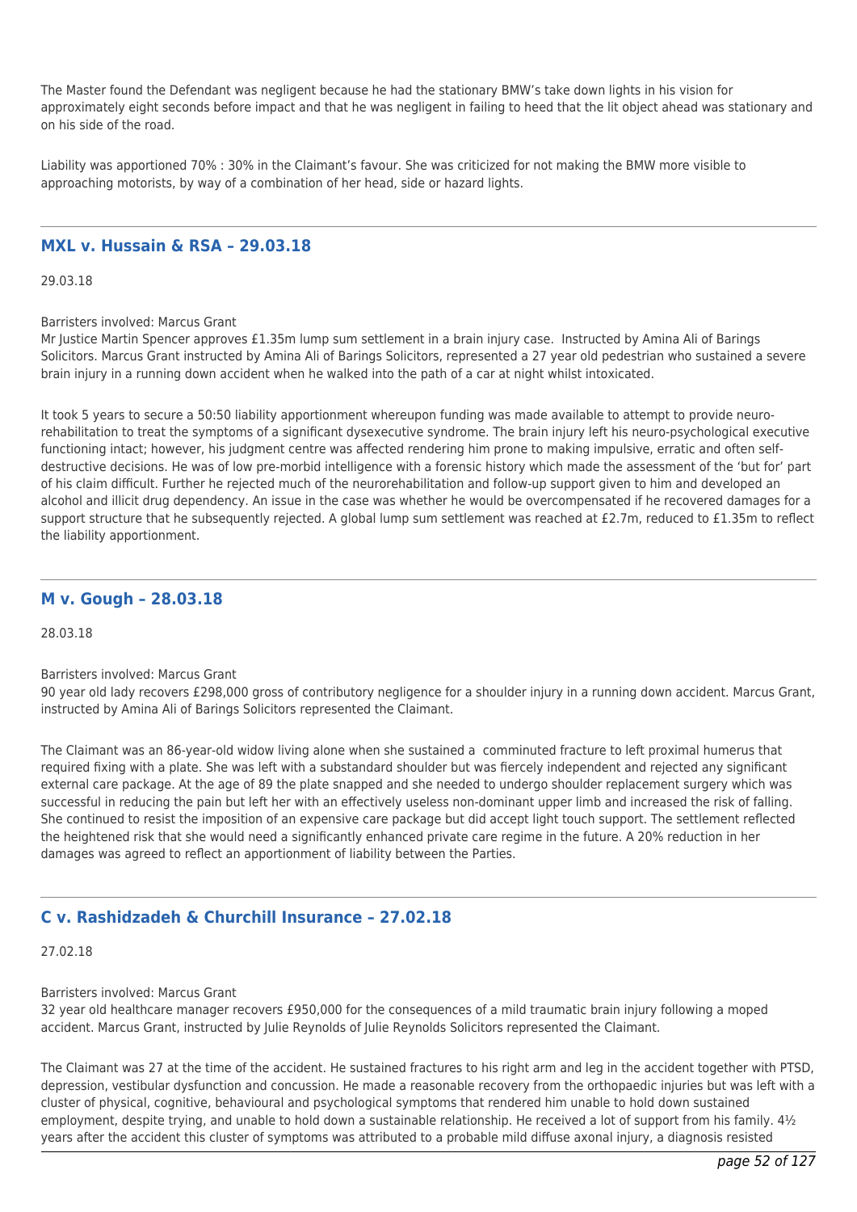The Master found the Defendant was negligent because he had the stationary BMW's take down lights in his vision for approximately eight seconds before impact and that he was negligent in failing to heed that the lit object ahead was stationary and on his side of the road.

Liability was apportioned 70% : 30% in the Claimant's favour. She was criticized for not making the BMW more visible to approaching motorists, by way of a combination of her head, side or hazard lights.

---

## MXL v. Hussain & RSA – 29.03.18

29.03.18

Barristers involved: Marcus Grant
Mr Justice Martin Spencer approves £1.35m lump sum settlement in a brain injury case.  Instructed by Amina Ali of Barings Solicitors. Marcus Grant instructed by Amina Ali of Barings Solicitors, represented a 27 year old pedestrian who sustained a severe brain injury in a running down accident when he walked into the path of a car at night whilst intoxicated.

It took 5 years to secure a 50:50 liability apportionment whereupon funding was made available to attempt to provide neuro-rehabilitation to treat the symptoms of a significant dysexecutive syndrome. The brain injury left his neuro-psychological executive functioning intact; however, his judgment centre was affected rendering him prone to making impulsive, erratic and often self-destructive decisions. He was of low pre-morbid intelligence with a forensic history which made the assessment of the 'but for' part of his claim difficult. Further he rejected much of the neurorehabilitation and follow-up support given to him and developed an alcohol and illicit drug dependency. An issue in the case was whether he would be overcompensated if he recovered damages for a support structure that he subsequently rejected. A global lump sum settlement was reached at £2.7m, reduced to £1.35m to reflect the liability apportionment.

---

## M v. Gough – 28.03.18

28.03.18

Barristers involved: Marcus Grant
90 year old lady recovers £298,000 gross of contributory negligence for a shoulder injury in a running down accident. Marcus Grant, instructed by Amina Ali of Barings Solicitors represented the Claimant.

The Claimant was an 86-year-old widow living alone when she sustained a  comminuted fracture to left proximal humerus that required fixing with a plate. She was left with a substandard shoulder but was fiercely independent and rejected any significant external care package. At the age of 89 the plate snapped and she needed to undergo shoulder replacement surgery which was successful in reducing the pain but left her with an effectively useless non-dominant upper limb and increased the risk of falling. She continued to resist the imposition of an expensive care package but did accept light touch support. The settlement reflected the heightened risk that she would need a significantly enhanced private care regime in the future. A 20% reduction in her damages was agreed to reflect an apportionment of liability between the Parties.

---

## C v. Rashidzadeh & Churchill Insurance – 27.02.18

27.02.18

Barristers involved: Marcus Grant
32 year old healthcare manager recovers £950,000 for the consequences of a mild traumatic brain injury following a moped accident. Marcus Grant, instructed by Julie Reynolds of Julie Reynolds Solicitors represented the Claimant.

The Claimant was 27 at the time of the accident. He sustained fractures to his right arm and leg in the accident together with PTSD, depression, vestibular dysfunction and concussion. He made a reasonable recovery from the orthopaedic injuries but was left with a cluster of physical, cognitive, behavioural and psychological symptoms that rendered him unable to hold down sustained employment, despite trying, and unable to hold down a sustainable relationship. He received a lot of support from his family. 4½ years after the accident this cluster of symptoms was attributed to a probable mild diffuse axonal injury, a diagnosis resisted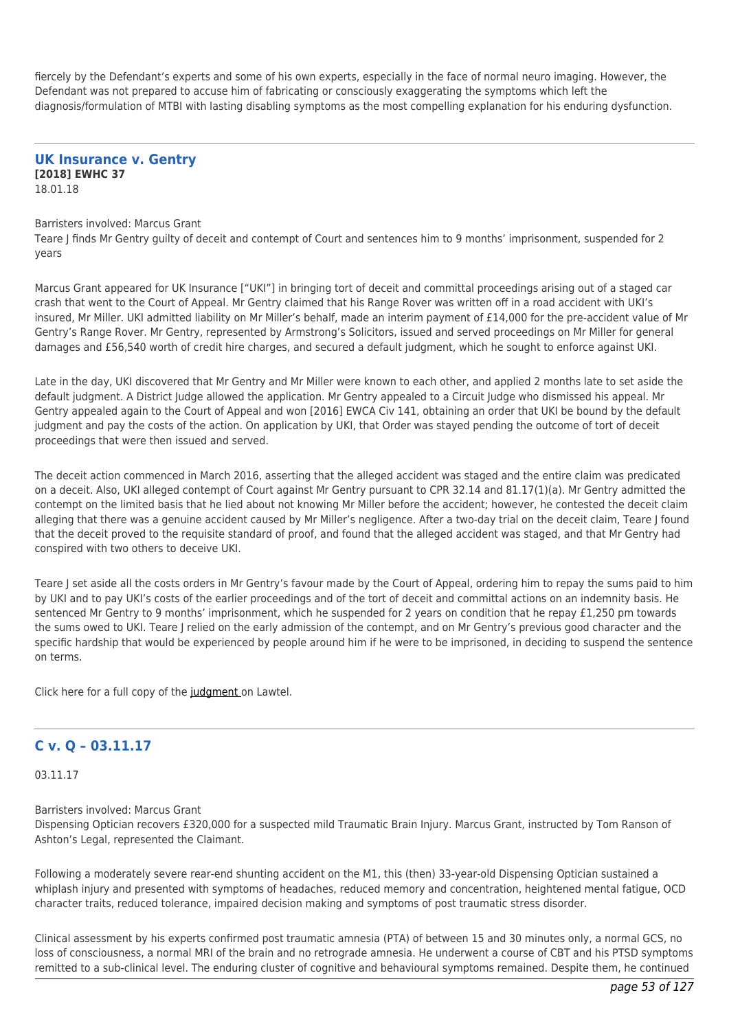fiercely by the Defendant's experts and some of his own experts, especially in the face of normal neuro imaging. However, the Defendant was not prepared to accuse him of fabricating or consciously exaggerating the symptoms which left the diagnosis/formulation of MTBI with lasting disabling symptoms as the most compelling explanation for his enduring dysfunction.

---

## UK Insurance v. Gentry

**[2018] EWHC 37**
18.01.18

Barristers involved: Marcus Grant
Teare J finds Mr Gentry guilty of deceit and contempt of Court and sentences him to 9 months' imprisonment, suspended for 2 years

Marcus Grant appeared for UK Insurance ["UKI"] in bringing tort of deceit and committal proceedings arising out of a staged car crash that went to the Court of Appeal. Mr Gentry claimed that his Range Rover was written off in a road accident with UKI's insured, Mr Miller. UKI admitted liability on Mr Miller's behalf, made an interim payment of £14,000 for the pre-accident value of Mr Gentry's Range Rover. Mr Gentry, represented by Armstrong's Solicitors, issued and served proceedings on Mr Miller for general damages and £56,540 worth of credit hire charges, and secured a default judgment, which he sought to enforce against UKI.

Late in the day, UKI discovered that Mr Gentry and Mr Miller were known to each other, and applied 2 months late to set aside the default judgment. A District Judge allowed the application. Mr Gentry appealed to a Circuit Judge who dismissed his appeal. Mr Gentry appealed again to the Court of Appeal and won [2016] EWCA Civ 141, obtaining an order that UKI be bound by the default judgment and pay the costs of the action. On application by UKI, that Order was stayed pending the outcome of tort of deceit proceedings that were then issued and served.

The deceit action commenced in March 2016, asserting that the alleged accident was staged and the entire claim was predicated on a deceit. Also, UKI alleged contempt of Court against Mr Gentry pursuant to CPR 32.14 and 81.17(1)(a). Mr Gentry admitted the contempt on the limited basis that he lied about not knowing Mr Miller before the accident; however, he contested the deceit claim alleging that there was a genuine accident caused by Mr Miller's negligence. After a two-day trial on the deceit claim, Teare J found that the deceit proved to the requisite standard of proof, and found that the alleged accident was staged, and that Mr Gentry had conspired with two others to deceive UKI.

Teare J set aside all the costs orders in Mr Gentry's favour made by the Court of Appeal, ordering him to repay the sums paid to him by UKI and to pay UKI's costs of the earlier proceedings and of the tort of deceit and committal actions on an indemnity basis. He sentenced Mr Gentry to 9 months' imprisonment, which he suspended for 2 years on condition that he repay £1,250 pm towards the sums owed to UKI. Teare J relied on the early admission of the contempt, and on Mr Gentry's previous good character and the specific hardship that would be experienced by people around him if he were to be imprisoned, in deciding to suspend the sentence on terms.

Click here for a full copy of the judgment on Lawtel.

---

## C v. Q – 03.11.17

03.11.17

Barristers involved: Marcus Grant
Dispensing Optician recovers £320,000 for a suspected mild Traumatic Brain Injury. Marcus Grant, instructed by Tom Ranson of Ashton's Legal, represented the Claimant.

Following a moderately severe rear-end shunting accident on the M1, this (then) 33-year-old Dispensing Optician sustained a whiplash injury and presented with symptoms of headaches, reduced memory and concentration, heightened mental fatigue, OCD character traits, reduced tolerance, impaired decision making and symptoms of post traumatic stress disorder.

Clinical assessment by his experts confirmed post traumatic amnesia (PTA) of between 15 and 30 minutes only, a normal GCS, no loss of consciousness, a normal MRI of the brain and no retrograde amnesia. He underwent a course of CBT and his PTSD symptoms remitted to a sub-clinical level. The enduring cluster of cognitive and behavioural symptoms remained. Despite them, he continued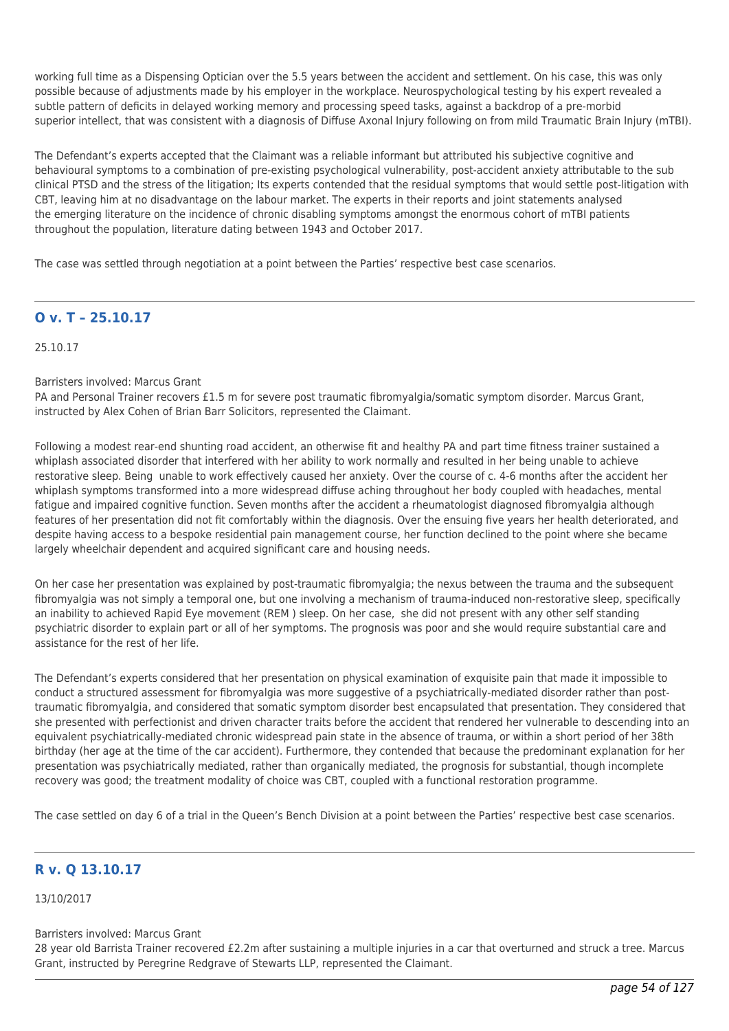working full time as a Dispensing Optician over the 5.5 years between the accident and settlement. On his case, this was only possible because of adjustments made by his employer in the workplace. Neuropsychological testing by his expert revealed a subtle pattern of deficits in delayed working memory and processing speed tasks, against a backdrop of a pre-morbid superior intellect, that was consistent with a diagnosis of Diffuse Axonal Injury following on from mild Traumatic Brain Injury (mTBI).

The Defendant's experts accepted that the Claimant was a reliable informant but attributed his subjective cognitive and behavioural symptoms to a combination of pre-existing psychological vulnerability, post-accident anxiety attributable to the sub clinical PTSD and the stress of the litigation; Its experts contended that the residual symptoms that would settle post-litigation with CBT, leaving him at no disadvantage on the labour market. The experts in their reports and joint statements analysed the emerging literature on the incidence of chronic disabling symptoms amongst the enormous cohort of mTBI patients throughout the population, literature dating between 1943 and October 2017.

The case was settled through negotiation at a point between the Parties' respective best case scenarios.

## O v. T – 25.10.17

25.10.17

Barristers involved: Marcus Grant
PA and Personal Trainer recovers £1.5 m for severe post traumatic fibromyalgia/somatic symptom disorder. Marcus Grant, instructed by Alex Cohen of Brian Barr Solicitors, represented the Claimant.

Following a modest rear-end shunting road accident, an otherwise fit and healthy PA and part time fitness trainer sustained a whiplash associated disorder that interfered with her ability to work normally and resulted in her being unable to achieve restorative sleep. Being unable to work effectively caused her anxiety. Over the course of c. 4-6 months after the accident her whiplash symptoms transformed into a more widespread diffuse aching throughout her body coupled with headaches, mental fatigue and impaired cognitive function. Seven months after the accident a rheumatologist diagnosed fibromyalgia although features of her presentation did not fit comfortably within the diagnosis. Over the ensuing five years her health deteriorated, and despite having access to a bespoke residential pain management course, her function declined to the point where she became largely wheelchair dependent and acquired significant care and housing needs.

On her case her presentation was explained by post-traumatic fibromyalgia; the nexus between the trauma and the subsequent fibromyalgia was not simply a temporal one, but one involving a mechanism of trauma-induced non-restorative sleep, specifically an inability to achieved Rapid Eye movement (REM ) sleep. On her case, she did not present with any other self standing psychiatric disorder to explain part or all of her symptoms. The prognosis was poor and she would require substantial care and assistance for the rest of her life.

The Defendant's experts considered that her presentation on physical examination of exquisite pain that made it impossible to conduct a structured assessment for fibromyalgia was more suggestive of a psychiatrically-mediated disorder rather than post-traumatic fibromyalgia, and considered that somatic symptom disorder best encapsulated that presentation. They considered that she presented with perfectionist and driven character traits before the accident that rendered her vulnerable to descending into an equivalent psychiatrically-mediated chronic widespread pain state in the absence of trauma, or within a short period of her 38th birthday (her age at the time of the car accident). Furthermore, they contended that because the predominant explanation for her presentation was psychiatrically mediated, rather than organically mediated, the prognosis for substantial, though incomplete recovery was good; the treatment modality of choice was CBT, coupled with a functional restoration programme.

The case settled on day 6 of a trial in the Queen's Bench Division at a point between the Parties' respective best case scenarios.

## R v. Q 13.10.17

13/10/2017

Barristers involved: Marcus Grant
28 year old Barrista Trainer recovered £2.2m after sustaining a multiple injuries in a car that overturned and struck a tree. Marcus Grant, instructed by Peregrine Redgrave of Stewarts LLP, represented the Claimant.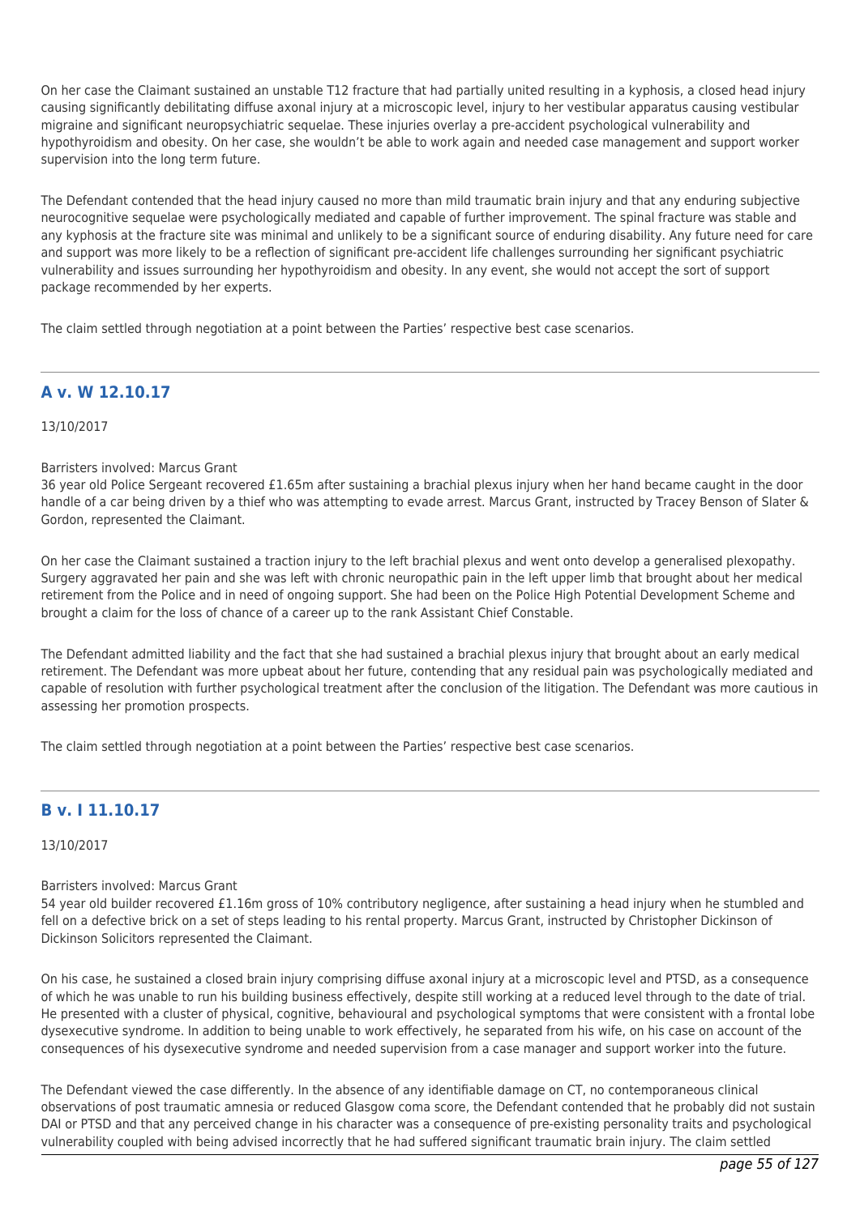On her case the Claimant sustained an unstable T12 fracture that had partially united resulting in a kyphosis, a closed head injury causing significantly debilitating diffuse axonal injury at a microscopic level, injury to her vestibular apparatus causing vestibular migraine and significant neuropsychiatric sequelae. These injuries overlay a pre-accident psychological vulnerability and hypothyroidism and obesity. On her case, she wouldn't be able to work again and needed case management and support worker supervision into the long term future.

The Defendant contended that the head injury caused no more than mild traumatic brain injury and that any enduring subjective neurocognitive sequelae were psychologically mediated and capable of further improvement. The spinal fracture was stable and any kyphosis at the fracture site was minimal and unlikely to be a significant source of enduring disability. Any future need for care and support was more likely to be a reflection of significant pre-accident life challenges surrounding her significant psychiatric vulnerability and issues surrounding her hypothyroidism and obesity. In any event, she would not accept the sort of support package recommended by her experts.

The claim settled through negotiation at a point between the Parties' respective best case scenarios.

---

## A v. W 12.10.17

13/10/2017

Barristers involved: Marcus Grant

36 year old Police Sergeant recovered £1.65m after sustaining a brachial plexus injury when her hand became caught in the door handle of a car being driven by a thief who was attempting to evade arrest. Marcus Grant, instructed by Tracey Benson of Slater & Gordon, represented the Claimant.

On her case the Claimant sustained a traction injury to the left brachial plexus and went onto develop a generalised plexopathy. Surgery aggravated her pain and she was left with chronic neuropathic pain in the left upper limb that brought about her medical retirement from the Police and in need of ongoing support. She had been on the Police High Potential Development Scheme and brought a claim for the loss of chance of a career up to the rank Assistant Chief Constable.

The Defendant admitted liability and the fact that she had sustained a brachial plexus injury that brought about an early medical retirement. The Defendant was more upbeat about her future, contending that any residual pain was psychologically mediated and capable of resolution with further psychological treatment after the conclusion of the litigation. The Defendant was more cautious in assessing her promotion prospects.

The claim settled through negotiation at a point between the Parties' respective best case scenarios.

---

## B v. I 11.10.17

13/10/2017

Barristers involved: Marcus Grant

54 year old builder recovered £1.16m gross of 10% contributory negligence, after sustaining a head injury when he stumbled and fell on a defective brick on a set of steps leading to his rental property. Marcus Grant, instructed by Christopher Dickinson of Dickinson Solicitors represented the Claimant.

On his case, he sustained a closed brain injury comprising diffuse axonal injury at a microscopic level and PTSD, as a consequence of which he was unable to run his building business effectively, despite still working at a reduced level through to the date of trial. He presented with a cluster of physical, cognitive, behavioural and psychological symptoms that were consistent with a frontal lobe dysexecutive syndrome. In addition to being unable to work effectively, he separated from his wife, on his case on account of the consequences of his dysexecutive syndrome and needed supervision from a case manager and support worker into the future.

The Defendant viewed the case differently. In the absence of any identifiable damage on CT, no contemporaneous clinical observations of post traumatic amnesia or reduced Glasgow coma score, the Defendant contended that he probably did not sustain DAI or PTSD and that any perceived change in his character was a consequence of pre-existing personality traits and psychological vulnerability coupled with being advised incorrectly that he had suffered significant traumatic brain injury. The claim settled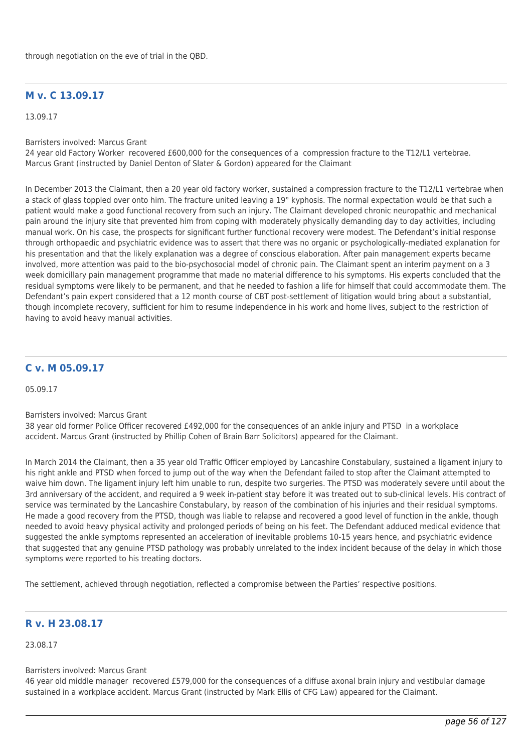through negotiation on the eve of trial in the QBD.

---

## M v. C 13.09.17

13.09.17

Barristers involved: Marcus Grant
24 year old Factory Worker recovered £600,000 for the consequences of a compression fracture to the T12/L1 vertebrae. Marcus Grant (instructed by Daniel Denton of Slater & Gordon) appeared for the Claimant

In December 2013 the Claimant, then a 20 year old factory worker, sustained a compression fracture to the T12/L1 vertebrae when a stack of glass toppled over onto him. The fracture united leaving a 19° kyphosis. The normal expectation would be that such a patient would make a good functional recovery from such an injury. The Claimant developed chronic neuropathic and mechanical pain around the injury site that prevented him from coping with moderately physically demanding day to day activities, including manual work. On his case, the prospects for significant further functional recovery were modest. The Defendant's initial response through orthopaedic and psychiatric evidence was to assert that there was no organic or psychologically-mediated explanation for his presentation and that the likely explanation was a degree of conscious elaboration. After pain management experts became involved, more attention was paid to the bio-psychosocial model of chronic pain. The Claimant spent an interim payment on a 3 week domicillary pain management programme that made no material difference to his symptoms. His experts concluded that the residual symptoms were likely to be permanent, and that he needed to fashion a life for himself that could accommodate them. The Defendant's pain expert considered that a 12 month course of CBT post-settlement of litigation would bring about a substantial, though incomplete recovery, sufficient for him to resume independence in his work and home lives, subject to the restriction of having to avoid heavy manual activities.

---

## C v. M 05.09.17

05.09.17

Barristers involved: Marcus Grant
38 year old former Police Officer recovered £492,000 for the consequences of an ankle injury and PTSD in a workplace accident. Marcus Grant (instructed by Phillip Cohen of Brain Barr Solicitors) appeared for the Claimant.

In March 2014 the Claimant, then a 35 year old Traffic Officer employed by Lancashire Constabulary, sustained a ligament injury to his right ankle and PTSD when forced to jump out of the way when the Defendant failed to stop after the Claimant attempted to waive him down. The ligament injury left him unable to run, despite two surgeries. The PTSD was moderately severe until about the 3rd anniversary of the accident, and required a 9 week in-patient stay before it was treated out to sub-clinical levels. His contract of service was terminated by the Lancashire Constabulary, by reason of the combination of his injuries and their residual symptoms. He made a good recovery from the PTSD, though was liable to relapse and recovered a good level of function in the ankle, though needed to avoid heavy physical activity and prolonged periods of being on his feet. The Defendant adduced medical evidence that suggested the ankle symptoms represented an acceleration of inevitable problems 10-15 years hence, and psychiatric evidence that suggested that any genuine PTSD pathology was probably unrelated to the index incident because of the delay in which those symptoms were reported to his treating doctors.

The settlement, achieved through negotiation, reflected a compromise between the Parties' respective positions.

---

## R v. H 23.08.17

23.08.17

Barristers involved: Marcus Grant
46 year old middle manager recovered £579,000 for the consequences of a diffuse axonal brain injury and vestibular damage sustained in a workplace accident. Marcus Grant (instructed by Mark Ellis of CFG Law) appeared for the Claimant.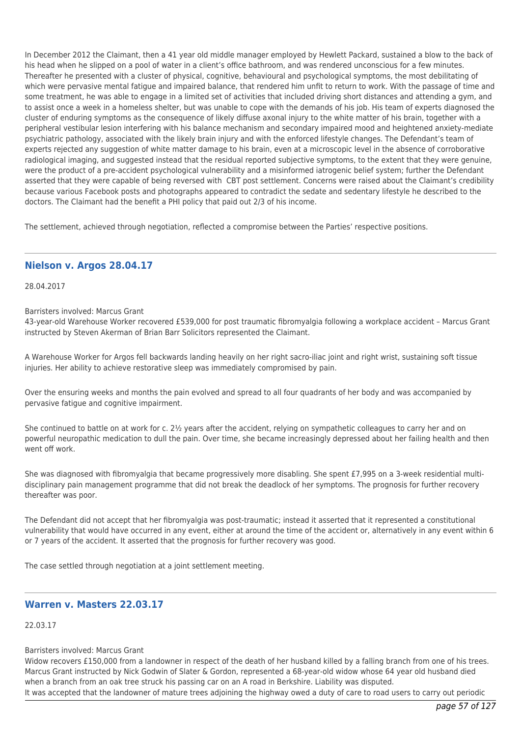In December 2012 the Claimant, then a 41 year old middle manager employed by Hewlett Packard, sustained a blow to the back of his head when he slipped on a pool of water in a client's office bathroom, and was rendered unconscious for a few minutes. Thereafter he presented with a cluster of physical, cognitive, behavioural and psychological symptoms, the most debilitating of which were pervasive mental fatigue and impaired balance, that rendered him unfit to return to work. With the passage of time and some treatment, he was able to engage in a limited set of activities that included driving short distances and attending a gym, and to assist once a week in a homeless shelter, but was unable to cope with the demands of his job. His team of experts diagnosed the cluster of enduring symptoms as the consequence of likely diffuse axonal injury to the white matter of his brain, together with a peripheral vestibular lesion interfering with his balance mechanism and secondary impaired mood and heightened anxiety-mediate psychiatric pathology, associated with the likely brain injury and with the enforced lifestyle changes. The Defendant's team of experts rejected any suggestion of white matter damage to his brain, even at a microscopic level in the absence of corroborative radiological imaging, and suggested instead that the residual reported subjective symptoms, to the extent that they were genuine, were the product of a pre-accident psychological vulnerability and a misinformed iatrogenic belief system; further the Defendant asserted that they were capable of being reversed with CBT post settlement. Concerns were raised about the Claimant's credibility because various Facebook posts and photographs appeared to contradict the sedate and sedentary lifestyle he described to the doctors. The Claimant had the benefit a PHI policy that paid out 2/3 of his income.

The settlement, achieved through negotiation, reflected a compromise between the Parties' respective positions.

---

## Nielson v. Argos 28.04.17

28.04.2017

Barristers involved: Marcus Grant
43-year-old Warehouse Worker recovered £539,000 for post traumatic fibromyalgia following a workplace accident – Marcus Grant instructed by Steven Akerman of Brian Barr Solicitors represented the Claimant.

A Warehouse Worker for Argos fell backwards landing heavily on her right sacro-iliac joint and right wrist, sustaining soft tissue injuries. Her ability to achieve restorative sleep was immediately compromised by pain.

Over the ensuring weeks and months the pain evolved and spread to all four quadrants of her body and was accompanied by pervasive fatigue and cognitive impairment.

She continued to battle on at work for c. 2½ years after the accident, relying on sympathetic colleagues to carry her and on powerful neuropathic medication to dull the pain. Over time, she became increasingly depressed about her failing health and then went off work.

She was diagnosed with fibromyalgia that became progressively more disabling. She spent £7,995 on a 3-week residential multi-disciplinary pain management programme that did not break the deadlock of her symptoms. The prognosis for further recovery thereafter was poor.

The Defendant did not accept that her fibromyalgia was post-traumatic; instead it asserted that it represented a constitutional vulnerability that would have occurred in any event, either at around the time of the accident or, alternatively in any event within 6 or 7 years of the accident. It asserted that the prognosis for further recovery was good.

The case settled through negotiation at a joint settlement meeting.

---

## Warren v. Masters 22.03.17

22.03.17

Barristers involved: Marcus Grant
Widow recovers £150,000 from a landowner in respect of the death of her husband killed by a falling branch from one of his trees. Marcus Grant instructed by Nick Godwin of Slater & Gordon, represented a 68-year-old widow whose 64 year old husband died when a branch from an oak tree struck his passing car on an A road in Berkshire. Liability was disputed.
It was accepted that the landowner of mature trees adjoining the highway owed a duty of care to road users to carry out periodic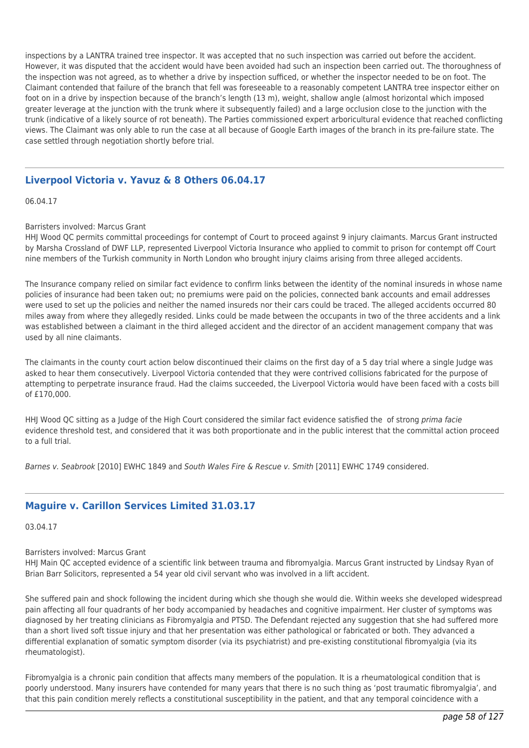inspections by a LANTRA trained tree inspector. It was accepted that no such inspection was carried out before the accident. However, it was disputed that the accident would have been avoided had such an inspection been carried out. The thoroughness of the inspection was not agreed, as to whether a drive by inspection sufficed, or whether the inspector needed to be on foot. The Claimant contended that failure of the branch that fell was foreseeable to a reasonably competent LANTRA tree inspector either on foot on in a drive by inspection because of the branch's length (13 m), weight, shallow angle (almost horizontal which imposed greater leverage at the junction with the trunk where it subsequently failed) and a large occlusion close to the junction with the trunk (indicative of a likely source of rot beneath). The Parties commissioned expert arboricultural evidence that reached conflicting views. The Claimant was only able to run the case at all because of Google Earth images of the branch in its pre-failure state. The case settled through negotiation shortly before trial.

---

## Liverpool Victoria v. Yavuz & 8 Others 06.04.17

06.04.17

Barristers involved: Marcus Grant
HHJ Wood QC permits committal proceedings for contempt of Court to proceed against 9 injury claimants. Marcus Grant instructed by Marsha Crossland of DWF LLP, represented Liverpool Victoria Insurance who applied to commit to prison for contempt off Court nine members of the Turkish community in North London who brought injury claims arising from three alleged accidents.

The Insurance company relied on similar fact evidence to confirm links between the identity of the nominal insureds in whose name policies of insurance had been taken out; no premiums were paid on the policies, connected bank accounts and email addresses were used to set up the policies and neither the named insureds nor their cars could be traced. The alleged accidents occurred 80 miles away from where they allegedly resided. Links could be made between the occupants in two of the three accidents and a link was established between a claimant in the third alleged accident and the director of an accident management company that was used by all nine claimants.

The claimants in the county court action below discontinued their claims on the first day of a 5 day trial where a single Judge was asked to hear them consecutively. Liverpool Victoria contended that they were contrived collisions fabricated for the purpose of attempting to perpetrate insurance fraud. Had the claims succeeded, the Liverpool Victoria would have been faced with a costs bill of £170,000.

HHJ Wood QC sitting as a Judge of the High Court considered the similar fact evidence satisfied the  of strong *prima facie* evidence threshold test, and considered that it was both proportionate and in the public interest that the committal action proceed to a full trial.

*Barnes v. Seabrook* [2010] EWHC 1849 and *South Wales Fire & Rescue v. Smith* [2011] EWHC 1749 considered.

---

## Maguire v. Carillon Services Limited 31.03.17

03.04.17

Barristers involved: Marcus Grant
HHJ Main QC accepted evidence of a scientific link between trauma and fibromyalgia. Marcus Grant instructed by Lindsay Ryan of Brian Barr Solicitors, represented a 54 year old civil servant who was involved in a lift accident.

She suffered pain and shock following the incident during which she though she would die. Within weeks she developed widespread pain affecting all four quadrants of her body accompanied by headaches and cognitive impairment. Her cluster of symptoms was diagnosed by her treating clinicians as Fibromyalgia and PTSD. The Defendant rejected any suggestion that she had suffered more than a short lived soft tissue injury and that her presentation was either pathological or fabricated or both. They advanced a differential explanation of somatic symptom disorder (via its psychiatrist) and pre-existing constitutional fibromyalgia (via its rheumatologist).

Fibromyalgia is a chronic pain condition that affects many members of the population. It is a rheumatological condition that is poorly understood. Many insurers have contended for many years that there is no such thing as 'post traumatic fibromyalgia', and that this pain condition merely reflects a constitutional susceptibility in the patient, and that any temporal coincidence with a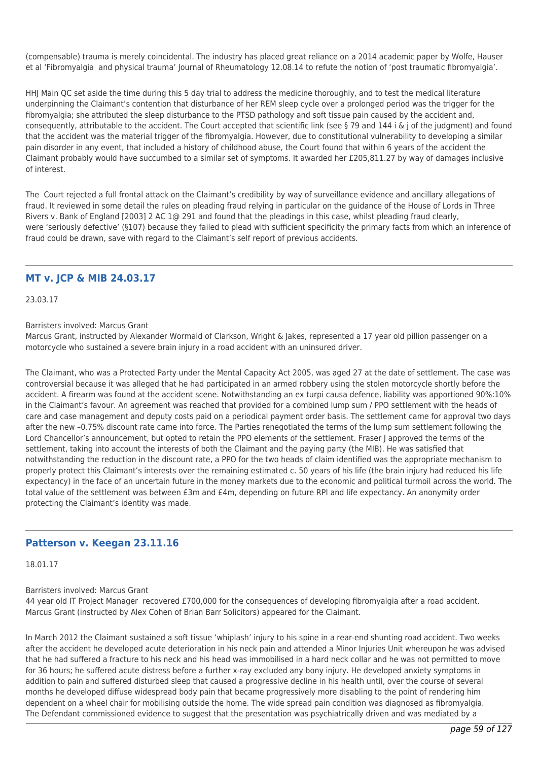(compensable) trauma is merely coincidental. The industry has placed great reliance on a 2014 academic paper by Wolfe, Hauser et al 'Fibromyalgia and physical trauma' Journal of Rheumatology 12.08.14 to refute the notion of 'post traumatic fibromyalgia'.

HHJ Main QC set aside the time during this 5 day trial to address the medicine thoroughly, and to test the medical literature underpinning the Claimant's contention that disturbance of her REM sleep cycle over a prolonged period was the trigger for the fibromyalgia; she attributed the sleep disturbance to the PTSD pathology and soft tissue pain caused by the accident and, consequently, attributable to the accident. The Court accepted that scientific link (see § 79 and 144 i & j of the judgment) and found that the accident was the material trigger of the fibromyalgia. However, due to constitutional vulnerability to developing a similar pain disorder in any event, that included a history of childhood abuse, the Court found that within 6 years of the accident the Claimant probably would have succumbed to a similar set of symptoms. It awarded her £205,811.27 by way of damages inclusive of interest.

The Court rejected a full frontal attack on the Claimant's credibility by way of surveillance evidence and ancillary allegations of fraud. It reviewed in some detail the rules on pleading fraud relying in particular on the guidance of the House of Lords in Three Rivers v. Bank of England [2003] 2 AC 1@ 291 and found that the pleadings in this case, whilst pleading fraud clearly, were 'seriously defective' (§107) because they failed to plead with sufficient specificity the primary facts from which an inference of fraud could be drawn, save with regard to the Claimant's self report of previous accidents.

---

## MT v. JCP & MIB 24.03.17

23.03.17

Barristers involved: Marcus Grant

Marcus Grant, instructed by Alexander Wormald of Clarkson, Wright & Jakes, represented a 17 year old pillion passenger on a motorcycle who sustained a severe brain injury in a road accident with an uninsured driver.

The Claimant, who was a Protected Party under the Mental Capacity Act 2005, was aged 27 at the date of settlement. The case was controversial because it was alleged that he had participated in an armed robbery using the stolen motorcycle shortly before the accident. A firearm was found at the accident scene. Notwithstanding an ex turpi causa defence, liability was apportioned 90%:10% in the Claimant's favour. An agreement was reached that provided for a combined lump sum / PPO settlement with the heads of care and case management and deputy costs paid on a periodical payment order basis. The settlement came for approval two days after the new –0.75% discount rate came into force. The Parties renegotiated the terms of the lump sum settlement following the Lord Chancellor's announcement, but opted to retain the PPO elements of the settlement. Fraser J approved the terms of the settlement, taking into account the interests of both the Claimant and the paying party (the MIB). He was satisfied that notwithstanding the reduction in the discount rate, a PPO for the two heads of claim identified was the appropriate mechanism to properly protect this Claimant's interests over the remaining estimated c. 50 years of his life (the brain injury had reduced his life expectancy) in the face of an uncertain future in the money markets due to the economic and political turmoil across the world. The total value of the settlement was between £3m and £4m, depending on future RPI and life expectancy. An anonymity order protecting the Claimant's identity was made.

---

## Patterson v. Keegan 23.11.16

18.01.17

Barristers involved: Marcus Grant

44 year old IT Project Manager recovered £700,000 for the consequences of developing fibromyalgia after a road accident. Marcus Grant (instructed by Alex Cohen of Brian Barr Solicitors) appeared for the Claimant.

In March 2012 the Claimant sustained a soft tissue 'whiplash' injury to his spine in a rear-end shunting road accident. Two weeks after the accident he developed acute deterioration in his neck pain and attended a Minor Injuries Unit whereupon he was advised that he had suffered a fracture to his neck and his head was immobilised in a hard neck collar and he was not permitted to move for 36 hours; he suffered acute distress before a further x-ray excluded any bony injury. He developed anxiety symptoms in addition to pain and suffered disturbed sleep that caused a progressive decline in his health until, over the course of several months he developed diffuse widespread body pain that became progressively more disabling to the point of rendering him dependent on a wheel chair for mobilising outside the home. The wide spread pain condition was diagnosed as fibromyalgia. The Defendant commissioned evidence to suggest that the presentation was psychiatrically driven and was mediated by a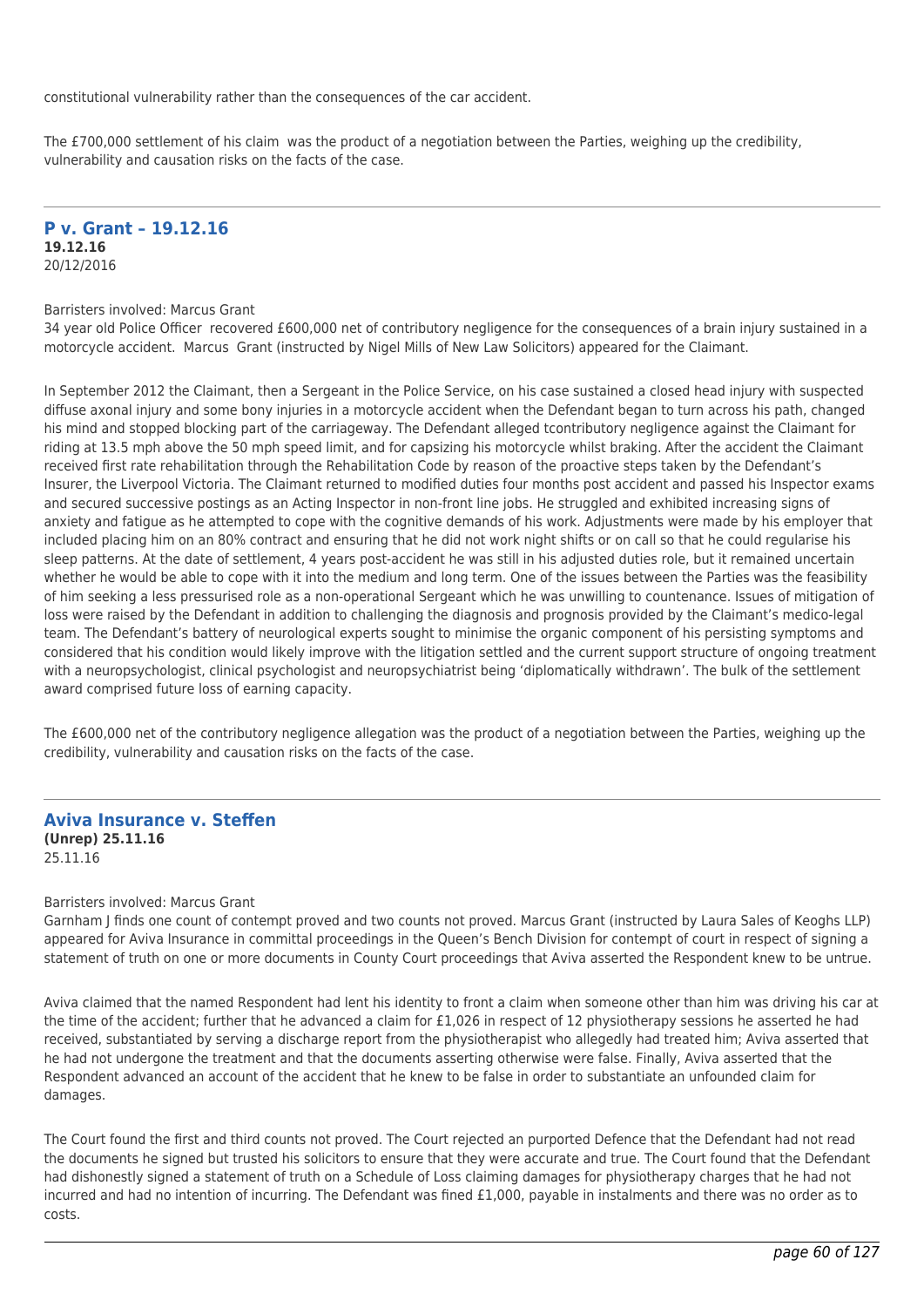constitutional vulnerability rather than the consequences of the car accident.

The £700,000 settlement of his claim was the product of a negotiation between the Parties, weighing up the credibility, vulnerability and causation risks on the facts of the case.

---

## P v. Grant – 19.12.16

**19.12.16**
20/12/2016

Barristers involved: Marcus Grant
34 year old Police Officer recovered £600,000 net of contributory negligence for the consequences of a brain injury sustained in a motorcycle accident. Marcus Grant (instructed by Nigel Mills of New Law Solicitors) appeared for the Claimant.

In September 2012 the Claimant, then a Sergeant in the Police Service, on his case sustained a closed head injury with suspected diffuse axonal injury and some bony injuries in a motorcycle accident when the Defendant began to turn across his path, changed his mind and stopped blocking part of the carriageway. The Defendant alleged tcontributory negligence against the Claimant for riding at 13.5 mph above the 50 mph speed limit, and for capsizing his motorcycle whilst braking. After the accident the Claimant received first rate rehabilitation through the Rehabilitation Code by reason of the proactive steps taken by the Defendant's Insurer, the Liverpool Victoria. The Claimant returned to modified duties four months post accident and passed his Inspector exams and secured successive postings as an Acting Inspector in non-front line jobs. He struggled and exhibited increasing signs of anxiety and fatigue as he attempted to cope with the cognitive demands of his work. Adjustments were made by his employer that included placing him on an 80% contract and ensuring that he did not work night shifts or on call so that he could regularise his sleep patterns. At the date of settlement, 4 years post-accident he was still in his adjusted duties role, but it remained uncertain whether he would be able to cope with it into the medium and long term. One of the issues between the Parties was the feasibility of him seeking a less pressurised role as a non-operational Sergeant which he was unwilling to countenance. Issues of mitigation of loss were raised by the Defendant in addition to challenging the diagnosis and prognosis provided by the Claimant's medico-legal team. The Defendant's battery of neurological experts sought to minimise the organic component of his persisting symptoms and considered that his condition would likely improve with the litigation settled and the current support structure of ongoing treatment with a neuropsychologist, clinical psychologist and neuropsychiatrist being 'diplomatically withdrawn'. The bulk of the settlement award comprised future loss of earning capacity.

The £600,000 net of the contributory negligence allegation was the product of a negotiation between the Parties, weighing up the credibility, vulnerability and causation risks on the facts of the case.

---

## Aviva Insurance v. Steffen

**(Unrep) 25.11.16**
25.11.16

Barristers involved: Marcus Grant
Garnham J finds one count of contempt proved and two counts not proved. Marcus Grant (instructed by Laura Sales of Keoghs LLP) appeared for Aviva Insurance in committal proceedings in the Queen's Bench Division for contempt of court in respect of signing a statement of truth on one or more documents in County Court proceedings that Aviva asserted the Respondent knew to be untrue.

Aviva claimed that the named Respondent had lent his identity to front a claim when someone other than him was driving his car at the time of the accident; further that he advanced a claim for £1,026 in respect of 12 physiotherapy sessions he asserted he had received, substantiated by serving a discharge report from the physiotherapist who allegedly had treated him; Aviva asserted that he had not undergone the treatment and that the documents asserting otherwise were false. Finally, Aviva asserted that the Respondent advanced an account of the accident that he knew to be false in order to substantiate an unfounded claim for damages.

The Court found the first and third counts not proved. The Court rejected an purported Defence that the Defendant had not read the documents he signed but trusted his solicitors to ensure that they were accurate and true. The Court found that the Defendant had dishonestly signed a statement of truth on a Schedule of Loss claiming damages for physiotherapy charges that he had not incurred and had no intention of incurring. The Defendant was fined £1,000, payable in instalments and there was no order as to costs.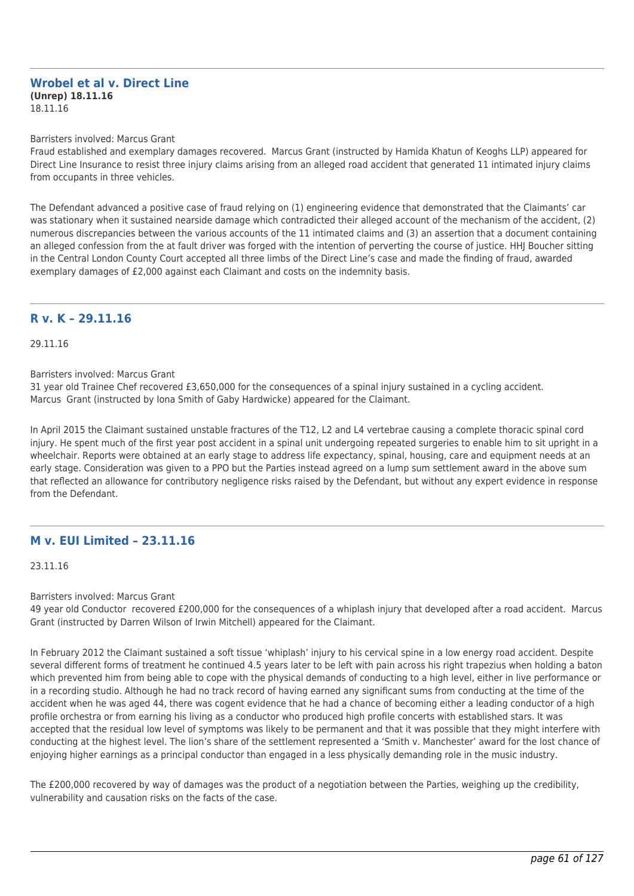## Wrobel et al v. Direct Line

**(Unrep) 18.11.16**

18.11.16

Barristers involved: Marcus Grant

Fraud established and exemplary damages recovered. Marcus Grant (instructed by Hamida Khatun of Keoghs LLP) appeared for Direct Line Insurance to resist three injury claims arising from an alleged road accident that generated 11 intimated injury claims from occupants in three vehicles.

The Defendant advanced a positive case of fraud relying on (1) engineering evidence that demonstrated that the Claimants' car was stationary when it sustained nearside damage which contradicted their alleged account of the mechanism of the accident, (2) numerous discrepancies between the various accounts of the 11 intimated claims and (3) an assertion that a document containing an alleged confession from the at fault driver was forged with the intention of perverting the course of justice. HHJ Boucher sitting in the Central London County Court accepted all three limbs of the Direct Line's case and made the finding of fraud, awarded exemplary damages of £2,000 against each Claimant and costs on the indemnity basis.

## R v. K – 29.11.16

29.11.16

Barristers involved: Marcus Grant

31 year old Trainee Chef recovered £3,650,000 for the consequences of a spinal injury sustained in a cycling accident. Marcus Grant (instructed by Iona Smith of Gaby Hardwicke) appeared for the Claimant.

In April 2015 the Claimant sustained unstable fractures of the T12, L2 and L4 vertebrae causing a complete thoracic spinal cord injury. He spent much of the first year post accident in a spinal unit undergoing repeated surgeries to enable him to sit upright in a wheelchair. Reports were obtained at an early stage to address life expectancy, spinal, housing, care and equipment needs at an early stage. Consideration was given to a PPO but the Parties instead agreed on a lump sum settlement award in the above sum that reflected an allowance for contributory negligence risks raised by the Defendant, but without any expert evidence in response from the Defendant.

## M v. EUI Limited – 23.11.16

23.11.16

Barristers involved: Marcus Grant

49 year old Conductor recovered £200,000 for the consequences of a whiplash injury that developed after a road accident. Marcus Grant (instructed by Darren Wilson of Irwin Mitchell) appeared for the Claimant.

In February 2012 the Claimant sustained a soft tissue 'whiplash' injury to his cervical spine in a low energy road accident. Despite several different forms of treatment he continued 4.5 years later to be left with pain across his right trapezius when holding a baton which prevented him from being able to cope with the physical demands of conducting to a high level, either in live performance or in a recording studio. Although he had no track record of having earned any significant sums from conducting at the time of the accident when he was aged 44, there was cogent evidence that he had a chance of becoming either a leading conductor of a high profile orchestra or from earning his living as a conductor who produced high profile concerts with established stars. It was accepted that the residual low level of symptoms was likely to be permanent and that it was possible that they might interfere with conducting at the highest level. The lion's share of the settlement represented a 'Smith v. Manchester' award for the lost chance of enjoying higher earnings as a principal conductor than engaged in a less physically demanding role in the music industry.

The £200,000 recovered by way of damages was the product of a negotiation between the Parties, weighing up the credibility, vulnerability and causation risks on the facts of the case.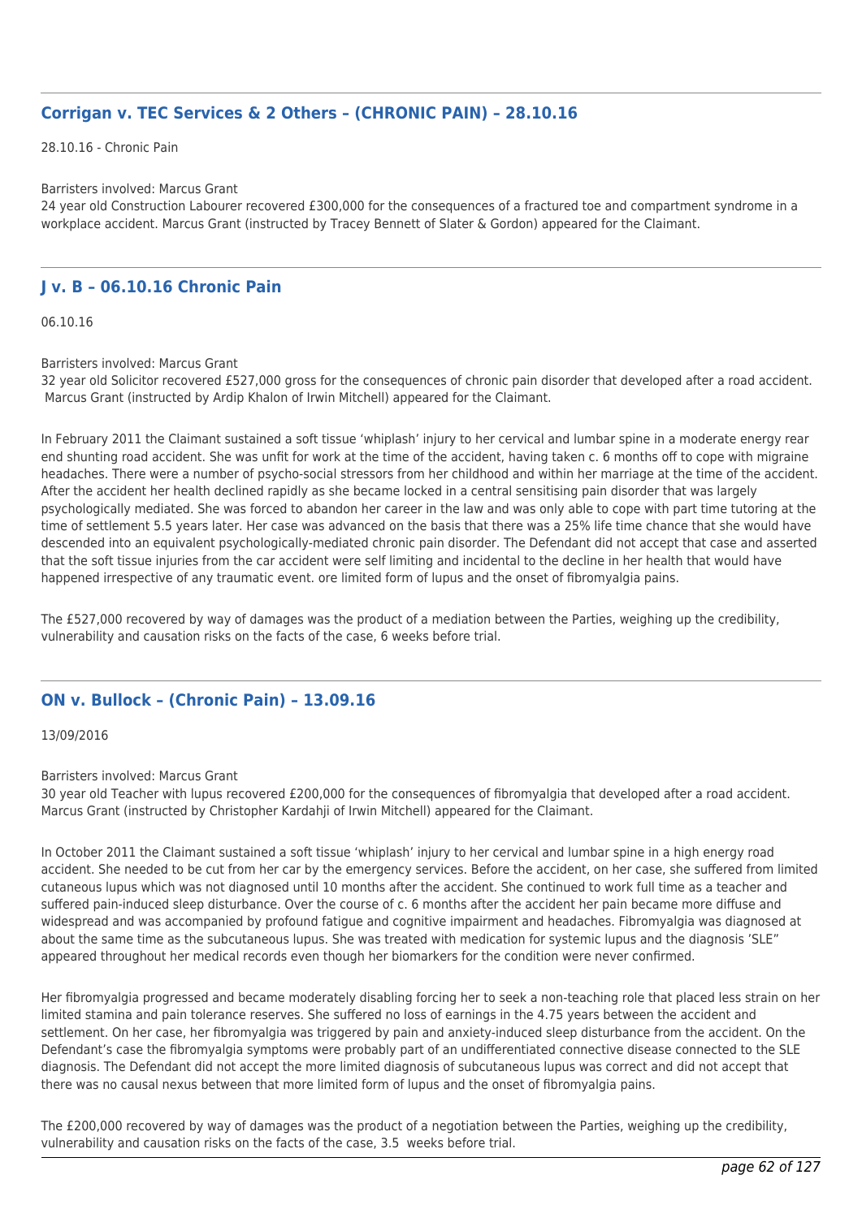## Corrigan v. TEC Services & 2 Others – (CHRONIC PAIN) – 28.10.16

28.10.16 - Chronic Pain

Barristers involved: Marcus Grant
24 year old Construction Labourer recovered £300,000 for the consequences of a fractured toe and compartment syndrome in a workplace accident. Marcus Grant (instructed by Tracey Bennett of Slater & Gordon) appeared for the Claimant.

## J v. B – 06.10.16 Chronic Pain

06.10.16

Barristers involved: Marcus Grant
32 year old Solicitor recovered £527,000 gross for the consequences of chronic pain disorder that developed after a road accident. Marcus Grant (instructed by Ardip Khalon of Irwin Mitchell) appeared for the Claimant.

In February 2011 the Claimant sustained a soft tissue 'whiplash' injury to her cervical and lumbar spine in a moderate energy rear end shunting road accident. She was unfit for work at the time of the accident, having taken c. 6 months off to cope with migraine headaches. There were a number of psycho-social stressors from her childhood and within her marriage at the time of the accident. After the accident her health declined rapidly as she became locked in a central sensitising pain disorder that was largely psychologically mediated. She was forced to abandon her career in the law and was only able to cope with part time tutoring at the time of settlement 5.5 years later. Her case was advanced on the basis that there was a 25% life time chance that she would have descended into an equivalent psychologically-mediated chronic pain disorder. The Defendant did not accept that case and asserted that the soft tissue injuries from the car accident were self limiting and incidental to the decline in her health that would have happened irrespective of any traumatic event. ore limited form of lupus and the onset of fibromyalgia pains.

The £527,000 recovered by way of damages was the product of a mediation between the Parties, weighing up the credibility, vulnerability and causation risks on the facts of the case, 6 weeks before trial.

## ON v. Bullock – (Chronic Pain) – 13.09.16

13/09/2016

Barristers involved: Marcus Grant
30 year old Teacher with lupus recovered £200,000 for the consequences of fibromyalgia that developed after a road accident. Marcus Grant (instructed by Christopher Kardahji of Irwin Mitchell) appeared for the Claimant.

In October 2011 the Claimant sustained a soft tissue 'whiplash' injury to her cervical and lumbar spine in a high energy road accident. She needed to be cut from her car by the emergency services. Before the accident, on her case, she suffered from limited cutaneous lupus which was not diagnosed until 10 months after the accident. She continued to work full time as a teacher and suffered pain-induced sleep disturbance. Over the course of c. 6 months after the accident her pain became more diffuse and widespread and was accompanied by profound fatigue and cognitive impairment and headaches. Fibromyalgia was diagnosed at about the same time as the subcutaneous lupus. She was treated with medication for systemic lupus and the diagnosis 'SLE" appeared throughout her medical records even though her biomarkers for the condition were never confirmed.

Her fibromyalgia progressed and became moderately disabling forcing her to seek a non-teaching role that placed less strain on her limited stamina and pain tolerance reserves. She suffered no loss of earnings in the 4.75 years between the accident and settlement. On her case, her fibromyalgia was triggered by pain and anxiety-induced sleep disturbance from the accident. On the Defendant's case the fibromyalgia symptoms were probably part of an undifferentiated connective disease connected to the SLE diagnosis. The Defendant did not accept the more limited diagnosis of subcutaneous lupus was correct and did not accept that there was no causal nexus between that more limited form of lupus and the onset of fibromyalgia pains.

The £200,000 recovered by way of damages was the product of a negotiation between the Parties, weighing up the credibility, vulnerability and causation risks on the facts of the case, 3.5 weeks before trial.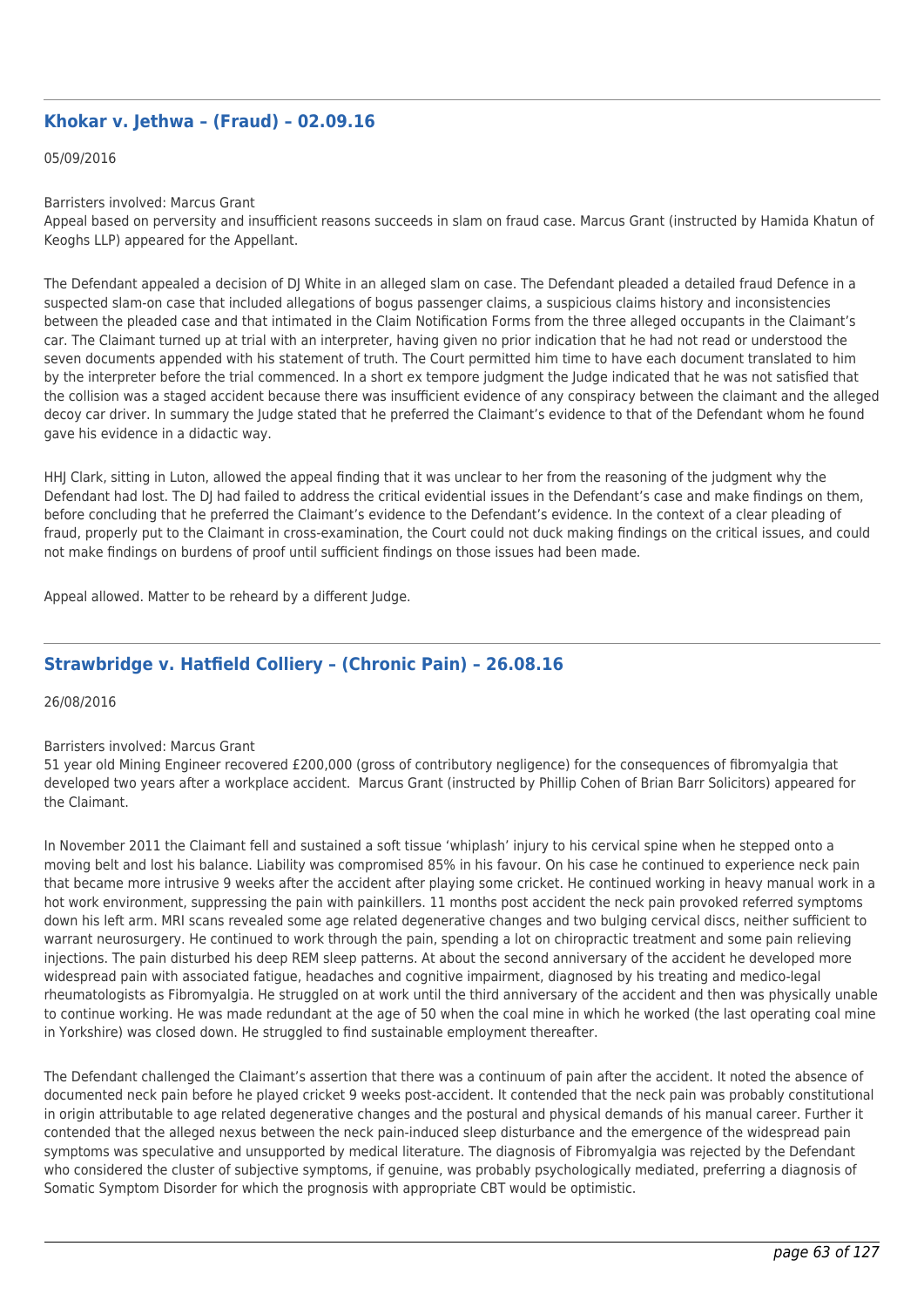## Khokar v. Jethwa – (Fraud) – 02.09.16

05/09/2016

Barristers involved: Marcus Grant
Appeal based on perversity and insufficient reasons succeeds in slam on fraud case. Marcus Grant (instructed by Hamida Khatun of Keoghs LLP) appeared for the Appellant.

The Defendant appealed a decision of DJ White in an alleged slam on case. The Defendant pleaded a detailed fraud Defence in a suspected slam-on case that included allegations of bogus passenger claims, a suspicious claims history and inconsistencies between the pleaded case and that intimated in the Claim Notification Forms from the three alleged occupants in the Claimant's car. The Claimant turned up at trial with an interpreter, having given no prior indication that he had not read or understood the seven documents appended with his statement of truth. The Court permitted him time to have each document translated to him by the interpreter before the trial commenced. In a short ex tempore judgment the Judge indicated that he was not satisfied that the collision was a staged accident because there was insufficient evidence of any conspiracy between the claimant and the alleged decoy car driver. In summary the Judge stated that he preferred the Claimant's evidence to that of the Defendant whom he found gave his evidence in a didactic way.

HHJ Clark, sitting in Luton, allowed the appeal finding that it was unclear to her from the reasoning of the judgment why the Defendant had lost. The DJ had failed to address the critical evidential issues in the Defendant's case and make findings on them, before concluding that he preferred the Claimant's evidence to the Defendant's evidence. In the context of a clear pleading of fraud, properly put to the Claimant in cross-examination, the Court could not duck making findings on the critical issues, and could not make findings on burdens of proof until sufficient findings on those issues had been made.

Appeal allowed. Matter to be reheard by a different Judge.

## Strawbridge v. Hatfield Colliery – (Chronic Pain) – 26.08.16

26/08/2016

Barristers involved: Marcus Grant
51 year old Mining Engineer recovered £200,000 (gross of contributory negligence) for the consequences of fibromyalgia that developed two years after a workplace accident. Marcus Grant (instructed by Phillip Cohen of Brian Barr Solicitors) appeared for the Claimant.

In November 2011 the Claimant fell and sustained a soft tissue 'whiplash' injury to his cervical spine when he stepped onto a moving belt and lost his balance. Liability was compromised 85% in his favour. On his case he continued to experience neck pain that became more intrusive 9 weeks after the accident after playing some cricket. He continued working in heavy manual work in a hot work environment, suppressing the pain with painkillers. 11 months post accident the neck pain provoked referred symptoms down his left arm. MRI scans revealed some age related degenerative changes and two bulging cervical discs, neither sufficient to warrant neurosurgery. He continued to work through the pain, spending a lot on chiropractic treatment and some pain relieving injections. The pain disturbed his deep REM sleep patterns. At about the second anniversary of the accident he developed more widespread pain with associated fatigue, headaches and cognitive impairment, diagnosed by his treating and medico-legal rheumatologists as Fibromyalgia. He struggled on at work until the third anniversary of the accident and then was physically unable to continue working. He was made redundant at the age of 50 when the coal mine in which he worked (the last operating coal mine in Yorkshire) was closed down. He struggled to find sustainable employment thereafter.

The Defendant challenged the Claimant's assertion that there was a continuum of pain after the accident. It noted the absence of documented neck pain before he played cricket 9 weeks post-accident. It contended that the neck pain was probably constitutional in origin attributable to age related degenerative changes and the postural and physical demands of his manual career. Further it contended that the alleged nexus between the neck pain-induced sleep disturbance and the emergence of the widespread pain symptoms was speculative and unsupported by medical literature. The diagnosis of Fibromyalgia was rejected by the Defendant who considered the cluster of subjective symptoms, if genuine, was probably psychologically mediated, preferring a diagnosis of Somatic Symptom Disorder for which the prognosis with appropriate CBT would be optimistic.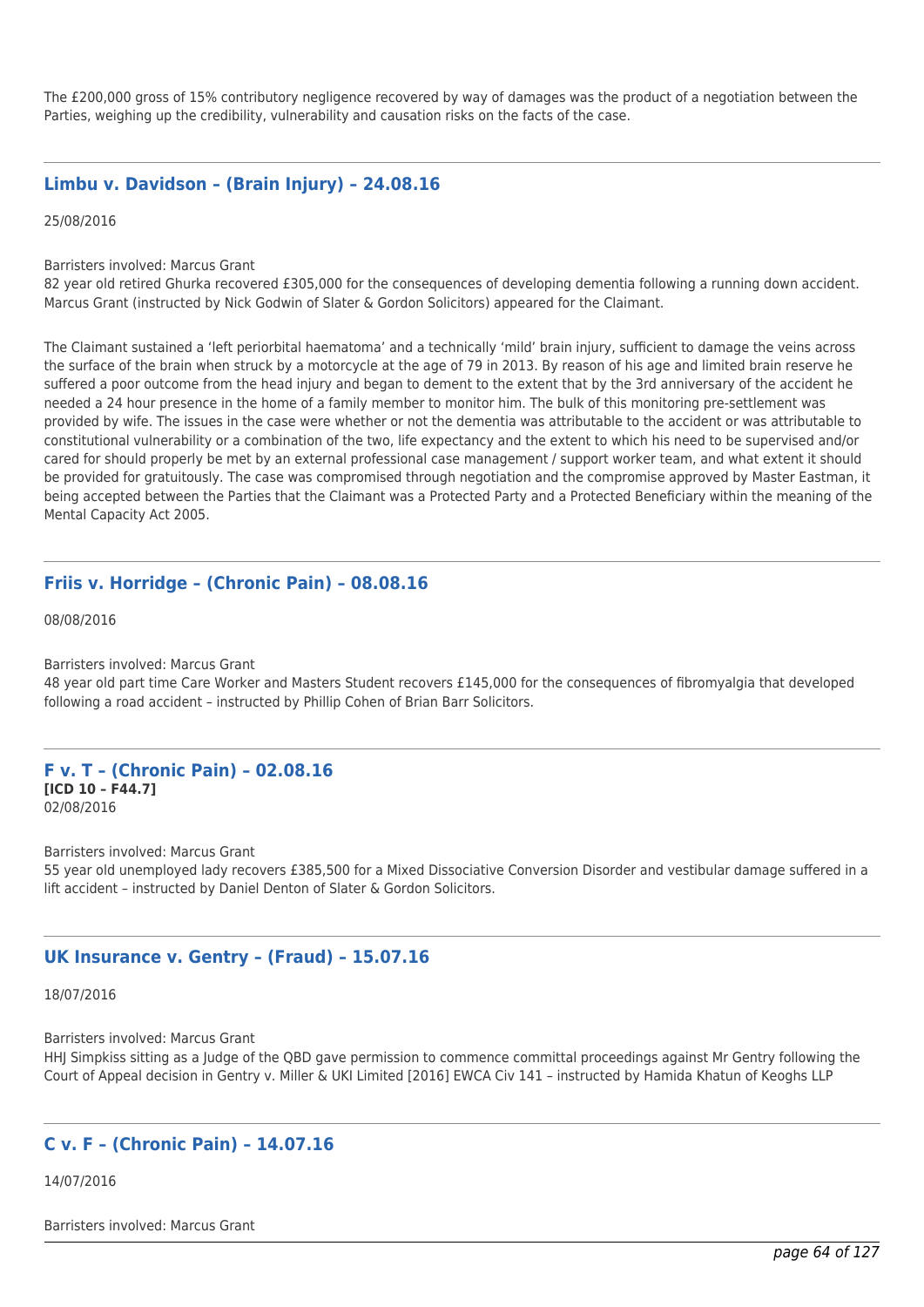The £200,000 gross of 15% contributory negligence recovered by way of damages was the product of a negotiation between the Parties, weighing up the credibility, vulnerability and causation risks on the facts of the case.

---

## Limbu v. Davidson – (Brain Injury) – 24.08.16

25/08/2016

Barristers involved: Marcus Grant
82 year old retired Ghurka recovered £305,000 for the consequences of developing dementia following a running down accident. Marcus Grant (instructed by Nick Godwin of Slater & Gordon Solicitors) appeared for the Claimant.

The Claimant sustained a 'left periorbital haematoma' and a technically 'mild' brain injury, sufficient to damage the veins across the surface of the brain when struck by a motorcycle at the age of 79 in 2013. By reason of his age and limited brain reserve he suffered a poor outcome from the head injury and began to dement to the extent that by the 3rd anniversary of the accident he needed a 24 hour presence in the home of a family member to monitor him. The bulk of this monitoring pre-settlement was provided by wife. The issues in the case were whether or not the dementia was attributable to the accident or was attributable to constitutional vulnerability or a combination of the two, life expectancy and the extent to which his need to be supervised and/or cared for should properly be met by an external professional case management / support worker team, and what extent it should be provided for gratuitously. The case was compromised through negotiation and the compromise approved by Master Eastman, it being accepted between the Parties that the Claimant was a Protected Party and a Protected Beneficiary within the meaning of the Mental Capacity Act 2005.

---

## Friis v. Horridge – (Chronic Pain) – 08.08.16

08/08/2016

Barristers involved: Marcus Grant
48 year old part time Care Worker and Masters Student recovers £145,000 for the consequences of fibromyalgia that developed following a road accident – instructed by Phillip Cohen of Brian Barr Solicitors.

---

## F v. T – (Chronic Pain) – 02.08.16

**[ICD 10 – F44.7]**
02/08/2016

Barristers involved: Marcus Grant
55 year old unemployed lady recovers £385,500 for a Mixed Dissociative Conversion Disorder and vestibular damage suffered in a lift accident – instructed by Daniel Denton of Slater & Gordon Solicitors.

---

## UK Insurance v. Gentry – (Fraud) – 15.07.16

18/07/2016

Barristers involved: Marcus Grant
HHJ Simpkiss sitting as a Judge of the QBD gave permission to commence committal proceedings against Mr Gentry following the Court of Appeal decision in Gentry v. Miller & UKI Limited [2016] EWCA Civ 141 – instructed by Hamida Khatun of Keoghs LLP

---

## C v. F – (Chronic Pain) – 14.07.16

14/07/2016

Barristers involved: Marcus Grant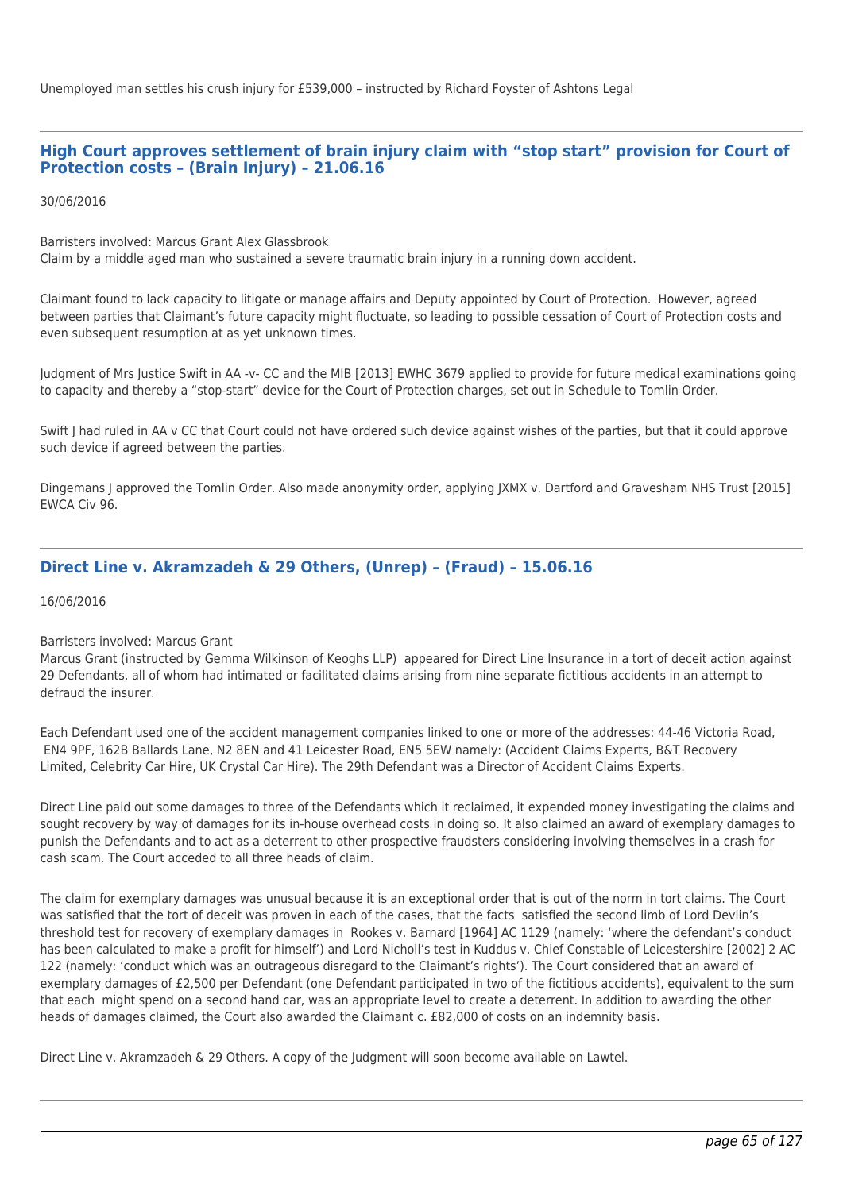Unemployed man settles his crush injury for £539,000 – instructed by Richard Foyster of Ashtons Legal

---

## High Court approves settlement of brain injury claim with "stop start" provision for Court of Protection costs – (Brain Injury) – 21.06.16

30/06/2016

Barristers involved: Marcus Grant Alex Glassbrook
Claim by a middle aged man who sustained a severe traumatic brain injury in a running down accident.

Claimant found to lack capacity to litigate or manage affairs and Deputy appointed by Court of Protection. However, agreed between parties that Claimant's future capacity might fluctuate, so leading to possible cessation of Court of Protection costs and even subsequent resumption at as yet unknown times.

Judgment of Mrs Justice Swift in AA -v- CC and the MIB [2013] EWHC 3679 applied to provide for future medical examinations going to capacity and thereby a "stop-start" device for the Court of Protection charges, set out in Schedule to Tomlin Order.

Swift J had ruled in AA v CC that Court could not have ordered such device against wishes of the parties, but that it could approve such device if agreed between the parties.

Dingemans J approved the Tomlin Order. Also made anonymity order, applying JXMX v. Dartford and Gravesham NHS Trust [2015] EWCA Civ 96.

---

## Direct Line v. Akramzadeh & 29 Others, (Unrep) – (Fraud) – 15.06.16

16/06/2016

Barristers involved: Marcus Grant
Marcus Grant (instructed by Gemma Wilkinson of Keoghs LLP) appeared for Direct Line Insurance in a tort of deceit action against 29 Defendants, all of whom had intimated or facilitated claims arising from nine separate fictitious accidents in an attempt to defraud the insurer.

Each Defendant used one of the accident management companies linked to one or more of the addresses: 44-46 Victoria Road, EN4 9PF, 162B Ballards Lane, N2 8EN and 41 Leicester Road, EN5 5EW namely: (Accident Claims Experts, B&T Recovery Limited, Celebrity Car Hire, UK Crystal Car Hire). The 29th Defendant was a Director of Accident Claims Experts.

Direct Line paid out some damages to three of the Defendants which it reclaimed, it expended money investigating the claims and sought recovery by way of damages for its in-house overhead costs in doing so. It also claimed an award of exemplary damages to punish the Defendants and to act as a deterrent to other prospective fraudsters considering involving themselves in a crash for cash scam. The Court acceded to all three heads of claim.

The claim for exemplary damages was unusual because it is an exceptional order that is out of the norm in tort claims. The Court was satisfied that the tort of deceit was proven in each of the cases, that the facts satisfied the second limb of Lord Devlin's threshold test for recovery of exemplary damages in Rookes v. Barnard [1964] AC 1129 (namely: 'where the defendant's conduct has been calculated to make a profit for himself') and Lord Nicholl's test in Kuddus v. Chief Constable of Leicestershire [2002] 2 AC 122 (namely: 'conduct which was an outrageous disregard to the Claimant's rights'). The Court considered that an award of exemplary damages of £2,500 per Defendant (one Defendant participated in two of the fictitious accidents), equivalent to the sum that each might spend on a second hand car, was an appropriate level to create a deterrent. In addition to awarding the other heads of damages claimed, the Court also awarded the Claimant c. £82,000 of costs on an indemnity basis.

Direct Line v. Akramzadeh & 29 Others. A copy of the Judgment will soon become available on Lawtel.

---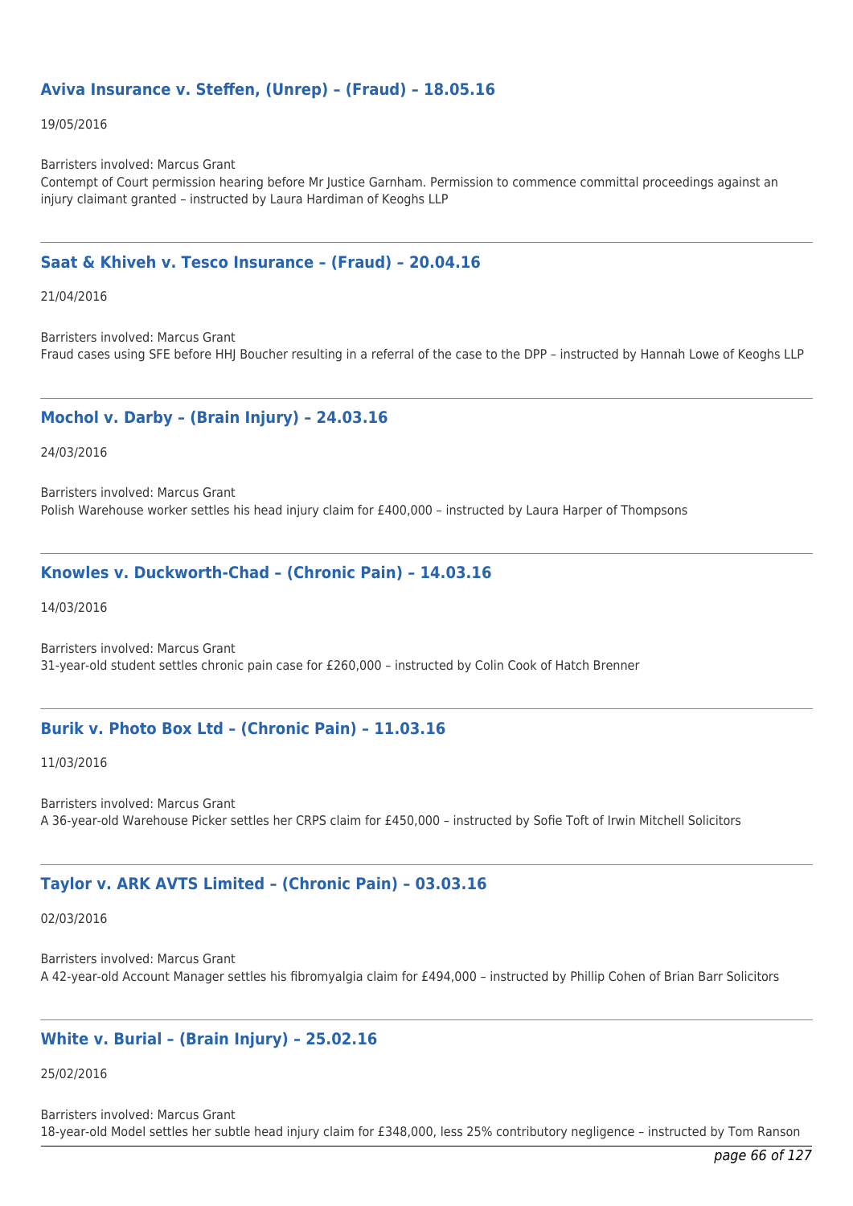### Aviva Insurance v. Steffen, (Unrep) – (Fraud) – 18.05.16

19/05/2016

Barristers involved: Marcus Grant
Contempt of Court permission hearing before Mr Justice Garnham. Permission to commence committal proceedings against an injury claimant granted – instructed by Laura Hardiman of Keoghs LLP

---

### Saat & Khiveh v. Tesco Insurance – (Fraud) – 20.04.16

21/04/2016

Barristers involved: Marcus Grant
Fraud cases using SFE before HHJ Boucher resulting in a referral of the case to the DPP – instructed by Hannah Lowe of Keoghs LLP

---

### Mochol v. Darby – (Brain Injury) – 24.03.16

24/03/2016

Barristers involved: Marcus Grant
Polish Warehouse worker settles his head injury claim for £400,000 – instructed by Laura Harper of Thompsons

---

### Knowles v. Duckworth-Chad – (Chronic Pain) – 14.03.16

14/03/2016

Barristers involved: Marcus Grant
31-year-old student settles chronic pain case for £260,000 – instructed by Colin Cook of Hatch Brenner

---

### Burik v. Photo Box Ltd – (Chronic Pain) – 11.03.16

11/03/2016

Barristers involved: Marcus Grant
A 36-year-old Warehouse Picker settles her CRPS claim for £450,000 – instructed by Sofie Toft of Irwin Mitchell Solicitors

---

### Taylor v. ARK AVTS Limited – (Chronic Pain) – 03.03.16

02/03/2016

Barristers involved: Marcus Grant
A 42-year-old Account Manager settles his fibromyalgia claim for £494,000 – instructed by Phillip Cohen of Brian Barr Solicitors

---

### White v. Burial – (Brain Injury) – 25.02.16

25/02/2016

Barristers involved: Marcus Grant
18-year-old Model settles her subtle head injury claim for £348,000, less 25% contributory negligence – instructed by Tom Ranson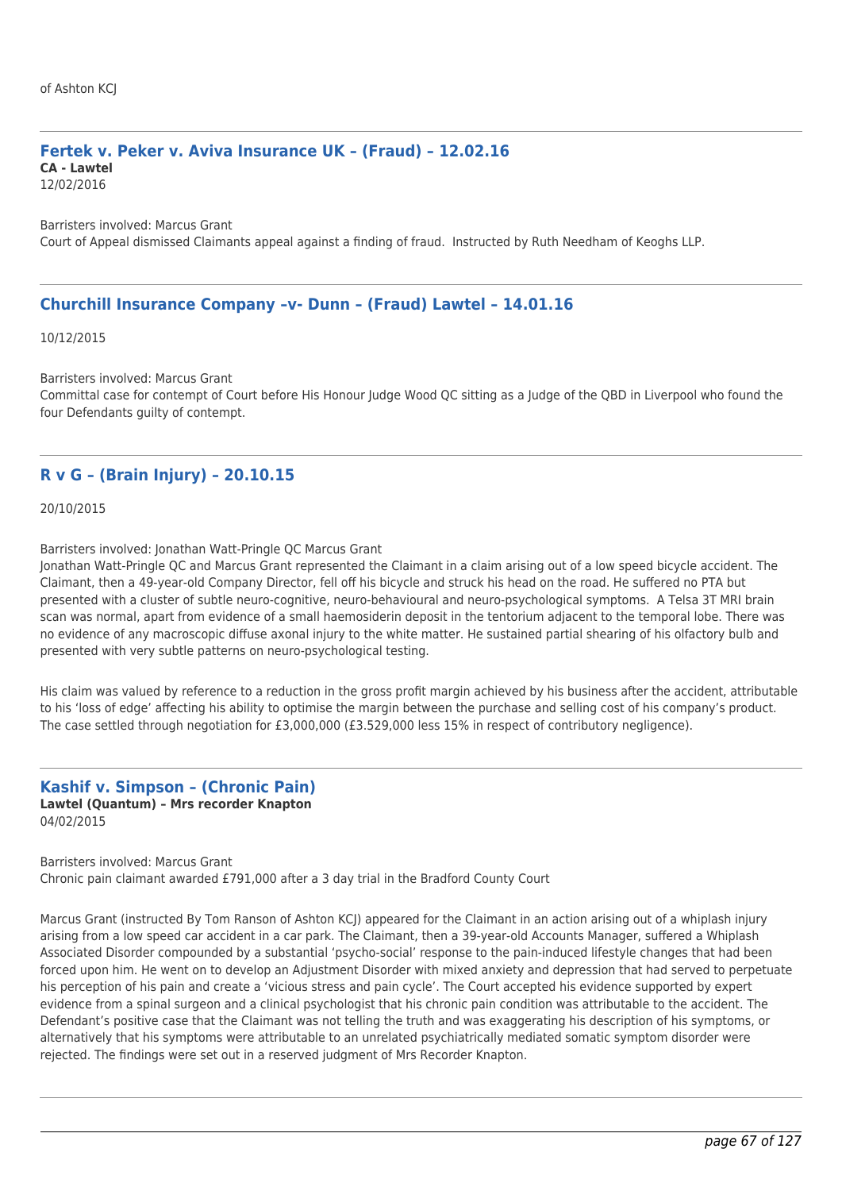of Ashton KCJ

### Fertek v. Peker v. Aviva Insurance UK – (Fraud) – 12.02.16

**CA - Lawtel**
12/02/2016

Barristers involved: Marcus Grant
Court of Appeal dismissed Claimants appeal against a finding of fraud. Instructed by Ruth Needham of Keoghs LLP.

### Churchill Insurance Company –v- Dunn – (Fraud) Lawtel – 14.01.16

10/12/2015

Barristers involved: Marcus Grant
Committal case for contempt of Court before His Honour Judge Wood QC sitting as a Judge of the QBD in Liverpool who found the four Defendants guilty of contempt.

### R v G – (Brain Injury) – 20.10.15

20/10/2015

Barristers involved: Jonathan Watt-Pringle QC Marcus Grant
Jonathan Watt-Pringle QC and Marcus Grant represented the Claimant in a claim arising out of a low speed bicycle accident. The Claimant, then a 49-year-old Company Director, fell off his bicycle and struck his head on the road. He suffered no PTA but presented with a cluster of subtle neuro-cognitive, neuro-behavioural and neuro-psychological symptoms. A Telsa 3T MRI brain scan was normal, apart from evidence of a small haemosiderin deposit in the tentorium adjacent to the temporal lobe. There was no evidence of any macroscopic diffuse axonal injury to the white matter. He sustained partial shearing of his olfactory bulb and presented with very subtle patterns on neuro-psychological testing.

His claim was valued by reference to a reduction in the gross profit margin achieved by his business after the accident, attributable to his 'loss of edge' affecting his ability to optimise the margin between the purchase and selling cost of his company's product. The case settled through negotiation for £3,000,000 (£3.529,000 less 15% in respect of contributory negligence).

### Kashif v. Simpson – (Chronic Pain)

**Lawtel (Quantum) – Mrs recorder Knapton**
04/02/2015

Barristers involved: Marcus Grant
Chronic pain claimant awarded £791,000 after a 3 day trial in the Bradford County Court

Marcus Grant (instructed By Tom Ranson of Ashton KCJ) appeared for the Claimant in an action arising out of a whiplash injury arising from a low speed car accident in a car park. The Claimant, then a 39-year-old Accounts Manager, suffered a Whiplash Associated Disorder compounded by a substantial 'psycho-social' response to the pain-induced lifestyle changes that had been forced upon him. He went on to develop an Adjustment Disorder with mixed anxiety and depression that had served to perpetuate his perception of his pain and create a 'vicious stress and pain cycle'. The Court accepted his evidence supported by expert evidence from a spinal surgeon and a clinical psychologist that his chronic pain condition was attributable to the accident. The Defendant's positive case that the Claimant was not telling the truth and was exaggerating his description of his symptoms, or alternatively that his symptoms were attributable to an unrelated psychiatrically mediated somatic symptom disorder were rejected. The findings were set out in a reserved judgment of Mrs Recorder Knapton.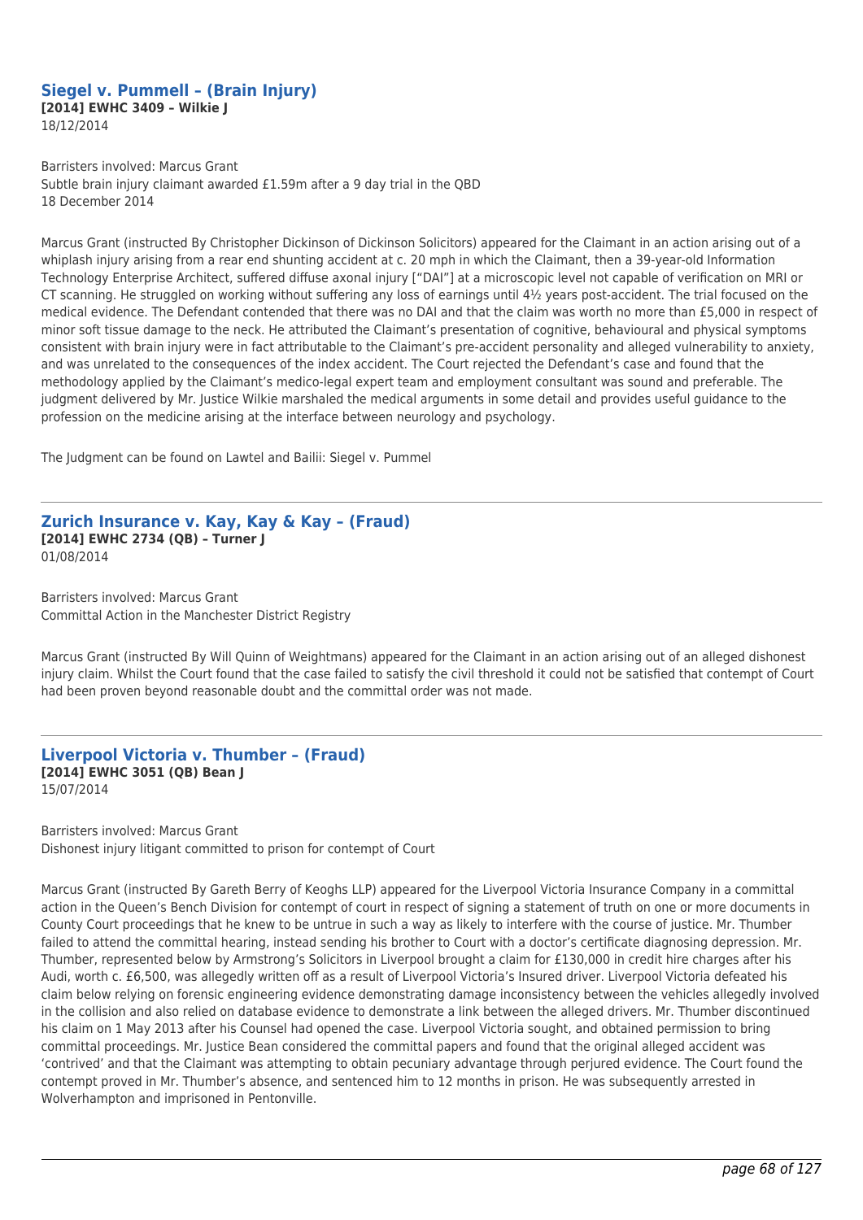### Siegel v. Pummell – (Brain Injury)

**[2014] EWHC 3409 – Wilkie J**
18/12/2014

Barristers involved: Marcus Grant
Subtle brain injury claimant awarded £1.59m after a 9 day trial in the QBD
18 December 2014

Marcus Grant (instructed By Christopher Dickinson of Dickinson Solicitors) appeared for the Claimant in an action arising out of a whiplash injury arising from a rear end shunting accident at c. 20 mph in which the Claimant, then a 39-year-old Information Technology Enterprise Architect, suffered diffuse axonal injury ["DAI"] at a microscopic level not capable of verification on MRI or CT scanning. He struggled on working without suffering any loss of earnings until 4½ years post-accident. The trial focused on the medical evidence. The Defendant contended that there was no DAI and that the claim was worth no more than £5,000 in respect of minor soft tissue damage to the neck. He attributed the Claimant's presentation of cognitive, behavioural and physical symptoms consistent with brain injury were in fact attributable to the Claimant's pre-accident personality and alleged vulnerability to anxiety, and was unrelated to the consequences of the index accident. The Court rejected the Defendant's case and found that the methodology applied by the Claimant's medico-legal expert team and employment consultant was sound and preferable. The judgment delivered by Mr. Justice Wilkie marshaled the medical arguments in some detail and provides useful guidance to the profession on the medicine arising at the interface between neurology and psychology.

The Judgment can be found on Lawtel and Bailii: Siegel v. Pummel

---

### Zurich Insurance v. Kay, Kay & Kay – (Fraud)

**[2014] EWHC 2734 (QB) – Turner J**
01/08/2014

Barristers involved: Marcus Grant
Committal Action in the Manchester District Registry

Marcus Grant (instructed By Will Quinn of Weightmans) appeared for the Claimant in an action arising out of an alleged dishonest injury claim. Whilst the Court found that the case failed to satisfy the civil threshold it could not be satisfied that contempt of Court had been proven beyond reasonable doubt and the committal order was not made.

---

### Liverpool Victoria v. Thumber – (Fraud)

**[2014] EWHC 3051 (QB) Bean J**
15/07/2014

Barristers involved: Marcus Grant
Dishonest injury litigant committed to prison for contempt of Court

Marcus Grant (instructed By Gareth Berry of Keoghs LLP) appeared for the Liverpool Victoria Insurance Company in a committal action in the Queen's Bench Division for contempt of court in respect of signing a statement of truth on one or more documents in County Court proceedings that he knew to be untrue in such a way as likely to interfere with the course of justice. Mr. Thumber failed to attend the committal hearing, instead sending his brother to Court with a doctor's certificate diagnosing depression. Mr. Thumber, represented below by Armstrong's Solicitors in Liverpool brought a claim for £130,000 in credit hire charges after his Audi, worth c. £6,500, was allegedly written off as a result of Liverpool Victoria's Insured driver. Liverpool Victoria defeated his claim below relying on forensic engineering evidence demonstrating damage inconsistency between the vehicles allegedly involved in the collision and also relied on database evidence to demonstrate a link between the alleged drivers. Mr. Thumber discontinued his claim on 1 May 2013 after his Counsel had opened the case. Liverpool Victoria sought, and obtained permission to bring committal proceedings. Mr. Justice Bean considered the committal papers and found that the original alleged accident was 'contrived' and that the Claimant was attempting to obtain pecuniary advantage through perjured evidence. The Court found the contempt proved in Mr. Thumber's absence, and sentenced him to 12 months in prison. He was subsequently arrested in Wolverhampton and imprisoned in Pentonville.

---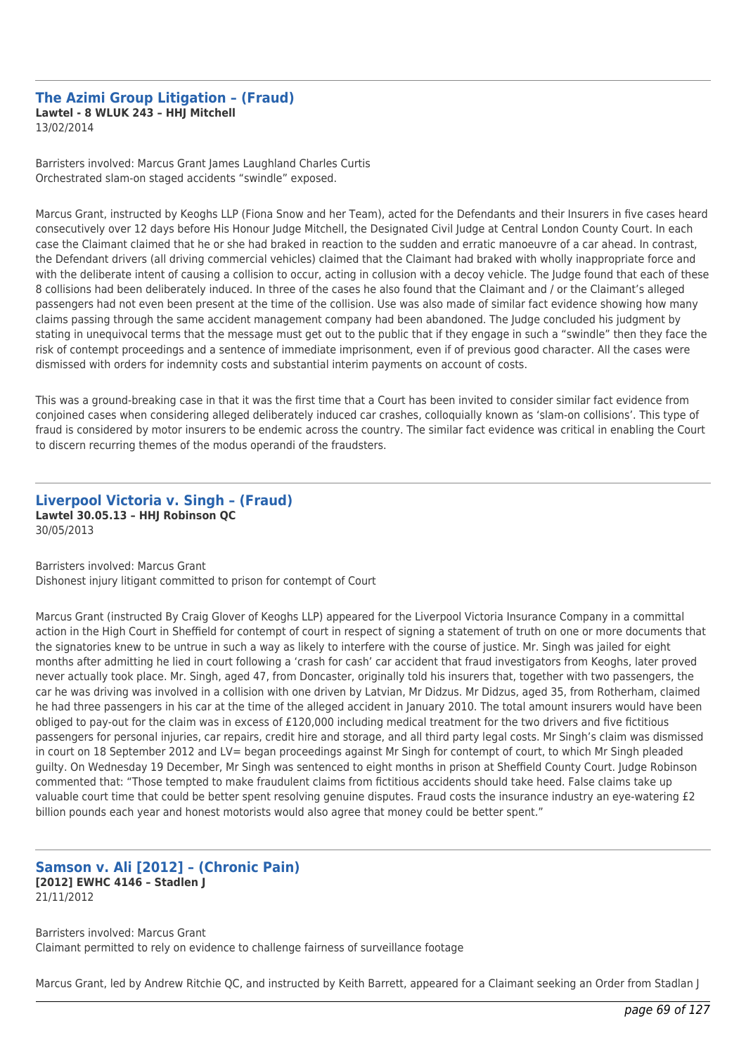## The Azimi Group Litigation – (Fraud)

**Lawtel - 8 WLUK 243 – HHJ Mitchell**
13/02/2014

Barristers involved: Marcus Grant James Laughland Charles Curtis
Orchestrated slam-on staged accidents "swindle" exposed.

Marcus Grant, instructed by Keoghs LLP (Fiona Snow and her Team), acted for the Defendants and their Insurers in five cases heard consecutively over 12 days before His Honour Judge Mitchell, the Designated Civil Judge at Central London County Court. In each case the Claimant claimed that he or she had braked in reaction to the sudden and erratic manoeuvre of a car ahead. In contrast, the Defendant drivers (all driving commercial vehicles) claimed that the Claimant had braked with wholly inappropriate force and with the deliberate intent of causing a collision to occur, acting in collusion with a decoy vehicle. The Judge found that each of these 8 collisions had been deliberately induced. In three of the cases he also found that the Claimant and / or the Claimant's alleged passengers had not even been present at the time of the collision. Use was also made of similar fact evidence showing how many claims passing through the same accident management company had been abandoned. The Judge concluded his judgment by stating in unequivocal terms that the message must get out to the public that if they engage in such a "swindle" then they face the risk of contempt proceedings and a sentence of immediate imprisonment, even if of previous good character. All the cases were dismissed with orders for indemnity costs and substantial interim payments on account of costs.

This was a ground-breaking case in that it was the first time that a Court has been invited to consider similar fact evidence from conjoined cases when considering alleged deliberately induced car crashes, colloquially known as 'slam-on collisions'. This type of fraud is considered by motor insurers to be endemic across the country. The similar fact evidence was critical in enabling the Court to discern recurring themes of the modus operandi of the fraudsters.

## Liverpool Victoria v. Singh – (Fraud)

**Lawtel 30.05.13 – HHJ Robinson QC**
30/05/2013

Barristers involved: Marcus Grant
Dishonest injury litigant committed to prison for contempt of Court

Marcus Grant (instructed By Craig Glover of Keoghs LLP) appeared for the Liverpool Victoria Insurance Company in a committal action in the High Court in Sheffield for contempt of court in respect of signing a statement of truth on one or more documents that the signatories knew to be untrue in such a way as likely to interfere with the course of justice. Mr. Singh was jailed for eight months after admitting he lied in court following a 'crash for cash' car accident that fraud investigators from Keoghs, later proved never actually took place. Mr. Singh, aged 47, from Doncaster, originally told his insurers that, together with two passengers, the car he was driving was involved in a collision with one driven by Latvian, Mr Didzus. Mr Didzus, aged 35, from Rotherham, claimed he had three passengers in his car at the time of the alleged accident in January 2010. The total amount insurers would have been obliged to pay-out for the claim was in excess of £120,000 including medical treatment for the two drivers and five fictitious passengers for personal injuries, car repairs, credit hire and storage, and all third party legal costs. Mr Singh's claim was dismissed in court on 18 September 2012 and LV= began proceedings against Mr Singh for contempt of court, to which Mr Singh pleaded guilty. On Wednesday 19 December, Mr Singh was sentenced to eight months in prison at Sheffield County Court. Judge Robinson commented that: "Those tempted to make fraudulent claims from fictitious accidents should take heed. False claims take up valuable court time that could be better spent resolving genuine disputes. Fraud costs the insurance industry an eye-watering £2 billion pounds each year and honest motorists would also agree that money could be better spent."

## Samson v. Ali [2012] – (Chronic Pain)

**[2012] EWHC 4146 – Stadlen J**
21/11/2012

Barristers involved: Marcus Grant
Claimant permitted to rely on evidence to challenge fairness of surveillance footage

Marcus Grant, led by Andrew Ritchie QC, and instructed by Keith Barrett, appeared for a Claimant seeking an Order from Stadlan J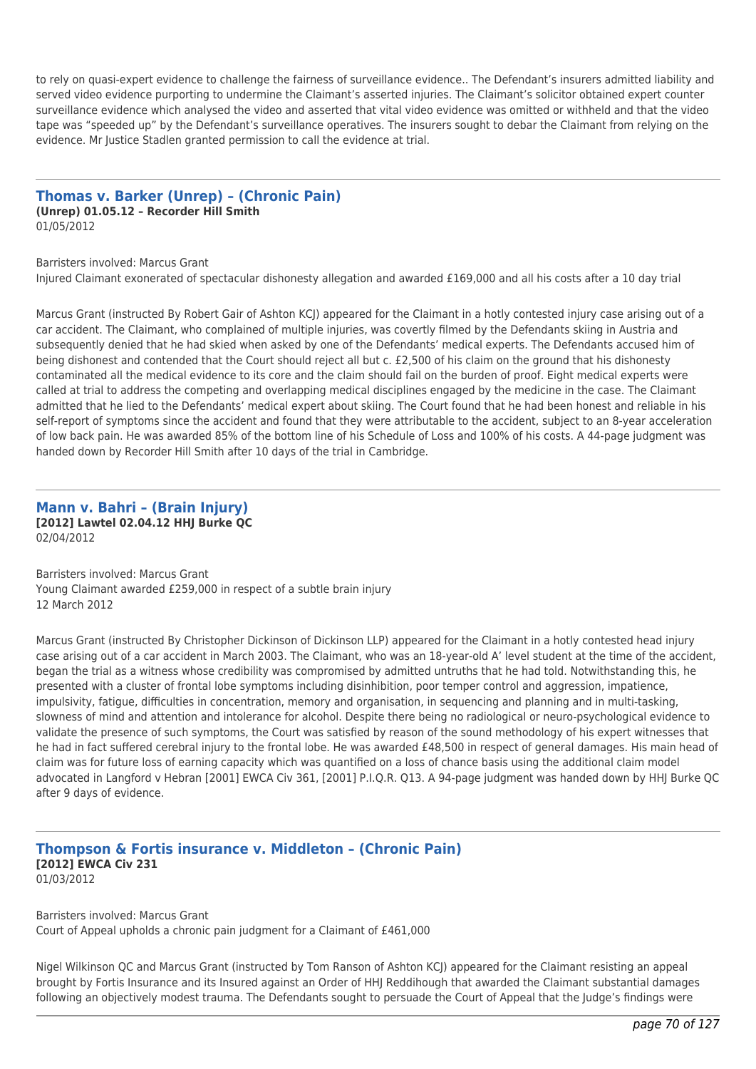to rely on quasi-expert evidence to challenge the fairness of surveillance evidence.. The Defendant's insurers admitted liability and served video evidence purporting to undermine the Claimant's asserted injuries. The Claimant's solicitor obtained expert counter surveillance evidence which analysed the video and asserted that vital video evidence was omitted or withheld and that the video tape was "speeded up" by the Defendant's surveillance operatives. The insurers sought to debar the Claimant from relying on the evidence. Mr Justice Stadlen granted permission to call the evidence at trial.

---

## Thomas v. Barker (Unrep) – (Chronic Pain)

**(Unrep) 01.05.12 – Recorder Hill Smith**
01/05/2012

Barristers involved: Marcus Grant
Injured Claimant exonerated of spectacular dishonesty allegation and awarded £169,000 and all his costs after a 10 day trial

Marcus Grant (instructed By Robert Gair of Ashton KCJ) appeared for the Claimant in a hotly contested injury case arising out of a car accident. The Claimant, who complained of multiple injuries, was covertly filmed by the Defendants skiing in Austria and subsequently denied that he had skied when asked by one of the Defendants' medical experts. The Defendants accused him of being dishonest and contended that the Court should reject all but c. £2,500 of his claim on the ground that his dishonesty contaminated all the medical evidence to its core and the claim should fail on the burden of proof. Eight medical experts were called at trial to address the competing and overlapping medical disciplines engaged by the medicine in the case. The Claimant admitted that he lied to the Defendants' medical expert about skiing. The Court found that he had been honest and reliable in his self-report of symptoms since the accident and found that they were attributable to the accident, subject to an 8-year acceleration of low back pain. He was awarded 85% of the bottom line of his Schedule of Loss and 100% of his costs. A 44-page judgment was handed down by Recorder Hill Smith after 10 days of the trial in Cambridge.

---

## Mann v. Bahri – (Brain Injury)

**[2012] Lawtel 02.04.12 HHJ Burke QC**
02/04/2012

Barristers involved: Marcus Grant
Young Claimant awarded £259,000 in respect of a subtle brain injury
12 March 2012

Marcus Grant (instructed By Christopher Dickinson of Dickinson LLP) appeared for the Claimant in a hotly contested head injury case arising out of a car accident in March 2003. The Claimant, who was an 18-year-old A' level student at the time of the accident, began the trial as a witness whose credibility was compromised by admitted untruths that he had told. Notwithstanding this, he presented with a cluster of frontal lobe symptoms including disinhibition, poor temper control and aggression, impatience, impulsivity, fatigue, difficulties in concentration, memory and organisation, in sequencing and planning and in multi-tasking, slowness of mind and attention and intolerance for alcohol. Despite there being no radiological or neuro-psychological evidence to validate the presence of such symptoms, the Court was satisfied by reason of the sound methodology of his expert witnesses that he had in fact suffered cerebral injury to the frontal lobe. He was awarded £48,500 in respect of general damages. His main head of claim was for future loss of earning capacity which was quantified on a loss of chance basis using the additional claim model advocated in Langford v Hebran [2001] EWCA Civ 361, [2001] P.I.Q.R. Q13. A 94-page judgment was handed down by HHJ Burke QC after 9 days of evidence.

---

## Thompson & Fortis insurance v. Middleton – (Chronic Pain)

**[2012] EWCA Civ 231**
01/03/2012

Barristers involved: Marcus Grant
Court of Appeal upholds a chronic pain judgment for a Claimant of £461,000

Nigel Wilkinson QC and Marcus Grant (instructed by Tom Ranson of Ashton KCJ) appeared for the Claimant resisting an appeal brought by Fortis Insurance and its Insured against an Order of HHJ Reddihough that awarded the Claimant substantial damages following an objectively modest trauma. The Defendants sought to persuade the Court of Appeal that the Judge's findings were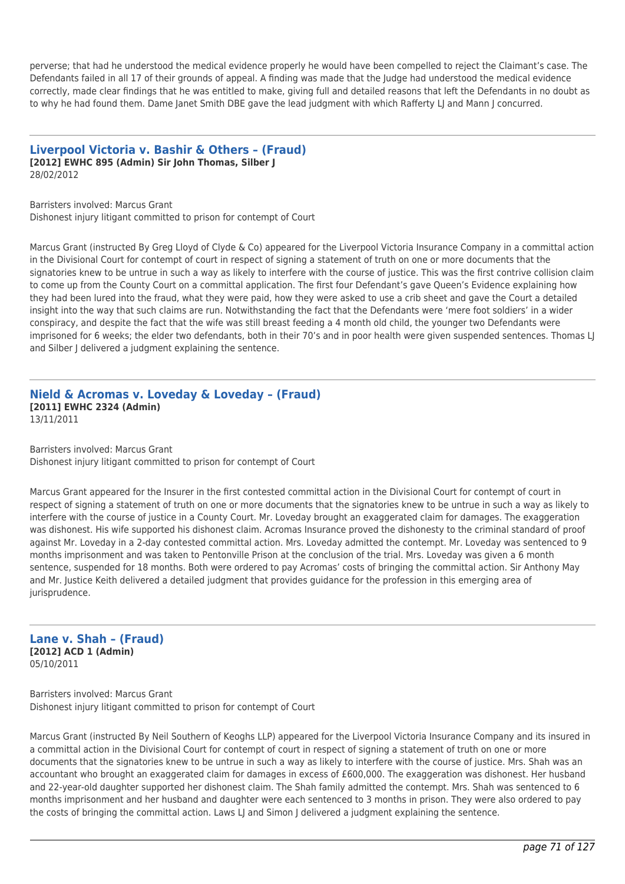perverse; that had he understood the medical evidence properly he would have been compelled to reject the Claimant's case. The Defendants failed in all 17 of their grounds of appeal. A finding was made that the Judge had understood the medical evidence correctly, made clear findings that he was entitled to make, giving full and detailed reasons that left the Defendants in no doubt as to why he had found them. Dame Janet Smith DBE gave the lead judgment with which Rafferty LJ and Mann J concurred.

---

## Liverpool Victoria v. Bashir & Others – (Fraud)

**[2012] EWHC 895 (Admin) Sir John Thomas, Silber J**
28/02/2012

Barristers involved: Marcus Grant
Dishonest injury litigant committed to prison for contempt of Court

Marcus Grant (instructed By Greg Lloyd of Clyde & Co) appeared for the Liverpool Victoria Insurance Company in a committal action in the Divisional Court for contempt of court in respect of signing a statement of truth on one or more documents that the signatories knew to be untrue in such a way as likely to interfere with the course of justice. This was the first contrive collision claim to come up from the County Court on a committal application. The first four Defendant's gave Queen's Evidence explaining how they had been lured into the fraud, what they were paid, how they were asked to use a crib sheet and gave the Court a detailed insight into the way that such claims are run. Notwithstanding the fact that the Defendants were 'mere foot soldiers' in a wider conspiracy, and despite the fact that the wife was still breast feeding a 4 month old child, the younger two Defendants were imprisoned for 6 weeks; the elder two defendants, both in their 70's and in poor health were given suspended sentences. Thomas LJ and Silber J delivered a judgment explaining the sentence.

---

## Nield & Acromas v. Loveday & Loveday – (Fraud)

**[2011] EWHC 2324 (Admin)**
13/11/2011

Barristers involved: Marcus Grant
Dishonest injury litigant committed to prison for contempt of Court

Marcus Grant appeared for the Insurer in the first contested committal action in the Divisional Court for contempt of court in respect of signing a statement of truth on one or more documents that the signatories knew to be untrue in such a way as likely to interfere with the course of justice in a County Court. Mr. Loveday brought an exaggerated claim for damages. The exaggeration was dishonest. His wife supported his dishonest claim. Acromas Insurance proved the dishonesty to the criminal standard of proof against Mr. Loveday in a 2-day contested committal action. Mrs. Loveday admitted the contempt. Mr. Loveday was sentenced to 9 months imprisonment and was taken to Pentonville Prison at the conclusion of the trial. Mrs. Loveday was given a 6 month sentence, suspended for 18 months. Both were ordered to pay Acromas' costs of bringing the committal action. Sir Anthony May and Mr. Justice Keith delivered a detailed judgment that provides guidance for the profession in this emerging area of jurisprudence.

---

## Lane v. Shah – (Fraud)

**[2012] ACD 1 (Admin)**
05/10/2011

Barristers involved: Marcus Grant
Dishonest injury litigant committed to prison for contempt of Court

Marcus Grant (instructed By Neil Southern of Keoghs LLP) appeared for the Liverpool Victoria Insurance Company and its insured in a committal action in the Divisional Court for contempt of court in respect of signing a statement of truth on one or more documents that the signatories knew to be untrue in such a way as likely to interfere with the course of justice. Mrs. Shah was an accountant who brought an exaggerated claim for damages in excess of £600,000. The exaggeration was dishonest. Her husband and 22-year-old daughter supported her dishonest claim. The Shah family admitted the contempt. Mrs. Shah was sentenced to 6 months imprisonment and her husband and daughter were each sentenced to 3 months in prison. They were also ordered to pay the costs of bringing the committal action. Laws LJ and Simon J delivered a judgment explaining the sentence.

---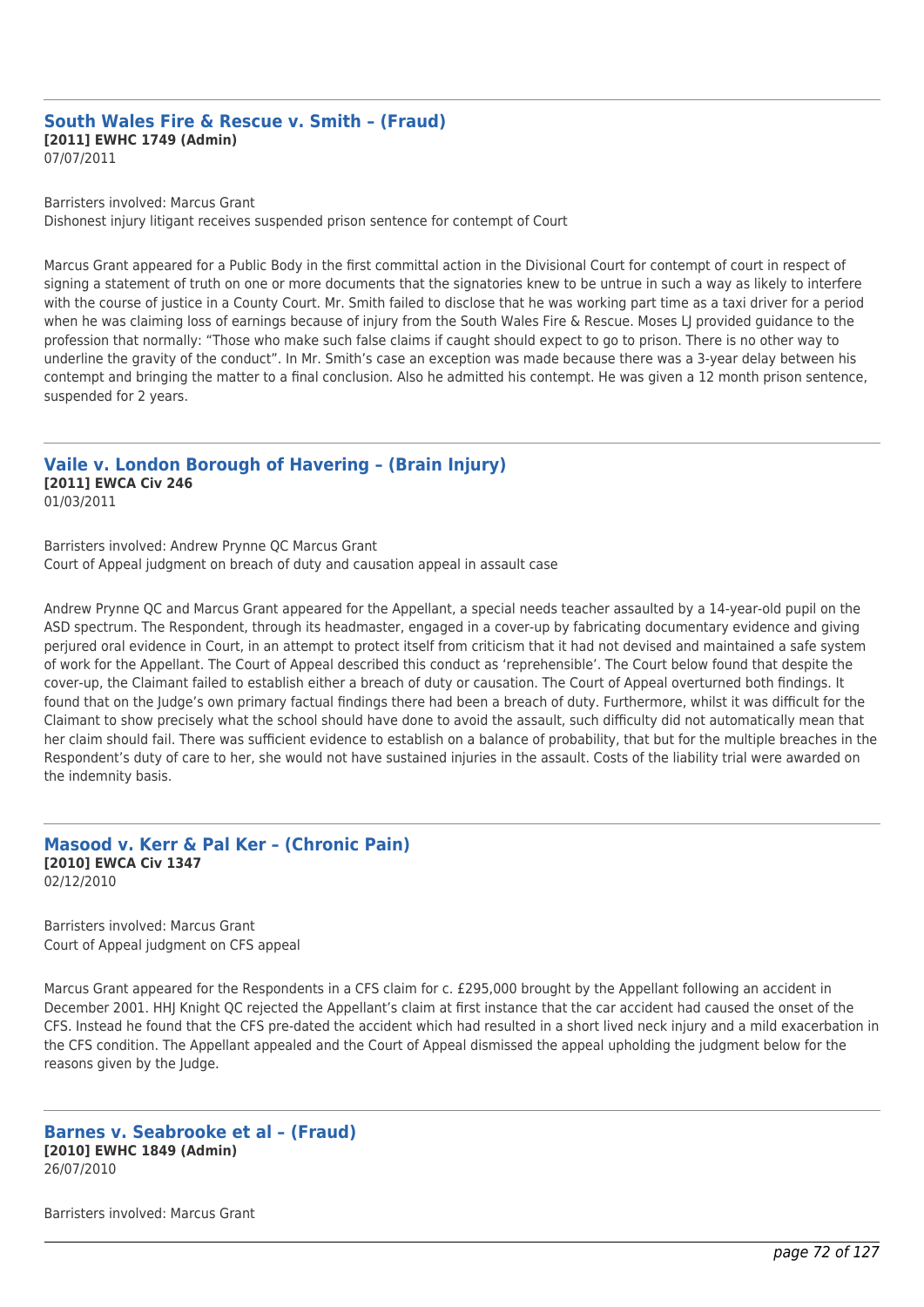## South Wales Fire & Rescue v. Smith – (Fraud)

**[2011] EWHC 1749 (Admin)**
07/07/2011

Barristers involved: Marcus Grant
Dishonest injury litigant receives suspended prison sentence for contempt of Court

Marcus Grant appeared for a Public Body in the first committal action in the Divisional Court for contempt of court in respect of signing a statement of truth on one or more documents that the signatories knew to be untrue in such a way as likely to interfere with the course of justice in a County Court. Mr. Smith failed to disclose that he was working part time as a taxi driver for a period when he was claiming loss of earnings because of injury from the South Wales Fire & Rescue. Moses LJ provided guidance to the profession that normally: "Those who make such false claims if caught should expect to go to prison. There is no other way to underline the gravity of the conduct". In Mr. Smith's case an exception was made because there was a 3-year delay between his contempt and bringing the matter to a final conclusion. Also he admitted his contempt. He was given a 12 month prison sentence, suspended for 2 years.

## Vaile v. London Borough of Havering – (Brain Injury)

**[2011] EWCA Civ 246**
01/03/2011

Barristers involved: Andrew Prynne QC Marcus Grant
Court of Appeal judgment on breach of duty and causation appeal in assault case

Andrew Prynne QC and Marcus Grant appeared for the Appellant, a special needs teacher assaulted by a 14-year-old pupil on the ASD spectrum. The Respondent, through its headmaster, engaged in a cover-up by fabricating documentary evidence and giving perjured oral evidence in Court, in an attempt to protect itself from criticism that it had not devised and maintained a safe system of work for the Appellant. The Court of Appeal described this conduct as 'reprehensible'. The Court below found that despite the cover-up, the Claimant failed to establish either a breach of duty or causation. The Court of Appeal overturned both findings. It found that on the Judge's own primary factual findings there had been a breach of duty. Furthermore, whilst it was difficult for the Claimant to show precisely what the school should have done to avoid the assault, such difficulty did not automatically mean that her claim should fail. There was sufficient evidence to establish on a balance of probability, that but for the multiple breaches in the Respondent's duty of care to her, she would not have sustained injuries in the assault. Costs of the liability trial were awarded on the indemnity basis.

## Masood v. Kerr & Pal Ker – (Chronic Pain)

**[2010] EWCA Civ 1347**
02/12/2010

Barristers involved: Marcus Grant
Court of Appeal judgment on CFS appeal

Marcus Grant appeared for the Respondents in a CFS claim for c. £295,000 brought by the Appellant following an accident in December 2001. HHJ Knight QC rejected the Appellant's claim at first instance that the car accident had caused the onset of the CFS. Instead he found that the CFS pre-dated the accident which had resulted in a short lived neck injury and a mild exacerbation in the CFS condition. The Appellant appealed and the Court of Appeal dismissed the appeal upholding the judgment below for the reasons given by the Judge.

## Barnes v. Seabrooke et al – (Fraud)

**[2010] EWHC 1849 (Admin)**
26/07/2010

Barristers involved: Marcus Grant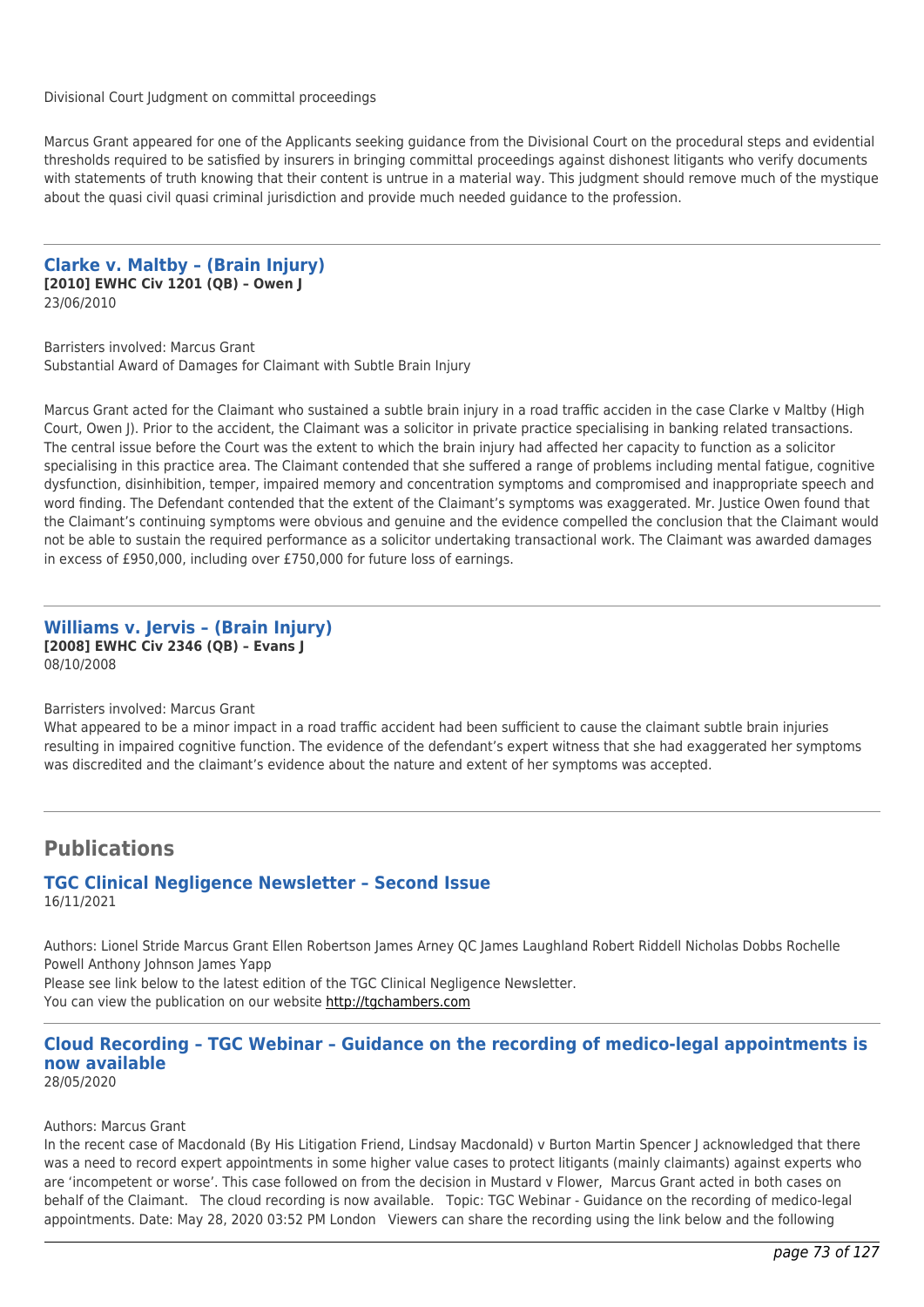Divisional Court Judgment on committal proceedings

Marcus Grant appeared for one of the Applicants seeking guidance from the Divisional Court on the procedural steps and evidential thresholds required to be satisfied by insurers in bringing committal proceedings against dishonest litigants who verify documents with statements of truth knowing that their content is untrue in a material way. This judgment should remove much of the mystique about the quasi civil quasi criminal jurisdiction and provide much needed guidance to the profession.

---

### Clarke v. Maltby – (Brain Injury)

**[2010] EWHC Civ 1201 (QB) – Owen J**
23/06/2010

Barristers involved: Marcus Grant
Substantial Award of Damages for Claimant with Subtle Brain Injury

Marcus Grant acted for the Claimant who sustained a subtle brain injury in a road traffic acciden in the case Clarke v Maltby (High Court, Owen J). Prior to the accident, the Claimant was a solicitor in private practice specialising in banking related transactions. The central issue before the Court was the extent to which the brain injury had affected her capacity to function as a solicitor specialising in this practice area. The Claimant contended that she suffered a range of problems including mental fatigue, cognitive dysfunction, disinhibition, temper, impaired memory and concentration symptoms and compromised and inappropriate speech and word finding. The Defendant contended that the extent of the Claimant's symptoms was exaggerated. Mr. Justice Owen found that the Claimant's continuing symptoms were obvious and genuine and the evidence compelled the conclusion that the Claimant would not be able to sustain the required performance as a solicitor undertaking transactional work. The Claimant was awarded damages in excess of £950,000, including over £750,000 for future loss of earnings.

---

### Williams v. Jervis – (Brain Injury)

**[2008] EWHC Civ 2346 (QB) – Evans J**
08/10/2008

Barristers involved: Marcus Grant
What appeared to be a minor impact in a road traffic accident had been sufficient to cause the claimant subtle brain injuries resulting in impaired cognitive function. The evidence of the defendant's expert witness that she had exaggerated her symptoms was discredited and the claimant's evidence about the nature and extent of her symptoms was accepted.

---

## Publications

### TGC Clinical Negligence Newsletter – Second Issue

16/11/2021

Authors: Lionel Stride Marcus Grant Ellen Robertson James Arney QC James Laughland Robert Riddell Nicholas Dobbs Rochelle Powell Anthony Johnson James Yapp
Please see link below to the latest edition of the TGC Clinical Negligence Newsletter.
You can view the publication on our website http://tgchambers.com

---

### Cloud Recording – TGC Webinar – Guidance on the recording of medico-legal appointments is now available

28/05/2020

Authors: Marcus Grant
In the recent case of Macdonald (By His Litigation Friend, Lindsay Macdonald) v Burton Martin Spencer J acknowledged that there was a need to record expert appointments in some higher value cases to protect litigants (mainly claimants) against experts who are 'incompetent or worse'. This case followed on from the decision in Mustard v Flower, Marcus Grant acted in both cases on behalf of the Claimant. The cloud recording is now available. Topic: TGC Webinar - Guidance on the recording of medico-legal appointments. Date: May 28, 2020 03:52 PM London Viewers can share the recording using the link below and the following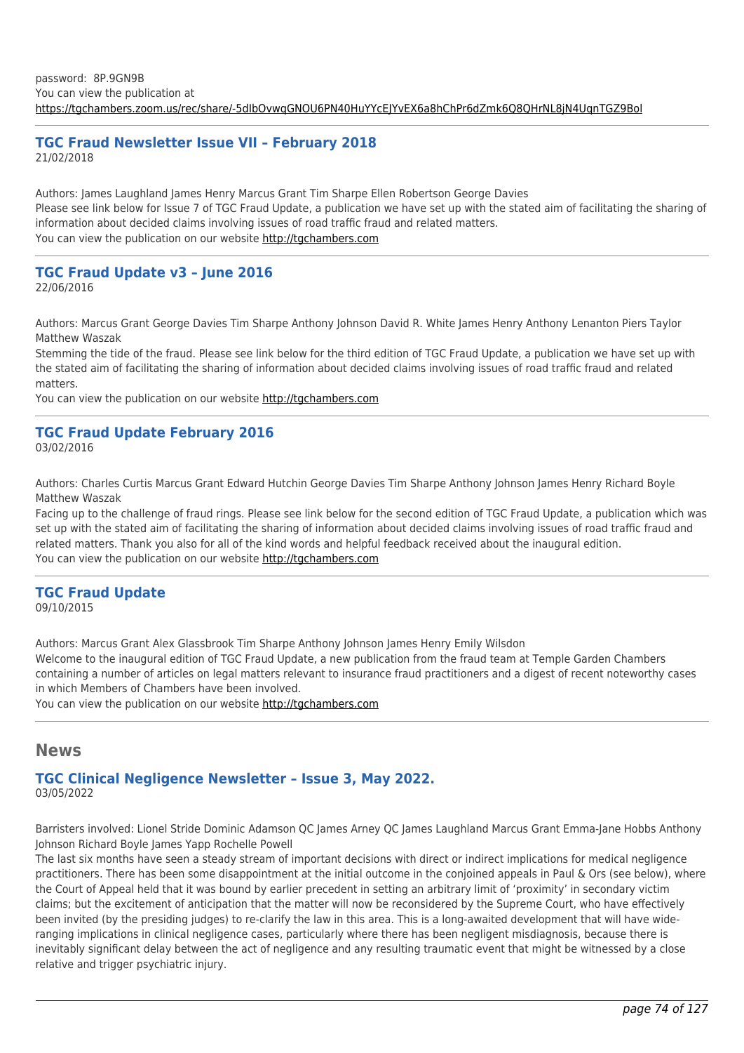password: 8P.9GN9B
You can view the publication at
https://tgchambers.zoom.us/rec/share/-5dIbOvwqGNOU6PN40HuYYcEJYvEX6a8hChPr6dZmk6Q8QHrNL8jN4UqnTGZ9BoI

---

### TGC Fraud Newsletter Issue VII – February 2018

21/02/2018

Authors: James Laughland James Henry Marcus Grant Tim Sharpe Ellen Robertson George Davies
Please see link below for Issue 7 of TGC Fraud Update, a publication we have set up with the stated aim of facilitating the sharing of information about decided claims involving issues of road traffic fraud and related matters.
You can view the publication on our website http://tgchambers.com

---

### TGC Fraud Update v3 – June 2016

22/06/2016

Authors: Marcus Grant George Davies Tim Sharpe Anthony Johnson David R. White James Henry Anthony Lenanton Piers Taylor Matthew Waszak
Stemming the tide of the fraud. Please see link below for the third edition of TGC Fraud Update, a publication we have set up with the stated aim of facilitating the sharing of information about decided claims involving issues of road traffic fraud and related matters.
You can view the publication on our website http://tgchambers.com

---

### TGC Fraud Update February 2016

03/02/2016

Authors: Charles Curtis Marcus Grant Edward Hutchin George Davies Tim Sharpe Anthony Johnson James Henry Richard Boyle Matthew Waszak
Facing up to the challenge of fraud rings. Please see link below for the second edition of TGC Fraud Update, a publication which was set up with the stated aim of facilitating the sharing of information about decided claims involving issues of road traffic fraud and related matters. Thank you also for all of the kind words and helpful feedback received about the inaugural edition.
You can view the publication on our website http://tgchambers.com

---

### TGC Fraud Update

09/10/2015

Authors: Marcus Grant Alex Glassbrook Tim Sharpe Anthony Johnson James Henry Emily Wilsdon
Welcome to the inaugural edition of TGC Fraud Update, a new publication from the fraud team at Temple Garden Chambers containing a number of articles on legal matters relevant to insurance fraud practitioners and a digest of recent noteworthy cases in which Members of Chambers have been involved.
You can view the publication on our website http://tgchambers.com

---

## News

### TGC Clinical Negligence Newsletter – Issue 3, May 2022.

03/05/2022

Barristers involved: Lionel Stride Dominic Adamson QC James Arney QC James Laughland Marcus Grant Emma-Jane Hobbs Anthony Johnson Richard Boyle James Yapp Rochelle Powell
The last six months have seen a steady stream of important decisions with direct or indirect implications for medical negligence practitioners. There has been some disappointment at the initial outcome in the conjoined appeals in Paul & Ors (see below), where the Court of Appeal held that it was bound by earlier precedent in setting an arbitrary limit of 'proximity' in secondary victim claims; but the excitement of anticipation that the matter will now be reconsidered by the Supreme Court, who have effectively been invited (by the presiding judges) to re-clarify the law in this area. This is a long-awaited development that will have wide-ranging implications in clinical negligence cases, particularly where there has been negligent misdiagnosis, because there is inevitably significant delay between the act of negligence and any resulting traumatic event that might be witnessed by a close relative and trigger psychiatric injury.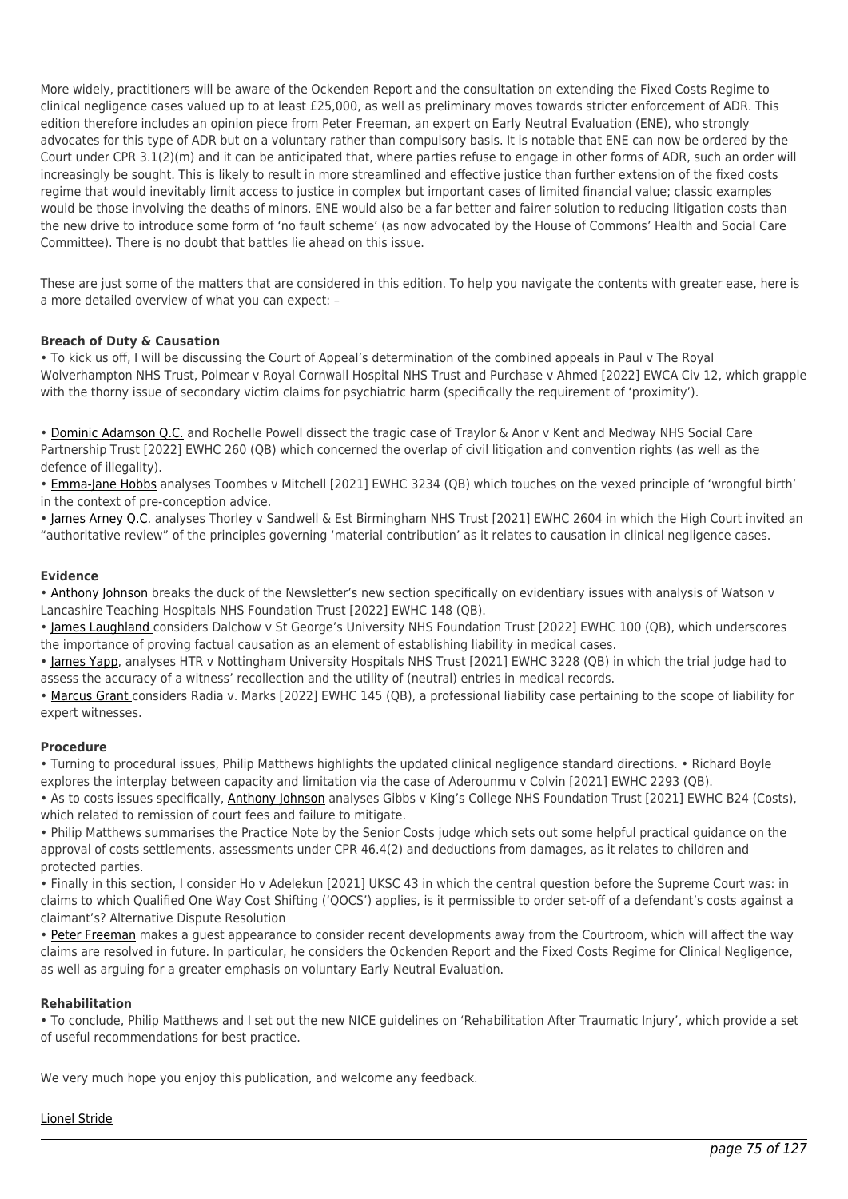More widely, practitioners will be aware of the Ockenden Report and the consultation on extending the Fixed Costs Regime to clinical negligence cases valued up to at least £25,000, as well as preliminary moves towards stricter enforcement of ADR. This edition therefore includes an opinion piece from Peter Freeman, an expert on Early Neutral Evaluation (ENE), who strongly advocates for this type of ADR but on a voluntary rather than compulsory basis. It is notable that ENE can now be ordered by the Court under CPR 3.1(2)(m) and it can be anticipated that, where parties refuse to engage in other forms of ADR, such an order will increasingly be sought. This is likely to result in more streamlined and effective justice than further extension of the fixed costs regime that would inevitably limit access to justice in complex but important cases of limited financial value; classic examples would be those involving the deaths of minors. ENE would also be a far better and fairer solution to reducing litigation costs than the new drive to introduce some form of 'no fault scheme' (as now advocated by the House of Commons' Health and Social Care Committee). There is no doubt that battles lie ahead on this issue.

These are just some of the matters that are considered in this edition. To help you navigate the contents with greater ease, here is a more detailed overview of what you can expect: –

**Breach of Duty & Causation**

- To kick us off, I will be discussing the Court of Appeal's determination of the combined appeals in Paul v The Royal Wolverhampton NHS Trust, Polmear v Royal Cornwall Hospital NHS Trust and Purchase v Ahmed [2022] EWCA Civ 12, which grapple with the thorny issue of secondary victim claims for psychiatric harm (specifically the requirement of 'proximity').
- Dominic Adamson Q.C. and Rochelle Powell dissect the tragic case of Traylor & Anor v Kent and Medway NHS Social Care Partnership Trust [2022] EWHC 260 (QB) which concerned the overlap of civil litigation and convention rights (as well as the defence of illegality).
- Emma-Jane Hobbs analyses Toombes v Mitchell [2021] EWHC 3234 (QB) which touches on the vexed principle of 'wrongful birth' in the context of pre-conception advice.
- James Arney Q.C. analyses Thorley v Sandwell & Est Birmingham NHS Trust [2021] EWHC 2604 in which the High Court invited an "authoritative review" of the principles governing 'material contribution' as it relates to causation in clinical negligence cases.

**Evidence**

- Anthony Johnson breaks the duck of the Newsletter's new section specifically on evidentiary issues with analysis of Watson v Lancashire Teaching Hospitals NHS Foundation Trust [2022] EWHC 148 (QB).
- James Laughland considers Dalchow v St George's University NHS Foundation Trust [2022] EWHC 100 (QB), which underscores the importance of proving factual causation as an element of establishing liability in medical cases.
- James Yapp, analyses HTR v Nottingham University Hospitals NHS Trust [2021] EWHC 3228 (QB) in which the trial judge had to assess the accuracy of a witness' recollection and the utility of (neutral) entries in medical records.
- Marcus Grant considers Radia v. Marks [2022] EWHC 145 (QB), a professional liability case pertaining to the scope of liability for expert witnesses.

**Procedure**

- Turning to procedural issues, Philip Matthews highlights the updated clinical negligence standard directions. • Richard Boyle explores the interplay between capacity and limitation via the case of Aderounmu v Colvin [2021] EWHC 2293 (QB).
- As to costs issues specifically, Anthony Johnson analyses Gibbs v King's College NHS Foundation Trust [2021] EWHC B24 (Costs), which related to remission of court fees and failure to mitigate.
- Philip Matthews summarises the Practice Note by the Senior Costs judge which sets out some helpful practical guidance on the approval of costs settlements, assessments under CPR 46.4(2) and deductions from damages, as it relates to children and protected parties.
- Finally in this section, I consider Ho v Adelekun [2021] UKSC 43 in which the central question before the Supreme Court was: in claims to which Qualified One Way Cost Shifting ('QOCS') applies, is it permissible to order set-off of a defendant's costs against a claimant's? Alternative Dispute Resolution
- Peter Freeman makes a guest appearance to consider recent developments away from the Courtroom, which will affect the way claims are resolved in future. In particular, he considers the Ockenden Report and the Fixed Costs Regime for Clinical Negligence, as well as arguing for a greater emphasis on voluntary Early Neutral Evaluation.

**Rehabilitation**

- To conclude, Philip Matthews and I set out the new NICE guidelines on 'Rehabilitation After Traumatic Injury', which provide a set of useful recommendations for best practice.

We very much hope you enjoy this publication, and welcome any feedback.

Lionel Stride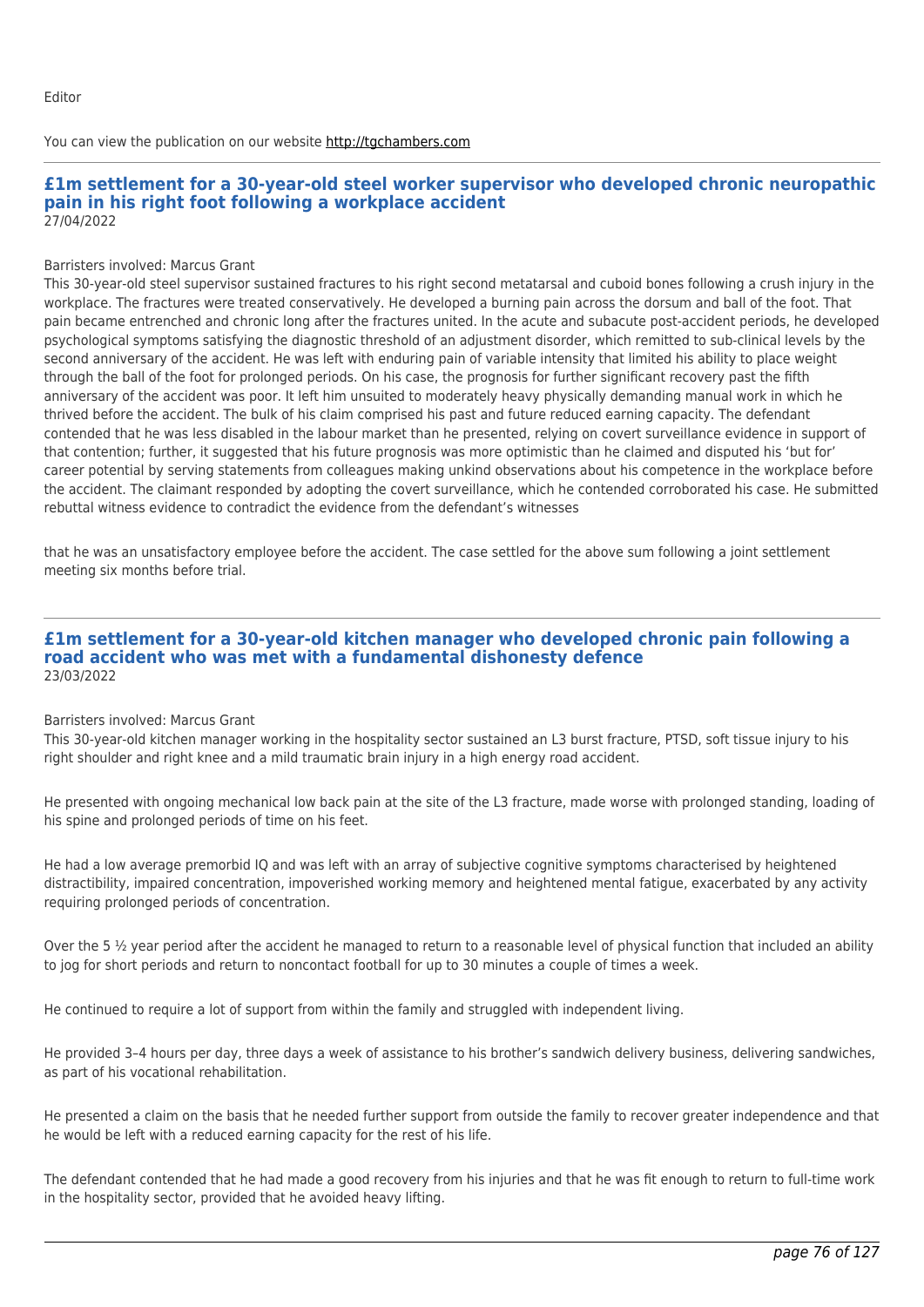Editor

You can view the publication on our website http://tgchambers.com

## £1m settlement for a 30-year-old steel worker supervisor who developed chronic neuropathic pain in his right foot following a workplace accident

27/04/2022

Barristers involved: Marcus Grant

This 30-year-old steel supervisor sustained fractures to his right second metatarsal and cuboid bones following a crush injury in the workplace. The fractures were treated conservatively. He developed a burning pain across the dorsum and ball of the foot. That pain became entrenched and chronic long after the fractures united. In the acute and subacute post-accident periods, he developed psychological symptoms satisfying the diagnostic threshold of an adjustment disorder, which remitted to sub-clinical levels by the second anniversary of the accident. He was left with enduring pain of variable intensity that limited his ability to place weight through the ball of the foot for prolonged periods. On his case, the prognosis for further significant recovery past the fifth anniversary of the accident was poor. It left him unsuited to moderately heavy physically demanding manual work in which he thrived before the accident. The bulk of his claim comprised his past and future reduced earning capacity. The defendant contended that he was less disabled in the labour market than he presented, relying on covert surveillance evidence in support of that contention; further, it suggested that his future prognosis was more optimistic than he claimed and disputed his 'but for' career potential by serving statements from colleagues making unkind observations about his competence in the workplace before the accident. The claimant responded by adopting the covert surveillance, which he contended corroborated his case. He submitted rebuttal witness evidence to contradict the evidence from the defendant's witnesses

that he was an unsatisfactory employee before the accident. The case settled for the above sum following a joint settlement meeting six months before trial.

## £1m settlement for a 30-year-old kitchen manager who developed chronic pain following a road accident who was met with a fundamental dishonesty defence

23/03/2022

Barristers involved: Marcus Grant

This 30-year-old kitchen manager working in the hospitality sector sustained an L3 burst fracture, PTSD, soft tissue injury to his right shoulder and right knee and a mild traumatic brain injury in a high energy road accident.

He presented with ongoing mechanical low back pain at the site of the L3 fracture, made worse with prolonged standing, loading of his spine and prolonged periods of time on his feet.

He had a low average premorbid IQ and was left with an array of subjective cognitive symptoms characterised by heightened distractibility, impaired concentration, impoverished working memory and heightened mental fatigue, exacerbated by any activity requiring prolonged periods of concentration.

Over the 5 ½ year period after the accident he managed to return to a reasonable level of physical function that included an ability to jog for short periods and return to noncontact football for up to 30 minutes a couple of times a week.

He continued to require a lot of support from within the family and struggled with independent living.

He provided 3–4 hours per day, three days a week of assistance to his brother's sandwich delivery business, delivering sandwiches, as part of his vocational rehabilitation.

He presented a claim on the basis that he needed further support from outside the family to recover greater independence and that he would be left with a reduced earning capacity for the rest of his life.

The defendant contended that he had made a good recovery from his injuries and that he was fit enough to return to full-time work in the hospitality sector, provided that he avoided heavy lifting.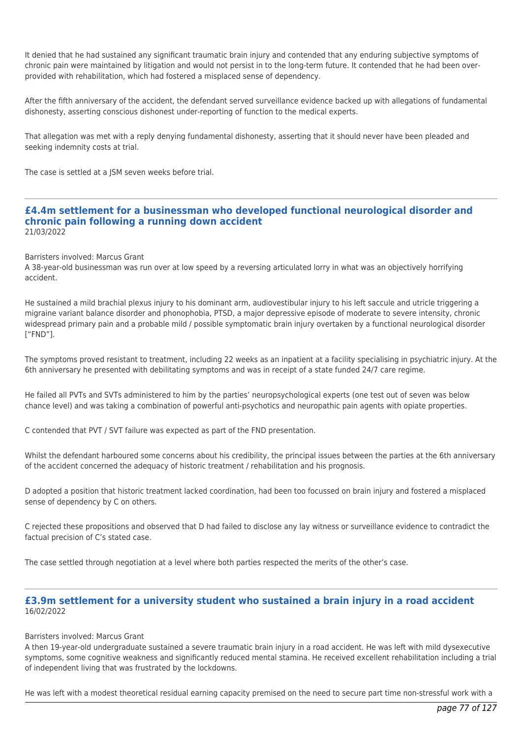It denied that he had sustained any significant traumatic brain injury and contended that any enduring subjective symptoms of chronic pain were maintained by litigation and would not persist in to the long-term future. It contended that he had been over-provided with rehabilitation, which had fostered a misplaced sense of dependency.

After the fifth anniversary of the accident, the defendant served surveillance evidence backed up with allegations of fundamental dishonesty, asserting conscious dishonest under-reporting of function to the medical experts.

That allegation was met with a reply denying fundamental dishonesty, asserting that it should never have been pleaded and seeking indemnity costs at trial.

The case is settled at a JSM seven weeks before trial.

---

## £4.4m settlement for a businessman who developed functional neurological disorder and chronic pain following a running down accident

21/03/2022

Barristers involved: Marcus Grant

A 38-year-old businessman was run over at low speed by a reversing articulated lorry in what was an objectively horrifying accident.

He sustained a mild brachial plexus injury to his dominant arm, audiovestibular injury to his left saccule and utricle triggering a migraine variant balance disorder and phonophobia, PTSD, a major depressive episode of moderate to severe intensity, chronic widespread primary pain and a probable mild / possible symptomatic brain injury overtaken by a functional neurological disorder ["FND"].

The symptoms proved resistant to treatment, including 22 weeks as an inpatient at a facility specialising in psychiatric injury. At the 6th anniversary he presented with debilitating symptoms and was in receipt of a state funded 24/7 care regime.

He failed all PVTs and SVTs administered to him by the parties' neuropsychological experts (one test out of seven was below chance level) and was taking a combination of powerful anti-psychotics and neuropathic pain agents with opiate properties.

C contended that PVT / SVT failure was expected as part of the FND presentation.

Whilst the defendant harboured some concerns about his credibility, the principal issues between the parties at the 6th anniversary of the accident concerned the adequacy of historic treatment / rehabilitation and his prognosis.

D adopted a position that historic treatment lacked coordination, had been too focussed on brain injury and fostered a misplaced sense of dependency by C on others.

C rejected these propositions and observed that D had failed to disclose any lay witness or surveillance evidence to contradict the factual precision of C's stated case.

The case settled through negotiation at a level where both parties respected the merits of the other's case.

---

## £3.9m settlement for a university student who sustained a brain injury in a road accident

16/02/2022

Barristers involved: Marcus Grant

A then 19-year-old undergraduate sustained a severe traumatic brain injury in a road accident. He was left with mild dysexecutive symptoms, some cognitive weakness and significantly reduced mental stamina. He received excellent rehabilitation including a trial of independent living that was frustrated by the lockdowns.

He was left with a modest theoretical residual earning capacity premised on the need to secure part time non-stressful work with a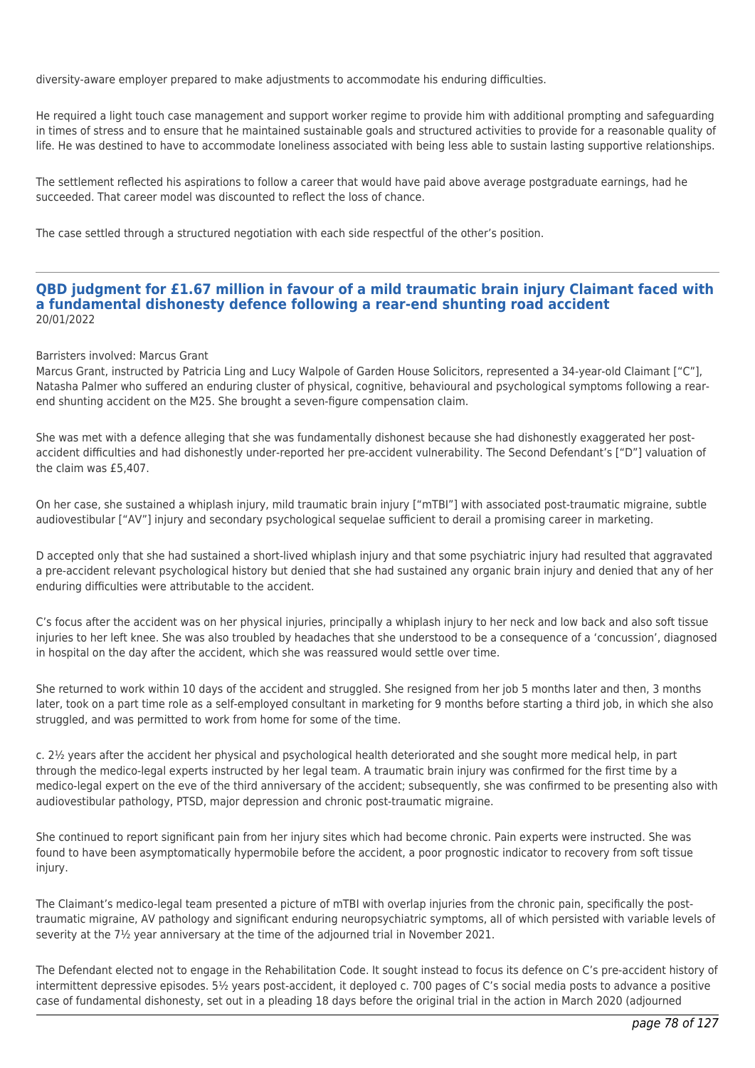diversity-aware employer prepared to make adjustments to accommodate his enduring difficulties.

He required a light touch case management and support worker regime to provide him with additional prompting and safeguarding in times of stress and to ensure that he maintained sustainable goals and structured activities to provide for a reasonable quality of life. He was destined to have to accommodate loneliness associated with being less able to sustain lasting supportive relationships.

The settlement reflected his aspirations to follow a career that would have paid above average postgraduate earnings, had he succeeded. That career model was discounted to reflect the loss of chance.

The case settled through a structured negotiation with each side respectful of the other's position.

---

## QBD judgment for £1.67 million in favour of a mild traumatic brain injury Claimant faced with a fundamental dishonesty defence following a rear-end shunting road accident

20/01/2022

Barristers involved: Marcus Grant

Marcus Grant, instructed by Patricia Ling and Lucy Walpole of Garden House Solicitors, represented a 34-year-old Claimant ["C"], Natasha Palmer who suffered an enduring cluster of physical, cognitive, behavioural and psychological symptoms following a rear-end shunting accident on the M25. She brought a seven-figure compensation claim.

She was met with a defence alleging that she was fundamentally dishonest because she had dishonestly exaggerated her post-accident difficulties and had dishonestly under-reported her pre-accident vulnerability. The Second Defendant's ["D"] valuation of the claim was £5,407.

On her case, she sustained a whiplash injury, mild traumatic brain injury ["mTBI"] with associated post-traumatic migraine, subtle audiovestibular ["AV"] injury and secondary psychological sequelae sufficient to derail a promising career in marketing.

D accepted only that she had sustained a short-lived whiplash injury and that some psychiatric injury had resulted that aggravated a pre-accident relevant psychological history but denied that she had sustained any organic brain injury and denied that any of her enduring difficulties were attributable to the accident.

C's focus after the accident was on her physical injuries, principally a whiplash injury to her neck and low back and also soft tissue injuries to her left knee. She was also troubled by headaches that she understood to be a consequence of a 'concussion', diagnosed in hospital on the day after the accident, which she was reassured would settle over time.

She returned to work within 10 days of the accident and struggled. She resigned from her job 5 months later and then, 3 months later, took on a part time role as a self-employed consultant in marketing for 9 months before starting a third job, in which she also struggled, and was permitted to work from home for some of the time.

c. 2½ years after the accident her physical and psychological health deteriorated and she sought more medical help, in part through the medico-legal experts instructed by her legal team. A traumatic brain injury was confirmed for the first time by a medico-legal expert on the eve of the third anniversary of the accident; subsequently, she was confirmed to be presenting also with audiovestibular pathology, PTSD, major depression and chronic post-traumatic migraine.

She continued to report significant pain from her injury sites which had become chronic. Pain experts were instructed. She was found to have been asymptomatically hypermobile before the accident, a poor prognostic indicator to recovery from soft tissue injury.

The Claimant's medico-legal team presented a picture of mTBI with overlap injuries from the chronic pain, specifically the post-traumatic migraine, AV pathology and significant enduring neuropsychiatric symptoms, all of which persisted with variable levels of severity at the 7½ year anniversary at the time of the adjourned trial in November 2021.

The Defendant elected not to engage in the Rehabilitation Code. It sought instead to focus its defence on C's pre-accident history of intermittent depressive episodes. 5½ years post-accident, it deployed c. 700 pages of C's social media posts to advance a positive case of fundamental dishonesty, set out in a pleading 18 days before the original trial in the action in March 2020 (adjourned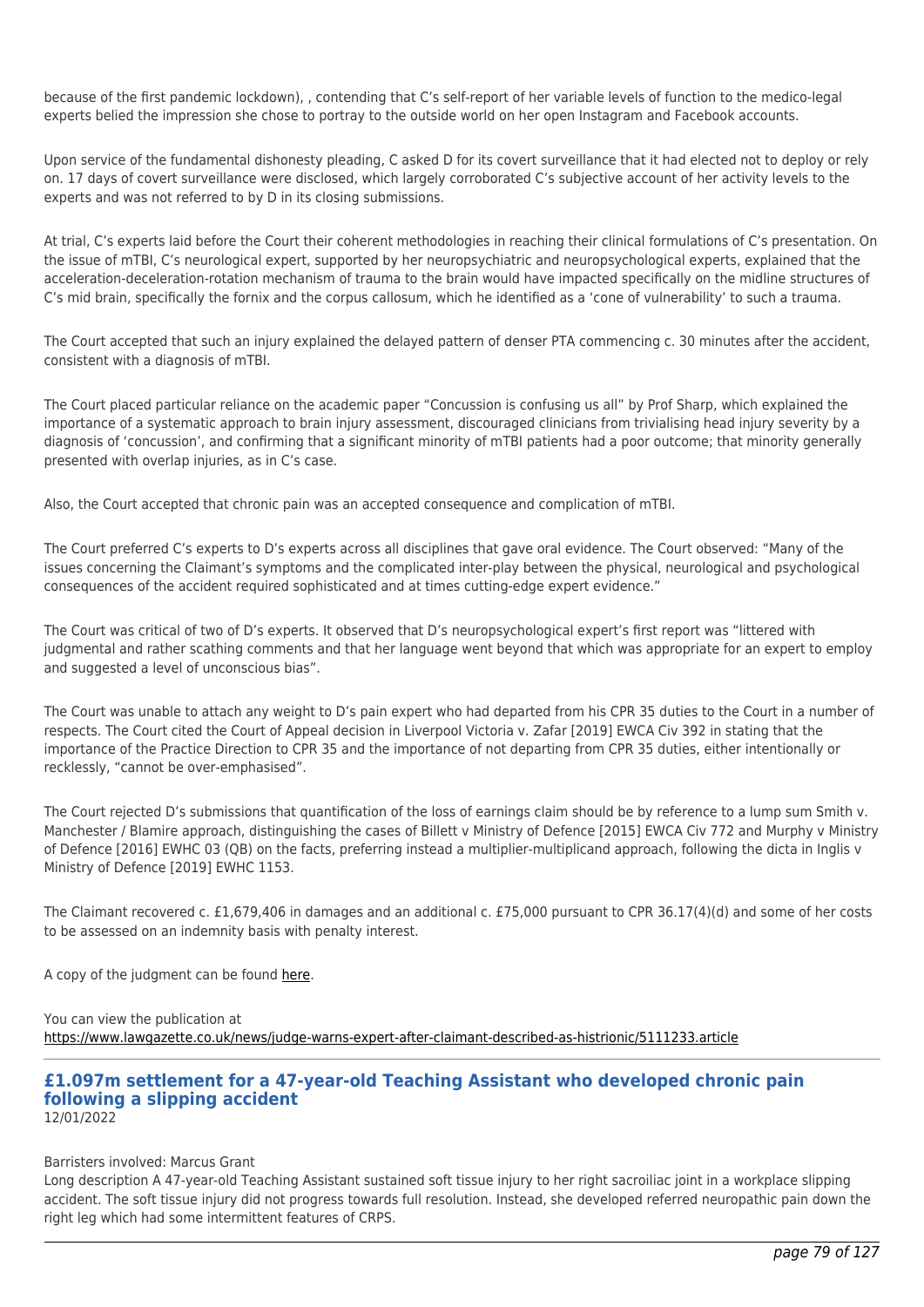because of the first pandemic lockdown), , contending that C's self-report of her variable levels of function to the medico-legal experts belied the impression she chose to portray to the outside world on her open Instagram and Facebook accounts.

Upon service of the fundamental dishonesty pleading, C asked D for its covert surveillance that it had elected not to deploy or rely on. 17 days of covert surveillance were disclosed, which largely corroborated C's subjective account of her activity levels to the experts and was not referred to by D in its closing submissions.

At trial, C's experts laid before the Court their coherent methodologies in reaching their clinical formulations of C's presentation. On the issue of mTBI, C's neurological expert, supported by her neuropsychiatric and neuropsychological experts, explained that the acceleration-deceleration-rotation mechanism of trauma to the brain would have impacted specifically on the midline structures of C's mid brain, specifically the fornix and the corpus callosum, which he identified as a 'cone of vulnerability' to such a trauma.

The Court accepted that such an injury explained the delayed pattern of denser PTA commencing c. 30 minutes after the accident, consistent with a diagnosis of mTBI.

The Court placed particular reliance on the academic paper "Concussion is confusing us all" by Prof Sharp, which explained the importance of a systematic approach to brain injury assessment, discouraged clinicians from trivialising head injury severity by a diagnosis of 'concussion', and confirming that a significant minority of mTBI patients had a poor outcome; that minority generally presented with overlap injuries, as in C's case.

Also, the Court accepted that chronic pain was an accepted consequence and complication of mTBI.

The Court preferred C's experts to D's experts across all disciplines that gave oral evidence. The Court observed: "Many of the issues concerning the Claimant's symptoms and the complicated inter-play between the physical, neurological and psychological consequences of the accident required sophisticated and at times cutting-edge expert evidence."

The Court was critical of two of D's experts. It observed that D's neuropsychological expert's first report was "littered with judgmental and rather scathing comments and that her language went beyond that which was appropriate for an expert to employ and suggested a level of unconscious bias".

The Court was unable to attach any weight to D's pain expert who had departed from his CPR 35 duties to the Court in a number of respects. The Court cited the Court of Appeal decision in Liverpool Victoria v. Zafar [2019] EWCA Civ 392 in stating that the importance of the Practice Direction to CPR 35 and the importance of not departing from CPR 35 duties, either intentionally or recklessly, "cannot be over-emphasised".

The Court rejected D's submissions that quantification of the loss of earnings claim should be by reference to a lump sum Smith v. Manchester / Blamire approach, distinguishing the cases of Billett v Ministry of Defence [2015] EWCA Civ 772 and Murphy v Ministry of Defence [2016] EWHC 03 (QB) on the facts, preferring instead a multiplier-multiplicand approach, following the dicta in Inglis v Ministry of Defence [2019] EWHC 1153.

The Claimant recovered c. £1,679,406 in damages and an additional c. £75,000 pursuant to CPR 36.17(4)(d) and some of her costs to be assessed on an indemnity basis with penalty interest.

A copy of the judgment can be found here.

You can view the publication at
https://www.lawgazette.co.uk/news/judge-warns-expert-after-claimant-described-as-histrionic/5111233.article

## £1.097m settlement for a 47-year-old Teaching Assistant who developed chronic pain following a slipping accident

12/01/2022

Barristers involved: Marcus Grant

Long description A 47-year-old Teaching Assistant sustained soft tissue injury to her right sacroiliac joint in a workplace slipping accident. The soft tissue injury did not progress towards full resolution. Instead, she developed referred neuropathic pain down the right leg which had some intermittent features of CRPS.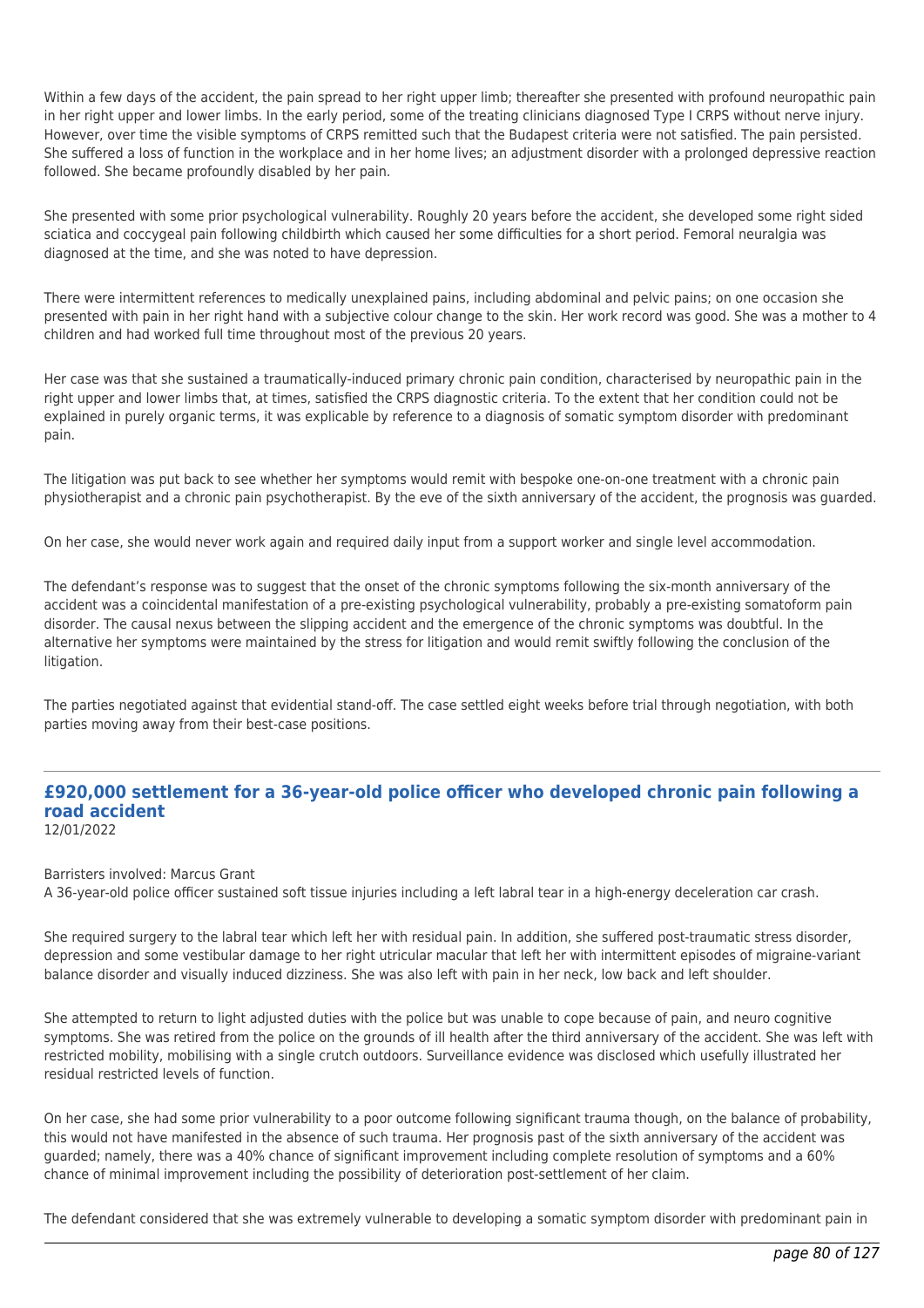Within a few days of the accident, the pain spread to her right upper limb; thereafter she presented with profound neuropathic pain in her right upper and lower limbs. In the early period, some of the treating clinicians diagnosed Type I CRPS without nerve injury. However, over time the visible symptoms of CRPS remitted such that the Budapest criteria were not satisfied. The pain persisted. She suffered a loss of function in the workplace and in her home lives; an adjustment disorder with a prolonged depressive reaction followed. She became profoundly disabled by her pain.

She presented with some prior psychological vulnerability. Roughly 20 years before the accident, she developed some right sided sciatica and coccygeal pain following childbirth which caused her some difficulties for a short period. Femoral neuralgia was diagnosed at the time, and she was noted to have depression.

There were intermittent references to medically unexplained pains, including abdominal and pelvic pains; on one occasion she presented with pain in her right hand with a subjective colour change to the skin. Her work record was good. She was a mother to 4 children and had worked full time throughout most of the previous 20 years.

Her case was that she sustained a traumatically-induced primary chronic pain condition, characterised by neuropathic pain in the right upper and lower limbs that, at times, satisfied the CRPS diagnostic criteria. To the extent that her condition could not be explained in purely organic terms, it was explicable by reference to a diagnosis of somatic symptom disorder with predominant pain.

The litigation was put back to see whether her symptoms would remit with bespoke one-on-one treatment with a chronic pain physiotherapist and a chronic pain psychotherapist. By the eve of the sixth anniversary of the accident, the prognosis was guarded.

On her case, she would never work again and required daily input from a support worker and single level accommodation.

The defendant's response was to suggest that the onset of the chronic symptoms following the six-month anniversary of the accident was a coincidental manifestation of a pre-existing psychological vulnerability, probably a pre-existing somatoform pain disorder. The causal nexus between the slipping accident and the emergence of the chronic symptoms was doubtful. In the alternative her symptoms were maintained by the stress for litigation and would remit swiftly following the conclusion of the litigation.

The parties negotiated against that evidential stand-off. The case settled eight weeks before trial through negotiation, with both parties moving away from their best-case positions.

---

## £920,000 settlement for a 36-year-old police officer who developed chronic pain following a road accident

12/01/2022

Barristers involved: Marcus Grant

A 36-year-old police officer sustained soft tissue injuries including a left labral tear in a high-energy deceleration car crash.

She required surgery to the labral tear which left her with residual pain. In addition, she suffered post-traumatic stress disorder, depression and some vestibular damage to her right utricular macular that left her with intermittent episodes of migraine-variant balance disorder and visually induced dizziness. She was also left with pain in her neck, low back and left shoulder.

She attempted to return to light adjusted duties with the police but was unable to cope because of pain, and neuro cognitive symptoms. She was retired from the police on the grounds of ill health after the third anniversary of the accident. She was left with restricted mobility, mobilising with a single crutch outdoors. Surveillance evidence was disclosed which usefully illustrated her residual restricted levels of function.

On her case, she had some prior vulnerability to a poor outcome following significant trauma though, on the balance of probability, this would not have manifested in the absence of such trauma. Her prognosis past of the sixth anniversary of the accident was guarded; namely, there was a 40% chance of significant improvement including complete resolution of symptoms and a 60% chance of minimal improvement including the possibility of deterioration post-settlement of her claim.

The defendant considered that she was extremely vulnerable to developing a somatic symptom disorder with predominant pain in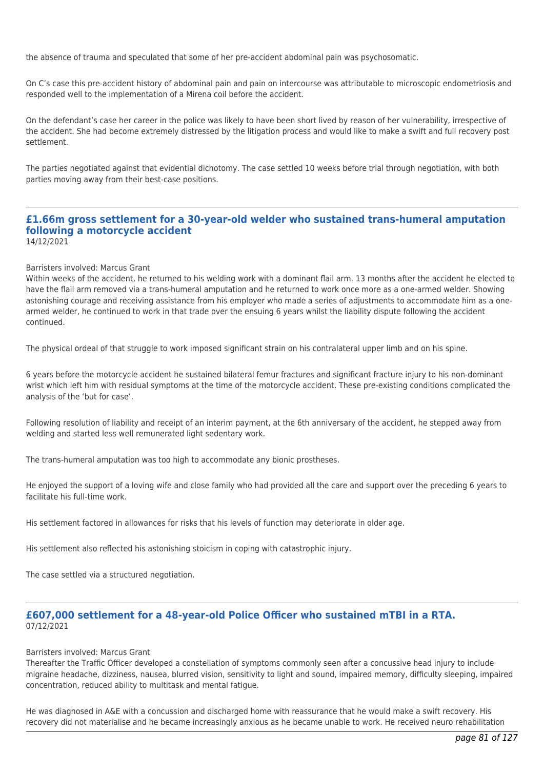the absence of trauma and speculated that some of her pre-accident abdominal pain was psychosomatic.

On C's case this pre-accident history of abdominal pain and pain on intercourse was attributable to microscopic endometriosis and responded well to the implementation of a Mirena coil before the accident.

On the defendant's case her career in the police was likely to have been short lived by reason of her vulnerability, irrespective of the accident. She had become extremely distressed by the litigation process and would like to make a swift and full recovery post settlement.

The parties negotiated against that evidential dichotomy. The case settled 10 weeks before trial through negotiation, with both parties moving away from their best-case positions.

---

## £1.66m gross settlement for a 30-year-old welder who sustained trans-humeral amputation following a motorcycle accident

14/12/2021

Barristers involved: Marcus Grant

Within weeks of the accident, he returned to his welding work with a dominant flail arm. 13 months after the accident he elected to have the flail arm removed via a trans-humeral amputation and he returned to work once more as a one-armed welder. Showing astonishing courage and receiving assistance from his employer who made a series of adjustments to accommodate him as a one-armed welder, he continued to work in that trade over the ensuing 6 years whilst the liability dispute following the accident continued.

The physical ordeal of that struggle to work imposed significant strain on his contralateral upper limb and on his spine.

6 years before the motorcycle accident he sustained bilateral femur fractures and significant fracture injury to his non-dominant wrist which left him with residual symptoms at the time of the motorcycle accident. These pre-existing conditions complicated the analysis of the 'but for case'.

Following resolution of liability and receipt of an interim payment, at the 6th anniversary of the accident, he stepped away from welding and started less well remunerated light sedentary work.

The trans-humeral amputation was too high to accommodate any bionic prostheses.

He enjoyed the support of a loving wife and close family who had provided all the care and support over the preceding 6 years to facilitate his full-time work.

His settlement factored in allowances for risks that his levels of function may deteriorate in older age.

His settlement also reflected his astonishing stoicism in coping with catastrophic injury.

The case settled via a structured negotiation.

---

## £607,000 settlement for a 48-year-old Police Officer who sustained mTBI in a RTA.

07/12/2021

Barristers involved: Marcus Grant

Thereafter the Traffic Officer developed a constellation of symptoms commonly seen after a concussive head injury to include migraine headache, dizziness, nausea, blurred vision, sensitivity to light and sound, impaired memory, difficulty sleeping, impaired concentration, reduced ability to multitask and mental fatigue.

He was diagnosed in A&E with a concussion and discharged home with reassurance that he would make a swift recovery. His recovery did not materialise and he became increasingly anxious as he became unable to work. He received neuro rehabilitation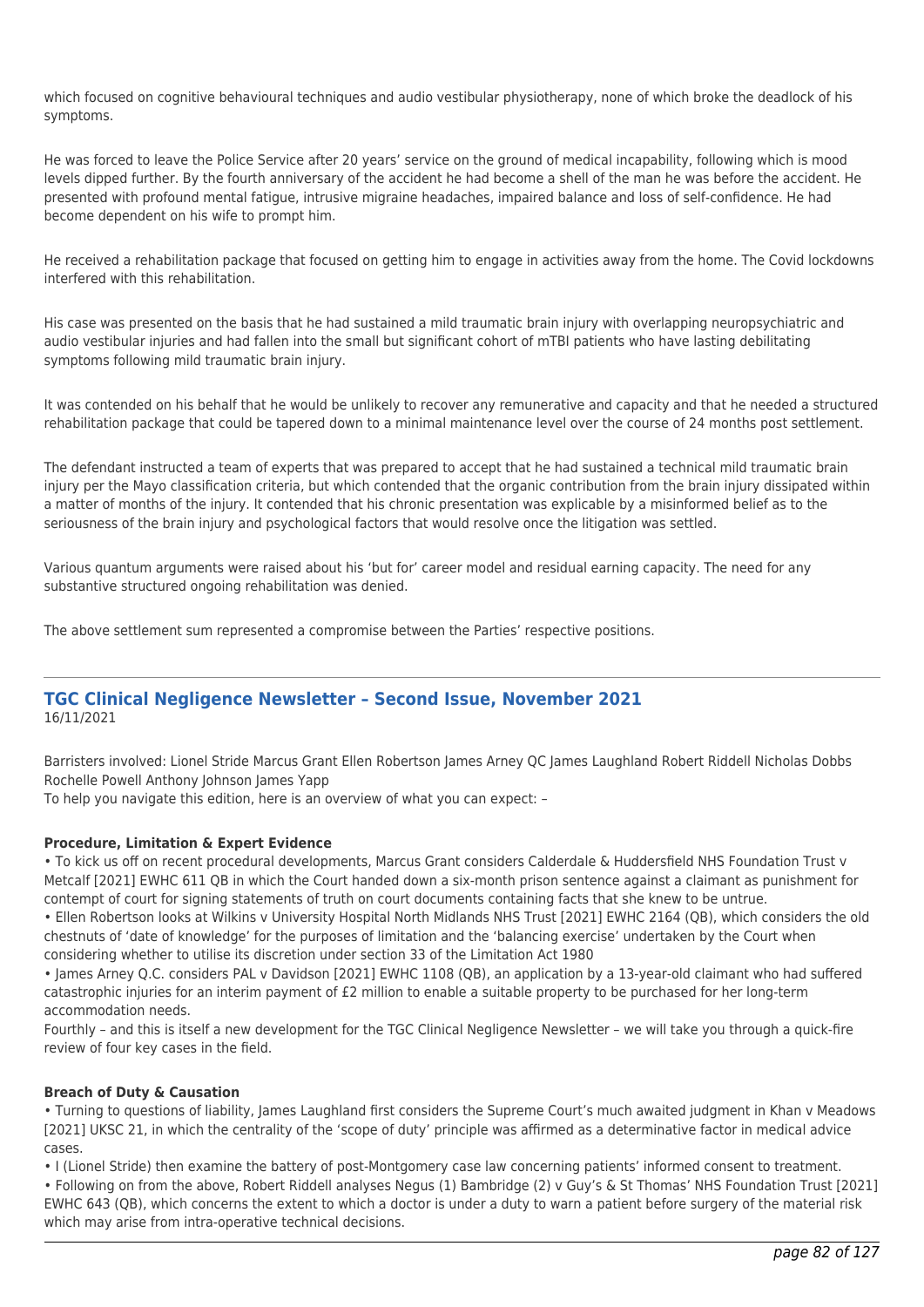which focused on cognitive behavioural techniques and audio vestibular physiotherapy, none of which broke the deadlock of his symptoms.

He was forced to leave the Police Service after 20 years' service on the ground of medical incapability, following which is mood levels dipped further. By the fourth anniversary of the accident he had become a shell of the man he was before the accident. He presented with profound mental fatigue, intrusive migraine headaches, impaired balance and loss of self-confidence. He had become dependent on his wife to prompt him.

He received a rehabilitation package that focused on getting him to engage in activities away from the home. The Covid lockdowns interfered with this rehabilitation.

His case was presented on the basis that he had sustained a mild traumatic brain injury with overlapping neuropsychiatric and audio vestibular injuries and had fallen into the small but significant cohort of mTBI patients who have lasting debilitating symptoms following mild traumatic brain injury.

It was contended on his behalf that he would be unlikely to recover any remunerative and capacity and that he needed a structured rehabilitation package that could be tapered down to a minimal maintenance level over the course of 24 months post settlement.

The defendant instructed a team of experts that was prepared to accept that he had sustained a technical mild traumatic brain injury per the Mayo classification criteria, but which contended that the organic contribution from the brain injury dissipated within a matter of months of the injury. It contended that his chronic presentation was explicable by a misinformed belief as to the seriousness of the brain injury and psychological factors that would resolve once the litigation was settled.

Various quantum arguments were raised about his 'but for' career model and residual earning capacity. The need for any substantive structured ongoing rehabilitation was denied.

The above settlement sum represented a compromise between the Parties' respective positions.

---

## TGC Clinical Negligence Newsletter – Second Issue, November 2021

16/11/2021

Barristers involved: Lionel Stride Marcus Grant Ellen Robertson James Arney QC James Laughland Robert Riddell Nicholas Dobbs Rochelle Powell Anthony Johnson James Yapp

To help you navigate this edition, here is an overview of what you can expect: –

**Procedure, Limitation & Expert Evidence**

- To kick us off on recent procedural developments, Marcus Grant considers Calderdale & Huddersfield NHS Foundation Trust v Metcalf [2021] EWHC 611 QB in which the Court handed down a six-month prison sentence against a claimant as punishment for contempt of court for signing statements of truth on court documents containing facts that she knew to be untrue.
- Ellen Robertson looks at Wilkins v University Hospital North Midlands NHS Trust [2021] EWHC 2164 (QB), which considers the old chestnuts of 'date of knowledge' for the purposes of limitation and the 'balancing exercise' undertaken by the Court when considering whether to utilise its discretion under section 33 of the Limitation Act 1980
- James Arney Q.C. considers PAL v Davidson [2021] EWHC 1108 (QB), an application by a 13-year-old claimant who had suffered catastrophic injuries for an interim payment of £2 million to enable a suitable property to be purchased for her long-term accommodation needs.

Fourthly – and this is itself a new development for the TGC Clinical Negligence Newsletter – we will take you through a quick-fire review of four key cases in the field.

**Breach of Duty & Causation**

- Turning to questions of liability, James Laughland first considers the Supreme Court's much awaited judgment in Khan v Meadows [2021] UKSC 21, in which the centrality of the 'scope of duty' principle was affirmed as a determinative factor in medical advice cases.
- I (Lionel Stride) then examine the battery of post-Montgomery case law concerning patients' informed consent to treatment.
- Following on from the above, Robert Riddell analyses Negus (1) Bambridge (2) v Guy's & St Thomas' NHS Foundation Trust [2021] EWHC 643 (QB), which concerns the extent to which a doctor is under a duty to warn a patient before surgery of the material risk which may arise from intra-operative technical decisions.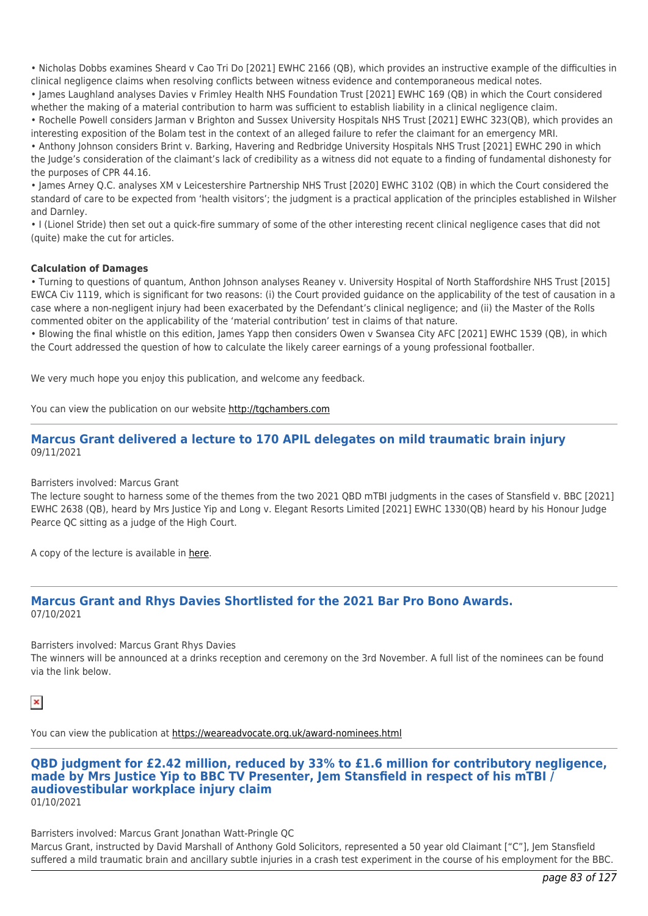• Nicholas Dobbs examines Sheard v Cao Tri Do [2021] EWHC 2166 (QB), which provides an instructive example of the difficulties in clinical negligence claims when resolving conflicts between witness evidence and contemporaneous medical notes.
• James Laughland analyses Davies v Frimley Health NHS Foundation Trust [2021] EWHC 169 (QB) in which the Court considered whether the making of a material contribution to harm was sufficient to establish liability in a clinical negligence claim.
• Rochelle Powell considers Jarman v Brighton and Sussex University Hospitals NHS Trust [2021] EWHC 323(QB), which provides an interesting exposition of the Bolam test in the context of an alleged failure to refer the claimant for an emergency MRI.
• Anthony Johnson considers Brint v. Barking, Havering and Redbridge University Hospitals NHS Trust [2021] EWHC 290 in which the Judge's consideration of the claimant's lack of credibility as a witness did not equate to a finding of fundamental dishonesty for the purposes of CPR 44.16.
• James Arney Q.C. analyses XM v Leicestershire Partnership NHS Trust [2020] EWHC 3102 (QB) in which the Court considered the standard of care to be expected from 'health visitors'; the judgment is a practical application of the principles established in Wilsher and Darnley.
• I (Lionel Stride) then set out a quick-fire summary of some of the other interesting recent clinical negligence cases that did not (quite) make the cut for articles.

**Calculation of Damages**

• Turning to questions of quantum, Anthon Johnson analyses Reaney v. University Hospital of North Staffordshire NHS Trust [2015] EWCA Civ 1119, which is significant for two reasons: (i) the Court provided guidance on the applicability of the test of causation in a case where a non-negligent injury had been exacerbated by the Defendant's clinical negligence; and (ii) the Master of the Rolls commented obiter on the applicability of the 'material contribution' test in claims of that nature.
• Blowing the final whistle on this edition, James Yapp then considers Owen v Swansea City AFC [2021] EWHC 1539 (QB), in which the Court addressed the question of how to calculate the likely career earnings of a young professional footballer.

We very much hope you enjoy this publication, and welcome any feedback.

You can view the publication on our website http://tgchambers.com

---

## Marcus Grant delivered a lecture to 170 APIL delegates on mild traumatic brain injury

09/11/2021

Barristers involved: Marcus Grant
The lecture sought to harness some of the themes from the two 2021 QBD mTBI judgments in the cases of Stansfield v. BBC [2021] EWHC 2638 (QB), heard by Mrs Justice Yip and Long v. Elegant Resorts Limited [2021] EWHC 1330(QB) heard by his Honour Judge Pearce QC sitting as a judge of the High Court.

A copy of the lecture is available in here.

---

## Marcus Grant and Rhys Davies Shortlisted for the 2021 Bar Pro Bono Awards.

07/10/2021

Barristers involved: Marcus Grant Rhys Davies
The winners will be announced at a drinks reception and ceremony on the 3rd November. A full list of the nominees can be found via the link below.

You can view the publication at https://weareadvocate.org.uk/award-nominees.html

---

## QBD judgment for £2.42 million, reduced by 33% to £1.6 million for contributory negligence, made by Mrs Justice Yip to BBC TV Presenter, Jem Stansfield in respect of his mTBI / audiovestibular workplace injury claim

01/10/2021

Barristers involved: Marcus Grant Jonathan Watt-Pringle QC
Marcus Grant, instructed by David Marshall of Anthony Gold Solicitors, represented a 50 year old Claimant ["C"], Jem Stansfield suffered a mild traumatic brain and ancillary subtle injuries in a crash test experiment in the course of his employment for the BBC.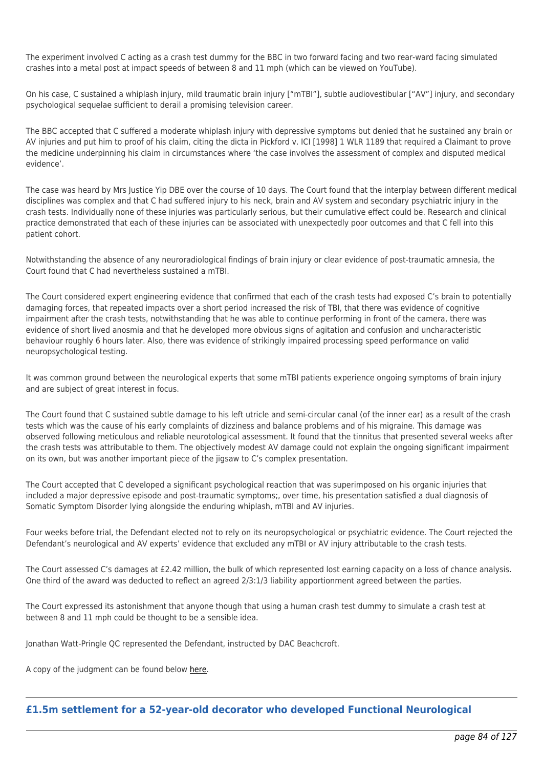The experiment involved C acting as a crash test dummy for the BBC in two forward facing and two rear-ward facing simulated crashes into a metal post at impact speeds of between 8 and 11 mph (which can be viewed on YouTube).

On his case, C sustained a whiplash injury, mild traumatic brain injury ["mTBI"], subtle audiovestibular ["AV"] injury, and secondary psychological sequelae sufficient to derail a promising television career.

The BBC accepted that C suffered a moderate whiplash injury with depressive symptoms but denied that he sustained any brain or AV injuries and put him to proof of his claim, citing the dicta in Pickford v. ICI [1998] 1 WLR 1189 that required a Claimant to prove the medicine underpinning his claim in circumstances where 'the case involves the assessment of complex and disputed medical evidence'.

The case was heard by Mrs Justice Yip DBE over the course of 10 days. The Court found that the interplay between different medical disciplines was complex and that C had suffered injury to his neck, brain and AV system and secondary psychiatric injury in the crash tests. Individually none of these injuries was particularly serious, but their cumulative effect could be. Research and clinical practice demonstrated that each of these injuries can be associated with unexpectedly poor outcomes and that C fell into this patient cohort.

Notwithstanding the absence of any neuroradiological findings of brain injury or clear evidence of post-traumatic amnesia, the Court found that C had nevertheless sustained a mTBI.

The Court considered expert engineering evidence that confirmed that each of the crash tests had exposed C's brain to potentially damaging forces, that repeated impacts over a short period increased the risk of TBI, that there was evidence of cognitive impairment after the crash tests, notwithstanding that he was able to continue performing in front of the camera, there was evidence of short lived anosmia and that he developed more obvious signs of agitation and confusion and uncharacteristic behaviour roughly 6 hours later. Also, there was evidence of strikingly impaired processing speed performance on valid neuropsychological testing.

It was common ground between the neurological experts that some mTBI patients experience ongoing symptoms of brain injury and are subject of great interest in focus.

The Court found that C sustained subtle damage to his left utricle and semi-circular canal (of the inner ear) as a result of the crash tests which was the cause of his early complaints of dizziness and balance problems and of his migraine. This damage was observed following meticulous and reliable neurotological assessment. It found that the tinnitus that presented several weeks after the crash tests was attributable to them. The objectively modest AV damage could not explain the ongoing significant impairment on its own, but was another important piece of the jigsaw to C's complex presentation.

The Court accepted that C developed a significant psychological reaction that was superimposed on his organic injuries that included a major depressive episode and post-traumatic symptoms;, over time, his presentation satisfied a dual diagnosis of Somatic Symptom Disorder lying alongside the enduring whiplash, mTBI and AV injuries.

Four weeks before trial, the Defendant elected not to rely on its neuropsychological or psychiatric evidence. The Court rejected the Defendant's neurological and AV experts' evidence that excluded any mTBI or AV injury attributable to the crash tests.

The Court assessed C's damages at £2.42 million, the bulk of which represented lost earning capacity on a loss of chance analysis. One third of the award was deducted to reflect an agreed 2/3:1/3 liability apportionment agreed between the parties.

The Court expressed its astonishment that anyone though that using a human crash test dummy to simulate a crash test at between 8 and 11 mph could be thought to be a sensible idea.

Jonathan Watt-Pringle QC represented the Defendant, instructed by DAC Beachcroft.

A copy of the judgment can be found below here.

## £1.5m settlement for a 52-year-old decorator who developed Functional Neurological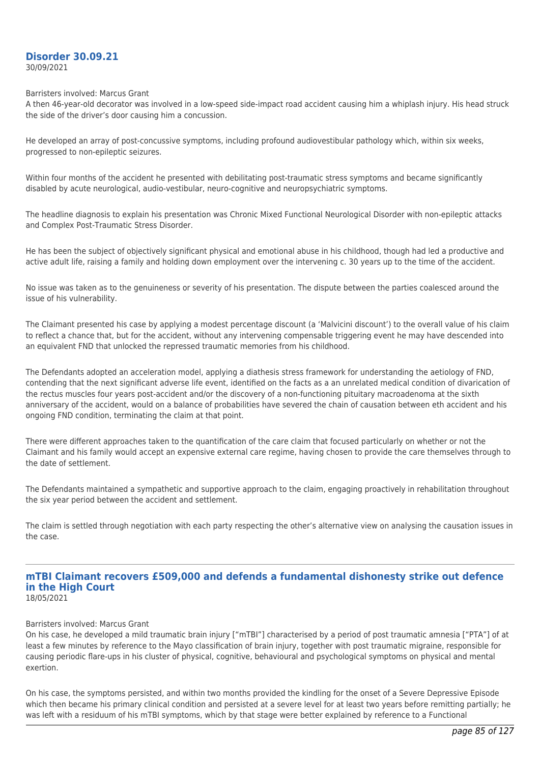## Disorder 30.09.21

30/09/2021

Barristers involved: Marcus Grant

A then 46-year-old decorator was involved in a low-speed side-impact road accident causing him a whiplash injury. His head struck the side of the driver's door causing him a concussion.

He developed an array of post-concussive symptoms, including profound audiovestibular pathology which, within six weeks, progressed to non-epileptic seizures.

Within four months of the accident he presented with debilitating post-traumatic stress symptoms and became significantly disabled by acute neurological, audio-vestibular, neuro-cognitive and neuropsychiatric symptoms.

The headline diagnosis to explain his presentation was Chronic Mixed Functional Neurological Disorder with non-epileptic attacks and Complex Post-Traumatic Stress Disorder.

He has been the subject of objectively significant physical and emotional abuse in his childhood, though had led a productive and active adult life, raising a family and holding down employment over the intervening c. 30 years up to the time of the accident.

No issue was taken as to the genuineness or severity of his presentation. The dispute between the parties coalesced around the issue of his vulnerability.

The Claimant presented his case by applying a modest percentage discount (a 'Malvicini discount') to the overall value of his claim to reflect a chance that, but for the accident, without any intervening compensable triggering event he may have descended into an equivalent FND that unlocked the repressed traumatic memories from his childhood.

The Defendants adopted an acceleration model, applying a diathesis stress framework for understanding the aetiology of FND, contending that the next significant adverse life event, identified on the facts as a an unrelated medical condition of divarication of the rectus muscles four years post-accident and/or the discovery of a non-functioning pituitary macroadenoma at the sixth anniversary of the accident, would on a balance of probabilities have severed the chain of causation between eth accident and his ongoing FND condition, terminating the claim at that point.

There were different approaches taken to the quantification of the care claim that focused particularly on whether or not the Claimant and his family would accept an expensive external care regime, having chosen to provide the care themselves through to the date of settlement.

The Defendants maintained a sympathetic and supportive approach to the claim, engaging proactively in rehabilitation throughout the six year period between the accident and settlement.

The claim is settled through negotiation with each party respecting the other's alternative view on analysing the causation issues in the case.

---

## mTBI Claimant recovers £509,000 and defends a fundamental dishonesty strike out defence in the High Court

18/05/2021

Barristers involved: Marcus Grant

On his case, he developed a mild traumatic brain injury ["mTBI"] characterised by a period of post traumatic amnesia ["PTA"] of at least a few minutes by reference to the Mayo classification of brain injury, together with post traumatic migraine, responsible for causing periodic flare-ups in his cluster of physical, cognitive, behavioural and psychological symptoms on physical and mental exertion.

On his case, the symptoms persisted, and within two months provided the kindling for the onset of a Severe Depressive Episode which then became his primary clinical condition and persisted at a severe level for at least two years before remitting partially; he was left with a residuum of his mTBI symptoms, which by that stage were better explained by reference to a Functional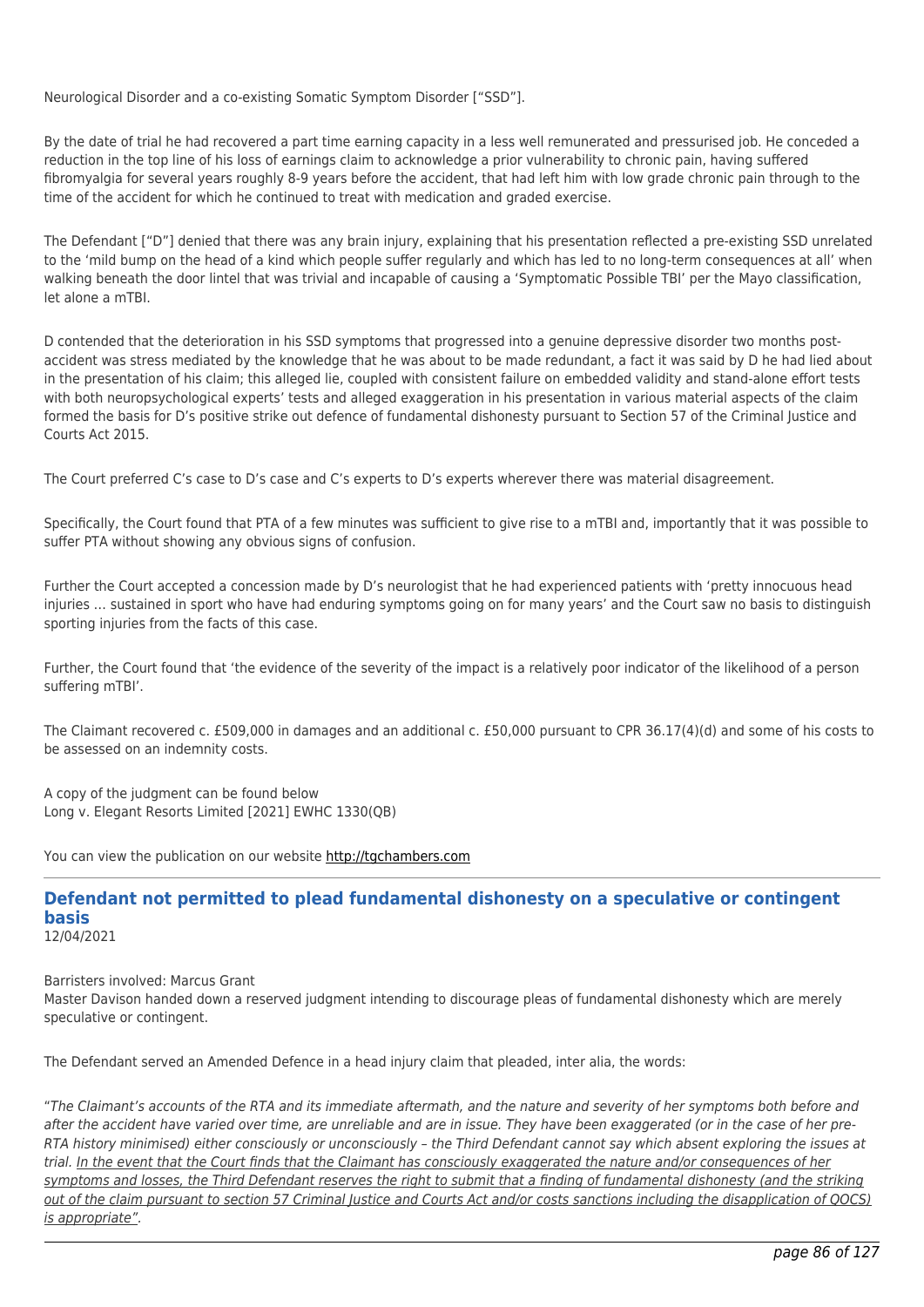Neurological Disorder and a co-existing Somatic Symptom Disorder ["SSD"].

By the date of trial he had recovered a part time earning capacity in a less well remunerated and pressurised job. He conceded a reduction in the top line of his loss of earnings claim to acknowledge a prior vulnerability to chronic pain, having suffered fibromyalgia for several years roughly 8-9 years before the accident, that had left him with low grade chronic pain through to the time of the accident for which he continued to treat with medication and graded exercise.

The Defendant ["D"] denied that there was any brain injury, explaining that his presentation reflected a pre-existing SSD unrelated to the 'mild bump on the head of a kind which people suffer regularly and which has led to no long-term consequences at all' when walking beneath the door lintel that was trivial and incapable of causing a 'Symptomatic Possible TBI' per the Mayo classification, let alone a mTBI.

D contended that the deterioration in his SSD symptoms that progressed into a genuine depressive disorder two months post-accident was stress mediated by the knowledge that he was about to be made redundant, a fact it was said by D he had lied about in the presentation of his claim; this alleged lie, coupled with consistent failure on embedded validity and stand-alone effort tests with both neuropsychological experts' tests and alleged exaggeration in his presentation in various material aspects of the claim formed the basis for D's positive strike out defence of fundamental dishonesty pursuant to Section 57 of the Criminal Justice and Courts Act 2015.

The Court preferred C's case to D's case and C's experts to D's experts wherever there was material disagreement.

Specifically, the Court found that PTA of a few minutes was sufficient to give rise to a mTBI and, importantly that it was possible to suffer PTA without showing any obvious signs of confusion.

Further the Court accepted a concession made by D's neurologist that he had experienced patients with 'pretty innocuous head injuries … sustained in sport who have had enduring symptoms going on for many years' and the Court saw no basis to distinguish sporting injuries from the facts of this case.

Further, the Court found that 'the evidence of the severity of the impact is a relatively poor indicator of the likelihood of a person suffering mTBI'.

The Claimant recovered c. £509,000 in damages and an additional c. £50,000 pursuant to CPR 36.17(4)(d) and some of his costs to be assessed on an indemnity costs.

A copy of the judgment can be found below
Long v. Elegant Resorts Limited [2021] EWHC 1330(QB)

You can view the publication on our website http://tgchambers.com

## Defendant not permitted to plead fundamental dishonesty on a speculative or contingent basis

12/04/2021

Barristers involved: Marcus Grant
Master Davison handed down a reserved judgment intending to discourage pleas of fundamental dishonesty which are merely speculative or contingent.

The Defendant served an Amended Defence in a head injury claim that pleaded, inter alia, the words:

"*The Claimant's accounts of the RTA and its immediate aftermath, and the nature and severity of her symptoms both before and after the accident have varied over time, are unreliable and are in issue. They have been exaggerated (or in the case of her pre-RTA history minimised) either consciously or unconsciously – the Third Defendant cannot say which absent exploring the issues at trial. <u>In the event that the Court finds that the Claimant has consciously exaggerated the nature and/or consequences of her symptoms and losses, the Third Defendant reserves the right to submit that a finding of fundamental dishonesty (and the striking out of the claim pursuant to section 57 Criminal Justice and Courts Act and/or costs sanctions including the disapplication of QOCS) is appropriate</u>".*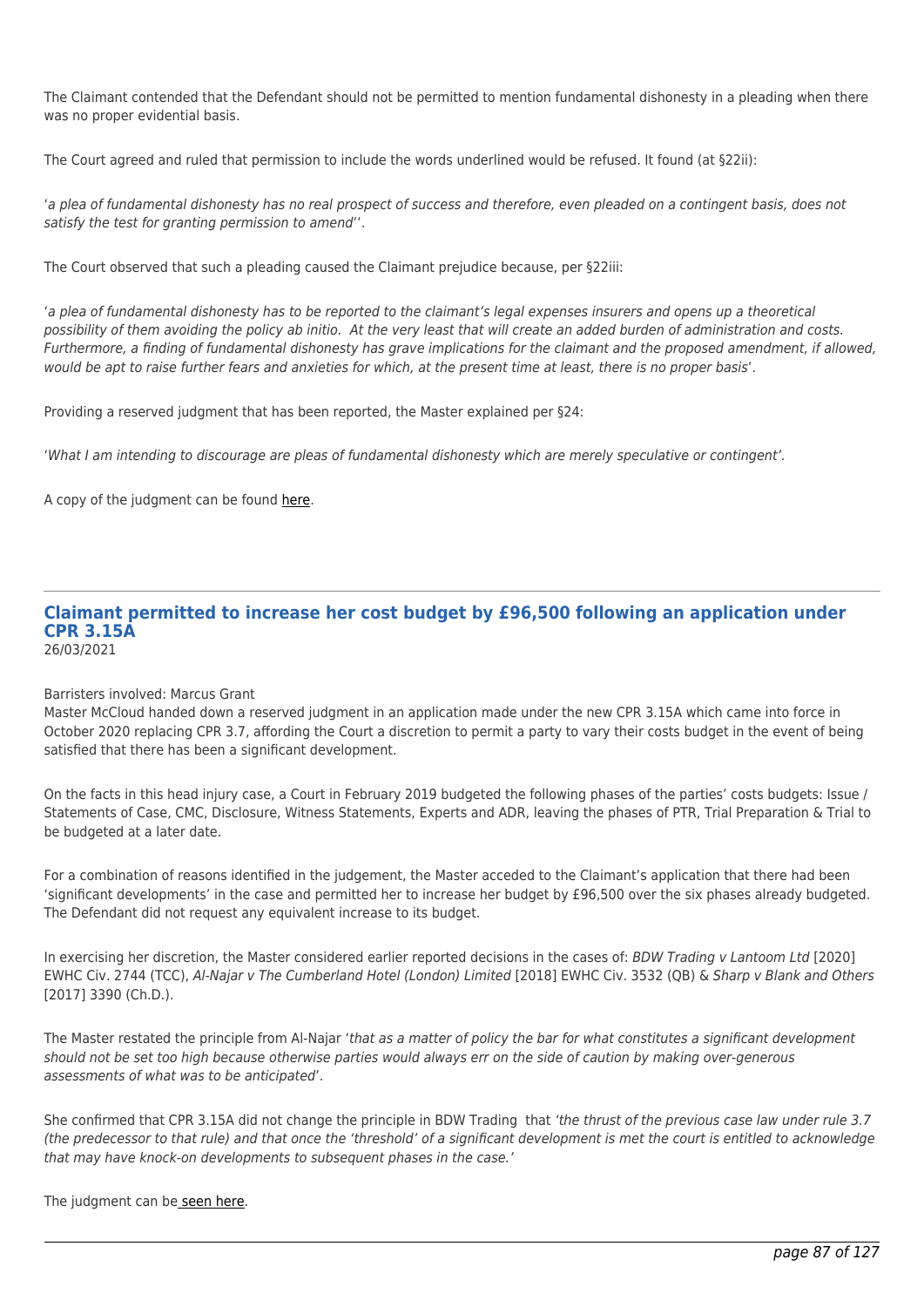The Claimant contended that the Defendant should not be permitted to mention fundamental dishonesty in a pleading when there was no proper evidential basis.

The Court agreed and ruled that permission to include the words underlined would be refused. It found (at §22ii):

'*a plea of fundamental dishonesty has no real prospect of success and therefore, even pleaded on a contingent basis, does not satisfy the test for granting permission to amend*''.

The Court observed that such a pleading caused the Claimant prejudice because, per §22iii:

'*a plea of fundamental dishonesty has to be reported to the claimant's legal expenses insurers and opens up a theoretical possibility of them avoiding the policy ab initio. At the very least that will create an added burden of administration and costs. Furthermore, a finding of fundamental dishonesty has grave implications for the claimant and the proposed amendment, if allowed, would be apt to raise further fears and anxieties for which, at the present time at least, there is no proper basis*'.

Providing a reserved judgment that has been reported, the Master explained per §24:

'*What I am intending to discourage are pleas of fundamental dishonesty which are merely speculative or contingent'*.

A copy of the judgment can be found here.

---

## Claimant permitted to increase her cost budget by £96,500 following an application under CPR 3.15A

26/03/2021

Barristers involved: Marcus Grant

Master McCloud handed down a reserved judgment in an application made under the new CPR 3.15A which came into force in October 2020 replacing CPR 3.7, affording the Court a discretion to permit a party to vary their costs budget in the event of being satisfied that there has been a significant development.

On the facts in this head injury case, a Court in February 2019 budgeted the following phases of the parties' costs budgets: Issue / Statements of Case, CMC, Disclosure, Witness Statements, Experts and ADR, leaving the phases of PTR, Trial Preparation & Trial to be budgeted at a later date.

For a combination of reasons identified in the judgement, the Master acceded to the Claimant's application that there had been 'significant developments' in the case and permitted her to increase her budget by £96,500 over the six phases already budgeted. The Defendant did not request any equivalent increase to its budget.

In exercising her discretion, the Master considered earlier reported decisions in the cases of: *BDW Trading v Lantoom Ltd* [2020] EWHC Civ. 2744 (TCC), *Al-Najar v The Cumberland Hotel (London) Limited* [2018] EWHC Civ. 3532 (QB) & *Sharp v Blank and Others* [2017] 3390 (Ch.D.).

The Master restated the principle from Al-Najar '*that as a matter of policy the bar for what constitutes a significant development should not be set too high because otherwise parties would always err on the side of caution by making over-generous assessments of what was to be anticipated*'.

She confirmed that CPR 3.15A did not change the principle in BDW Trading that *'the thrust of the previous case law under rule 3.7 (the predecessor to that rule) and that once the 'threshold' of a significant development is met the court is entitled to acknowledge that may have knock-on developments to subsequent phases in the case.'*

The judgment can be seen here.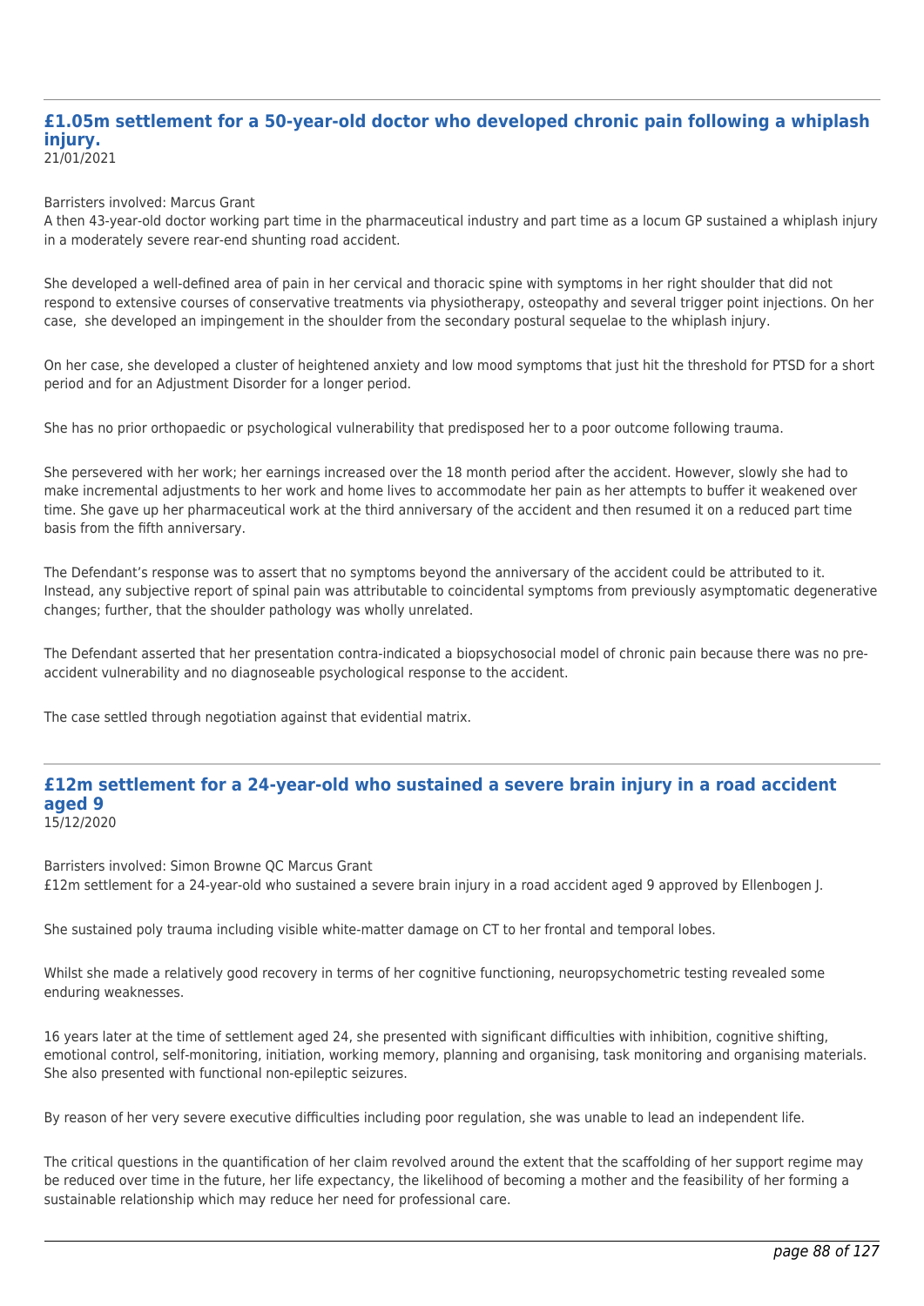## £1.05m settlement for a 50-year-old doctor who developed chronic pain following a whiplash injury.

21/01/2021

Barristers involved: Marcus Grant

A then 43-year-old doctor working part time in the pharmaceutical industry and part time as a locum GP sustained a whiplash injury in a moderately severe rear-end shunting road accident.

She developed a well-defined area of pain in her cervical and thoracic spine with symptoms in her right shoulder that did not respond to extensive courses of conservative treatments via physiotherapy, osteopathy and several trigger point injections. On her case, she developed an impingement in the shoulder from the secondary postural sequelae to the whiplash injury.

On her case, she developed a cluster of heightened anxiety and low mood symptoms that just hit the threshold for PTSD for a short period and for an Adjustment Disorder for a longer period.

She has no prior orthopaedic or psychological vulnerability that predisposed her to a poor outcome following trauma.

She persevered with her work; her earnings increased over the 18 month period after the accident. However, slowly she had to make incremental adjustments to her work and home lives to accommodate her pain as her attempts to buffer it weakened over time. She gave up her pharmaceutical work at the third anniversary of the accident and then resumed it on a reduced part time basis from the fifth anniversary.

The Defendant's response was to assert that no symptoms beyond the anniversary of the accident could be attributed to it. Instead, any subjective report of spinal pain was attributable to coincidental symptoms from previously asymptomatic degenerative changes; further, that the shoulder pathology was wholly unrelated.

The Defendant asserted that her presentation contra-indicated a biopsychosocial model of chronic pain because there was no pre-accident vulnerability and no diagnoseable psychological response to the accident.

The case settled through negotiation against that evidential matrix.

## £12m settlement for a 24-year-old who sustained a severe brain injury in a road accident aged 9

15/12/2020

Barristers involved: Simon Browne QC Marcus Grant

£12m settlement for a 24-year-old who sustained a severe brain injury in a road accident aged 9 approved by Ellenbogen J.

She sustained poly trauma including visible white-matter damage on CT to her frontal and temporal lobes.

Whilst she made a relatively good recovery in terms of her cognitive functioning, neuropsychometric testing revealed some enduring weaknesses.

16 years later at the time of settlement aged 24, she presented with significant difficulties with inhibition, cognitive shifting, emotional control, self-monitoring, initiation, working memory, planning and organising, task monitoring and organising materials. She also presented with functional non-epileptic seizures.

By reason of her very severe executive difficulties including poor regulation, she was unable to lead an independent life.

The critical questions in the quantification of her claim revolved around the extent that the scaffolding of her support regime may be reduced over time in the future, her life expectancy, the likelihood of becoming a mother and the feasibility of her forming a sustainable relationship which may reduce her need for professional care.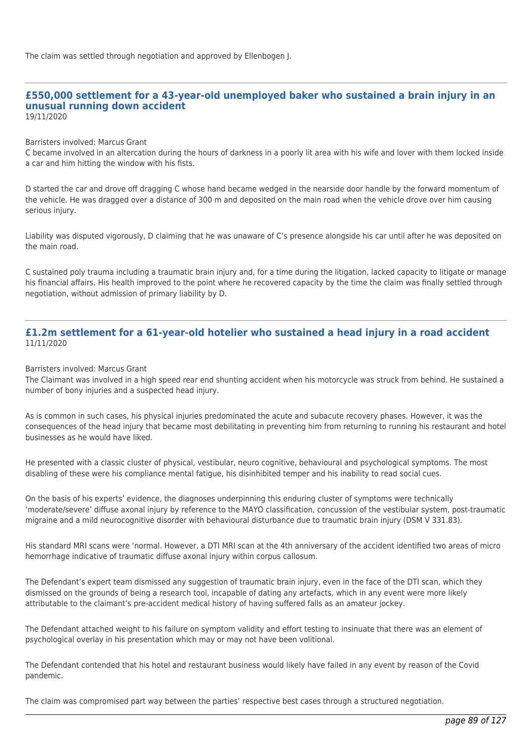The claim was settled through negotiation and approved by Ellenbogen J.

---

## £550,000 settlement for a 43-year-old unemployed baker who sustained a brain injury in an unusual running down accident

19/11/2020

Barristers involved: Marcus Grant

C became involved in an altercation during the hours of darkness in a poorly lit area with his wife and lover with them locked inside a car and him hitting the window with his fists.

D started the car and drove off dragging C whose hand became wedged in the nearside door handle by the forward momentum of the vehicle. He was dragged over a distance of 300 m and deposited on the main road when the vehicle drove over him causing serious injury.

Liability was disputed vigorously, D claiming that he was unaware of C's presence alongside his car until after he was deposited on the main road.

C sustained poly trauma including a traumatic brain injury and, for a time during the litigation, lacked capacity to litigate or manage his financial affairs. His health improved to the point where he recovered capacity by the time the claim was finally settled through negotiation, without admission of primary liability by D.

---

## £1.2m settlement for a 61-year-old hotelier who sustained a head injury in a road accident

11/11/2020

Barristers involved: Marcus Grant

The Claimant was involved in a high speed rear end shunting accident when his motorcycle was struck from behind. He sustained a number of bony injuries and a suspected head injury.

As is common in such cases, his physical injuries predominated the acute and subacute recovery phases. However, it was the consequences of the head injury that became most debilitating in preventing him from returning to running his restaurant and hotel businesses as he would have liked.

He presented with a classic cluster of physical, vestibular, neuro cognitive, behavioural and psychological symptoms. The most disabling of these were his compliance mental fatigue, his disinhibited temper and his inability to read social cues.

On the basis of his experts' evidence, the diagnoses underpinning this enduring cluster of symptoms were technically 'moderate/severe' diffuse axonal injury by reference to the MAYO classification, concussion of the vestibular system, post-traumatic migraine and a mild neurocognitive disorder with behavioural disturbance due to traumatic brain injury (DSM V 331.83).

His standard MRI scans were 'normal. However, a DTI MRI scan at the 4th anniversary of the accident identified two areas of micro hemorrhage indicative of traumatic diffuse axonal injury within corpus callosum.

The Defendant's expert team dismissed any suggestion of traumatic brain injury, even in the face of the DTI scan, which they dismissed on the grounds of being a research tool, incapable of dating any artefacts, which in any event were more likely attributable to the claimant's pre-accident medical history of having suffered falls as an amateur jockey.

The Defendant attached weight to his failure on symptom validity and effort testing to insinuate that there was an element of psychological overlay in his presentation which may or may not have been volitional.

The Defendant contended that his hotel and restaurant business would likely have failed in any event by reason of the Covid pandemic.

The claim was compromised part way between the parties' respective best cases through a structured negotiation.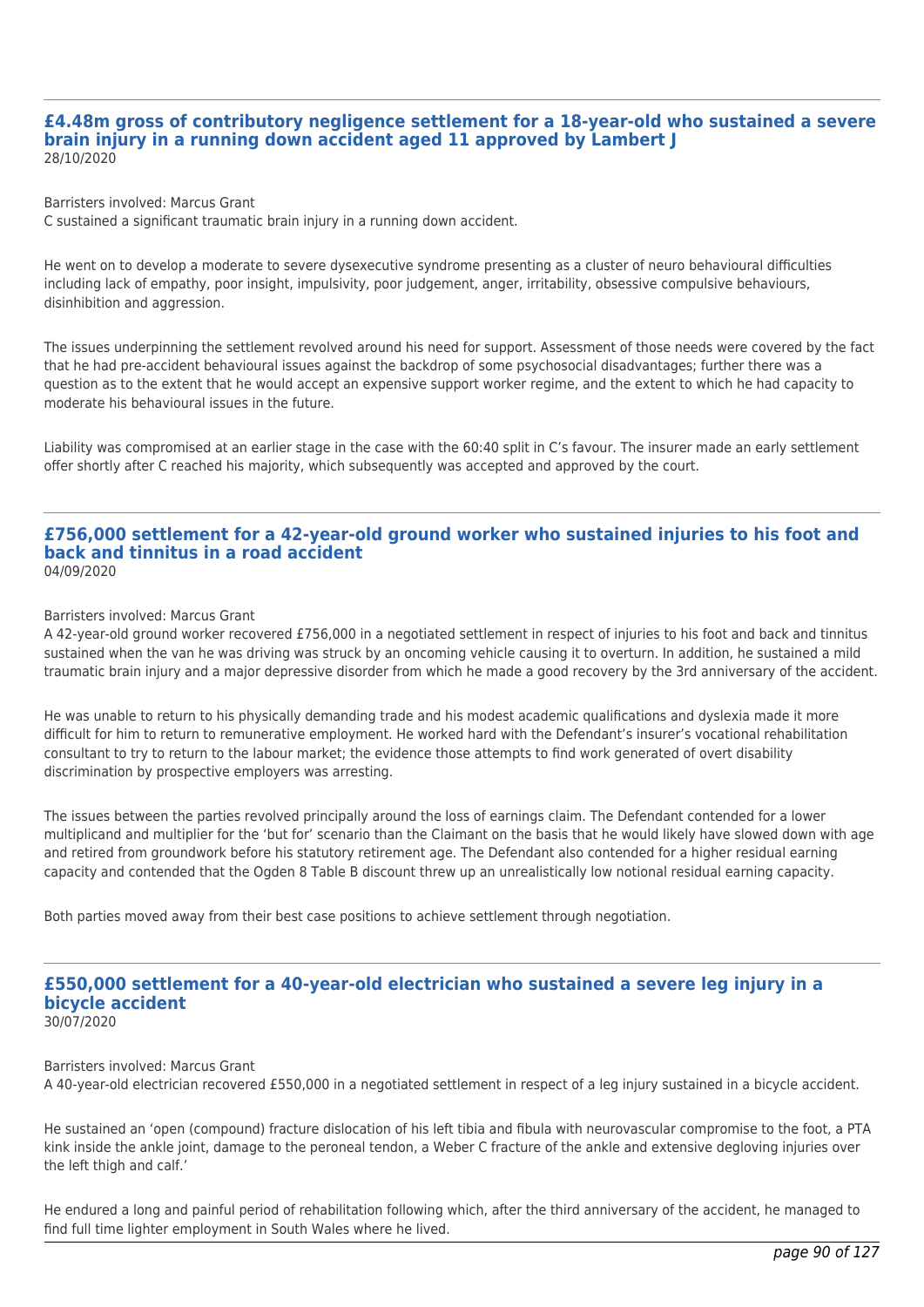## £4.48m gross of contributory negligence settlement for a 18-year-old who sustained a severe brain injury in a running down accident aged 11 approved by Lambert J

28/10/2020

Barristers involved: Marcus Grant

C sustained a significant traumatic brain injury in a running down accident.

He went on to develop a moderate to severe dysexecutive syndrome presenting as a cluster of neuro behavioural difficulties including lack of empathy, poor insight, impulsivity, poor judgement, anger, irritability, obsessive compulsive behaviours, disinhibition and aggression.

The issues underpinning the settlement revolved around his need for support. Assessment of those needs were covered by the fact that he had pre-accident behavioural issues against the backdrop of some psychosocial disadvantages; further there was a question as to the extent that he would accept an expensive support worker regime, and the extent to which he had capacity to moderate his behavioural issues in the future.

Liability was compromised at an earlier stage in the case with the 60:40 split in C's favour. The insurer made an early settlement offer shortly after C reached his majority, which subsequently was accepted and approved by the court.

## £756,000 settlement for a 42-year-old ground worker who sustained injuries to his foot and back and tinnitus in a road accident

04/09/2020

Barristers involved: Marcus Grant

A 42-year-old ground worker recovered £756,000 in a negotiated settlement in respect of injuries to his foot and back and tinnitus sustained when the van he was driving was struck by an oncoming vehicle causing it to overturn. In addition, he sustained a mild traumatic brain injury and a major depressive disorder from which he made a good recovery by the 3rd anniversary of the accident.

He was unable to return to his physically demanding trade and his modest academic qualifications and dyslexia made it more difficult for him to return to remunerative employment. He worked hard with the Defendant's insurer's vocational rehabilitation consultant to try to return to the labour market; the evidence those attempts to find work generated of overt disability discrimination by prospective employers was arresting.

The issues between the parties revolved principally around the loss of earnings claim. The Defendant contended for a lower multiplicand and multiplier for the 'but for' scenario than the Claimant on the basis that he would likely have slowed down with age and retired from groundwork before his statutory retirement age. The Defendant also contended for a higher residual earning capacity and contended that the Ogden 8 Table B discount threw up an unrealistically low notional residual earning capacity.

Both parties moved away from their best case positions to achieve settlement through negotiation.

## £550,000 settlement for a 40-year-old electrician who sustained a severe leg injury in a bicycle accident

30/07/2020

Barristers involved: Marcus Grant

A 40-year-old electrician recovered £550,000 in a negotiated settlement in respect of a leg injury sustained in a bicycle accident.

He sustained an 'open (compound) fracture dislocation of his left tibia and fibula with neurovascular compromise to the foot, a PTA kink inside the ankle joint, damage to the peroneal tendon, a Weber C fracture of the ankle and extensive degloving injuries over the left thigh and calf.'

He endured a long and painful period of rehabilitation following which, after the third anniversary of the accident, he managed to find full time lighter employment in South Wales where he lived.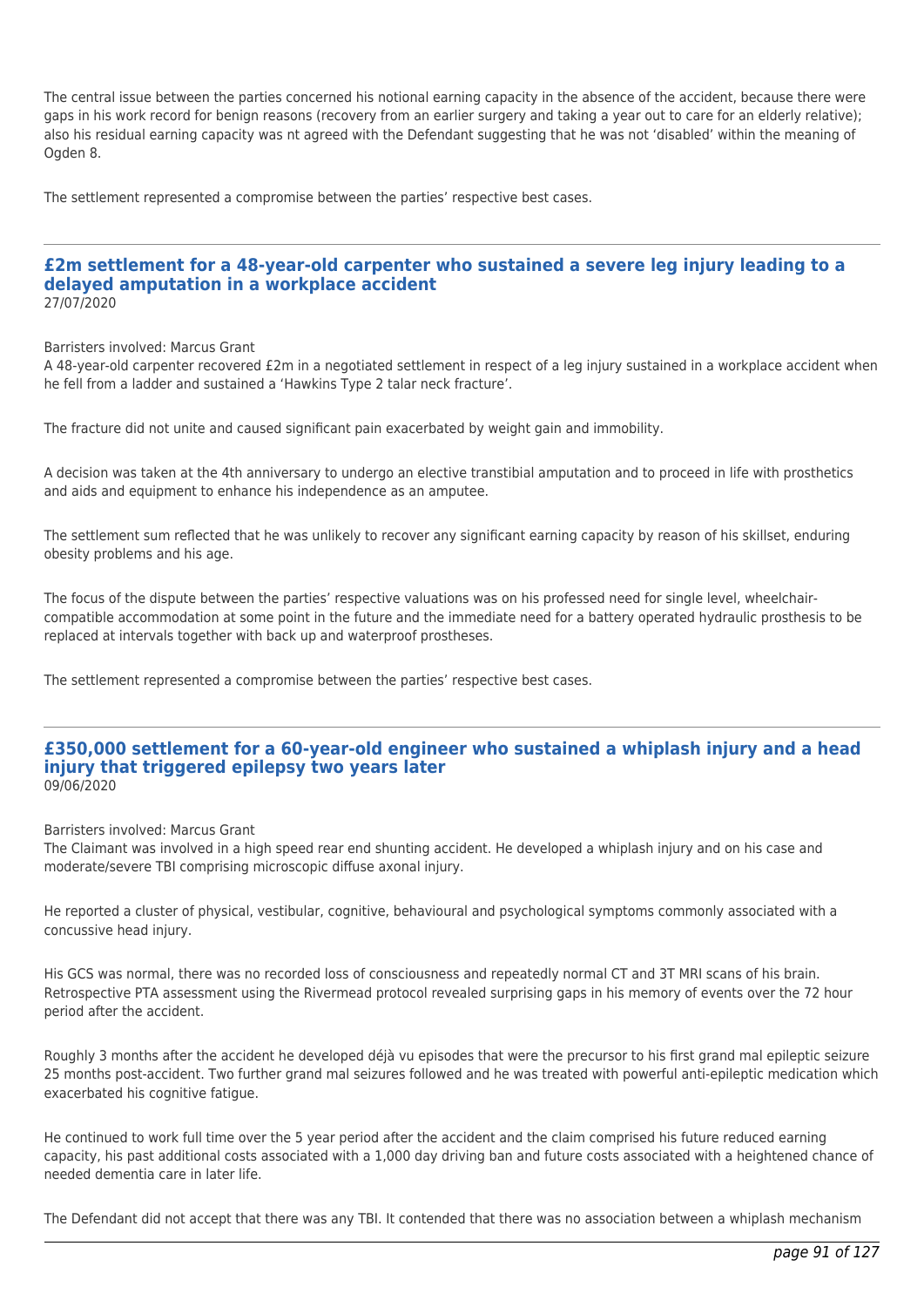The central issue between the parties concerned his notional earning capacity in the absence of the accident, because there were gaps in his work record for benign reasons (recovery from an earlier surgery and taking a year out to care for an elderly relative); also his residual earning capacity was nt agreed with the Defendant suggesting that he was not 'disabled' within the meaning of Ogden 8.

The settlement represented a compromise between the parties' respective best cases.

---

## £2m settlement for a 48-year-old carpenter who sustained a severe leg injury leading to a delayed amputation in a workplace accident

27/07/2020

Barristers involved: Marcus Grant

A 48-year-old carpenter recovered £2m in a negotiated settlement in respect of a leg injury sustained in a workplace accident when he fell from a ladder and sustained a 'Hawkins Type 2 talar neck fracture'.

The fracture did not unite and caused significant pain exacerbated by weight gain and immobility.

A decision was taken at the 4th anniversary to undergo an elective transtibial amputation and to proceed in life with prosthetics and aids and equipment to enhance his independence as an amputee.

The settlement sum reflected that he was unlikely to recover any significant earning capacity by reason of his skillset, enduring obesity problems and his age.

The focus of the dispute between the parties' respective valuations was on his professed need for single level, wheelchair-compatible accommodation at some point in the future and the immediate need for a battery operated hydraulic prosthesis to be replaced at intervals together with back up and waterproof prostheses.

The settlement represented a compromise between the parties' respective best cases.

---

## £350,000 settlement for a 60-year-old engineer who sustained a whiplash injury and a head injury that triggered epilepsy two years later

09/06/2020

Barristers involved: Marcus Grant

The Claimant was involved in a high speed rear end shunting accident. He developed a whiplash injury and on his case and moderate/severe TBI comprising microscopic diffuse axonal injury.

He reported a cluster of physical, vestibular, cognitive, behavioural and psychological symptoms commonly associated with a concussive head injury.

His GCS was normal, there was no recorded loss of consciousness and repeatedly normal CT and 3T MRI scans of his brain. Retrospective PTA assessment using the Rivermead protocol revealed surprising gaps in his memory of events over the 72 hour period after the accident.

Roughly 3 months after the accident he developed déjà vu episodes that were the precursor to his first grand mal epileptic seizure 25 months post-accident. Two further grand mal seizures followed and he was treated with powerful anti-epileptic medication which exacerbated his cognitive fatigue.

He continued to work full time over the 5 year period after the accident and the claim comprised his future reduced earning capacity, his past additional costs associated with a 1,000 day driving ban and future costs associated with a heightened chance of needed dementia care in later life.

The Defendant did not accept that there was any TBI. It contended that there was no association between a whiplash mechanism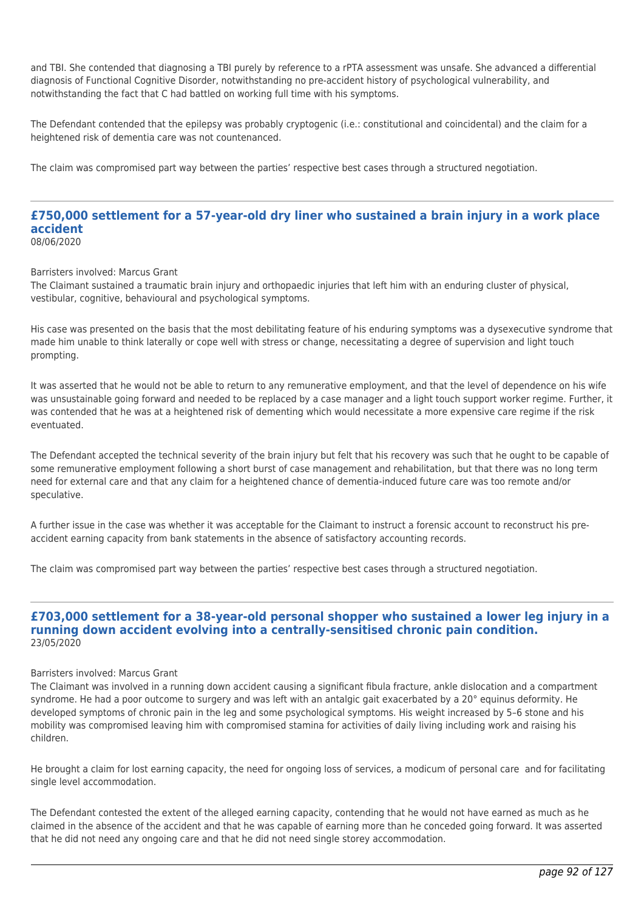and TBI. She contended that diagnosing a TBI purely by reference to a rPTA assessment was unsafe. She advanced a differential diagnosis of Functional Cognitive Disorder, notwithstanding no pre-accident history of psychological vulnerability, and notwithstanding the fact that C had battled on working full time with his symptoms.

The Defendant contended that the epilepsy was probably cryptogenic (i.e.: constitutional and coincidental) and the claim for a heightened risk of dementia care was not countenanced.

The claim was compromised part way between the parties' respective best cases through a structured negotiation.

---

## £750,000 settlement for a 57-year-old dry liner who sustained a brain injury in a work place accident

08/06/2020

Barristers involved: Marcus Grant

The Claimant sustained a traumatic brain injury and orthopaedic injuries that left him with an enduring cluster of physical, vestibular, cognitive, behavioural and psychological symptoms.

His case was presented on the basis that the most debilitating feature of his enduring symptoms was a dysexecutive syndrome that made him unable to think laterally or cope well with stress or change, necessitating a degree of supervision and light touch prompting.

It was asserted that he would not be able to return to any remunerative employment, and that the level of dependence on his wife was unsustainable going forward and needed to be replaced by a case manager and a light touch support worker regime. Further, it was contended that he was at a heightened risk of dementing which would necessitate a more expensive care regime if the risk eventuated.

The Defendant accepted the technical severity of the brain injury but felt that his recovery was such that he ought to be capable of some remunerative employment following a short burst of case management and rehabilitation, but that there was no long term need for external care and that any claim for a heightened chance of dementia-induced future care was too remote and/or speculative.

A further issue in the case was whether it was acceptable for the Claimant to instruct a forensic account to reconstruct his pre-accident earning capacity from bank statements in the absence of satisfactory accounting records.

The claim was compromised part way between the parties' respective best cases through a structured negotiation.

---

## £703,000 settlement for a 38-year-old personal shopper who sustained a lower leg injury in a running down accident evolving into a centrally-sensitised chronic pain condition.

23/05/2020

Barristers involved: Marcus Grant

The Claimant was involved in a running down accident causing a significant fibula fracture, ankle dislocation and a compartment syndrome. He had a poor outcome to surgery and was left with an antalgic gait exacerbated by a 20° equinus deformity. He developed symptoms of chronic pain in the leg and some psychological symptoms. His weight increased by 5–6 stone and his mobility was compromised leaving him with compromised stamina for activities of daily living including work and raising his children.

He brought a claim for lost earning capacity, the need for ongoing loss of services, a modicum of personal care and for facilitating single level accommodation.

The Defendant contested the extent of the alleged earning capacity, contending that he would not have earned as much as he claimed in the absence of the accident and that he was capable of earning more than he conceded going forward. It was asserted that he did not need any ongoing care and that he did not need single storey accommodation.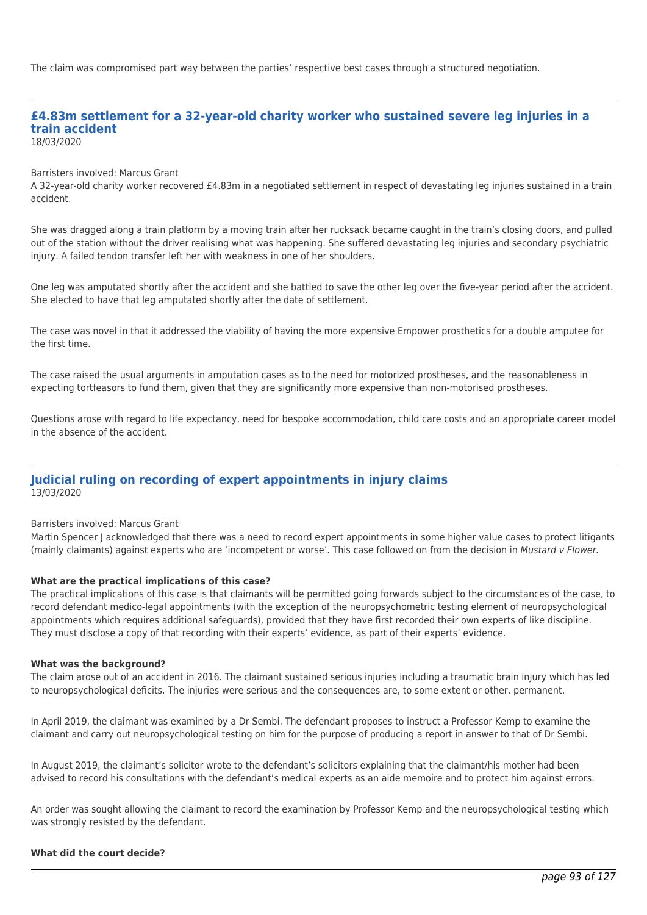The claim was compromised part way between the parties' respective best cases through a structured negotiation.

---

## £4.83m settlement for a 32-year-old charity worker who sustained severe leg injuries in a train accident

18/03/2020

Barristers involved: Marcus Grant

A 32-year-old charity worker recovered £4.83m in a negotiated settlement in respect of devastating leg injuries sustained in a train accident.

She was dragged along a train platform by a moving train after her rucksack became caught in the train's closing doors, and pulled out of the station without the driver realising what was happening. She suffered devastating leg injuries and secondary psychiatric injury. A failed tendon transfer left her with weakness in one of her shoulders.

One leg was amputated shortly after the accident and she battled to save the other leg over the five-year period after the accident. She elected to have that leg amputated shortly after the date of settlement.

The case was novel in that it addressed the viability of having the more expensive Empower prosthetics for a double amputee for the first time.

The case raised the usual arguments in amputation cases as to the need for motorized prostheses, and the reasonableness in expecting tortfeasors to fund them, given that they are significantly more expensive than non-motorised prostheses.

Questions arose with regard to life expectancy, need for bespoke accommodation, child care costs and an appropriate career model in the absence of the accident.

---

## Judicial ruling on recording of expert appointments in injury claims

13/03/2020

Barristers involved: Marcus Grant

Martin Spencer J acknowledged that there was a need to record expert appointments in some higher value cases to protect litigants (mainly claimants) against experts who are 'incompetent or worse'. This case followed on from the decision in *Mustard v Flower.*

**What are the practical implications of this case?**

The practical implications of this case is that claimants will be permitted going forwards subject to the circumstances of the case, to record defendant medico-legal appointments (with the exception of the neuropsychometric testing element of neuropsychological appointments which requires additional safeguards), provided that they have first recorded their own experts of like discipline. They must disclose a copy of that recording with their experts' evidence, as part of their experts' evidence.

**What was the background?**

The claim arose out of an accident in 2016. The claimant sustained serious injuries including a traumatic brain injury which has led to neuropsychological deficits. The injuries were serious and the consequences are, to some extent or other, permanent.

In April 2019, the claimant was examined by a Dr Sembi. The defendant proposes to instruct a Professor Kemp to examine the claimant and carry out neuropsychological testing on him for the purpose of producing a report in answer to that of Dr Sembi.

In August 2019, the claimant's solicitor wrote to the defendant's solicitors explaining that the claimant/his mother had been advised to record his consultations with the defendant's medical experts as an aide memoire and to protect him against errors.

An order was sought allowing the claimant to record the examination by Professor Kemp and the neuropsychological testing which was strongly resisted by the defendant.

**What did the court decide?**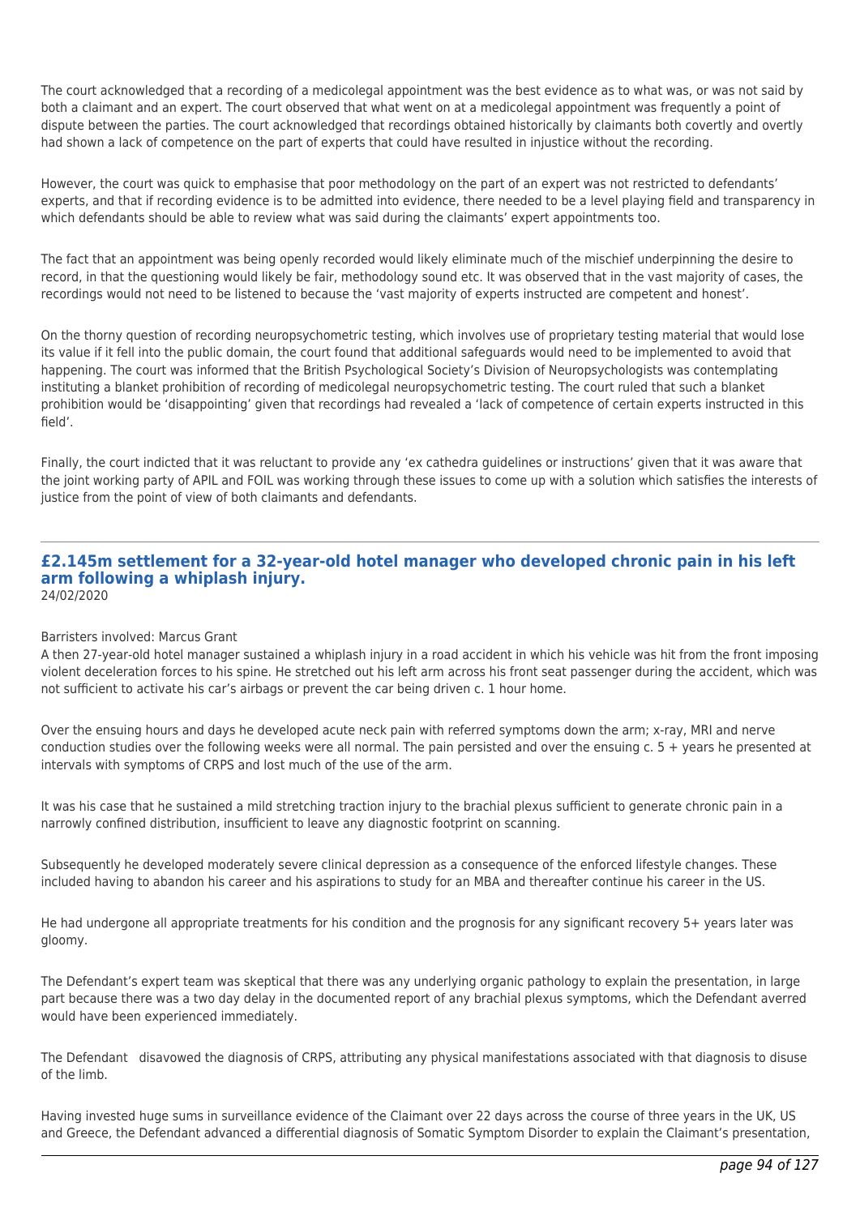The court acknowledged that a recording of a medicolegal appointment was the best evidence as to what was, or was not said by both a claimant and an expert. The court observed that what went on at a medicolegal appointment was frequently a point of dispute between the parties. The court acknowledged that recordings obtained historically by claimants both covertly and overtly had shown a lack of competence on the part of experts that could have resulted in injustice without the recording.

However, the court was quick to emphasise that poor methodology on the part of an expert was not restricted to defendants' experts, and that if recording evidence is to be admitted into evidence, there needed to be a level playing field and transparency in which defendants should be able to review what was said during the claimants' expert appointments too.

The fact that an appointment was being openly recorded would likely eliminate much of the mischief underpinning the desire to record, in that the questioning would likely be fair, methodology sound etc. It was observed that in the vast majority of cases, the recordings would not need to be listened to because the 'vast majority of experts instructed are competent and honest'.

On the thorny question of recording neuropsychometric testing, which involves use of proprietary testing material that would lose its value if it fell into the public domain, the court found that additional safeguards would need to be implemented to avoid that happening. The court was informed that the British Psychological Society's Division of Neuropsychologists was contemplating instituting a blanket prohibition of recording of medicolegal neuropsychometric testing. The court ruled that such a blanket prohibition would be 'disappointing' given that recordings had revealed a 'lack of competence of certain experts instructed in this field'.

Finally, the court indicted that it was reluctant to provide any 'ex cathedra guidelines or instructions' given that it was aware that the joint working party of APIL and FOIL was working through these issues to come up with a solution which satisfies the interests of justice from the point of view of both claimants and defendants.

## £2.145m settlement for a 32-year-old hotel manager who developed chronic pain in his left arm following a whiplash injury.

24/02/2020

Barristers involved: Marcus Grant

A then 27-year-old hotel manager sustained a whiplash injury in a road accident in which his vehicle was hit from the front imposing violent deceleration forces to his spine. He stretched out his left arm across his front seat passenger during the accident, which was not sufficient to activate his car's airbags or prevent the car being driven c. 1 hour home.

Over the ensuing hours and days he developed acute neck pain with referred symptoms down the arm; x-ray, MRI and nerve conduction studies over the following weeks were all normal. The pain persisted and over the ensuing c. 5 + years he presented at intervals with symptoms of CRPS and lost much of the use of the arm.

It was his case that he sustained a mild stretching traction injury to the brachial plexus sufficient to generate chronic pain in a narrowly confined distribution, insufficient to leave any diagnostic footprint on scanning.

Subsequently he developed moderately severe clinical depression as a consequence of the enforced lifestyle changes. These included having to abandon his career and his aspirations to study for an MBA and thereafter continue his career in the US.

He had undergone all appropriate treatments for his condition and the prognosis for any significant recovery 5+ years later was gloomy.

The Defendant's expert team was skeptical that there was any underlying organic pathology to explain the presentation, in large part because there was a two day delay in the documented report of any brachial plexus symptoms, which the Defendant averred would have been experienced immediately.

The Defendant disavowed the diagnosis of CRPS, attributing any physical manifestations associated with that diagnosis to disuse of the limb.

Having invested huge sums in surveillance evidence of the Claimant over 22 days across the course of three years in the UK, US and Greece, the Defendant advanced a differential diagnosis of Somatic Symptom Disorder to explain the Claimant's presentation,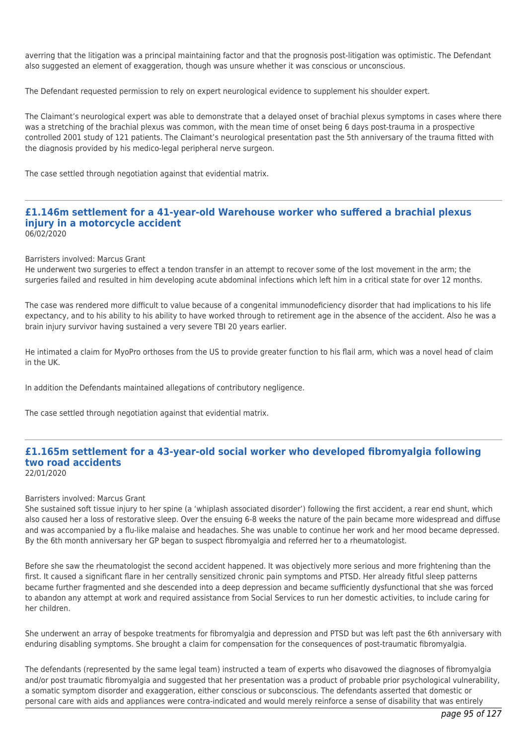averring that the litigation was a principal maintaining factor and that the prognosis post-litigation was optimistic. The Defendant also suggested an element of exaggeration, though was unsure whether it was conscious or unconscious.

The Defendant requested permission to rely on expert neurological evidence to supplement his shoulder expert.

The Claimant's neurological expert was able to demonstrate that a delayed onset of brachial plexus symptoms in cases where there was a stretching of the brachial plexus was common, with the mean time of onset being 6 days post-trauma in a prospective controlled 2001 study of 121 patients. The Claimant's neurological presentation past the 5th anniversary of the trauma fitted with the diagnosis provided by his medico-legal peripheral nerve surgeon.

The case settled through negotiation against that evidential matrix.

---

## £1.146m settlement for a 41-year-old Warehouse worker who suffered a brachial plexus injury in a motorcycle accident

06/02/2020

Barristers involved: Marcus Grant

He underwent two surgeries to effect a tendon transfer in an attempt to recover some of the lost movement in the arm; the surgeries failed and resulted in him developing acute abdominal infections which left him in a critical state for over 12 months.

The case was rendered more difficult to value because of a congenital immunodeficiency disorder that had implications to his life expectancy, and to his ability to his ability to have worked through to retirement age in the absence of the accident. Also he was a brain injury survivor having sustained a very severe TBI 20 years earlier.

He intimated a claim for MyoPro orthoses from the US to provide greater function to his flail arm, which was a novel head of claim in the UK.

In addition the Defendants maintained allegations of contributory negligence.

The case settled through negotiation against that evidential matrix.

---

## £1.165m settlement for a 43-year-old social worker who developed fibromyalgia following two road accidents

22/01/2020

Barristers involved: Marcus Grant

She sustained soft tissue injury to her spine (a 'whiplash associated disorder') following the first accident, a rear end shunt, which also caused her a loss of restorative sleep. Over the ensuing 6-8 weeks the nature of the pain became more widespread and diffuse and was accompanied by a flu-like malaise and headaches. She was unable to continue her work and her mood became depressed. By the 6th month anniversary her GP began to suspect fibromyalgia and referred her to a rheumatologist.

Before she saw the rheumatologist the second accident happened. It was objectively more serious and more frightening than the first. It caused a significant flare in her centrally sensitized chronic pain symptoms and PTSD. Her already fitful sleep patterns became further fragmented and she descended into a deep depression and became sufficiently dysfunctional that she was forced to abandon any attempt at work and required assistance from Social Services to run her domestic activities, to include caring for her children.

She underwent an array of bespoke treatments for fibromyalgia and depression and PTSD but was left past the 6th anniversary with enduring disabling symptoms. She brought a claim for compensation for the consequences of post-traumatic fibromyalgia.

The defendants (represented by the same legal team) instructed a team of experts who disavowed the diagnoses of fibromyalgia and/or post traumatic fibromyalgia and suggested that her presentation was a product of probable prior psychological vulnerability, a somatic symptom disorder and exaggeration, either conscious or subconscious. The defendants asserted that domestic or personal care with aids and appliances were contra-indicated and would merely reinforce a sense of disability that was entirely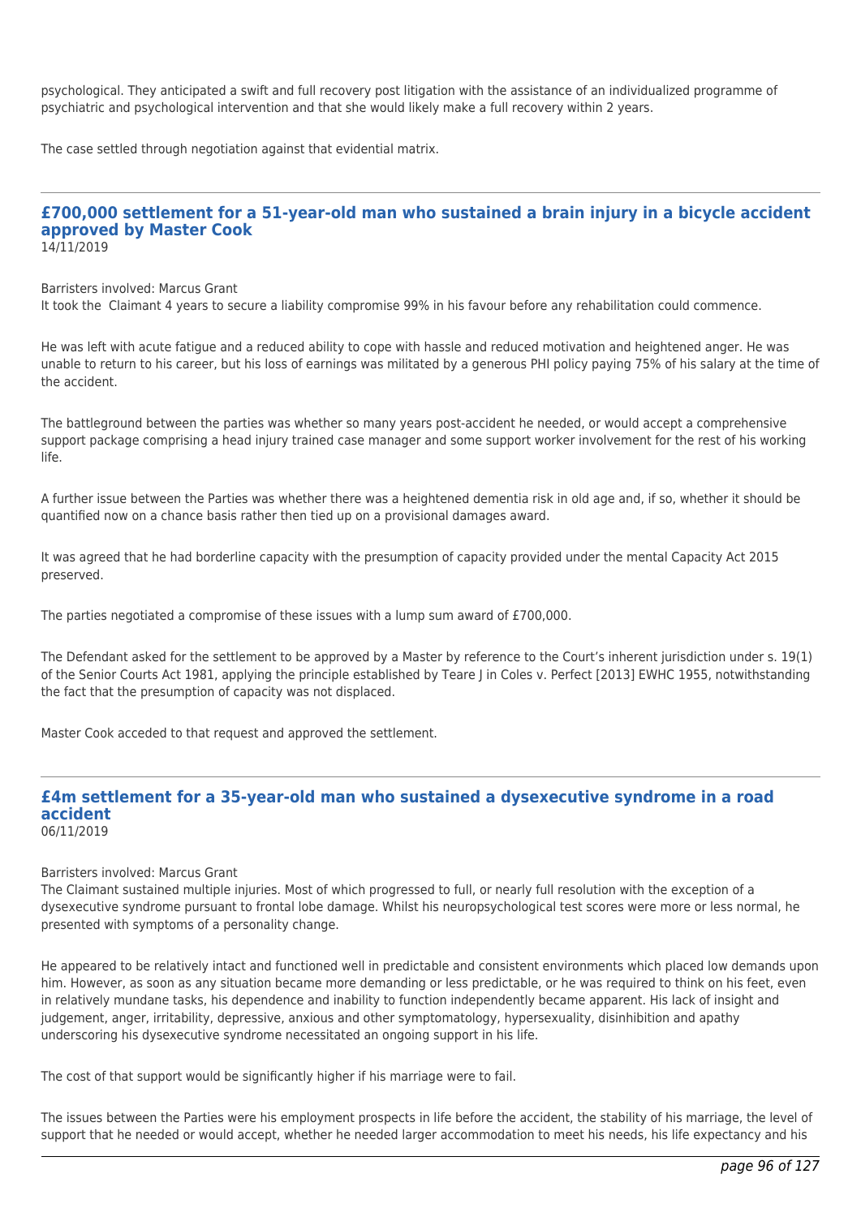psychological. They anticipated a swift and full recovery post litigation with the assistance of an individualized programme of psychiatric and psychological intervention and that she would likely make a full recovery within 2 years.

The case settled through negotiation against that evidential matrix.

---

## £700,000 settlement for a 51-year-old man who sustained a brain injury in a bicycle accident approved by Master Cook

14/11/2019

Barristers involved: Marcus Grant

It took the Claimant 4 years to secure a liability compromise 99% in his favour before any rehabilitation could commence.

He was left with acute fatigue and a reduced ability to cope with hassle and reduced motivation and heightened anger. He was unable to return to his career, but his loss of earnings was militated by a generous PHI policy paying 75% of his salary at the time of the accident.

The battleground between the parties was whether so many years post-accident he needed, or would accept a comprehensive support package comprising a head injury trained case manager and some support worker involvement for the rest of his working life.

A further issue between the Parties was whether there was a heightened dementia risk in old age and, if so, whether it should be quantified now on a chance basis rather then tied up on a provisional damages award.

It was agreed that he had borderline capacity with the presumption of capacity provided under the mental Capacity Act 2015 preserved.

The parties negotiated a compromise of these issues with a lump sum award of £700,000.

The Defendant asked for the settlement to be approved by a Master by reference to the Court's inherent jurisdiction under s. 19(1) of the Senior Courts Act 1981, applying the principle established by Teare J in Coles v. Perfect [2013] EWHC 1955, notwithstanding the fact that the presumption of capacity was not displaced.

Master Cook acceded to that request and approved the settlement.

---

## £4m settlement for a 35-year-old man who sustained a dysexecutive syndrome in a road accident

06/11/2019

Barristers involved: Marcus Grant

The Claimant sustained multiple injuries. Most of which progressed to full, or nearly full resolution with the exception of a dysexecutive syndrome pursuant to frontal lobe damage. Whilst his neuropsychological test scores were more or less normal, he presented with symptoms of a personality change.

He appeared to be relatively intact and functioned well in predictable and consistent environments which placed low demands upon him. However, as soon as any situation became more demanding or less predictable, or he was required to think on his feet, even in relatively mundane tasks, his dependence and inability to function independently became apparent. His lack of insight and judgement, anger, irritability, depressive, anxious and other symptomatology, hypersexuality, disinhibition and apathy underscoring his dysexecutive syndrome necessitated an ongoing support in his life.

The cost of that support would be significantly higher if his marriage were to fail.

The issues between the Parties were his employment prospects in life before the accident, the stability of his marriage, the level of support that he needed or would accept, whether he needed larger accommodation to meet his needs, his life expectancy and his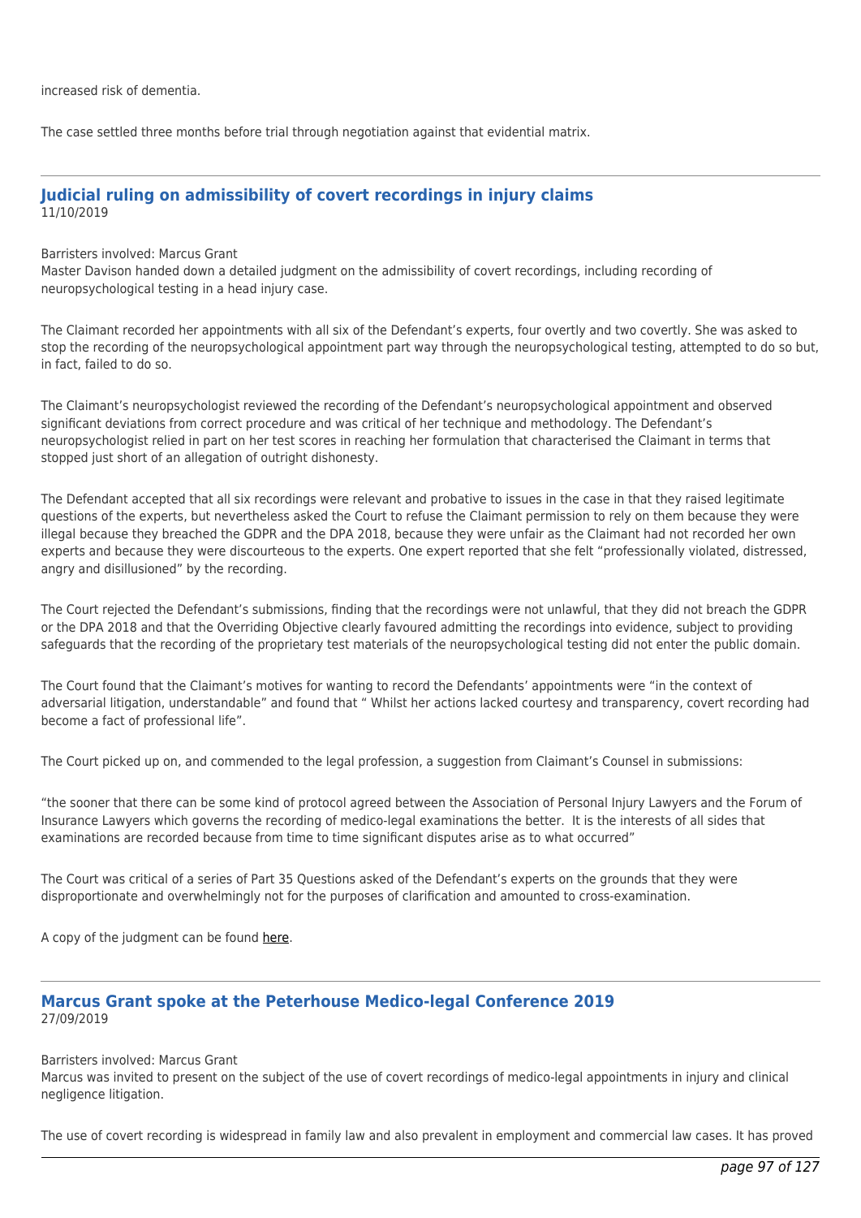increased risk of dementia.

The case settled three months before trial through negotiation against that evidential matrix.

---

## Judicial ruling on admissibility of covert recordings in injury claims

11/10/2019

Barristers involved: Marcus Grant
Master Davison handed down a detailed judgment on the admissibility of covert recordings, including recording of neuropsychological testing in a head injury case.

The Claimant recorded her appointments with all six of the Defendant's experts, four overtly and two covertly. She was asked to stop the recording of the neuropsychological appointment part way through the neuropsychological testing, attempted to do so but, in fact, failed to do so.

The Claimant's neuropsychologist reviewed the recording of the Defendant's neuropsychological appointment and observed significant deviations from correct procedure and was critical of her technique and methodology. The Defendant's neuropsychologist relied in part on her test scores in reaching her formulation that characterised the Claimant in terms that stopped just short of an allegation of outright dishonesty.

The Defendant accepted that all six recordings were relevant and probative to issues in the case in that they raised legitimate questions of the experts, but nevertheless asked the Court to refuse the Claimant permission to rely on them because they were illegal because they breached the GDPR and the DPA 2018, because they were unfair as the Claimant had not recorded her own experts and because they were discourteous to the experts. One expert reported that she felt "professionally violated, distressed, angry and disillusioned" by the recording.

The Court rejected the Defendant's submissions, finding that the recordings were not unlawful, that they did not breach the GDPR or the DPA 2018 and that the Overriding Objective clearly favoured admitting the recordings into evidence, subject to providing safeguards that the recording of the proprietary test materials of the neuropsychological testing did not enter the public domain.

The Court found that the Claimant's motives for wanting to record the Defendants' appointments were "in the context of adversarial litigation, understandable" and found that " Whilst her actions lacked courtesy and transparency, covert recording had become a fact of professional life".

The Court picked up on, and commended to the legal profession, a suggestion from Claimant's Counsel in submissions:

"the sooner that there can be some kind of protocol agreed between the Association of Personal Injury Lawyers and the Forum of Insurance Lawyers which governs the recording of medico-legal examinations the better. It is the interests of all sides that examinations are recorded because from time to time significant disputes arise as to what occurred"

The Court was critical of a series of Part 35 Questions asked of the Defendant's experts on the grounds that they were disproportionate and overwhelmingly not for the purposes of clarification and amounted to cross-examination.

A copy of the judgment can be found here.

---

## Marcus Grant spoke at the Peterhouse Medico-legal Conference 2019

27/09/2019

Barristers involved: Marcus Grant
Marcus was invited to present on the subject of the use of covert recordings of medico-legal appointments in injury and clinical negligence litigation.

The use of covert recording is widespread in family law and also prevalent in employment and commercial law cases. It has proved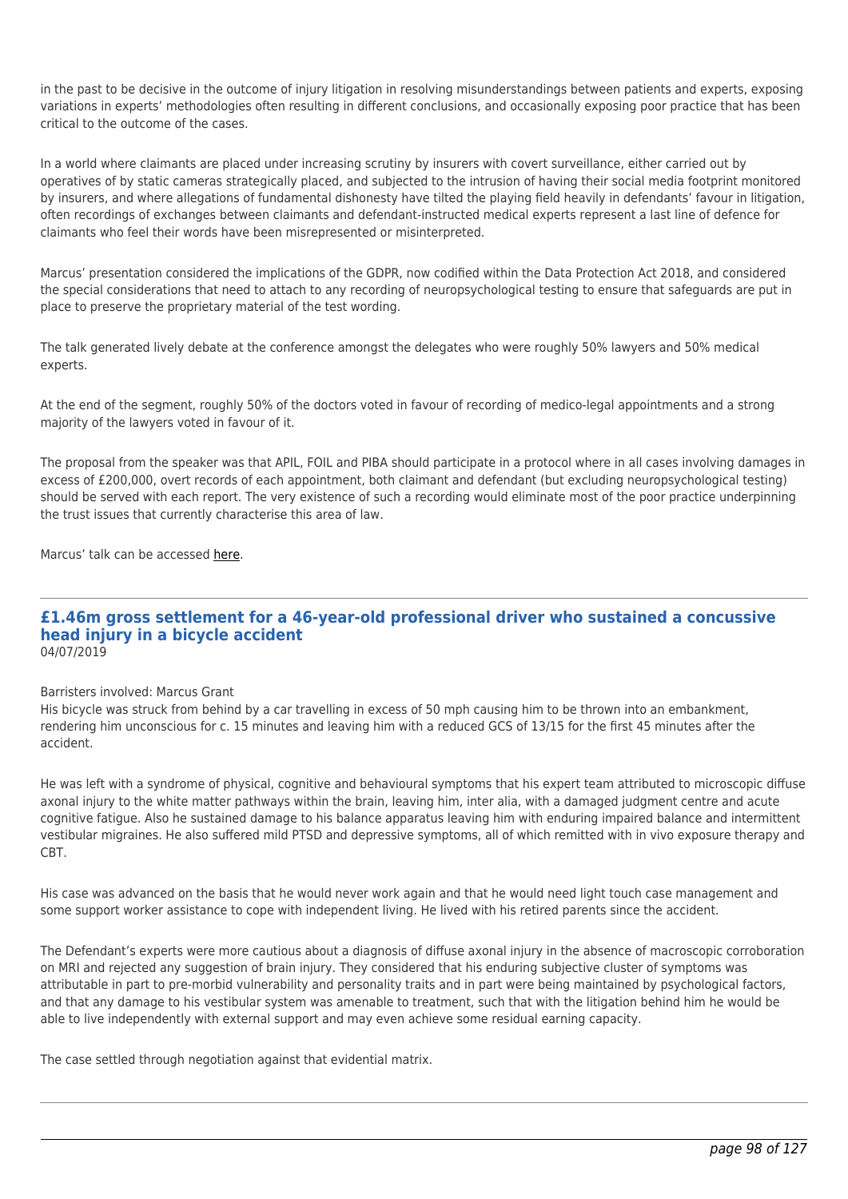in the past to be decisive in the outcome of injury litigation in resolving misunderstandings between patients and experts, exposing variations in experts' methodologies often resulting in different conclusions, and occasionally exposing poor practice that has been critical to the outcome of the cases.

In a world where claimants are placed under increasing scrutiny by insurers with covert surveillance, either carried out by operatives of by static cameras strategically placed, and subjected to the intrusion of having their social media footprint monitored by insurers, and where allegations of fundamental dishonesty have tilted the playing field heavily in defendants' favour in litigation, often recordings of exchanges between claimants and defendant-instructed medical experts represent a last line of defence for claimants who feel their words have been misrepresented or misinterpreted.

Marcus' presentation considered the implications of the GDPR, now codified within the Data Protection Act 2018, and considered the special considerations that need to attach to any recording of neuropsychological testing to ensure that safeguards are put in place to preserve the proprietary material of the test wording.

The talk generated lively debate at the conference amongst the delegates who were roughly 50% lawyers and 50% medical experts.

At the end of the segment, roughly 50% of the doctors voted in favour of recording of medico-legal appointments and a strong majority of the lawyers voted in favour of it.

The proposal from the speaker was that APIL, FOIL and PIBA should participate in a protocol where in all cases involving damages in excess of £200,000, overt records of each appointment, both claimant and defendant (but excluding neuropsychological testing) should be served with each report. The very existence of such a recording would eliminate most of the poor practice underpinning the trust issues that currently characterise this area of law.

Marcus' talk can be accessed here.

---

## £1.46m gross settlement for a 46-year-old professional driver who sustained a concussive head injury in a bicycle accident

04/07/2019

Barristers involved: Marcus Grant

His bicycle was struck from behind by a car travelling in excess of 50 mph causing him to be thrown into an embankment, rendering him unconscious for c. 15 minutes and leaving him with a reduced GCS of 13/15 for the first 45 minutes after the accident.

He was left with a syndrome of physical, cognitive and behavioural symptoms that his expert team attributed to microscopic diffuse axonal injury to the white matter pathways within the brain, leaving him, inter alia, with a damaged judgment centre and acute cognitive fatigue. Also he sustained damage to his balance apparatus leaving him with enduring impaired balance and intermittent vestibular migraines. He also suffered mild PTSD and depressive symptoms, all of which remitted with in vivo exposure therapy and CBT.

His case was advanced on the basis that he would never work again and that he would need light touch case management and some support worker assistance to cope with independent living. He lived with his retired parents since the accident.

The Defendant's experts were more cautious about a diagnosis of diffuse axonal injury in the absence of macroscopic corroboration on MRI and rejected any suggestion of brain injury. They considered that his enduring subjective cluster of symptoms was attributable in part to pre-morbid vulnerability and personality traits and in part were being maintained by psychological factors, and that any damage to his vestibular system was amenable to treatment, such that with the litigation behind him he would be able to live independently with external support and may even achieve some residual earning capacity.

The case settled through negotiation against that evidential matrix.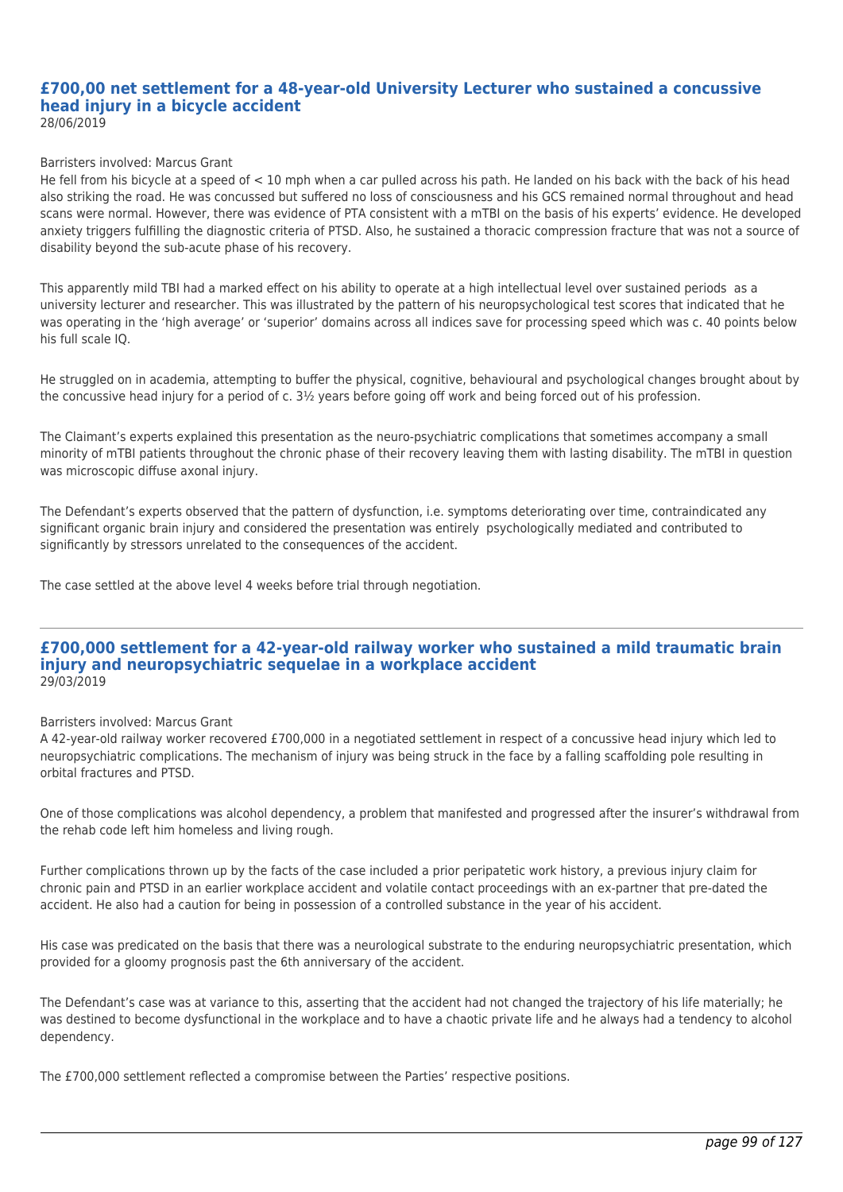## £700,00 net settlement for a 48-year-old University Lecturer who sustained a concussive head injury in a bicycle accident

28/06/2019

Barristers involved: Marcus Grant

He fell from his bicycle at a speed of < 10 mph when a car pulled across his path. He landed on his back with the back of his head also striking the road. He was concussed but suffered no loss of consciousness and his GCS remained normal throughout and head scans were normal. However, there was evidence of PTA consistent with a mTBI on the basis of his experts' evidence. He developed anxiety triggers fulfilling the diagnostic criteria of PTSD. Also, he sustained a thoracic compression fracture that was not a source of disability beyond the sub-acute phase of his recovery.

This apparently mild TBI had a marked effect on his ability to operate at a high intellectual level over sustained periods as a university lecturer and researcher. This was illustrated by the pattern of his neuropsychological test scores that indicated that he was operating in the 'high average' or 'superior' domains across all indices save for processing speed which was c. 40 points below his full scale IQ.

He struggled on in academia, attempting to buffer the physical, cognitive, behavioural and psychological changes brought about by the concussive head injury for a period of c. 3½ years before going off work and being forced out of his profession.

The Claimant's experts explained this presentation as the neuro-psychiatric complications that sometimes accompany a small minority of mTBI patients throughout the chronic phase of their recovery leaving them with lasting disability. The mTBI in question was microscopic diffuse axonal injury.

The Defendant's experts observed that the pattern of dysfunction, i.e. symptoms deteriorating over time, contraindicated any significant organic brain injury and considered the presentation was entirely psychologically mediated and contributed to significantly by stressors unrelated to the consequences of the accident.

The case settled at the above level 4 weeks before trial through negotiation.

---

## £700,000 settlement for a 42-year-old railway worker who sustained a mild traumatic brain injury and neuropsychiatric sequelae in a workplace accident

29/03/2019

Barristers involved: Marcus Grant

A 42-year-old railway worker recovered £700,000 in a negotiated settlement in respect of a concussive head injury which led to neuropsychiatric complications. The mechanism of injury was being struck in the face by a falling scaffolding pole resulting in orbital fractures and PTSD.

One of those complications was alcohol dependency, a problem that manifested and progressed after the insurer's withdrawal from the rehab code left him homeless and living rough.

Further complications thrown up by the facts of the case included a prior peripatetic work history, a previous injury claim for chronic pain and PTSD in an earlier workplace accident and volatile contact proceedings with an ex-partner that pre-dated the accident. He also had a caution for being in possession of a controlled substance in the year of his accident.

His case was predicated on the basis that there was a neurological substrate to the enduring neuropsychiatric presentation, which provided for a gloomy prognosis past the 6th anniversary of the accident.

The Defendant's case was at variance to this, asserting that the accident had not changed the trajectory of his life materially; he was destined to become dysfunctional in the workplace and to have a chaotic private life and he always had a tendency to alcohol dependency.

The £700,000 settlement reflected a compromise between the Parties' respective positions.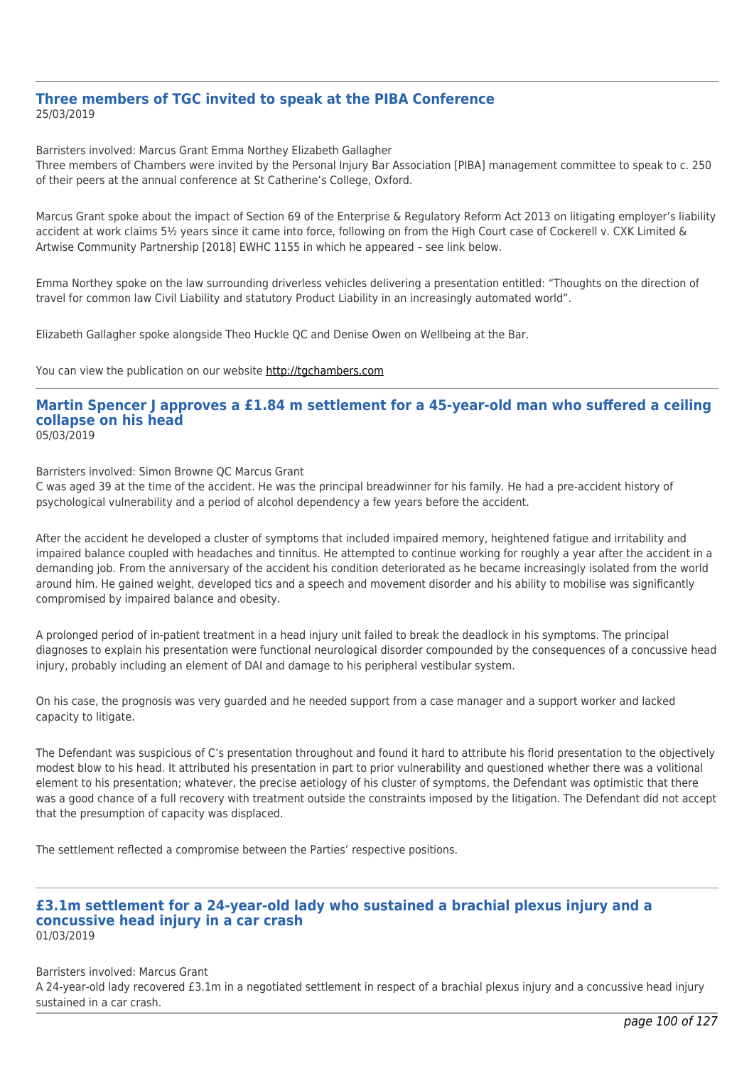### Three members of TGC invited to speak at the PIBA Conference

25/03/2019

Barristers involved: Marcus Grant Emma Northey Elizabeth Gallagher

Three members of Chambers were invited by the Personal Injury Bar Association [PIBA] management committee to speak to c. 250 of their peers at the annual conference at St Catherine's College, Oxford.

Marcus Grant spoke about the impact of Section 69 of the Enterprise & Regulatory Reform Act 2013 on litigating employer's liability accident at work claims 5½ years since it came into force, following on from the High Court case of Cockerell v. CXK Limited & Artwise Community Partnership [2018] EWHC 1155 in which he appeared – see link below.

Emma Northey spoke on the law surrounding driverless vehicles delivering a presentation entitled: "Thoughts on the direction of travel for common law Civil Liability and statutory Product Liability in an increasingly automated world".

Elizabeth Gallagher spoke alongside Theo Huckle QC and Denise Owen on Wellbeing at the Bar.

You can view the publication on our website [http://tgchambers.com](http://tgchambers.com)

### Martin Spencer J approves a £1.84 m settlement for a 45-year-old man who suffered a ceiling collapse on his head

05/03/2019

Barristers involved: Simon Browne QC Marcus Grant

C was aged 39 at the time of the accident. He was the principal breadwinner for his family. He had a pre-accident history of psychological vulnerability and a period of alcohol dependency a few years before the accident.

After the accident he developed a cluster of symptoms that included impaired memory, heightened fatigue and irritability and impaired balance coupled with headaches and tinnitus. He attempted to continue working for roughly a year after the accident in a demanding job. From the anniversary of the accident his condition deteriorated as he became increasingly isolated from the world around him. He gained weight, developed tics and a speech and movement disorder and his ability to mobilise was significantly compromised by impaired balance and obesity.

A prolonged period of in-patient treatment in a head injury unit failed to break the deadlock in his symptoms. The principal diagnoses to explain his presentation were functional neurological disorder compounded by the consequences of a concussive head injury, probably including an element of DAI and damage to his peripheral vestibular system.

On his case, the prognosis was very guarded and he needed support from a case manager and a support worker and lacked capacity to litigate.

The Defendant was suspicious of C's presentation throughout and found it hard to attribute his florid presentation to the objectively modest blow to his head. It attributed his presentation in part to prior vulnerability and questioned whether there was a volitional element to his presentation; whatever, the precise aetiology of his cluster of symptoms, the Defendant was optimistic that there was a good chance of a full recovery with treatment outside the constraints imposed by the litigation. The Defendant did not accept that the presumption of capacity was displaced.

The settlement reflected a compromise between the Parties' respective positions.

### £3.1m settlement for a 24-year-old lady who sustained a brachial plexus injury and a concussive head injury in a car crash

01/03/2019

Barristers involved: Marcus Grant

A 24-year-old lady recovered £3.1m in a negotiated settlement in respect of a brachial plexus injury and a concussive head injury sustained in a car crash.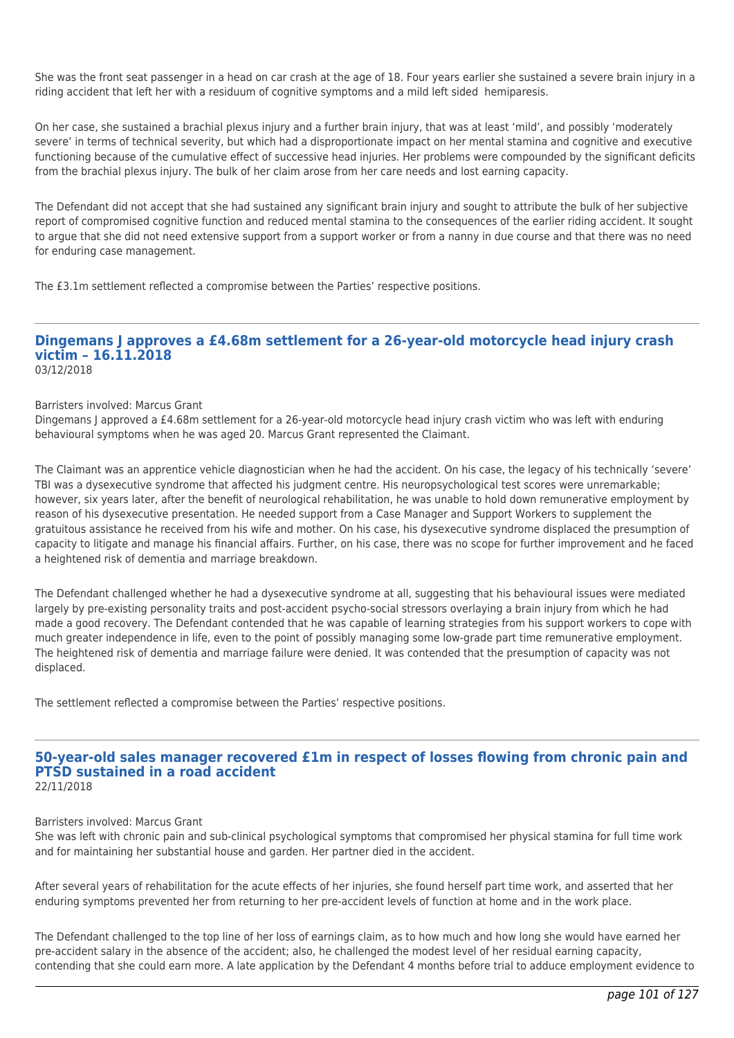She was the front seat passenger in a head on car crash at the age of 18. Four years earlier she sustained a severe brain injury in a riding accident that left her with a residuum of cognitive symptoms and a mild left sided hemiparesis.

On her case, she sustained a brachial plexus injury and a further brain injury, that was at least 'mild', and possibly 'moderately severe' in terms of technical severity, but which had a disproportionate impact on her mental stamina and cognitive and executive functioning because of the cumulative effect of successive head injuries. Her problems were compounded by the significant deficits from the brachial plexus injury. The bulk of her claim arose from her care needs and lost earning capacity.

The Defendant did not accept that she had sustained any significant brain injury and sought to attribute the bulk of her subjective report of compromised cognitive function and reduced mental stamina to the consequences of the earlier riding accident. It sought to argue that she did not need extensive support from a support worker or from a nanny in due course and that there was no need for enduring case management.

The £3.1m settlement reflected a compromise between the Parties' respective positions.

---

## Dingemans J approves a £4.68m settlement for a 26-year-old motorcycle head injury crash victim – 16.11.2018

03/12/2018

Barristers involved: Marcus Grant

Dingemans J approved a £4.68m settlement for a 26-year-old motorcycle head injury crash victim who was left with enduring behavioural symptoms when he was aged 20. Marcus Grant represented the Claimant.

The Claimant was an apprentice vehicle diagnostician when he had the accident. On his case, the legacy of his technically 'severe' TBI was a dysexecutive syndrome that affected his judgment centre. His neuropsychological test scores were unremarkable; however, six years later, after the benefit of neurological rehabilitation, he was unable to hold down remunerative employment by reason of his dysexecutive presentation. He needed support from a Case Manager and Support Workers to supplement the gratuitous assistance he received from his wife and mother. On his case, his dysexecutive syndrome displaced the presumption of capacity to litigate and manage his financial affairs. Further, on his case, there was no scope for further improvement and he faced a heightened risk of dementia and marriage breakdown.

The Defendant challenged whether he had a dysexecutive syndrome at all, suggesting that his behavioural issues were mediated largely by pre-existing personality traits and post-accident psycho-social stressors overlaying a brain injury from which he had made a good recovery. The Defendant contended that he was capable of learning strategies from his support workers to cope with much greater independence in life, even to the point of possibly managing some low-grade part time remunerative employment. The heightened risk of dementia and marriage failure were denied. It was contended that the presumption of capacity was not displaced.

The settlement reflected a compromise between the Parties' respective positions.

---

## 50-year-old sales manager recovered £1m in respect of losses flowing from chronic pain and PTSD sustained in a road accident

22/11/2018

Barristers involved: Marcus Grant

She was left with chronic pain and sub-clinical psychological symptoms that compromised her physical stamina for full time work and for maintaining her substantial house and garden. Her partner died in the accident.

After several years of rehabilitation for the acute effects of her injuries, she found herself part time work, and asserted that her enduring symptoms prevented her from returning to her pre-accident levels of function at home and in the work place.

The Defendant challenged to the top line of her loss of earnings claim, as to how much and how long she would have earned her pre-accident salary in the absence of the accident; also, he challenged the modest level of her residual earning capacity, contending that she could earn more. A late application by the Defendant 4 months before trial to adduce employment evidence to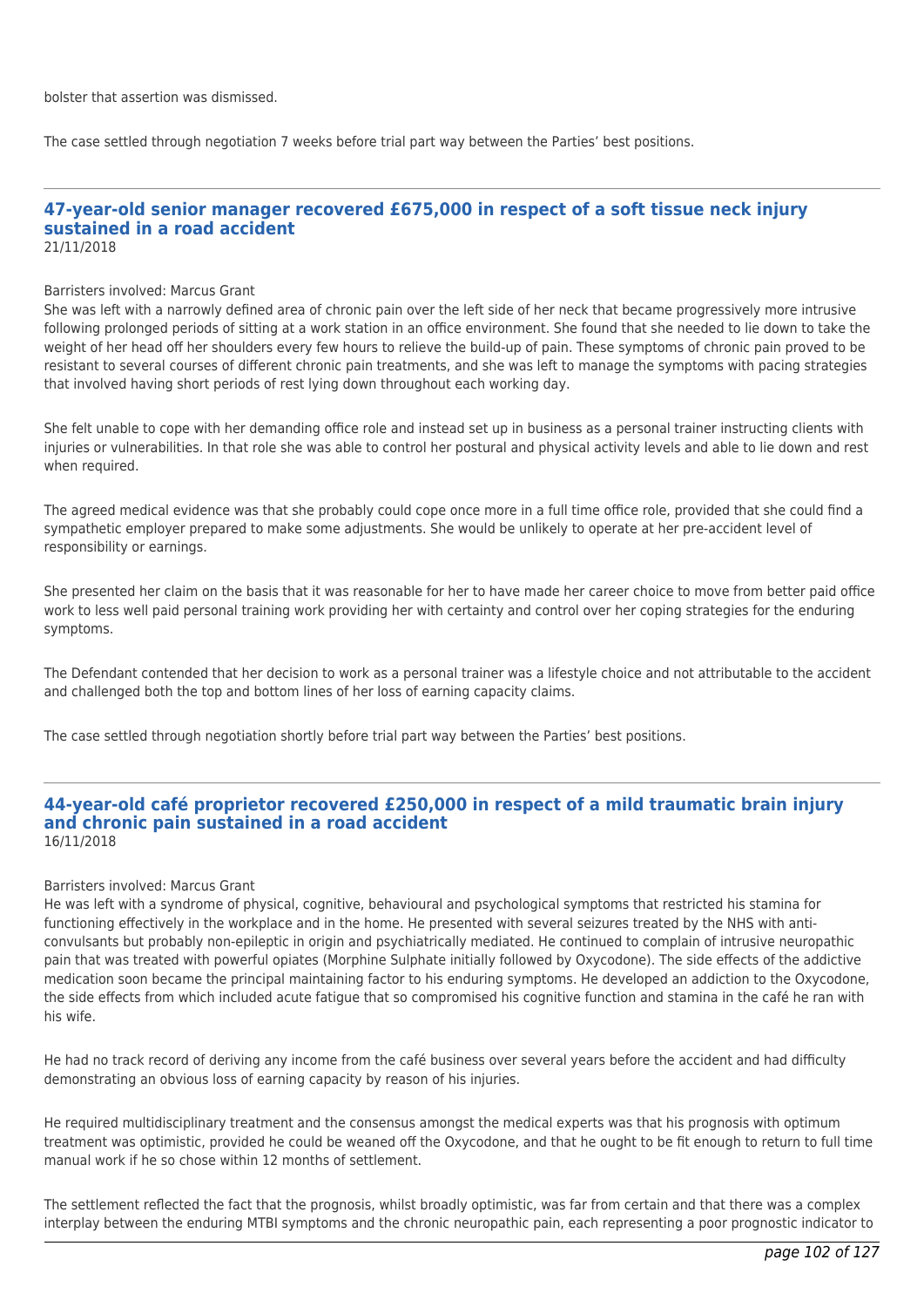bolster that assertion was dismissed.

The case settled through negotiation 7 weeks before trial part way between the Parties' best positions.

---

## 47-year-old senior manager recovered £675,000 in respect of a soft tissue neck injury sustained in a road accident

21/11/2018

Barristers involved: Marcus Grant

She was left with a narrowly defined area of chronic pain over the left side of her neck that became progressively more intrusive following prolonged periods of sitting at a work station in an office environment. She found that she needed to lie down to take the weight of her head off her shoulders every few hours to relieve the build-up of pain. These symptoms of chronic pain proved to be resistant to several courses of different chronic pain treatments, and she was left to manage the symptoms with pacing strategies that involved having short periods of rest lying down throughout each working day.

She felt unable to cope with her demanding office role and instead set up in business as a personal trainer instructing clients with injuries or vulnerabilities. In that role she was able to control her postural and physical activity levels and able to lie down and rest when required.

The agreed medical evidence was that she probably could cope once more in a full time office role, provided that she could find a sympathetic employer prepared to make some adjustments. She would be unlikely to operate at her pre-accident level of responsibility or earnings.

She presented her claim on the basis that it was reasonable for her to have made her career choice to move from better paid office work to less well paid personal training work providing her with certainty and control over her coping strategies for the enduring symptoms.

The Defendant contended that her decision to work as a personal trainer was a lifestyle choice and not attributable to the accident and challenged both the top and bottom lines of her loss of earning capacity claims.

The case settled through negotiation shortly before trial part way between the Parties' best positions.

---

## 44-year-old café proprietor recovered £250,000 in respect of a mild traumatic brain injury and chronic pain sustained in a road accident

16/11/2018

Barristers involved: Marcus Grant

He was left with a syndrome of physical, cognitive, behavioural and psychological symptoms that restricted his stamina for functioning effectively in the workplace and in the home. He presented with several seizures treated by the NHS with anti-convulsants but probably non-epileptic in origin and psychiatrically mediated. He continued to complain of intrusive neuropathic pain that was treated with powerful opiates (Morphine Sulphate initially followed by Oxycodone). The side effects of the addictive medication soon became the principal maintaining factor to his enduring symptoms. He developed an addiction to the Oxycodone, the side effects from which included acute fatigue that so compromised his cognitive function and stamina in the café he ran with his wife.

He had no track record of deriving any income from the café business over several years before the accident and had difficulty demonstrating an obvious loss of earning capacity by reason of his injuries.

He required multidisciplinary treatment and the consensus amongst the medical experts was that his prognosis with optimum treatment was optimistic, provided he could be weaned off the Oxycodone, and that he ought to be fit enough to return to full time manual work if he so chose within 12 months of settlement.

The settlement reflected the fact that the prognosis, whilst broadly optimistic, was far from certain and that there was a complex interplay between the enduring MTBI symptoms and the chronic neuropathic pain, each representing a poor prognostic indicator to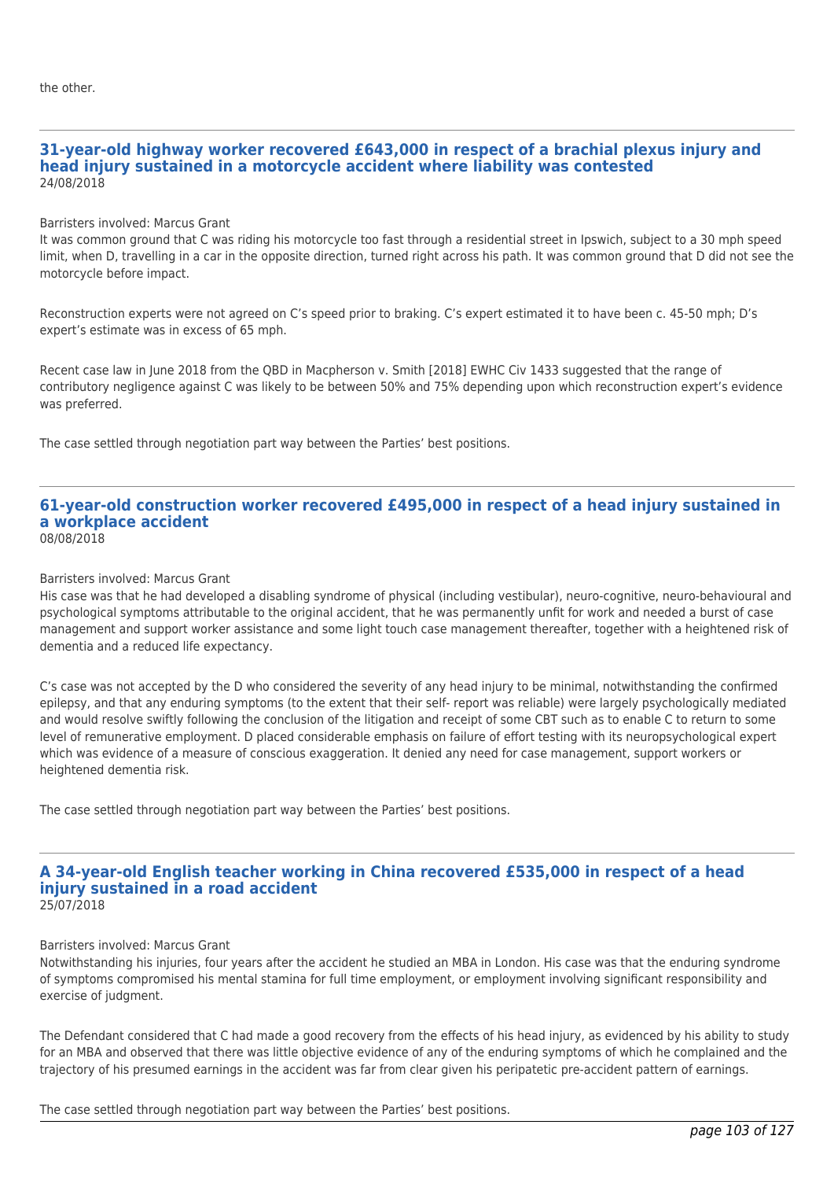the other.

---

### 31-year-old highway worker recovered £643,000 in respect of a brachial plexus injury and head injury sustained in a motorcycle accident where liability was contested

24/08/2018

Barristers involved: Marcus Grant

It was common ground that C was riding his motorcycle too fast through a residential street in Ipswich, subject to a 30 mph speed limit, when D, travelling in a car in the opposite direction, turned right across his path. It was common ground that D did not see the motorcycle before impact.

Reconstruction experts were not agreed on C's speed prior to braking. C's expert estimated it to have been c. 45-50 mph; D's expert's estimate was in excess of 65 mph.

Recent case law in June 2018 from the QBD in Macpherson v. Smith [2018] EWHC Civ 1433 suggested that the range of contributory negligence against C was likely to be between 50% and 75% depending upon which reconstruction expert's evidence was preferred.

The case settled through negotiation part way between the Parties' best positions.

---

### 61-year-old construction worker recovered £495,000 in respect of a head injury sustained in a workplace accident

08/08/2018

Barristers involved: Marcus Grant

His case was that he had developed a disabling syndrome of physical (including vestibular), neuro-cognitive, neuro-behavioural and psychological symptoms attributable to the original accident, that he was permanently unfit for work and needed a burst of case management and support worker assistance and some light touch case management thereafter, together with a heightened risk of dementia and a reduced life expectancy.

C's case was not accepted by the D who considered the severity of any head injury to be minimal, notwithstanding the confirmed epilepsy, and that any enduring symptoms (to the extent that their self- report was reliable) were largely psychologically mediated and would resolve swiftly following the conclusion of the litigation and receipt of some CBT such as to enable C to return to some level of remunerative employment. D placed considerable emphasis on failure of effort testing with its neuropsychological expert which was evidence of a measure of conscious exaggeration. It denied any need for case management, support workers or heightened dementia risk.

The case settled through negotiation part way between the Parties' best positions.

---

### A 34-year-old English teacher working in China recovered £535,000 in respect of a head injury sustained in a road accident

25/07/2018

Barristers involved: Marcus Grant

Notwithstanding his injuries, four years after the accident he studied an MBA in London. His case was that the enduring syndrome of symptoms compromised his mental stamina for full time employment, or employment involving significant responsibility and exercise of judgment.

The Defendant considered that C had made a good recovery from the effects of his head injury, as evidenced by his ability to study for an MBA and observed that there was little objective evidence of any of the enduring symptoms of which he complained and the trajectory of his presumed earnings in the accident was far from clear given his peripatetic pre-accident pattern of earnings.

The case settled through negotiation part way between the Parties' best positions.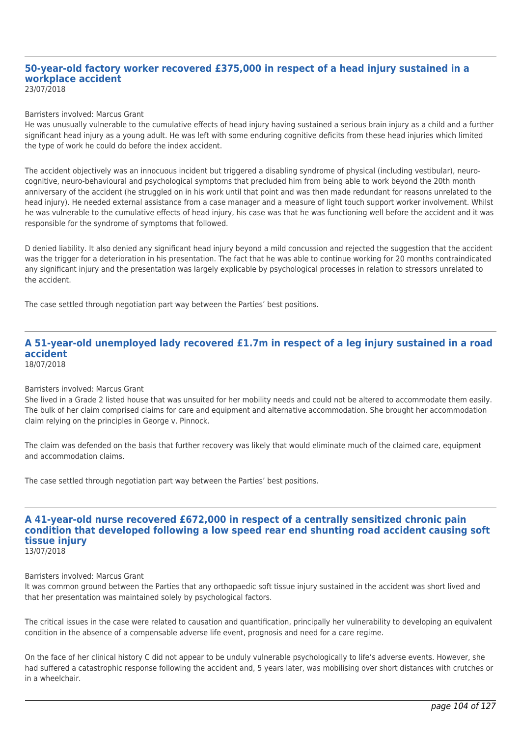### 50-year-old factory worker recovered £375,000 in respect of a head injury sustained in a workplace accident

23/07/2018

Barristers involved: Marcus Grant

He was unusually vulnerable to the cumulative effects of head injury having sustained a serious brain injury as a child and a further significant head injury as a young adult. He was left with some enduring cognitive deficits from these head injuries which limited the type of work he could do before the index accident.

The accident objectively was an innocuous incident but triggered a disabling syndrome of physical (including vestibular), neuro-cognitive, neuro-behavioural and psychological symptoms that precluded him from being able to work beyond the 20th month anniversary of the accident (he struggled on in his work until that point and was then made redundant for reasons unrelated to the head injury). He needed external assistance from a case manager and a measure of light touch support worker involvement. Whilst he was vulnerable to the cumulative effects of head injury, his case was that he was functioning well before the accident and it was responsible for the syndrome of symptoms that followed.

D denied liability. It also denied any significant head injury beyond a mild concussion and rejected the suggestion that the accident was the trigger for a deterioration in his presentation. The fact that he was able to continue working for 20 months contraindicated any significant injury and the presentation was largely explicable by psychological processes in relation to stressors unrelated to the accident.

The case settled through negotiation part way between the Parties' best positions.

### A 51-year-old unemployed lady recovered £1.7m in respect of a leg injury sustained in a road accident

18/07/2018

Barristers involved: Marcus Grant

She lived in a Grade 2 listed house that was unsuited for her mobility needs and could not be altered to accommodate them easily. The bulk of her claim comprised claims for care and equipment and alternative accommodation. She brought her accommodation claim relying on the principles in George v. Pinnock.

The claim was defended on the basis that further recovery was likely that would eliminate much of the claimed care, equipment and accommodation claims.

The case settled through negotiation part way between the Parties' best positions.

### A 41-year-old nurse recovered £672,000 in respect of a centrally sensitized chronic pain condition that developed following a low speed rear end shunting road accident causing soft tissue injury

13/07/2018

Barristers involved: Marcus Grant

It was common ground between the Parties that any orthopaedic soft tissue injury sustained in the accident was short lived and that her presentation was maintained solely by psychological factors.

The critical issues in the case were related to causation and quantification, principally her vulnerability to developing an equivalent condition in the absence of a compensable adverse life event, prognosis and need for a care regime.

On the face of her clinical history C did not appear to be unduly vulnerable psychologically to life's adverse events. However, she had suffered a catastrophic response following the accident and, 5 years later, was mobilising over short distances with crutches or in a wheelchair.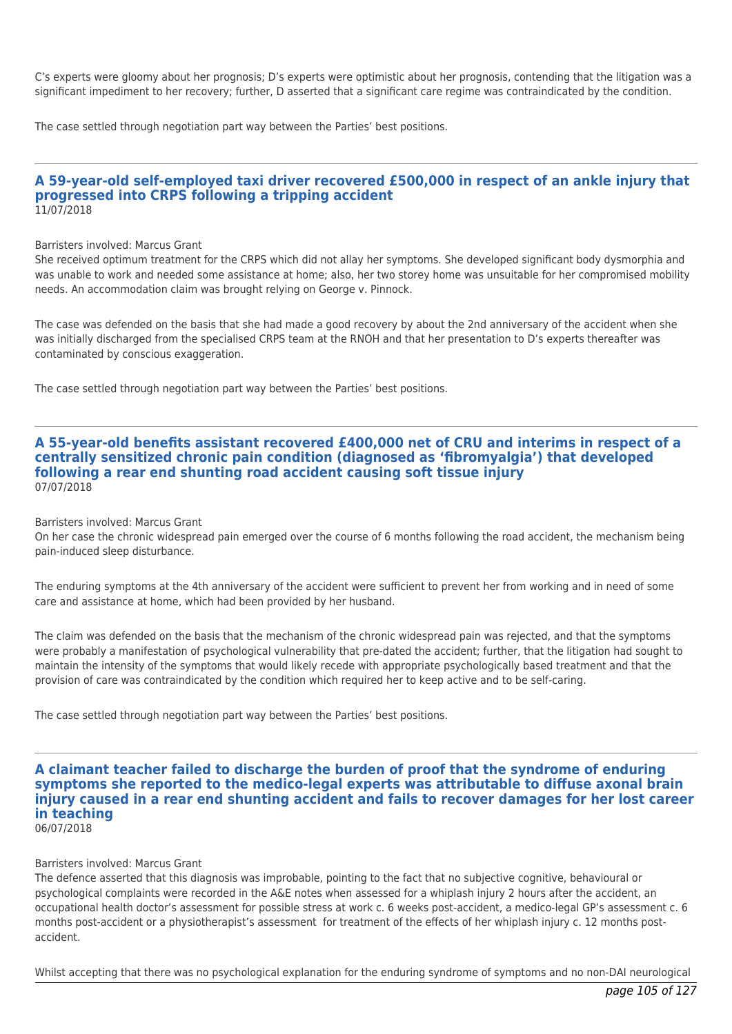C's experts were gloomy about her prognosis; D's experts were optimistic about her prognosis, contending that the litigation was a significant impediment to her recovery; further, D asserted that a significant care regime was contraindicated by the condition.

The case settled through negotiation part way between the Parties' best positions.

---

## A 59-year-old self-employed taxi driver recovered £500,000 in respect of an ankle injury that progressed into CRPS following a tripping accident

11/07/2018

Barristers involved: Marcus Grant

She received optimum treatment for the CRPS which did not allay her symptoms. She developed significant body dysmorphia and was unable to work and needed some assistance at home; also, her two storey home was unsuitable for her compromised mobility needs. An accommodation claim was brought relying on George v. Pinnock.

The case was defended on the basis that she had made a good recovery by about the 2nd anniversary of the accident when she was initially discharged from the specialised CRPS team at the RNOH and that her presentation to D's experts thereafter was contaminated by conscious exaggeration.

The case settled through negotiation part way between the Parties' best positions.

---

## A 55-year-old benefits assistant recovered £400,000 net of CRU and interims in respect of a centrally sensitized chronic pain condition (diagnosed as 'fibromyalgia') that developed following a rear end shunting road accident causing soft tissue injury

07/07/2018

Barristers involved: Marcus Grant

On her case the chronic widespread pain emerged over the course of 6 months following the road accident, the mechanism being pain-induced sleep disturbance.

The enduring symptoms at the 4th anniversary of the accident were sufficient to prevent her from working and in need of some care and assistance at home, which had been provided by her husband.

The claim was defended on the basis that the mechanism of the chronic widespread pain was rejected, and that the symptoms were probably a manifestation of psychological vulnerability that pre-dated the accident; further, that the litigation had sought to maintain the intensity of the symptoms that would likely recede with appropriate psychologically based treatment and that the provision of care was contraindicated by the condition which required her to keep active and to be self-caring.

The case settled through negotiation part way between the Parties' best positions.

---

## A claimant teacher failed to discharge the burden of proof that the syndrome of enduring symptoms she reported to the medico-legal experts was attributable to diffuse axonal brain injury caused in a rear end shunting accident and fails to recover damages for her lost career in teaching

06/07/2018

Barristers involved: Marcus Grant

The defence asserted that this diagnosis was improbable, pointing to the fact that no subjective cognitive, behavioural or psychological complaints were recorded in the A&E notes when assessed for a whiplash injury 2 hours after the accident, an occupational health doctor's assessment for possible stress at work c. 6 weeks post-accident, a medico-legal GP's assessment c. 6 months post-accident or a physiotherapist's assessment for treatment of the effects of her whiplash injury c. 12 months post-accident.

Whilst accepting that there was no psychological explanation for the enduring syndrome of symptoms and no non-DAI neurological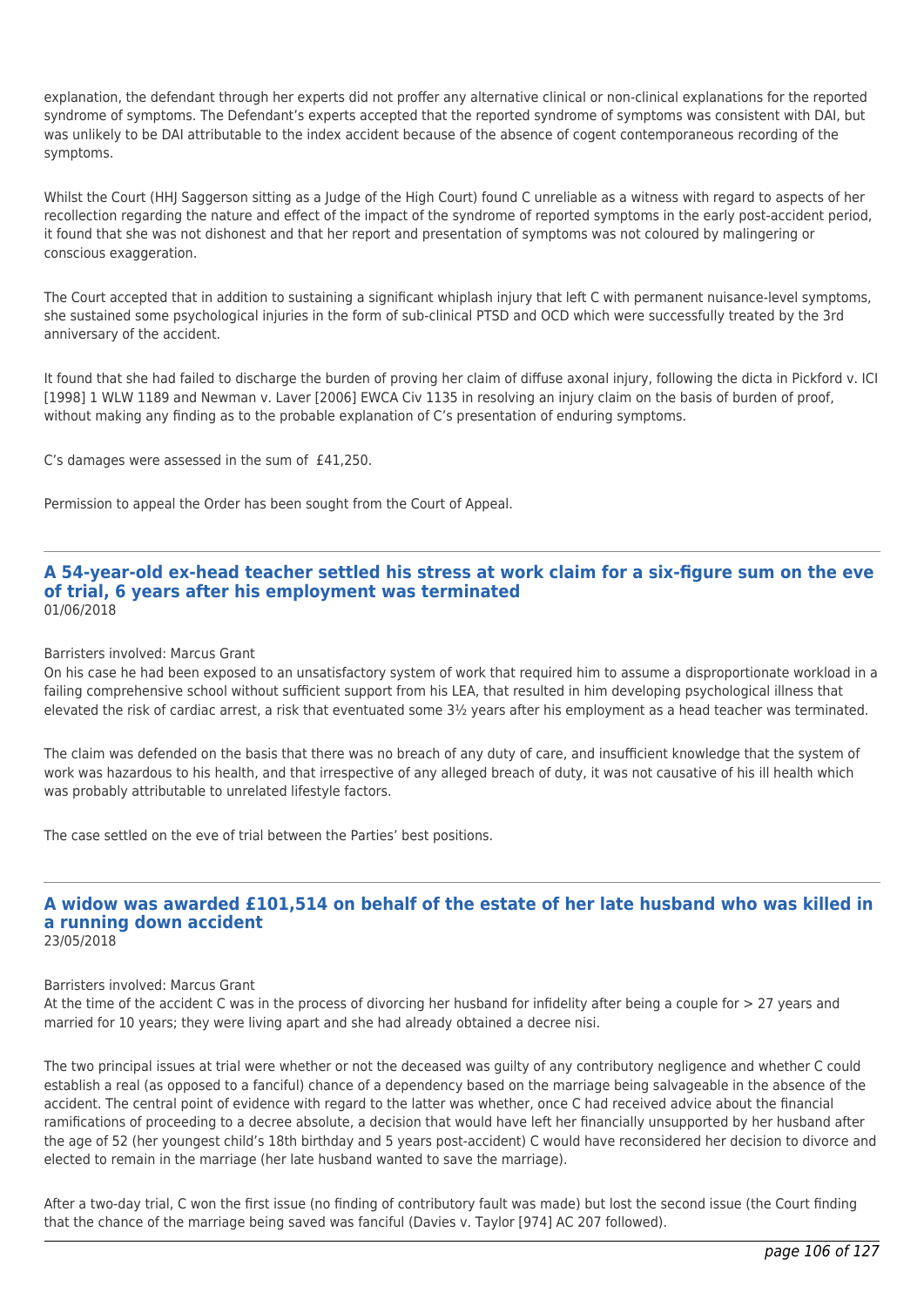explanation, the defendant through her experts did not proffer any alternative clinical or non-clinical explanations for the reported syndrome of symptoms. The Defendant's experts accepted that the reported syndrome of symptoms was consistent with DAI, but was unlikely to be DAI attributable to the index accident because of the absence of cogent contemporaneous recording of the symptoms.

Whilst the Court (HHJ Saggerson sitting as a Judge of the High Court) found C unreliable as a witness with regard to aspects of her recollection regarding the nature and effect of the impact of the syndrome of reported symptoms in the early post-accident period, it found that she was not dishonest and that her report and presentation of symptoms was not coloured by malingering or conscious exaggeration.

The Court accepted that in addition to sustaining a significant whiplash injury that left C with permanent nuisance-level symptoms, she sustained some psychological injuries in the form of sub-clinical PTSD and OCD which were successfully treated by the 3rd anniversary of the accident.

It found that she had failed to discharge the burden of proving her claim of diffuse axonal injury, following the dicta in Pickford v. ICI [1998] 1 WLW 1189 and Newman v. Laver [2006] EWCA Civ 1135 in resolving an injury claim on the basis of burden of proof, without making any finding as to the probable explanation of C's presentation of enduring symptoms.

C's damages were assessed in the sum of £41,250.

Permission to appeal the Order has been sought from the Court of Appeal.

---

## A 54-year-old ex-head teacher settled his stress at work claim for a six-figure sum on the eve of trial, 6 years after his employment was terminated

01/06/2018

Barristers involved: Marcus Grant

On his case he had been exposed to an unsatisfactory system of work that required him to assume a disproportionate workload in a failing comprehensive school without sufficient support from his LEA, that resulted in him developing psychological illness that elevated the risk of cardiac arrest, a risk that eventuated some 3½ years after his employment as a head teacher was terminated.

The claim was defended on the basis that there was no breach of any duty of care, and insufficient knowledge that the system of work was hazardous to his health, and that irrespective of any alleged breach of duty, it was not causative of his ill health which was probably attributable to unrelated lifestyle factors.

The case settled on the eve of trial between the Parties' best positions.

---

## A widow was awarded £101,514 on behalf of the estate of her late husband who was killed in a running down accident

23/05/2018

Barristers involved: Marcus Grant

At the time of the accident C was in the process of divorcing her husband for infidelity after being a couple for > 27 years and married for 10 years; they were living apart and she had already obtained a decree nisi.

The two principal issues at trial were whether or not the deceased was guilty of any contributory negligence and whether C could establish a real (as opposed to a fanciful) chance of a dependency based on the marriage being salvageable in the absence of the accident. The central point of evidence with regard to the latter was whether, once C had received advice about the financial ramifications of proceeding to a decree absolute, a decision that would have left her financially unsupported by her husband after the age of 52 (her youngest child's 18th birthday and 5 years post-accident) C would have reconsidered her decision to divorce and elected to remain in the marriage (her late husband wanted to save the marriage).

After a two-day trial, C won the first issue (no finding of contributory fault was made) but lost the second issue (the Court finding that the chance of the marriage being saved was fanciful (Davies v. Taylor [974] AC 207 followed).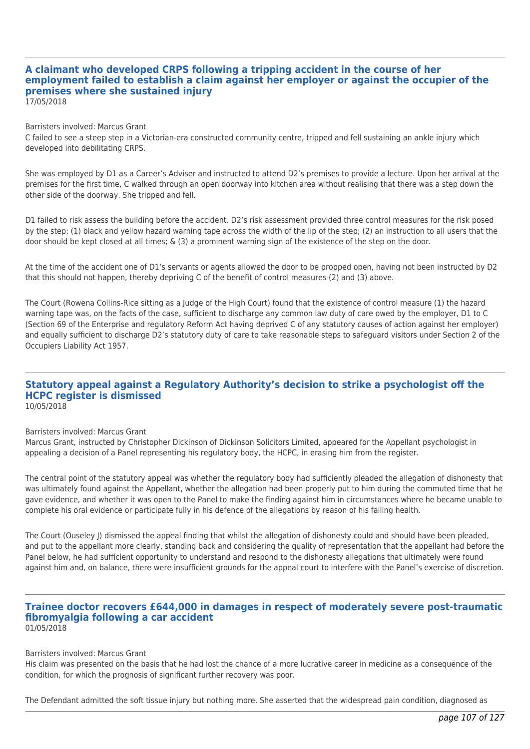### A claimant who developed CRPS following a tripping accident in the course of her employment failed to establish a claim against her employer or against the occupier of the premises where she sustained injury

17/05/2018

Barristers involved: Marcus Grant

C failed to see a steep step in a Victorian-era constructed community centre, tripped and fell sustaining an ankle injury which developed into debilitating CRPS.

She was employed by D1 as a Career's Adviser and instructed to attend D2's premises to provide a lecture. Upon her arrival at the premises for the first time, C walked through an open doorway into kitchen area without realising that there was a step down the other side of the doorway. She tripped and fell.

D1 failed to risk assess the building before the accident. D2's risk assessment provided three control measures for the risk posed by the step: (1) black and yellow hazard warning tape across the width of the lip of the step; (2) an instruction to all users that the door should be kept closed at all times; & (3) a prominent warning sign of the existence of the step on the door.

At the time of the accident one of D1's servants or agents allowed the door to be propped open, having not been instructed by D2 that this should not happen, thereby depriving C of the benefit of control measures (2) and (3) above.

The Court (Rowena Collins-Rice sitting as a Judge of the High Court) found that the existence of control measure (1) the hazard warning tape was, on the facts of the case, sufficient to discharge any common law duty of care owed by the employer, D1 to C (Section 69 of the Enterprise and regulatory Reform Act having deprived C of any statutory causes of action against her employer) and equally sufficient to discharge D2's statutory duty of care to take reasonable steps to safeguard visitors under Section 2 of the Occupiers Liability Act 1957.

### Statutory appeal against a Regulatory Authority's decision to strike a psychologist off the HCPC register is dismissed

10/05/2018

Barristers involved: Marcus Grant

Marcus Grant, instructed by Christopher Dickinson of Dickinson Solicitors Limited, appeared for the Appellant psychologist in appealing a decision of a Panel representing his regulatory body, the HCPC, in erasing him from the register.

The central point of the statutory appeal was whether the regulatory body had sufficiently pleaded the allegation of dishonesty that was ultimately found against the Appellant, whether the allegation had been properly put to him during the commuted time that he gave evidence, and whether it was open to the Panel to make the finding against him in circumstances where he became unable to complete his oral evidence or participate fully in his defence of the allegations by reason of his failing health.

The Court (Ouseley J) dismissed the appeal finding that whilst the allegation of dishonesty could and should have been pleaded, and put to the appellant more clearly, standing back and considering the quality of representation that the appellant had before the Panel below, he had sufficient opportunity to understand and respond to the dishonesty allegations that ultimately were found against him and, on balance, there were insufficient grounds for the appeal court to interfere with the Panel's exercise of discretion.

### Trainee doctor recovers £644,000 in damages in respect of moderately severe post-traumatic fibromyalgia following a car accident

01/05/2018

Barristers involved: Marcus Grant

His claim was presented on the basis that he had lost the chance of a more lucrative career in medicine as a consequence of the condition, for which the prognosis of significant further recovery was poor.

The Defendant admitted the soft tissue injury but nothing more. She asserted that the widespread pain condition, diagnosed as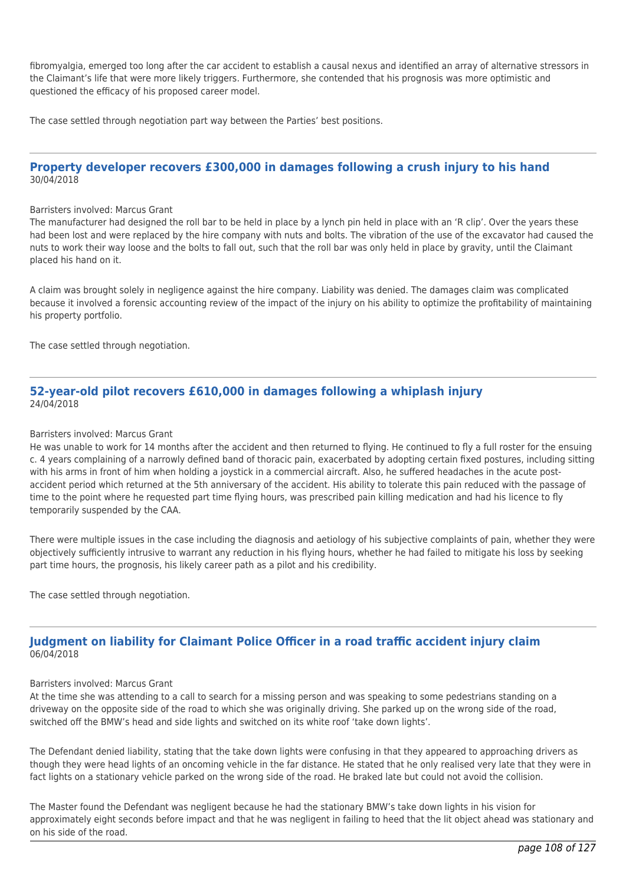fibromyalgia, emerged too long after the car accident to establish a causal nexus and identified an array of alternative stressors in the Claimant's life that were more likely triggers. Furthermore, she contended that his prognosis was more optimistic and questioned the efficacy of his proposed career model.

The case settled through negotiation part way between the Parties' best positions.

---

## Property developer recovers £300,000 in damages following a crush injury to his hand

30/04/2018

Barristers involved: Marcus Grant

The manufacturer had designed the roll bar to be held in place by a lynch pin held in place with an 'R clip'. Over the years these had been lost and were replaced by the hire company with nuts and bolts. The vibration of the use of the excavator had caused the nuts to work their way loose and the bolts to fall out, such that the roll bar was only held in place by gravity, until the Claimant placed his hand on it.

A claim was brought solely in negligence against the hire company. Liability was denied. The damages claim was complicated because it involved a forensic accounting review of the impact of the injury on his ability to optimize the profitability of maintaining his property portfolio.

The case settled through negotiation.

---

## 52-year-old pilot recovers £610,000 in damages following a whiplash injury

24/04/2018

Barristers involved: Marcus Grant

He was unable to work for 14 months after the accident and then returned to flying. He continued to fly a full roster for the ensuing c. 4 years complaining of a narrowly defined band of thoracic pain, exacerbated by adopting certain fixed postures, including sitting with his arms in front of him when holding a joystick in a commercial aircraft. Also, he suffered headaches in the acute post-accident period which returned at the 5th anniversary of the accident. His ability to tolerate this pain reduced with the passage of time to the point where he requested part time flying hours, was prescribed pain killing medication and had his licence to fly temporarily suspended by the CAA.

There were multiple issues in the case including the diagnosis and aetiology of his subjective complaints of pain, whether they were objectively sufficiently intrusive to warrant any reduction in his flying hours, whether he had failed to mitigate his loss by seeking part time hours, the prognosis, his likely career path as a pilot and his credibility.

The case settled through negotiation.

---

## Judgment on liability for Claimant Police Officer in a road traffic accident injury claim

06/04/2018

Barristers involved: Marcus Grant

At the time she was attending to a call to search for a missing person and was speaking to some pedestrians standing on a driveway on the opposite side of the road to which she was originally driving. She parked up on the wrong side of the road, switched off the BMW's head and side lights and switched on its white roof 'take down lights'.

The Defendant denied liability, stating that the take down lights were confusing in that they appeared to approaching drivers as though they were head lights of an oncoming vehicle in the far distance. He stated that he only realised very late that they were in fact lights on a stationary vehicle parked on the wrong side of the road. He braked late but could not avoid the collision.

The Master found the Defendant was negligent because he had the stationary BMW's take down lights in his vision for approximately eight seconds before impact and that he was negligent in failing to heed that the lit object ahead was stationary and on his side of the road.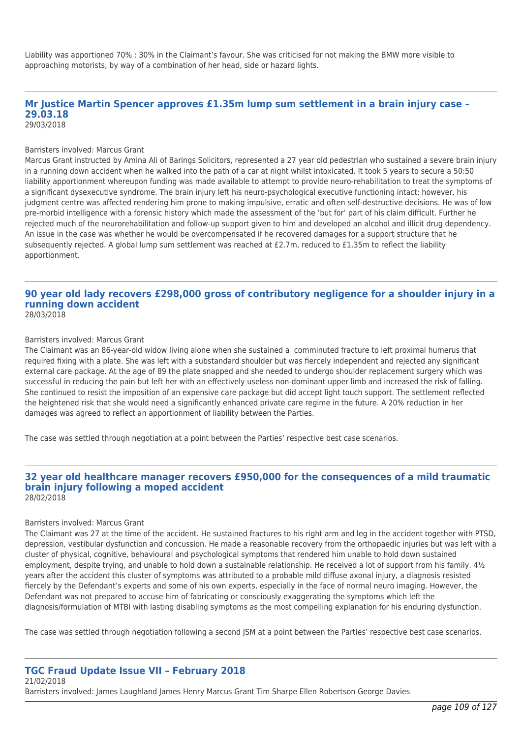Liability was apportioned 70% : 30% in the Claimant's favour. She was criticised for not making the BMW more visible to approaching motorists, by way of a combination of her head, side or hazard lights.

---

## Mr Justice Martin Spencer approves £1.35m lump sum settlement in a brain injury case – 29.03.18

29/03/2018

Barristers involved: Marcus Grant

Marcus Grant instructed by Amina Ali of Barings Solicitors, represented a 27 year old pedestrian who sustained a severe brain injury in a running down accident when he walked into the path of a car at night whilst intoxicated. It took 5 years to secure a 50:50 liability apportionment whereupon funding was made available to attempt to provide neuro-rehabilitation to treat the symptoms of a significant dysexecutive syndrome. The brain injury left his neuro-psychological executive functioning intact; however, his judgment centre was affected rendering him prone to making impulsive, erratic and often self-destructive decisions. He was of low pre-morbid intelligence with a forensic history which made the assessment of the 'but for' part of his claim difficult. Further he rejected much of the neurorehabilitation and follow-up support given to him and developed an alcohol and illicit drug dependency. An issue in the case was whether he would be overcompensated if he recovered damages for a support structure that he subsequently rejected. A global lump sum settlement was reached at £2.7m, reduced to £1.35m to reflect the liability apportionment.

---

## 90 year old lady recovers £298,000 gross of contributory negligence for a shoulder injury in a running down accident

28/03/2018

Barristers involved: Marcus Grant

The Claimant was an 86-year-old widow living alone when she sustained a comminuted fracture to left proximal humerus that required fixing with a plate. She was left with a substandard shoulder but was fiercely independent and rejected any significant external care package. At the age of 89 the plate snapped and she needed to undergo shoulder replacement surgery which was successful in reducing the pain but left her with an effectively useless non-dominant upper limb and increased the risk of falling. She continued to resist the imposition of an expensive care package but did accept light touch support. The settlement reflected the heightened risk that she would need a significantly enhanced private care regime in the future. A 20% reduction in her damages was agreed to reflect an apportionment of liability between the Parties.

The case was settled through negotiation at a point between the Parties' respective best case scenarios.

---

## 32 year old healthcare manager recovers £950,000 for the consequences of a mild traumatic brain injury following a moped accident

28/02/2018

Barristers involved: Marcus Grant

The Claimant was 27 at the time of the accident. He sustained fractures to his right arm and leg in the accident together with PTSD, depression, vestibular dysfunction and concussion. He made a reasonable recovery from the orthopaedic injuries but was left with a cluster of physical, cognitive, behavioural and psychological symptoms that rendered him unable to hold down sustained employment, despite trying, and unable to hold down a sustainable relationship. He received a lot of support from his family. 4½ years after the accident this cluster of symptoms was attributed to a probable mild diffuse axonal injury, a diagnosis resisted fiercely by the Defendant's experts and some of his own experts, especially in the face of normal neuro imaging. However, the Defendant was not prepared to accuse him of fabricating or consciously exaggerating the symptoms which left the diagnosis/formulation of MTBI with lasting disabling symptoms as the most compelling explanation for his enduring dysfunction.

The case was settled through negotiation following a second JSM at a point between the Parties' respective best case scenarios.

---

## TGC Fraud Update Issue VII – February 2018

21/02/2018

Barristers involved: James Laughland James Henry Marcus Grant Tim Sharpe Ellen Robertson George Davies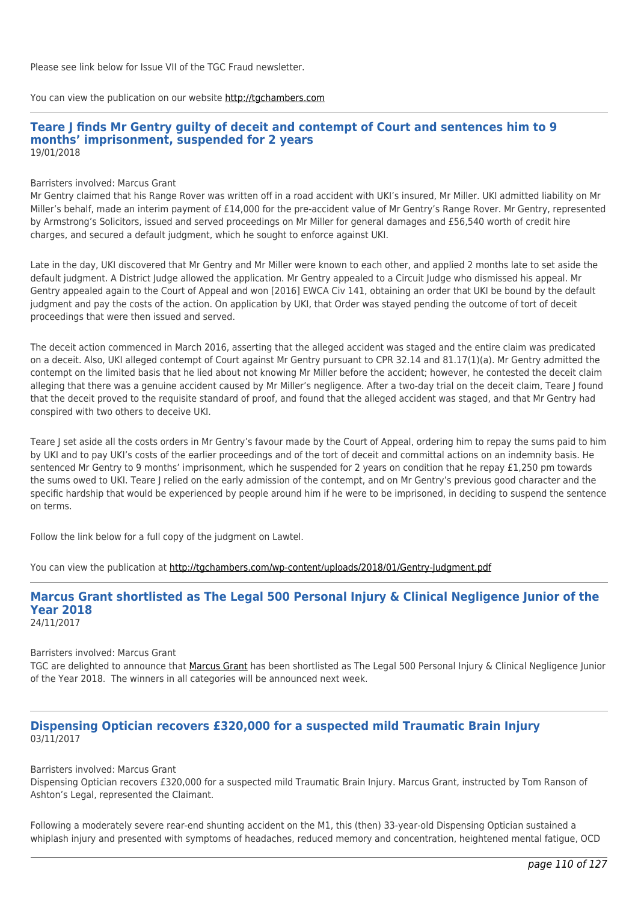Please see link below for Issue VII of the TGC Fraud newsletter.

You can view the publication on our website http://tgchambers.com

## Teare J finds Mr Gentry guilty of deceit and contempt of Court and sentences him to 9 months' imprisonment, suspended for 2 years

19/01/2018

Barristers involved: Marcus Grant

Mr Gentry claimed that his Range Rover was written off in a road accident with UKI's insured, Mr Miller. UKI admitted liability on Mr Miller's behalf, made an interim payment of £14,000 for the pre-accident value of Mr Gentry's Range Rover. Mr Gentry, represented by Armstrong's Solicitors, issued and served proceedings on Mr Miller for general damages and £56,540 worth of credit hire charges, and secured a default judgment, which he sought to enforce against UKI.

Late in the day, UKI discovered that Mr Gentry and Mr Miller were known to each other, and applied 2 months late to set aside the default judgment. A District Judge allowed the application. Mr Gentry appealed to a Circuit Judge who dismissed his appeal. Mr Gentry appealed again to the Court of Appeal and won [2016] EWCA Civ 141, obtaining an order that UKI be bound by the default judgment and pay the costs of the action. On application by UKI, that Order was stayed pending the outcome of tort of deceit proceedings that were then issued and served.

The deceit action commenced in March 2016, asserting that the alleged accident was staged and the entire claim was predicated on a deceit. Also, UKI alleged contempt of Court against Mr Gentry pursuant to CPR 32.14 and 81.17(1)(a). Mr Gentry admitted the contempt on the limited basis that he lied about not knowing Mr Miller before the accident; however, he contested the deceit claim alleging that there was a genuine accident caused by Mr Miller's negligence. After a two-day trial on the deceit claim, Teare J found that the deceit proved to the requisite standard of proof, and found that the alleged accident was staged, and that Mr Gentry had conspired with two others to deceive UKI.

Teare J set aside all the costs orders in Mr Gentry's favour made by the Court of Appeal, ordering him to repay the sums paid to him by UKI and to pay UKI's costs of the earlier proceedings and of the tort of deceit and committal actions on an indemnity basis. He sentenced Mr Gentry to 9 months' imprisonment, which he suspended for 2 years on condition that he repay £1,250 pm towards the sums owed to UKI. Teare J relied on the early admission of the contempt, and on Mr Gentry's previous good character and the specific hardship that would be experienced by people around him if he were to be imprisoned, in deciding to suspend the sentence on terms.

Follow the link below for a full copy of the judgment on Lawtel.

You can view the publication at http://tgchambers.com/wp-content/uploads/2018/01/Gentry-Judgment.pdf

## Marcus Grant shortlisted as The Legal 500 Personal Injury & Clinical Negligence Junior of the Year 2018

24/11/2017

Barristers involved: Marcus Grant

TGC are delighted to announce that Marcus Grant has been shortlisted as The Legal 500 Personal Injury & Clinical Negligence Junior of the Year 2018. The winners in all categories will be announced next week.

## Dispensing Optician recovers £320,000 for a suspected mild Traumatic Brain Injury

03/11/2017

Barristers involved: Marcus Grant

Dispensing Optician recovers £320,000 for a suspected mild Traumatic Brain Injury. Marcus Grant, instructed by Tom Ranson of Ashton's Legal, represented the Claimant.

Following a moderately severe rear-end shunting accident on the M1, this (then) 33-year-old Dispensing Optician sustained a whiplash injury and presented with symptoms of headaches, reduced memory and concentration, heightened mental fatigue, OCD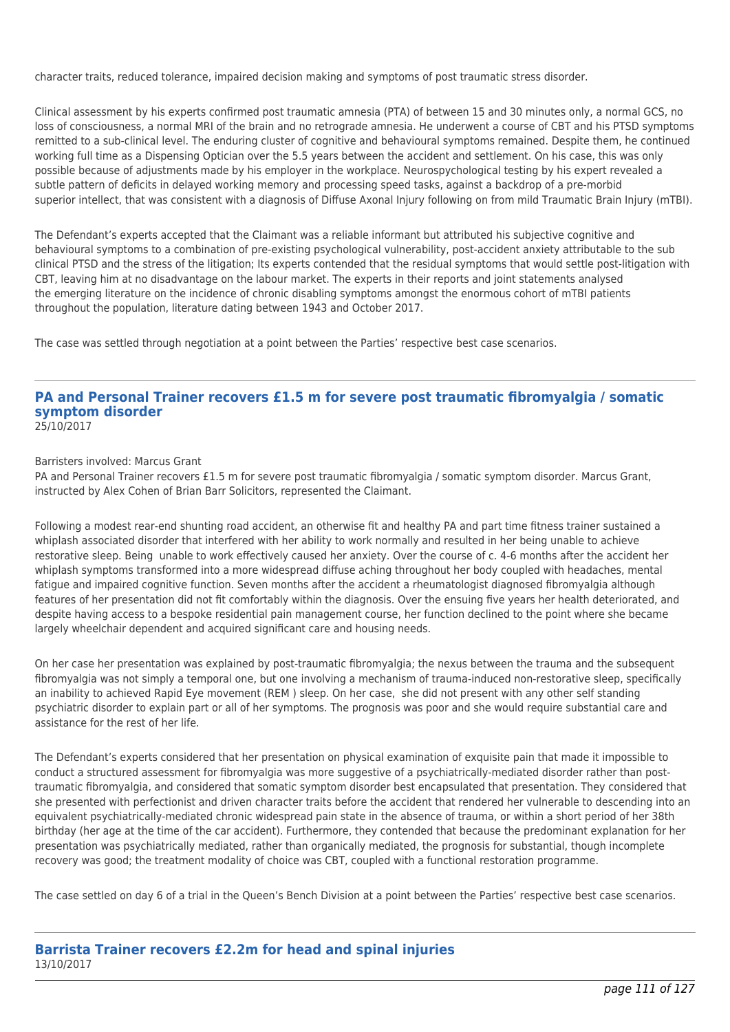character traits, reduced tolerance, impaired decision making and symptoms of post traumatic stress disorder.

Clinical assessment by his experts confirmed post traumatic amnesia (PTA) of between 15 and 30 minutes only, a normal GCS, no loss of consciousness, a normal MRI of the brain and no retrograde amnesia. He underwent a course of CBT and his PTSD symptoms remitted to a sub-clinical level. The enduring cluster of cognitive and behavioural symptoms remained. Despite them, he continued working full time as a Dispensing Optician over the 5.5 years between the accident and settlement. On his case, this was only possible because of adjustments made by his employer in the workplace. Neuropsychological testing by his expert revealed a subtle pattern of deficits in delayed working memory and processing speed tasks, against a backdrop of a pre-morbid superior intellect, that was consistent with a diagnosis of Diffuse Axonal Injury following on from mild Traumatic Brain Injury (mTBI).

The Defendant's experts accepted that the Claimant was a reliable informant but attributed his subjective cognitive and behavioural symptoms to a combination of pre-existing psychological vulnerability, post-accident anxiety attributable to the sub clinical PTSD and the stress of the litigation; Its experts contended that the residual symptoms that would settle post-litigation with CBT, leaving him at no disadvantage on the labour market. The experts in their reports and joint statements analysed the emerging literature on the incidence of chronic disabling symptoms amongst the enormous cohort of mTBI patients throughout the population, literature dating between 1943 and October 2017.

The case was settled through negotiation at a point between the Parties' respective best case scenarios.

---

## PA and Personal Trainer recovers £1.5 m for severe post traumatic fibromyalgia / somatic symptom disorder

25/10/2017

Barristers involved: Marcus Grant

PA and Personal Trainer recovers £1.5 m for severe post traumatic fibromyalgia / somatic symptom disorder. Marcus Grant, instructed by Alex Cohen of Brian Barr Solicitors, represented the Claimant.

Following a modest rear-end shunting road accident, an otherwise fit and healthy PA and part time fitness trainer sustained a whiplash associated disorder that interfered with her ability to work normally and resulted in her being unable to achieve restorative sleep. Being unable to work effectively caused her anxiety. Over the course of c. 4-6 months after the accident her whiplash symptoms transformed into a more widespread diffuse aching throughout her body coupled with headaches, mental fatigue and impaired cognitive function. Seven months after the accident a rheumatologist diagnosed fibromyalgia although features of her presentation did not fit comfortably within the diagnosis. Over the ensuing five years her health deteriorated, and despite having access to a bespoke residential pain management course, her function declined to the point where she became largely wheelchair dependent and acquired significant care and housing needs.

On her case her presentation was explained by post-traumatic fibromyalgia; the nexus between the trauma and the subsequent fibromyalgia was not simply a temporal one, but one involving a mechanism of trauma-induced non-restorative sleep, specifically an inability to achieved Rapid Eye movement (REM ) sleep. On her case, she did not present with any other self standing psychiatric disorder to explain part or all of her symptoms. The prognosis was poor and she would require substantial care and assistance for the rest of her life.

The Defendant's experts considered that her presentation on physical examination of exquisite pain that made it impossible to conduct a structured assessment for fibromyalgia was more suggestive of a psychiatrically-mediated disorder rather than post-traumatic fibromyalgia, and considered that somatic symptom disorder best encapsulated that presentation. They considered that she presented with perfectionist and driven character traits before the accident that rendered her vulnerable to descending into an equivalent psychiatrically-mediated chronic widespread pain state in the absence of trauma, or within a short period of her 38th birthday (her age at the time of the car accident). Furthermore, they contended that because the predominant explanation for her presentation was psychiatrically mediated, rather than organically mediated, the prognosis for substantial, though incomplete recovery was good; the treatment modality of choice was CBT, coupled with a functional restoration programme.

The case settled on day 6 of a trial in the Queen's Bench Division at a point between the Parties' respective best case scenarios.

---

## Barrista Trainer recovers £2.2m for head and spinal injuries

13/10/2017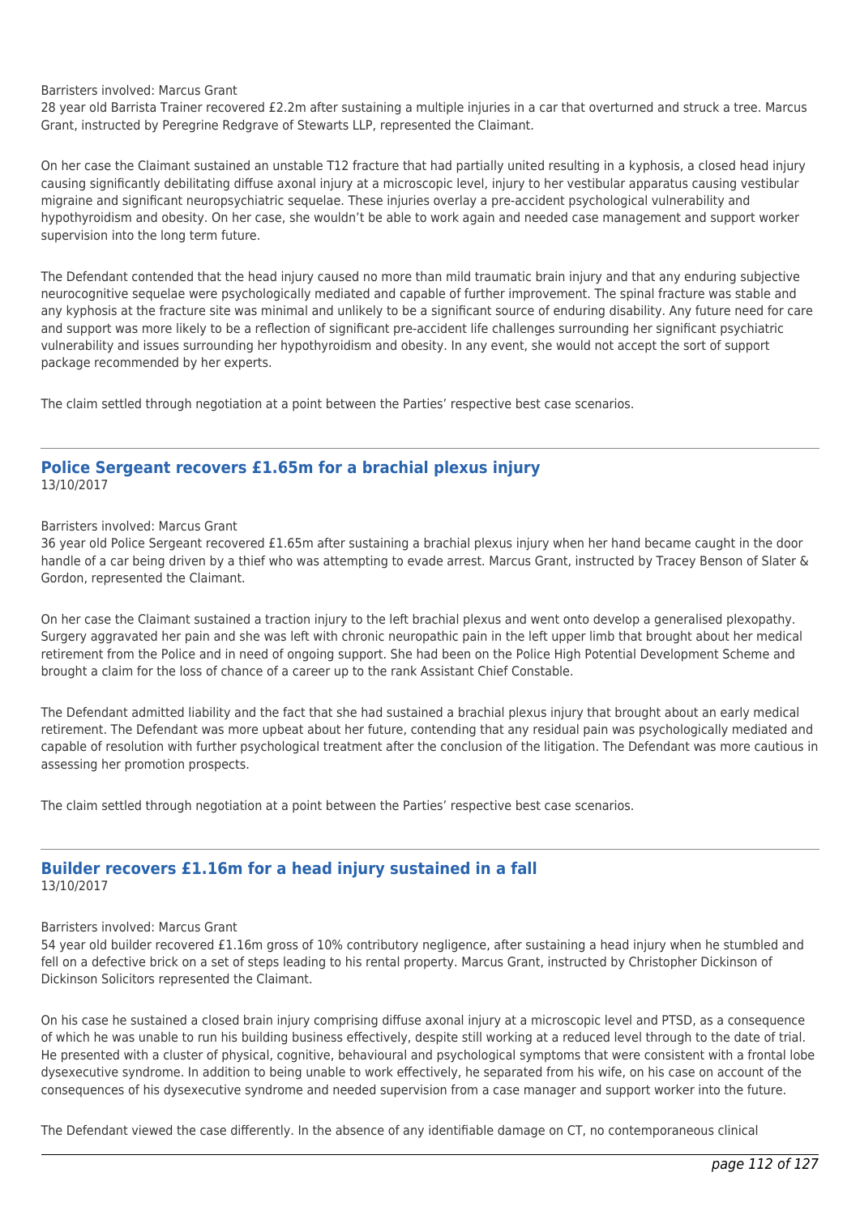Barristers involved: Marcus Grant
28 year old Barrista Trainer recovered £2.2m after sustaining a multiple injuries in a car that overturned and struck a tree. Marcus Grant, instructed by Peregrine Redgrave of Stewarts LLP, represented the Claimant.

On her case the Claimant sustained an unstable T12 fracture that had partially united resulting in a kyphosis, a closed head injury causing significantly debilitating diffuse axonal injury at a microscopic level, injury to her vestibular apparatus causing vestibular migraine and significant neuropsychiatric sequelae. These injuries overlay a pre-accident psychological vulnerability and hypothyroidism and obesity. On her case, she wouldn't be able to work again and needed case management and support worker supervision into the long term future.

The Defendant contended that the head injury caused no more than mild traumatic brain injury and that any enduring subjective neurocognitive sequelae were psychologically mediated and capable of further improvement. The spinal fracture was stable and any kyphosis at the fracture site was minimal and unlikely to be a significant source of enduring disability. Any future need for care and support was more likely to be a reflection of significant pre-accident life challenges surrounding her significant psychiatric vulnerability and issues surrounding her hypothyroidism and obesity. In any event, she would not accept the sort of support package recommended by her experts.

The claim settled through negotiation at a point between the Parties' respective best case scenarios.

## Police Sergeant recovers £1.65m for a brachial plexus injury

13/10/2017

Barristers involved: Marcus Grant
36 year old Police Sergeant recovered £1.65m after sustaining a brachial plexus injury when her hand became caught in the door handle of a car being driven by a thief who was attempting to evade arrest. Marcus Grant, instructed by Tracey Benson of Slater & Gordon, represented the Claimant.

On her case the Claimant sustained a traction injury to the left brachial plexus and went onto develop a generalised plexopathy. Surgery aggravated her pain and she was left with chronic neuropathic pain in the left upper limb that brought about her medical retirement from the Police and in need of ongoing support. She had been on the Police High Potential Development Scheme and brought a claim for the loss of chance of a career up to the rank Assistant Chief Constable.

The Defendant admitted liability and the fact that she had sustained a brachial plexus injury that brought about an early medical retirement. The Defendant was more upbeat about her future, contending that any residual pain was psychologically mediated and capable of resolution with further psychological treatment after the conclusion of the litigation. The Defendant was more cautious in assessing her promotion prospects.

The claim settled through negotiation at a point between the Parties' respective best case scenarios.

## Builder recovers £1.16m for a head injury sustained in a fall

13/10/2017

Barristers involved: Marcus Grant
54 year old builder recovered £1.16m gross of 10% contributory negligence, after sustaining a head injury when he stumbled and fell on a defective brick on a set of steps leading to his rental property. Marcus Grant, instructed by Christopher Dickinson of Dickinson Solicitors represented the Claimant.

On his case he sustained a closed brain injury comprising diffuse axonal injury at a microscopic level and PTSD, as a consequence of which he was unable to run his building business effectively, despite still working at a reduced level through to the date of trial. He presented with a cluster of physical, cognitive, behavioural and psychological symptoms that were consistent with a frontal lobe dysexecutive syndrome. In addition to being unable to work effectively, he separated from his wife, on his case on account of the consequences of his dysexecutive syndrome and needed supervision from a case manager and support worker into the future.

The Defendant viewed the case differently. In the absence of any identifiable damage on CT, no contemporaneous clinical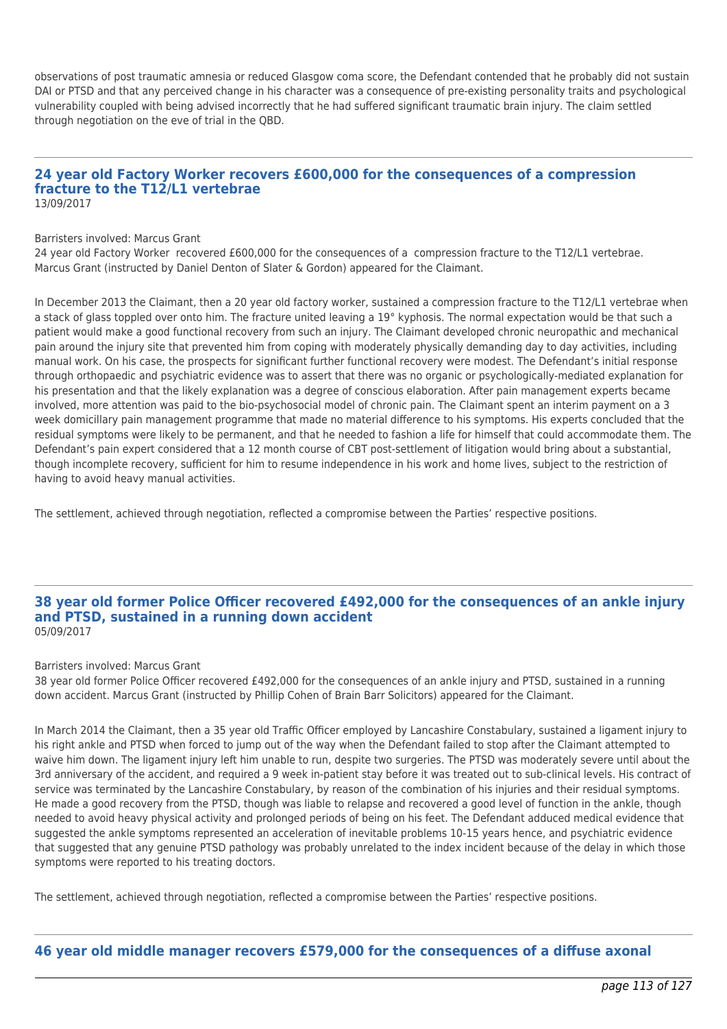observations of post traumatic amnesia or reduced Glasgow coma score, the Defendant contended that he probably did not sustain DAI or PTSD and that any perceived change in his character was a consequence of pre-existing personality traits and psychological vulnerability coupled with being advised incorrectly that he had suffered significant traumatic brain injury. The claim settled through negotiation on the eve of trial in the QBD.

---

## 24 year old Factory Worker recovers £600,000 for the consequences of a compression fracture to the T12/L1 vertebrae

13/09/2017

Barristers involved: Marcus Grant

24 year old Factory Worker recovered £600,000 for the consequences of a compression fracture to the T12/L1 vertebrae. Marcus Grant (instructed by Daniel Denton of Slater & Gordon) appeared for the Claimant.

In December 2013 the Claimant, then a 20 year old factory worker, sustained a compression fracture to the T12/L1 vertebrae when a stack of glass toppled over onto him. The fracture united leaving a 19° kyphosis. The normal expectation would be that such a patient would make a good functional recovery from such an injury. The Claimant developed chronic neuropathic and mechanical pain around the injury site that prevented him from coping with moderately physically demanding day to day activities, including manual work. On his case, the prospects for significant further functional recovery were modest. The Defendant's initial response through orthopaedic and psychiatric evidence was to assert that there was no organic or psychologically-mediated explanation for his presentation and that the likely explanation was a degree of conscious elaboration. After pain management experts became involved, more attention was paid to the bio-psychosocial model of chronic pain. The Claimant spent an interim payment on a 3 week domicillary pain management programme that made no material difference to his symptoms. His experts concluded that the residual symptoms were likely to be permanent, and that he needed to fashion a life for himself that could accommodate them. The Defendant's pain expert considered that a 12 month course of CBT post-settlement of litigation would bring about a substantial, though incomplete recovery, sufficient for him to resume independence in his work and home lives, subject to the restriction of having to avoid heavy manual activities.

The settlement, achieved through negotiation, reflected a compromise between the Parties' respective positions.

---

## 38 year old former Police Officer recovered £492,000 for the consequences of an ankle injury and PTSD, sustained in a running down accident

05/09/2017

Barristers involved: Marcus Grant

38 year old former Police Officer recovered £492,000 for the consequences of an ankle injury and PTSD, sustained in a running down accident. Marcus Grant (instructed by Phillip Cohen of Brain Barr Solicitors) appeared for the Claimant.

In March 2014 the Claimant, then a 35 year old Traffic Officer employed by Lancashire Constabulary, sustained a ligament injury to his right ankle and PTSD when forced to jump out of the way when the Defendant failed to stop after the Claimant attempted to waive him down. The ligament injury left him unable to run, despite two surgeries. The PTSD was moderately severe until about the 3rd anniversary of the accident, and required a 9 week in-patient stay before it was treated out to sub-clinical levels. His contract of service was terminated by the Lancashire Constabulary, by reason of the combination of his injuries and their residual symptoms. He made a good recovery from the PTSD, though was liable to relapse and recovered a good level of function in the ankle, though needed to avoid heavy physical activity and prolonged periods of being on his feet. The Defendant adduced medical evidence that suggested the ankle symptoms represented an acceleration of inevitable problems 10-15 years hence, and psychiatric evidence that suggested that any genuine PTSD pathology was probably unrelated to the index incident because of the delay in which those symptoms were reported to his treating doctors.

The settlement, achieved through negotiation, reflected a compromise between the Parties' respective positions.

---

## 46 year old middle manager recovers £579,000 for the consequences of a diffuse axonal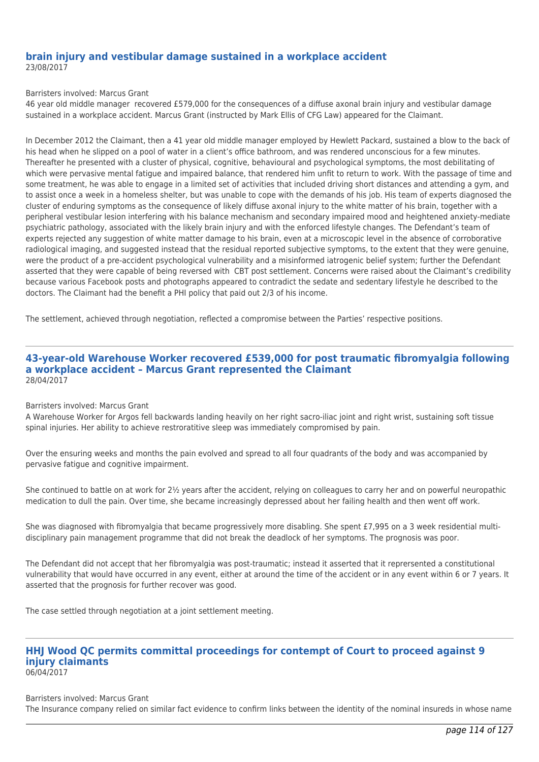## brain injury and vestibular damage sustained in a workplace accident

23/08/2017

Barristers involved: Marcus Grant

46 year old middle manager recovered £579,000 for the consequences of a diffuse axonal brain injury and vestibular damage sustained in a workplace accident. Marcus Grant (instructed by Mark Ellis of CFG Law) appeared for the Claimant.

In December 2012 the Claimant, then a 41 year old middle manager employed by Hewlett Packard, sustained a blow to the back of his head when he slipped on a pool of water in a client's office bathroom, and was rendered unconscious for a few minutes. Thereafter he presented with a cluster of physical, cognitive, behavioural and psychological symptoms, the most debilitating of which were pervasive mental fatigue and impaired balance, that rendered him unfit to return to work. With the passage of time and some treatment, he was able to engage in a limited set of activities that included driving short distances and attending a gym, and to assist once a week in a homeless shelter, but was unable to cope with the demands of his job. His team of experts diagnosed the cluster of enduring symptoms as the consequence of likely diffuse axonal injury to the white matter of his brain, together with a peripheral vestibular lesion interfering with his balance mechanism and secondary impaired mood and heightened anxiety-mediate psychiatric pathology, associated with the likely brain injury and with the enforced lifestyle changes. The Defendant's team of experts rejected any suggestion of white matter damage to his brain, even at a microscopic level in the absence of corroborative radiological imaging, and suggested instead that the residual reported subjective symptoms, to the extent that they were genuine, were the product of a pre-accident psychological vulnerability and a misinformed iatrogenic belief system; further the Defendant asserted that they were capable of being reversed with CBT post settlement. Concerns were raised about the Claimant's credibility because various Facebook posts and photographs appeared to contradict the sedate and sedentary lifestyle he described to the doctors. The Claimant had the benefit a PHI policy that paid out 2/3 of his income.

The settlement, achieved through negotiation, reflected a compromise between the Parties' respective positions.

---

## 43-year-old Warehouse Worker recovered £539,000 for post traumatic fibromyalgia following a workplace accident – Marcus Grant represented the Claimant

28/04/2017

Barristers involved: Marcus Grant

A Warehouse Worker for Argos fell backwards landing heavily on her right sacro-iliac joint and right wrist, sustaining soft tissue spinal injuries. Her ability to achieve restroratitive sleep was immediately compromised by pain.

Over the ensuring weeks and months the pain evolved and spread to all four quadrants of the body and was accompanied by pervasive fatigue and cognitive impairment.

She continued to battle on at work for 2½ years after the accident, relying on colleagues to carry her and on powerful neuropathic medication to dull the pain. Over time, she became increasingly depressed about her failing health and then went off work.

She was diagnosed with fibromyalgia that became progressively more disabling. She spent £7,995 on a 3 week residential multi-disciplinary pain management programme that did not break the deadlock of her symptoms. The prognosis was poor.

The Defendant did not accept that her fibromyalgia was post-traumatic; instead it asserted that it reprersented a constitutional vulnerability that would have occurred in any event, either at around the time of the accident or in any event within 6 or 7 years. It asserted that the prognosis for further recover was good.

The case settled through negotiation at a joint settlement meeting.

---

## HHJ Wood QC permits committal proceedings for contempt of Court to proceed against 9 injury claimants

06/04/2017

Barristers involved: Marcus Grant

The Insurance company relied on similar fact evidence to confirm links between the identity of the nominal insureds in whose name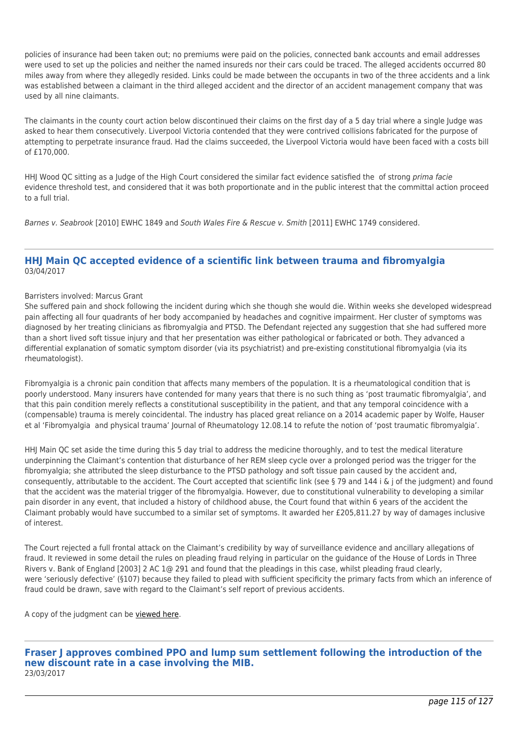policies of insurance had been taken out; no premiums were paid on the policies, connected bank accounts and email addresses were used to set up the policies and neither the named insureds nor their cars could be traced. The alleged accidents occurred 80 miles away from where they allegedly resided. Links could be made between the occupants in two of the three accidents and a link was established between a claimant in the third alleged accident and the director of an accident management company that was used by all nine claimants.

The claimants in the county court action below discontinued their claims on the first day of a 5 day trial where a single Judge was asked to hear them consecutively. Liverpool Victoria contended that they were contrived collisions fabricated for the purpose of attempting to perpetrate insurance fraud. Had the claims succeeded, the Liverpool Victoria would have been faced with a costs bill of £170,000.

HHJ Wood QC sitting as a Judge of the High Court considered the similar fact evidence satisfied the of strong *prima facie* evidence threshold test, and considered that it was both proportionate and in the public interest that the committal action proceed to a full trial.

*Barnes v. Seabrook* [2010] EWHC 1849 and *South Wales Fire & Rescue v. Smith* [2011] EWHC 1749 considered.

---

## HHJ Main QC accepted evidence of a scientific link between trauma and fibromyalgia

03/04/2017

Barristers involved: Marcus Grant

She suffered pain and shock following the incident during which she though she would die. Within weeks she developed widespread pain affecting all four quadrants of her body accompanied by headaches and cognitive impairment. Her cluster of symptoms was diagnosed by her treating clinicians as fibromyalgia and PTSD. The Defendant rejected any suggestion that she had suffered more than a short lived soft tissue injury and that her presentation was either pathological or fabricated or both. They advanced a differential explanation of somatic symptom disorder (via its psychiatrist) and pre-existing constitutional fibromyalgia (via its rheumatologist).

Fibromyalgia is a chronic pain condition that affects many members of the population. It is a rheumatological condition that is poorly understood. Many insurers have contended for many years that there is no such thing as 'post traumatic fibromyalgia', and that this pain condition merely reflects a constitutional susceptibility in the patient, and that any temporal coincidence with a (compensable) trauma is merely coincidental. The industry has placed great reliance on a 2014 academic paper by Wolfe, Hauser et al 'Fibromyalgia and physical trauma' Journal of Rheumatology 12.08.14 to refute the notion of 'post traumatic fibromyalgia'.

HHJ Main QC set aside the time during this 5 day trial to address the medicine thoroughly, and to test the medical literature underpinning the Claimant's contention that disturbance of her REM sleep cycle over a prolonged period was the trigger for the fibromyalgia; she attributed the sleep disturbance to the PTSD pathology and soft tissue pain caused by the accident and, consequently, attributable to the accident. The Court accepted that scientific link (see § 79 and 144 i & j of the judgment) and found that the accident was the material trigger of the fibromyalgia. However, due to constitutional vulnerability to developing a similar pain disorder in any event, that included a history of childhood abuse, the Court found that within 6 years of the accident the Claimant probably would have succumbed to a similar set of symptoms. It awarded her £205,811.27 by way of damages inclusive of interest.

The Court rejected a full frontal attack on the Claimant's credibility by way of surveillance evidence and ancillary allegations of fraud. It reviewed in some detail the rules on pleading fraud relying in particular on the guidance of the House of Lords in Three Rivers v. Bank of England [2003] 2 AC 1@ 291 and found that the pleadings in this case, whilst pleading fraud clearly, were 'seriously defective' (§107) because they failed to plead with sufficient specificity the primary facts from which an inference of fraud could be drawn, save with regard to the Claimant's self report of previous accidents.

A copy of the judgment can be viewed here.

---

## Fraser J approves combined PPO and lump sum settlement following the introduction of the new discount rate in a case involving the MIB.

23/03/2017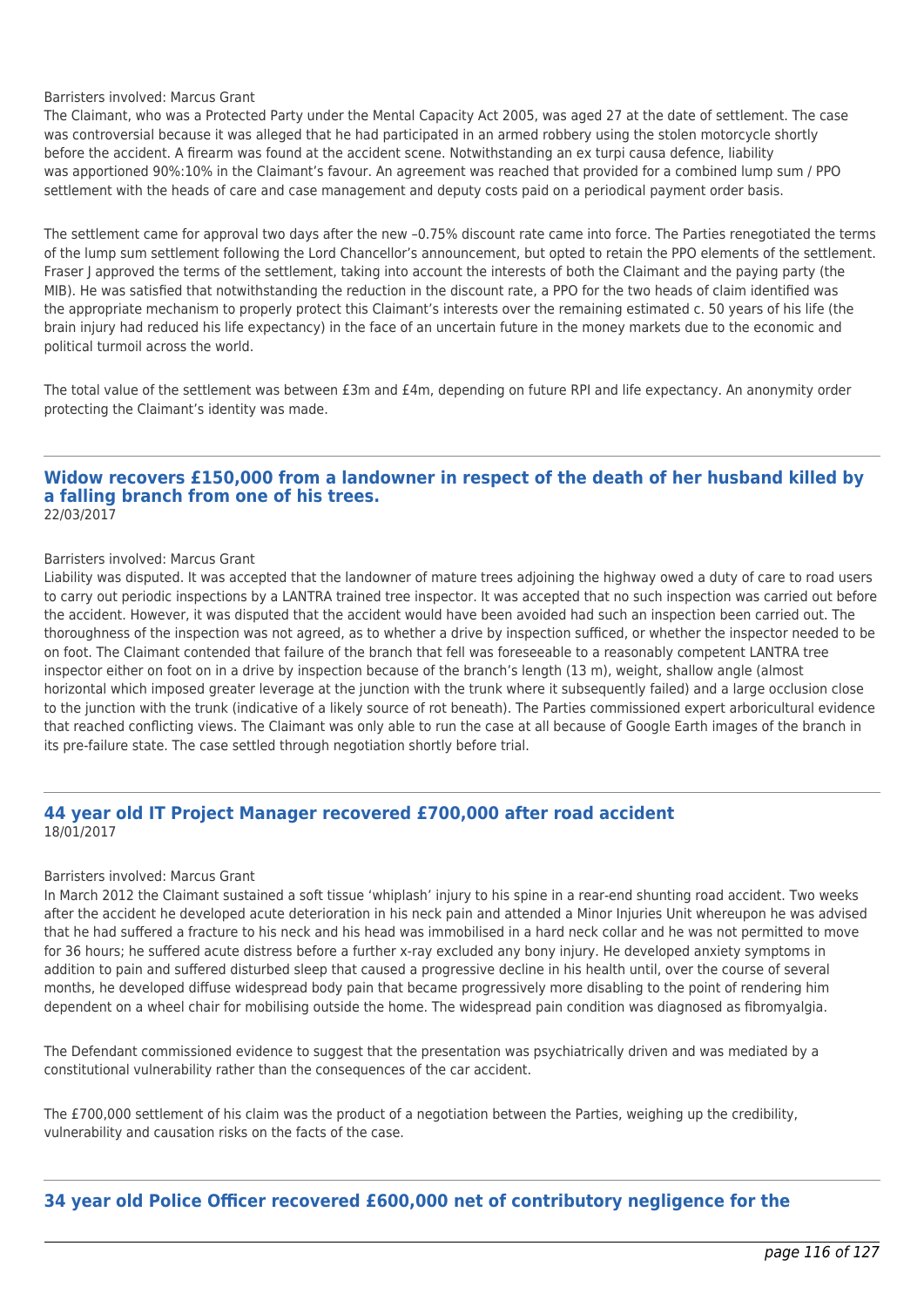Barristers involved: Marcus Grant

The Claimant, who was a Protected Party under the Mental Capacity Act 2005, was aged 27 at the date of settlement. The case was controversial because it was alleged that he had participated in an armed robbery using the stolen motorcycle shortly before the accident. A firearm was found at the accident scene. Notwithstanding an ex turpi causa defence, liability was apportioned 90%:10% in the Claimant's favour. An agreement was reached that provided for a combined lump sum / PPO settlement with the heads of care and case management and deputy costs paid on a periodical payment order basis.

The settlement came for approval two days after the new –0.75% discount rate came into force. The Parties renegotiated the terms of the lump sum settlement following the Lord Chancellor's announcement, but opted to retain the PPO elements of the settlement. Fraser J approved the terms of the settlement, taking into account the interests of both the Claimant and the paying party (the MIB). He was satisfied that notwithstanding the reduction in the discount rate, a PPO for the two heads of claim identified was the appropriate mechanism to properly protect this Claimant's interests over the remaining estimated c. 50 years of his life (the brain injury had reduced his life expectancy) in the face of an uncertain future in the money markets due to the economic and political turmoil across the world.

The total value of the settlement was between £3m and £4m, depending on future RPI and life expectancy. An anonymity order protecting the Claimant's identity was made.

---

## Widow recovers £150,000 from a landowner in respect of the death of her husband killed by a falling branch from one of his trees.

22/03/2017

Barristers involved: Marcus Grant

Liability was disputed. It was accepted that the landowner of mature trees adjoining the highway owed a duty of care to road users to carry out periodic inspections by a LANTRA trained tree inspector. It was accepted that no such inspection was carried out before the accident. However, it was disputed that the accident would have been avoided had such an inspection been carried out. The thoroughness of the inspection was not agreed, as to whether a drive by inspection sufficed, or whether the inspector needed to be on foot. The Claimant contended that failure of the branch that fell was foreseeable to a reasonably competent LANTRA tree inspector either on foot on in a drive by inspection because of the branch's length (13 m), weight, shallow angle (almost horizontal which imposed greater leverage at the junction with the trunk where it subsequently failed) and a large occlusion close to the junction with the trunk (indicative of a likely source of rot beneath). The Parties commissioned expert arboricultural evidence that reached conflicting views. The Claimant was only able to run the case at all because of Google Earth images of the branch in its pre-failure state. The case settled through negotiation shortly before trial.

---

## 44 year old IT Project Manager recovered £700,000 after road accident

18/01/2017

Barristers involved: Marcus Grant

In March 2012 the Claimant sustained a soft tissue 'whiplash' injury to his spine in a rear-end shunting road accident. Two weeks after the accident he developed acute deterioration in his neck pain and attended a Minor Injuries Unit whereupon he was advised that he had suffered a fracture to his neck and his head was immobilised in a hard neck collar and he was not permitted to move for 36 hours; he suffered acute distress before a further x-ray excluded any bony injury. He developed anxiety symptoms in addition to pain and suffered disturbed sleep that caused a progressive decline in his health until, over the course of several months, he developed diffuse widespread body pain that became progressively more disabling to the point of rendering him dependent on a wheel chair for mobilising outside the home. The widespread pain condition was diagnosed as fibromyalgia.

The Defendant commissioned evidence to suggest that the presentation was psychiatrically driven and was mediated by a constitutional vulnerability rather than the consequences of the car accident.

The £700,000 settlement of his claim was the product of a negotiation between the Parties, weighing up the credibility, vulnerability and causation risks on the facts of the case.

---

## 34 year old Police Officer recovered £600,000 net of contributory negligence for the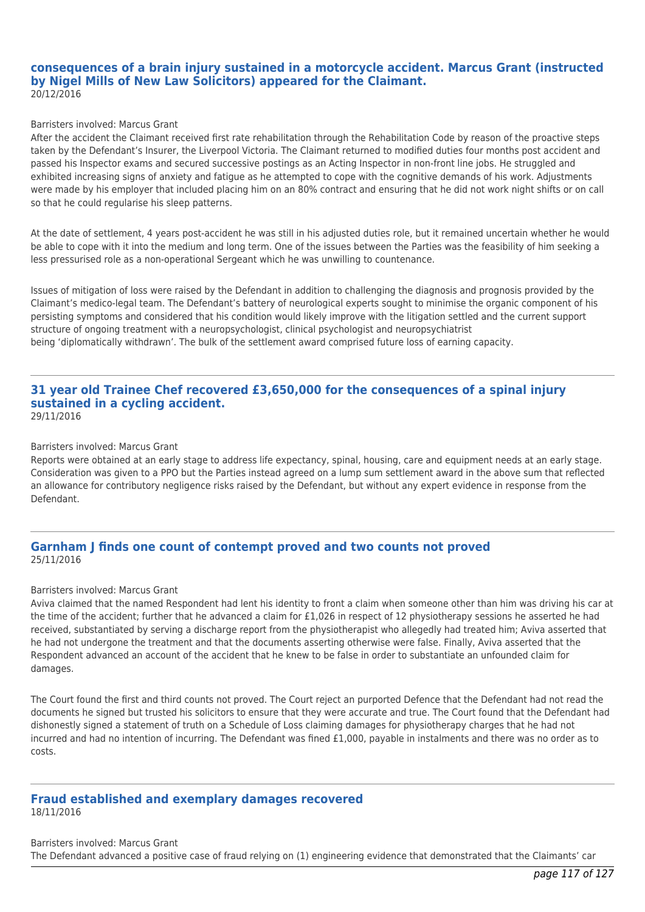## consequences of a brain injury sustained in a motorcycle accident. Marcus Grant (instructed by Nigel Mills of New Law Solicitors) appeared for the Claimant.

20/12/2016

Barristers involved: Marcus Grant

After the accident the Claimant received first rate rehabilitation through the Rehabilitation Code by reason of the proactive steps taken by the Defendant's Insurer, the Liverpool Victoria. The Claimant returned to modified duties four months post accident and passed his Inspector exams and secured successive postings as an Acting Inspector in non-front line jobs. He struggled and exhibited increasing signs of anxiety and fatigue as he attempted to cope with the cognitive demands of his work. Adjustments were made by his employer that included placing him on an 80% contract and ensuring that he did not work night shifts or on call so that he could regularise his sleep patterns.

At the date of settlement, 4 years post-accident he was still in his adjusted duties role, but it remained uncertain whether he would be able to cope with it into the medium and long term. One of the issues between the Parties was the feasibility of him seeking a less pressurised role as a non-operational Sergeant which he was unwilling to countenance.

Issues of mitigation of loss were raised by the Defendant in addition to challenging the diagnosis and prognosis provided by the Claimant's medico-legal team. The Defendant's battery of neurological experts sought to minimise the organic component of his persisting symptoms and considered that his condition would likely improve with the litigation settled and the current support structure of ongoing treatment with a neuropsychologist, clinical psychologist and neuropsychiatrist being 'diplomatically withdrawn'. The bulk of the settlement award comprised future loss of earning capacity.

---

## 31 year old Trainee Chef recovered £3,650,000 for the consequences of a spinal injury sustained in a cycling accident.

29/11/2016

Barristers involved: Marcus Grant

Reports were obtained at an early stage to address life expectancy, spinal, housing, care and equipment needs at an early stage. Consideration was given to a PPO but the Parties instead agreed on a lump sum settlement award in the above sum that reflected an allowance for contributory negligence risks raised by the Defendant, but without any expert evidence in response from the Defendant.

---

## Garnham J finds one count of contempt proved and two counts not proved

25/11/2016

Barristers involved: Marcus Grant

Aviva claimed that the named Respondent had lent his identity to front a claim when someone other than him was driving his car at the time of the accident; further that he advanced a claim for £1,026 in respect of 12 physiotherapy sessions he asserted he had received, substantiated by serving a discharge report from the physiotherapist who allegedly had treated him; Aviva asserted that he had not undergone the treatment and that the documents asserting otherwise were false. Finally, Aviva asserted that the Respondent advanced an account of the accident that he knew to be false in order to substantiate an unfounded claim for damages.

The Court found the first and third counts not proved. The Court reject an purported Defence that the Defendant had not read the documents he signed but trusted his solicitors to ensure that they were accurate and true. The Court found that the Defendant had dishonestly signed a statement of truth on a Schedule of Loss claiming damages for physiotherapy charges that he had not incurred and had no intention of incurring. The Defendant was fined £1,000, payable in instalments and there was no order as to costs.

---

## Fraud established and exemplary damages recovered

18/11/2016

Barristers involved: Marcus Grant

The Defendant advanced a positive case of fraud relying on (1) engineering evidence that demonstrated that the Claimants' car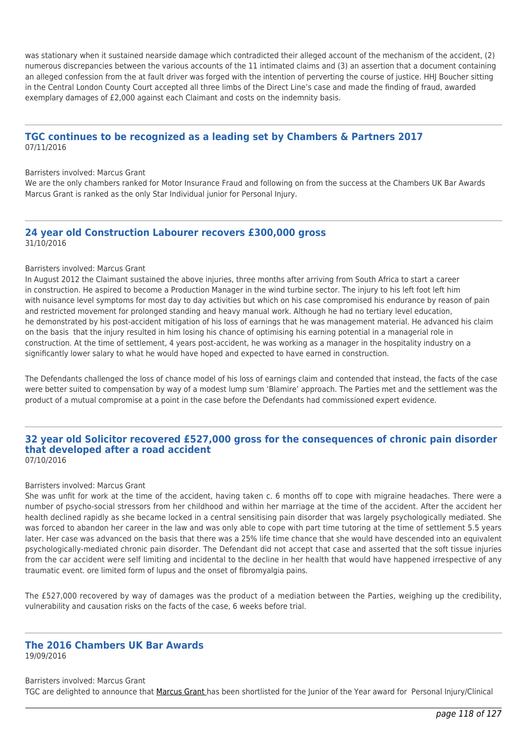was stationary when it sustained nearside damage which contradicted their alleged account of the mechanism of the accident, (2) numerous discrepancies between the various accounts of the 11 intimated claims and (3) an assertion that a document containing an alleged confession from the at fault driver was forged with the intention of perverting the course of justice. HHJ Boucher sitting in the Central London County Court accepted all three limbs of the Direct Line's case and made the finding of fraud, awarded exemplary damages of £2,000 against each Claimant and costs on the indemnity basis.

---

## TGC continues to be recognized as a leading set by Chambers & Partners 2017

07/11/2016

Barristers involved: Marcus Grant

We are the only chambers ranked for Motor Insurance Fraud and following on from the success at the Chambers UK Bar Awards Marcus Grant is ranked as the only Star Individual junior for Personal Injury.

---

## 24 year old Construction Labourer recovers £300,000 gross

31/10/2016

Barristers involved: Marcus Grant

In August 2012 the Claimant sustained the above injuries, three months after arriving from South Africa to start a career in construction. He aspired to become a Production Manager in the wind turbine sector. The injury to his left foot left him with nuisance level symptoms for most day to day activities but which on his case compromised his endurance by reason of pain and restricted movement for prolonged standing and heavy manual work. Although he had no tertiary level education, he demonstrated by his post-accident mitigation of his loss of earnings that he was management material. He advanced his claim on the basis that the injury resulted in him losing his chance of optimising his earning potential in a managerial role in construction. At the time of settlement, 4 years post-accident, he was working as a manager in the hospitality industry on a significantly lower salary to what he would have hoped and expected to have earned in construction.

The Defendants challenged the loss of chance model of his loss of earnings claim and contended that instead, the facts of the case were better suited to compensation by way of a modest lump sum 'Blamire' approach. The Parties met and the settlement was the product of a mutual compromise at a point in the case before the Defendants had commissioned expert evidence.

---

## 32 year old Solicitor recovered £527,000 gross for the consequences of chronic pain disorder that developed after a road accident

07/10/2016

Barristers involved: Marcus Grant

She was unfit for work at the time of the accident, having taken c. 6 months off to cope with migraine headaches. There were a number of psycho-social stressors from her childhood and within her marriage at the time of the accident. After the accident her health declined rapidly as she became locked in a central sensitising pain disorder that was largely psychologically mediated. She was forced to abandon her career in the law and was only able to cope with part time tutoring at the time of settlement 5.5 years later. Her case was advanced on the basis that there was a 25% life time chance that she would have descended into an equivalent psychologically-mediated chronic pain disorder. The Defendant did not accept that case and asserted that the soft tissue injuries from the car accident were self limiting and incidental to the decline in her health that would have happened irrespective of any traumatic event. ore limited form of lupus and the onset of fibromyalgia pains.

The £527,000 recovered by way of damages was the product of a mediation between the Parties, weighing up the credibility, vulnerability and causation risks on the facts of the case, 6 weeks before trial.

---

## The 2016 Chambers UK Bar Awards

19/09/2016

Barristers involved: Marcus Grant

TGC are delighted to announce that Marcus Grant has been shortlisted for the Junior of the Year award for Personal Injury/Clinical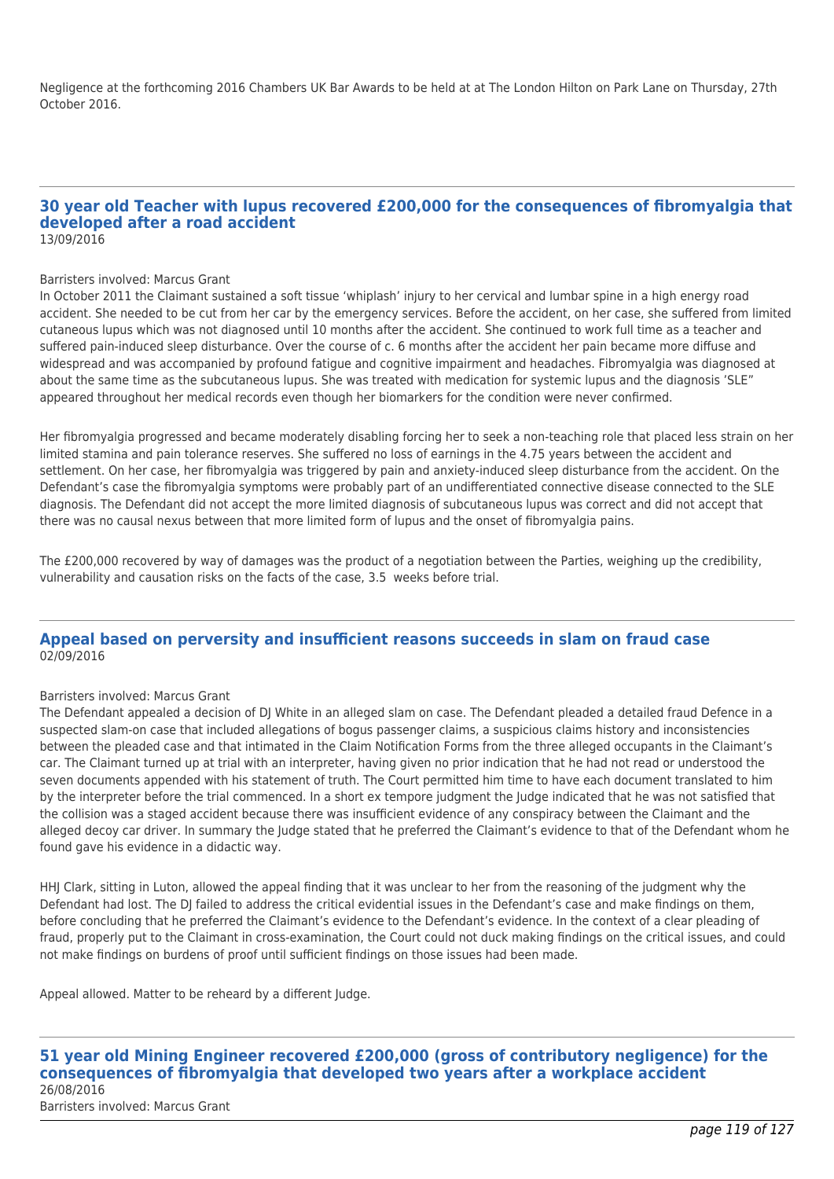Negligence at the forthcoming 2016 Chambers UK Bar Awards to be held at at The London Hilton on Park Lane on Thursday, 27th October 2016.

## 30 year old Teacher with lupus recovered £200,000 for the consequences of fibromyalgia that developed after a road accident

13/09/2016

Barristers involved: Marcus Grant

In October 2011 the Claimant sustained a soft tissue 'whiplash' injury to her cervical and lumbar spine in a high energy road accident. She needed to be cut from her car by the emergency services. Before the accident, on her case, she suffered from limited cutaneous lupus which was not diagnosed until 10 months after the accident. She continued to work full time as a teacher and suffered pain-induced sleep disturbance. Over the course of c. 6 months after the accident her pain became more diffuse and widespread and was accompanied by profound fatigue and cognitive impairment and headaches. Fibromyalgia was diagnosed at about the same time as the subcutaneous lupus. She was treated with medication for systemic lupus and the diagnosis 'SLE" appeared throughout her medical records even though her biomarkers for the condition were never confirmed.

Her fibromyalgia progressed and became moderately disabling forcing her to seek a non-teaching role that placed less strain on her limited stamina and pain tolerance reserves. She suffered no loss of earnings in the 4.75 years between the accident and settlement. On her case, her fibromyalgia was triggered by pain and anxiety-induced sleep disturbance from the accident. On the Defendant's case the fibromyalgia symptoms were probably part of an undifferentiated connective disease connected to the SLE diagnosis. The Defendant did not accept the more limited diagnosis of subcutaneous lupus was correct and did not accept that there was no causal nexus between that more limited form of lupus and the onset of fibromyalgia pains.

The £200,000 recovered by way of damages was the product of a negotiation between the Parties, weighing up the credibility, vulnerability and causation risks on the facts of the case, 3.5 weeks before trial.

## Appeal based on perversity and insufficient reasons succeeds in slam on fraud case

02/09/2016

Barristers involved: Marcus Grant

The Defendant appealed a decision of DJ White in an alleged slam on case. The Defendant pleaded a detailed fraud Defence in a suspected slam-on case that included allegations of bogus passenger claims, a suspicious claims history and inconsistencies between the pleaded case and that intimated in the Claim Notification Forms from the three alleged occupants in the Claimant's car. The Claimant turned up at trial with an interpreter, having given no prior indication that he had not read or understood the seven documents appended with his statement of truth. The Court permitted him time to have each document translated to him by the interpreter before the trial commenced. In a short ex tempore judgment the Judge indicated that he was not satisfied that the collision was a staged accident because there was insufficient evidence of any conspiracy between the Claimant and the alleged decoy car driver. In summary the Judge stated that he preferred the Claimant's evidence to that of the Defendant whom he found gave his evidence in a didactic way.

HHJ Clark, sitting in Luton, allowed the appeal finding that it was unclear to her from the reasoning of the judgment why the Defendant had lost. The DJ failed to address the critical evidential issues in the Defendant's case and make findings on them, before concluding that he preferred the Claimant's evidence to the Defendant's evidence. In the context of a clear pleading of fraud, properly put to the Claimant in cross-examination, the Court could not duck making findings on the critical issues, and could not make findings on burdens of proof until sufficient findings on those issues had been made.

Appeal allowed. Matter to be reheard by a different Judge.

## 51 year old Mining Engineer recovered £200,000 (gross of contributory negligence) for the consequences of fibromyalgia that developed two years after a workplace accident

26/08/2016

Barristers involved: Marcus Grant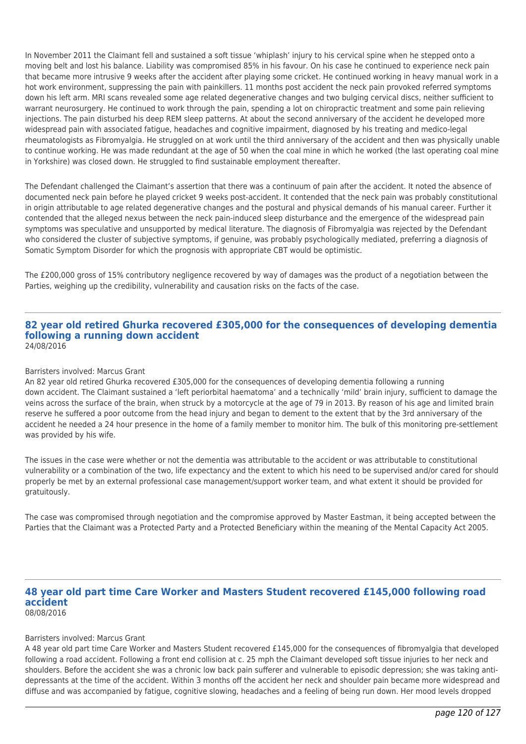In November 2011 the Claimant fell and sustained a soft tissue 'whiplash' injury to his cervical spine when he stepped onto a moving belt and lost his balance. Liability was compromised 85% in his favour. On his case he continued to experience neck pain that became more intrusive 9 weeks after the accident after playing some cricket. He continued working in heavy manual work in a hot work environment, suppressing the pain with painkillers. 11 months post accident the neck pain provoked referred symptoms down his left arm. MRI scans revealed some age related degenerative changes and two bulging cervical discs, neither sufficient to warrant neurosurgery. He continued to work through the pain, spending a lot on chiropractic treatment and some pain relieving injections. The pain disturbed his deep REM sleep patterns. At about the second anniversary of the accident he developed more widespread pain with associated fatigue, headaches and cognitive impairment, diagnosed by his treating and medico-legal rheumatologists as Fibromyalgia. He struggled on at work until the third anniversary of the accident and then was physically unable to continue working. He was made redundant at the age of 50 when the coal mine in which he worked (the last operating coal mine in Yorkshire) was closed down. He struggled to find sustainable employment thereafter.

The Defendant challenged the Claimant's assertion that there was a continuum of pain after the accident. It noted the absence of documented neck pain before he played cricket 9 weeks post-accident. It contended that the neck pain was probably constitutional in origin attributable to age related degenerative changes and the postural and physical demands of his manual career. Further it contended that the alleged nexus between the neck pain-induced sleep disturbance and the emergence of the widespread pain symptoms was speculative and unsupported by medical literature. The diagnosis of Fibromyalgia was rejected by the Defendant who considered the cluster of subjective symptoms, if genuine, was probably psychologically mediated, preferring a diagnosis of Somatic Symptom Disorder for which the prognosis with appropriate CBT would be optimistic.

The £200,000 gross of 15% contributory negligence recovered by way of damages was the product of a negotiation between the Parties, weighing up the credibility, vulnerability and causation risks on the facts of the case.

## 82 year old retired Ghurka recovered £305,000 for the consequences of developing dementia following a running down accident

24/08/2016

Barristers involved: Marcus Grant

An 82 year old retired Ghurka recovered £305,000 for the consequences of developing dementia following a running down accident. The Claimant sustained a 'left periorbital haematoma' and a technically 'mild' brain injury, sufficient to damage the veins across the surface of the brain, when struck by a motorcycle at the age of 79 in 2013. By reason of his age and limited brain reserve he suffered a poor outcome from the head injury and began to dement to the extent that by the 3rd anniversary of the accident he needed a 24 hour presence in the home of a family member to monitor him. The bulk of this monitoring pre-settlement was provided by his wife.

The issues in the case were whether or not the dementia was attributable to the accident or was attributable to constitutional vulnerability or a combination of the two, life expectancy and the extent to which his need to be supervised and/or cared for should properly be met by an external professional case management/support worker team, and what extent it should be provided for gratuitously.

The case was compromised through negotiation and the compromise approved by Master Eastman, it being accepted between the Parties that the Claimant was a Protected Party and a Protected Beneficiary within the meaning of the Mental Capacity Act 2005.

## 48 year old part time Care Worker and Masters Student recovered £145,000 following road accident

08/08/2016

Barristers involved: Marcus Grant

A 48 year old part time Care Worker and Masters Student recovered £145,000 for the consequences of fibromyalgia that developed following a road accident. Following a front end collision at c. 25 mph the Claimant developed soft tissue injuries to her neck and shoulders. Before the accident she was a chronic low back pain sufferer and vulnerable to episodic depression; she was taking anti-depressants at the time of the accident. Within 3 months off the accident her neck and shoulder pain became more widespread and diffuse and was accompanied by fatigue, cognitive slowing, headaches and a feeling of being run down. Her mood levels dropped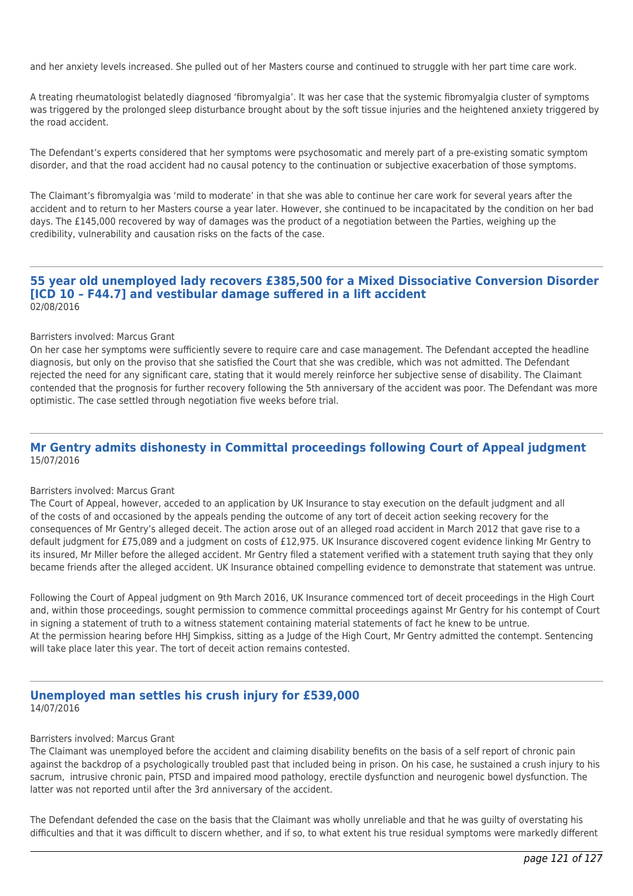and her anxiety levels increased. She pulled out of her Masters course and continued to struggle with her part time care work.

A treating rheumatologist belatedly diagnosed 'fibromyalgia'. It was her case that the systemic fibromyalgia cluster of symptoms was triggered by the prolonged sleep disturbance brought about by the soft tissue injuries and the heightened anxiety triggered by the road accident.

The Defendant's experts considered that her symptoms were psychosomatic and merely part of a pre-existing somatic symptom disorder, and that the road accident had no causal potency to the continuation or subjective exacerbation of those symptoms.

The Claimant's fibromyalgia was 'mild to moderate' in that she was able to continue her care work for several years after the accident and to return to her Masters course a year later. However, she continued to be incapacitated by the condition on her bad days. The £145,000 recovered by way of damages was the product of a negotiation between the Parties, weighing up the credibility, vulnerability and causation risks on the facts of the case.

---

## 55 year old unemployed lady recovers £385,500 for a Mixed Dissociative Conversion Disorder [ICD 10 – F44.7] and vestibular damage suffered in a lift accident

02/08/2016

Barristers involved: Marcus Grant
On her case her symptoms were sufficiently severe to require care and case management. The Defendant accepted the headline diagnosis, but only on the proviso that she satisfied the Court that she was credible, which was not admitted. The Defendant rejected the need for any significant care, stating that it would merely reinforce her subjective sense of disability. The Claimant contended that the prognosis for further recovery following the 5th anniversary of the accident was poor. The Defendant was more optimistic. The case settled through negotiation five weeks before trial.

---

## Mr Gentry admits dishonesty in Committal proceedings following Court of Appeal judgment

15/07/2016

Barristers involved: Marcus Grant
The Court of Appeal, however, acceded to an application by UK Insurance to stay execution on the default judgment and all of the costs of and occasioned by the appeals pending the outcome of any tort of deceit action seeking recovery for the consequences of Mr Gentry's alleged deceit. The action arose out of an alleged road accident in March 2012 that gave rise to a default judgment for £75,089 and a judgment on costs of £12,975. UK Insurance discovered cogent evidence linking Mr Gentry to its insured, Mr Miller before the alleged accident. Mr Gentry filed a statement verified with a statement truth saying that they only became friends after the alleged accident. UK Insurance obtained compelling evidence to demonstrate that statement was untrue.

Following the Court of Appeal judgment on 9th March 2016, UK Insurance commenced tort of deceit proceedings in the High Court and, within those proceedings, sought permission to commence committal proceedings against Mr Gentry for his contempt of Court in signing a statement of truth to a witness statement containing material statements of fact he knew to be untrue.
At the permission hearing before HHJ Simpkiss, sitting as a Judge of the High Court, Mr Gentry admitted the contempt. Sentencing will take place later this year. The tort of deceit action remains contested.

---

## Unemployed man settles his crush injury for £539,000

14/07/2016

Barristers involved: Marcus Grant
The Claimant was unemployed before the accident and claiming disability benefits on the basis of a self report of chronic pain against the backdrop of a psychologically troubled past that included being in prison. On his case, he sustained a crush injury to his sacrum, intrusive chronic pain, PTSD and impaired mood pathology, erectile dysfunction and neurogenic bowel dysfunction. The latter was not reported until after the 3rd anniversary of the accident.

The Defendant defended the case on the basis that the Claimant was wholly unreliable and that he was guilty of overstating his difficulties and that it was difficult to discern whether, and if so, to what extent his true residual symptoms were markedly different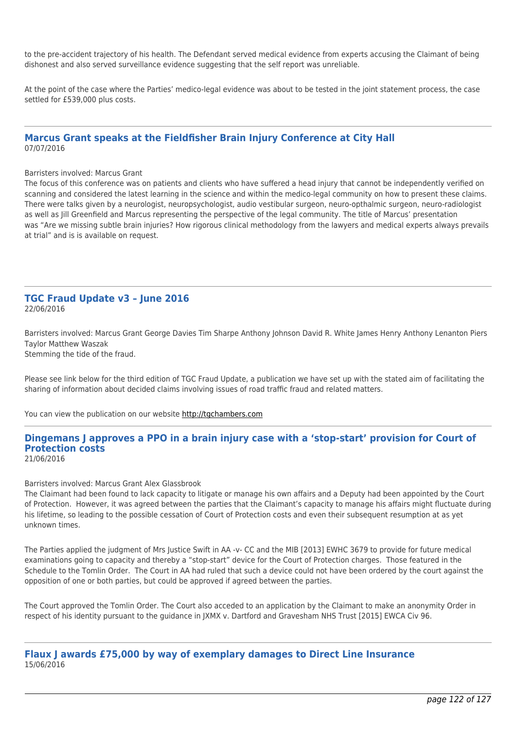to the pre-accident trajectory of his health. The Defendant served medical evidence from experts accusing the Claimant of being dishonest and also served surveillance evidence suggesting that the self report was unreliable.

At the point of the case where the Parties' medico-legal evidence was about to be tested in the joint statement process, the case settled for £539,000 plus costs.

---

## Marcus Grant speaks at the Fieldfisher Brain Injury Conference at City Hall

07/07/2016

Barristers involved: Marcus Grant

The focus of this conference was on patients and clients who have suffered a head injury that cannot be independently verified on scanning and considered the latest learning in the science and within the medico-legal community on how to present these claims. There were talks given by a neurologist, neuropsychologist, audio vestibular surgeon, neuro-opthalmic surgeon, neuro-radiologist as well as Jill Greenfield and Marcus representing the perspective of the legal community. The title of Marcus' presentation was "Are we missing subtle brain injuries? How rigorous clinical methodology from the lawyers and medical experts always prevails at trial" and is is available on request.

---

## TGC Fraud Update v3 – June 2016

22/06/2016

Barristers involved: Marcus Grant George Davies Tim Sharpe Anthony Johnson David R. White James Henry Anthony Lenanton Piers Taylor Matthew Waszak

Stemming the tide of the fraud.

Please see link below for the third edition of TGC Fraud Update, a publication we have set up with the stated aim of facilitating the sharing of information about decided claims involving issues of road traffic fraud and related matters.

You can view the publication on our website http://tgchambers.com

---

## Dingemans J approves a PPO in a brain injury case with a 'stop-start' provision for Court of Protection costs

21/06/2016

Barristers involved: Marcus Grant Alex Glassbrook

The Claimant had been found to lack capacity to litigate or manage his own affairs and a Deputy had been appointed by the Court of Protection. However, it was agreed between the parties that the Claimant's capacity to manage his affairs might fluctuate during his lifetime, so leading to the possible cessation of Court of Protection costs and even their subsequent resumption at as yet unknown times.

The Parties applied the judgment of Mrs Justice Swift in AA -v- CC and the MIB [2013] EWHC 3679 to provide for future medical examinations going to capacity and thereby a "stop-start" device for the Court of Protection charges. Those featured in the Schedule to the Tomlin Order. The Court in AA had ruled that such a device could not have been ordered by the court against the opposition of one or both parties, but could be approved if agreed between the parties.

The Court approved the Tomlin Order. The Court also acceded to an application by the Claimant to make an anonymity Order in respect of his identity pursuant to the guidance in JXMX v. Dartford and Gravesham NHS Trust [2015] EWCA Civ 96.

---

## Flaux J awards £75,000 by way of exemplary damages to Direct Line Insurance

15/06/2016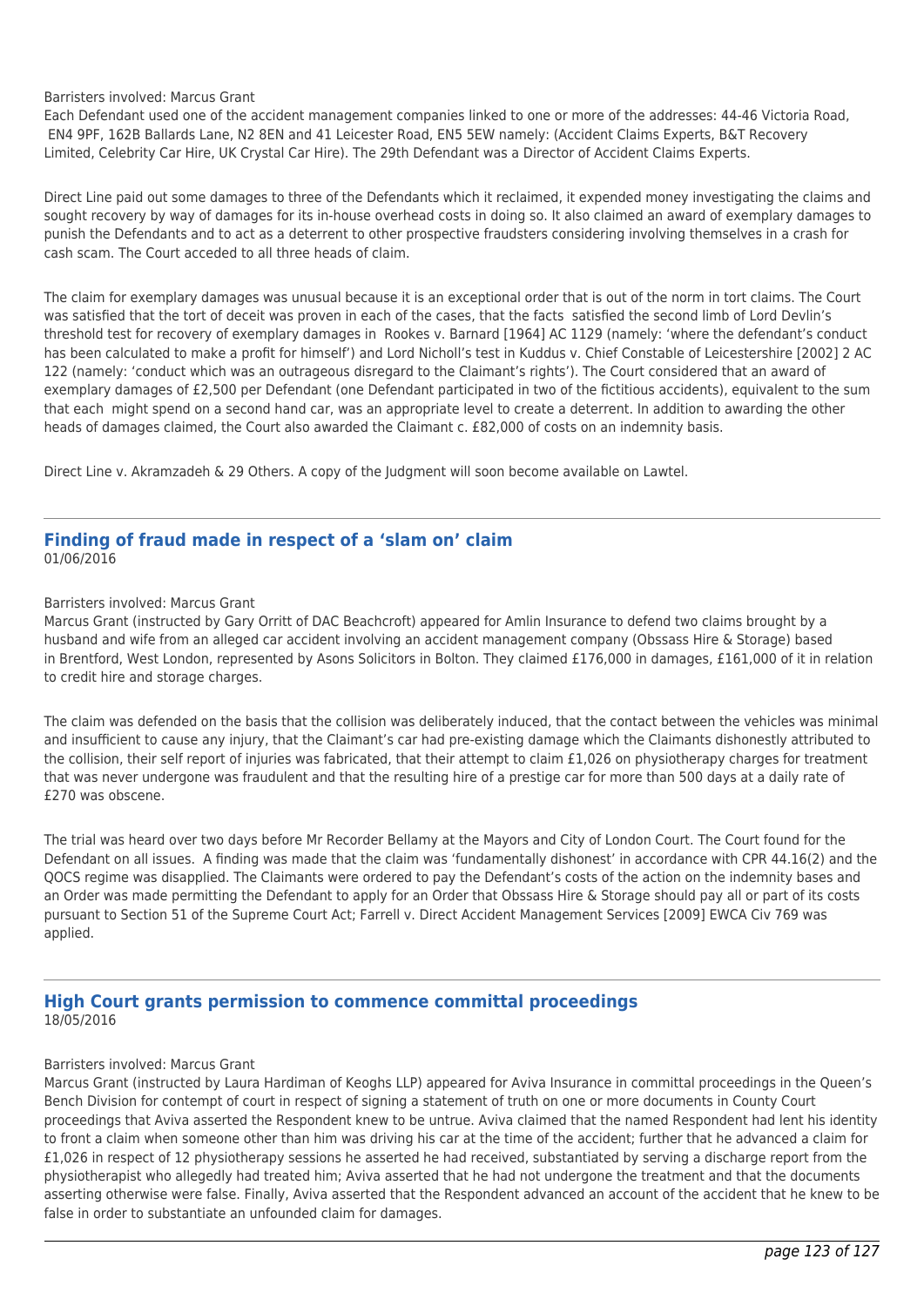Barristers involved: Marcus Grant

Each Defendant used one of the accident management companies linked to one or more of the addresses: 44-46 Victoria Road, EN4 9PF, 162B Ballards Lane, N2 8EN and 41 Leicester Road, EN5 5EW namely: (Accident Claims Experts, B&T Recovery Limited, Celebrity Car Hire, UK Crystal Car Hire). The 29th Defendant was a Director of Accident Claims Experts.

Direct Line paid out some damages to three of the Defendants which it reclaimed, it expended money investigating the claims and sought recovery by way of damages for its in-house overhead costs in doing so. It also claimed an award of exemplary damages to punish the Defendants and to act as a deterrent to other prospective fraudsters considering involving themselves in a crash for cash scam. The Court acceded to all three heads of claim.

The claim for exemplary damages was unusual because it is an exceptional order that is out of the norm in tort claims. The Court was satisfied that the tort of deceit was proven in each of the cases, that the facts satisfied the second limb of Lord Devlin's threshold test for recovery of exemplary damages in Rookes v. Barnard [1964] AC 1129 (namely: 'where the defendant's conduct has been calculated to make a profit for himself') and Lord Nicholl's test in Kuddus v. Chief Constable of Leicestershire [2002] 2 AC 122 (namely: 'conduct which was an outrageous disregard to the Claimant's rights'). The Court considered that an award of exemplary damages of £2,500 per Defendant (one Defendant participated in two of the fictitious accidents), equivalent to the sum that each might spend on a second hand car, was an appropriate level to create a deterrent. In addition to awarding the other heads of damages claimed, the Court also awarded the Claimant c. £82,000 of costs on an indemnity basis.

Direct Line v. Akramzadeh & 29 Others. A copy of the Judgment will soon become available on Lawtel.

---

## Finding of fraud made in respect of a 'slam on' claim

01/06/2016

Barristers involved: Marcus Grant

Marcus Grant (instructed by Gary Orritt of DAC Beachcroft) appeared for Amlin Insurance to defend two claims brought by a husband and wife from an alleged car accident involving an accident management company (Obssass Hire & Storage) based in Brentford, West London, represented by Asons Solicitors in Bolton. They claimed £176,000 in damages, £161,000 of it in relation to credit hire and storage charges.

The claim was defended on the basis that the collision was deliberately induced, that the contact between the vehicles was minimal and insufficient to cause any injury, that the Claimant's car had pre-existing damage which the Claimants dishonestly attributed to the collision, their self report of injuries was fabricated, that their attempt to claim £1,026 on physiotherapy charges for treatment that was never undergone was fraudulent and that the resulting hire of a prestige car for more than 500 days at a daily rate of £270 was obscene.

The trial was heard over two days before Mr Recorder Bellamy at the Mayors and City of London Court. The Court found for the Defendant on all issues. A finding was made that the claim was 'fundamentally dishonest' in accordance with CPR 44.16(2) and the QOCS regime was disapplied. The Claimants were ordered to pay the Defendant's costs of the action on the indemnity bases and an Order was made permitting the Defendant to apply for an Order that Obssass Hire & Storage should pay all or part of its costs pursuant to Section 51 of the Supreme Court Act; Farrell v. Direct Accident Management Services [2009] EWCA Civ 769 was applied.

---

## High Court grants permission to commence committal proceedings

18/05/2016

Barristers involved: Marcus Grant

Marcus Grant (instructed by Laura Hardiman of Keoghs LLP) appeared for Aviva Insurance in committal proceedings in the Queen's Bench Division for contempt of court in respect of signing a statement of truth on one or more documents in County Court proceedings that Aviva asserted the Respondent knew to be untrue. Aviva claimed that the named Respondent had lent his identity to front a claim when someone other than him was driving his car at the time of the accident; further that he advanced a claim for £1,026 in respect of 12 physiotherapy sessions he asserted he had received, substantiated by serving a discharge report from the physiotherapist who allegedly had treated him; Aviva asserted that he had not undergone the treatment and that the documents asserting otherwise were false. Finally, Aviva asserted that the Respondent advanced an account of the accident that he knew to be false in order to substantiate an unfounded claim for damages.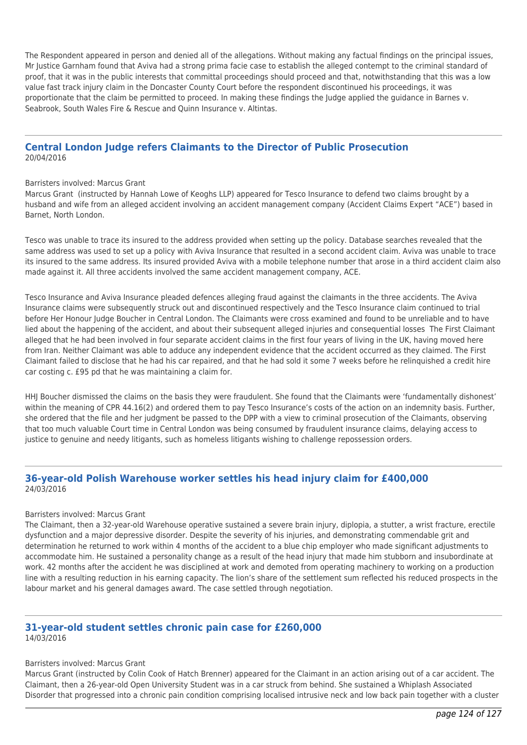The Respondent appeared in person and denied all of the allegations. Without making any factual findings on the principal issues, Mr Justice Garnham found that Aviva had a strong prima facie case to establish the alleged contempt to the criminal standard of proof, that it was in the public interests that committal proceedings should proceed and that, notwithstanding that this was a low value fast track injury claim in the Doncaster County Court before the respondent discontinued his proceedings, it was proportionate that the claim be permitted to proceed. In making these findings the Judge applied the guidance in Barnes v. Seabrook, South Wales Fire & Rescue and Quinn Insurance v. Altintas.

## Central London Judge refers Claimants to the Director of Public Prosecution

20/04/2016

Barristers involved: Marcus Grant

Marcus Grant (instructed by Hannah Lowe of Keoghs LLP) appeared for Tesco Insurance to defend two claims brought by a husband and wife from an alleged accident involving an accident management company (Accident Claims Expert "ACE") based in Barnet, North London.

Tesco was unable to trace its insured to the address provided when setting up the policy. Database searches revealed that the same address was used to set up a policy with Aviva Insurance that resulted in a second accident claim. Aviva was unable to trace its insured to the same address. Its insured provided Aviva with a mobile telephone number that arose in a third accident claim also made against it. All three accidents involved the same accident management company, ACE.

Tesco Insurance and Aviva Insurance pleaded defences alleging fraud against the claimants in the three accidents. The Aviva Insurance claims were subsequently struck out and discontinued respectively and the Tesco Insurance claim continued to trial before Her Honour Judge Boucher in Central London. The Claimants were cross examined and found to be unreliable and to have lied about the happening of the accident, and about their subsequent alleged injuries and consequential losses The First Claimant alleged that he had been involved in four separate accident claims in the first four years of living in the UK, having moved here from Iran. Neither Claimant was able to adduce any independent evidence that the accident occurred as they claimed. The First Claimant failed to disclose that he had his car repaired, and that he had sold it some 7 weeks before he relinquished a credit hire car costing c. £95 pd that he was maintaining a claim for.

HHJ Boucher dismissed the claims on the basis they were fraudulent. She found that the Claimants were 'fundamentally dishonest' within the meaning of CPR 44.16(2) and ordered them to pay Tesco Insurance's costs of the action on an indemnity basis. Further, she ordered that the file and her judgment be passed to the DPP with a view to criminal prosecution of the Claimants, observing that too much valuable Court time in Central London was being consumed by fraudulent insurance claims, delaying access to justice to genuine and needy litigants, such as homeless litigants wishing to challenge repossession orders.

## 36-year-old Polish Warehouse worker settles his head injury claim for £400,000

24/03/2016

Barristers involved: Marcus Grant

The Claimant, then a 32-year-old Warehouse operative sustained a severe brain injury, diplopia, a stutter, a wrist fracture, erectile dysfunction and a major depressive disorder. Despite the severity of his injuries, and demonstrating commendable grit and determination he returned to work within 4 months of the accident to a blue chip employer who made significant adjustments to accommodate him. He sustained a personality change as a result of the head injury that made him stubborn and insubordinate at work. 42 months after the accident he was disciplined at work and demoted from operating machinery to working on a production line with a resulting reduction in his earning capacity. The lion's share of the settlement sum reflected his reduced prospects in the labour market and his general damages award. The case settled through negotiation.

## 31-year-old student settles chronic pain case for £260,000

14/03/2016

Barristers involved: Marcus Grant

Marcus Grant (instructed by Colin Cook of Hatch Brenner) appeared for the Claimant in an action arising out of a car accident. The Claimant, then a 26-year-old Open University Student was in a car struck from behind. She sustained a Whiplash Associated Disorder that progressed into a chronic pain condition comprising localised intrusive neck and low back pain together with a cluster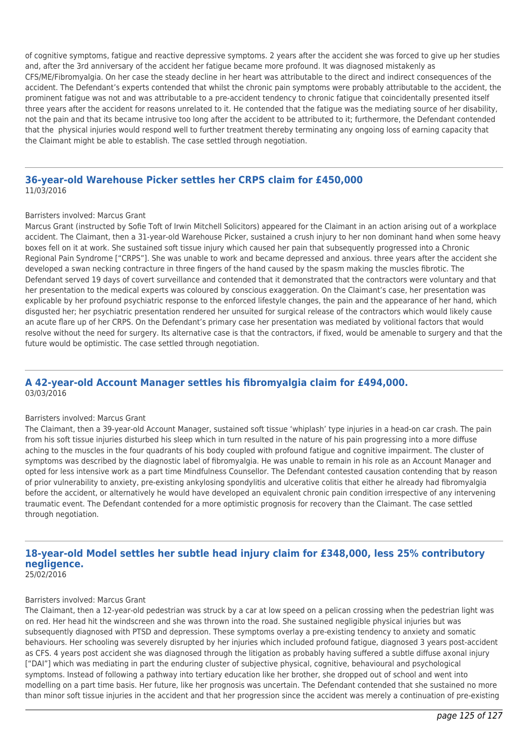of cognitive symptoms, fatigue and reactive depressive symptoms. 2 years after the accident she was forced to give up her studies and, after the 3rd anniversary of the accident her fatigue became more profound. It was diagnosed mistakenly as CFS/ME/Fibromyalgia. On her case the steady decline in her heart was attributable to the direct and indirect consequences of the accident. The Defendant's experts contended that whilst the chronic pain symptoms were probably attributable to the accident, the prominent fatigue was not and was attributable to a pre-accident tendency to chronic fatigue that coincidentally presented itself three years after the accident for reasons unrelated to it. He contended that the fatigue was the mediating source of her disability, not the pain and that its became intrusive too long after the accident to be attributed to it; furthermore, the Defendant contended that the physical injuries would respond well to further treatment thereby terminating any ongoing loss of earning capacity that the Claimant might be able to establish. The case settled through negotiation.

## 36-year-old Warehouse Picker settles her CRPS claim for £450,000

11/03/2016

Barristers involved: Marcus Grant

Marcus Grant (instructed by Sofie Toft of Irwin Mitchell Solicitors) appeared for the Claimant in an action arising out of a workplace accident. The Claimant, then a 31-year-old Warehouse Picker, sustained a crush injury to her non dominant hand when some heavy boxes fell on it at work. She sustained soft tissue injury which caused her pain that subsequently progressed into a Chronic Regional Pain Syndrome ["CRPS"]. She was unable to work and became depressed and anxious. three years after the accident she developed a swan necking contracture in three fingers of the hand caused by the spasm making the muscles fibrotic. The Defendant served 19 days of covert surveillance and contended that it demonstrated that the contractors were voluntary and that her presentation to the medical experts was coloured by conscious exaggeration. On the Claimant's case, her presentation was explicable by her profound psychiatric response to the enforced lifestyle changes, the pain and the appearance of her hand, which disgusted her; her psychiatric presentation rendered her unsuited for surgical release of the contractors which would likely cause an acute flare up of her CRPS. On the Defendant's primary case her presentation was mediated by volitional factors that would resolve without the need for surgery. Its alternative case is that the contractors, if fixed, would be amenable to surgery and that the future would be optimistic. The case settled through negotiation.

## A 42-year-old Account Manager settles his fibromyalgia claim for £494,000.

03/03/2016

Barristers involved: Marcus Grant

The Claimant, then a 39-year-old Account Manager, sustained soft tissue 'whiplash' type injuries in a head-on car crash. The pain from his soft tissue injuries disturbed his sleep which in turn resulted in the nature of his pain progressing into a more diffuse aching to the muscles in the four quadrants of his body coupled with profound fatigue and cognitive impairment. The cluster of symptoms was described by the diagnostic label of fibromyalgia. He was unable to remain in his role as an Account Manager and opted for less intensive work as a part time Mindfulness Counsellor. The Defendant contested causation contending that by reason of prior vulnerability to anxiety, pre-existing ankylosing spondylitis and ulcerative colitis that either he already had fibromyalgia before the accident, or alternatively he would have developed an equivalent chronic pain condition irrespective of any intervening traumatic event. The Defendant contended for a more optimistic prognosis for recovery than the Claimant. The case settled through negotiation.

## 18-year-old Model settles her subtle head injury claim for £348,000, less 25% contributory negligence.

25/02/2016

Barristers involved: Marcus Grant

The Claimant, then a 12-year-old pedestrian was struck by a car at low speed on a pelican crossing when the pedestrian light was on red. Her head hit the windscreen and she was thrown into the road. She sustained negligible physical injuries but was subsequently diagnosed with PTSD and depression. These symptoms overlay a pre-existing tendency to anxiety and somatic behaviours. Her schooling was severely disrupted by her injuries which included profound fatigue, diagnosed 3 years post-accident as CFS. 4 years post accident she was diagnosed through the litigation as probably having suffered a subtle diffuse axonal injury ["DAI"] which was mediating in part the enduring cluster of subjective physical, cognitive, behavioural and psychological symptoms. Instead of following a pathway into tertiary education like her brother, she dropped out of school and went into modelling on a part time basis. Her future, like her prognosis was uncertain. The Defendant contended that she sustained no more than minor soft tissue injuries in the accident and that her progression since the accident was merely a continuation of pre-existing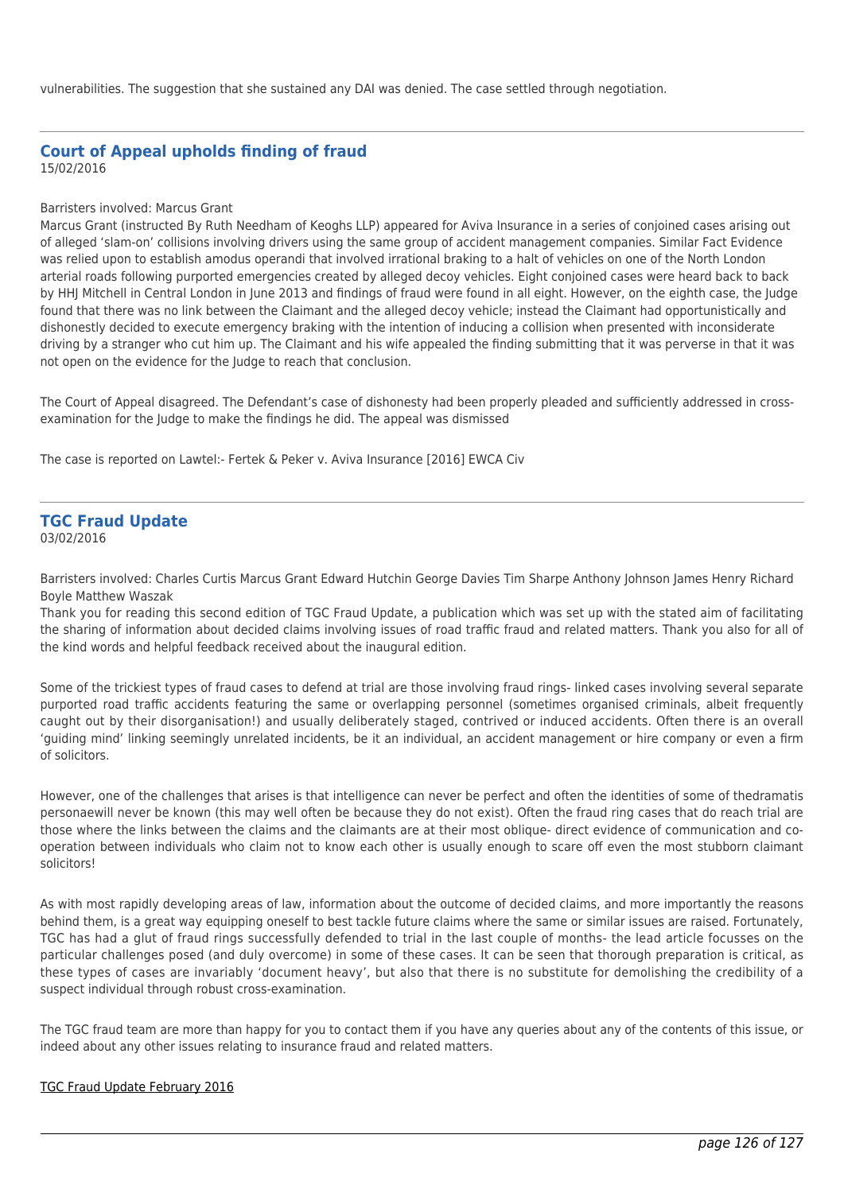vulnerabilities. The suggestion that she sustained any DAI was denied. The case settled through negotiation.

---

## Court of Appeal upholds finding of fraud

15/02/2016

Barristers involved: Marcus Grant

Marcus Grant (instructed By Ruth Needham of Keoghs LLP) appeared for Aviva Insurance in a series of conjoined cases arising out of alleged 'slam-on' collisions involving drivers using the same group of accident management companies. Similar Fact Evidence was relied upon to establish amodus operandi that involved irrational braking to a halt of vehicles on one of the North London arterial roads following purported emergencies created by alleged decoy vehicles. Eight conjoined cases were heard back to back by HHJ Mitchell in Central London in June 2013 and findings of fraud were found in all eight. However, on the eighth case, the Judge found that there was no link between the Claimant and the alleged decoy vehicle; instead the Claimant had opportunistically and dishonestly decided to execute emergency braking with the intention of inducing a collision when presented with inconsiderate driving by a stranger who cut him up. The Claimant and his wife appealed the finding submitting that it was perverse in that it was not open on the evidence for the Judge to reach that conclusion.

The Court of Appeal disagreed. The Defendant's case of dishonesty had been properly pleaded and sufficiently addressed in cross-examination for the Judge to make the findings he did. The appeal was dismissed

The case is reported on Lawtel:- Fertek & Peker v. Aviva Insurance [2016] EWCA Civ

---

## TGC Fraud Update

03/02/2016

Barristers involved: Charles Curtis Marcus Grant Edward Hutchin George Davies Tim Sharpe Anthony Johnson James Henry Richard Boyle Matthew Waszak

Thank you for reading this second edition of TGC Fraud Update, a publication which was set up with the stated aim of facilitating the sharing of information about decided claims involving issues of road traffic fraud and related matters. Thank you also for all of the kind words and helpful feedback received about the inaugural edition.

Some of the trickiest types of fraud cases to defend at trial are those involving fraud rings- linked cases involving several separate purported road traffic accidents featuring the same or overlapping personnel (sometimes organised criminals, albeit frequently caught out by their disorganisation!) and usually deliberately staged, contrived or induced accidents. Often there is an overall 'guiding mind' linking seemingly unrelated incidents, be it an individual, an accident management or hire company or even a firm of solicitors.

However, one of the challenges that arises is that intelligence can never be perfect and often the identities of some of thedramatis personaewill never be known (this may well often be because they do not exist). Often the fraud ring cases that do reach trial are those where the links between the claims and the claimants are at their most oblique- direct evidence of communication and co-operation between individuals who claim not to know each other is usually enough to scare off even the most stubborn claimant solicitors!

As with most rapidly developing areas of law, information about the outcome of decided claims, and more importantly the reasons behind them, is a great way equipping oneself to best tackle future claims where the same or similar issues are raised. Fortunately, TGC has had a glut of fraud rings successfully defended to trial in the last couple of months- the lead article focusses on the particular challenges posed (and duly overcome) in some of these cases. It can be seen that thorough preparation is critical, as these types of cases are invariably 'document heavy', but also that there is no substitute for demolishing the credibility of a suspect individual through robust cross-examination.

The TGC fraud team are more than happy for you to contact them if you have any queries about any of the contents of this issue, or indeed about any other issues relating to insurance fraud and related matters.

TGC Fraud Update February 2016

---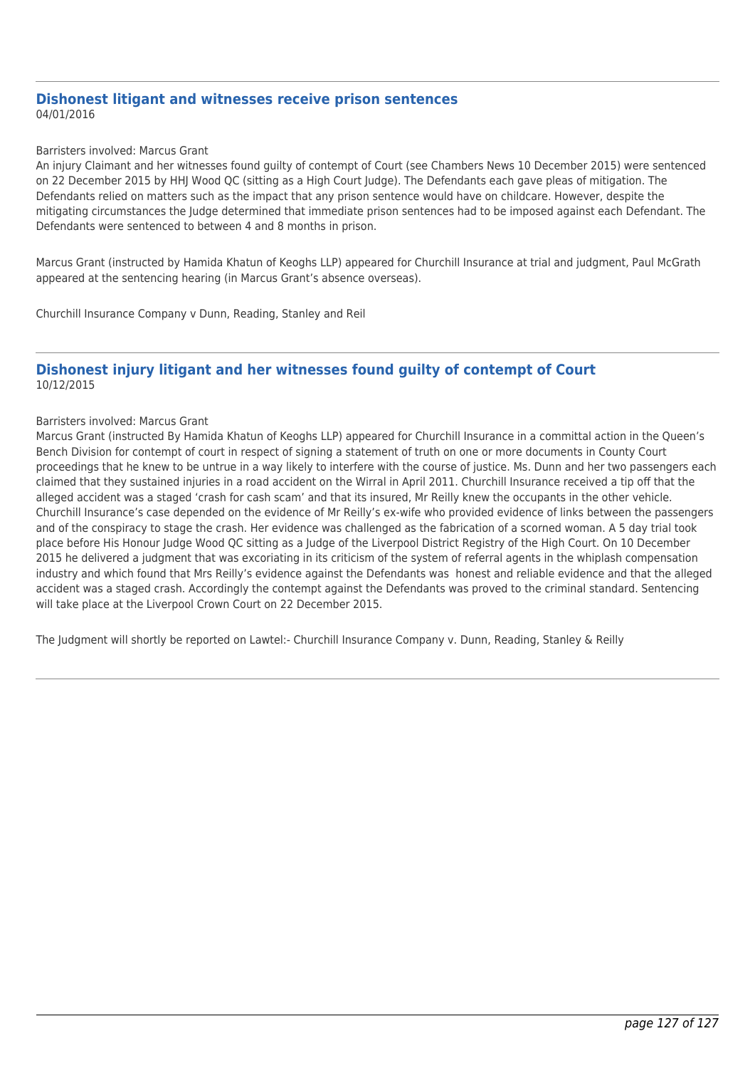## Dishonest litigant and witnesses receive prison sentences

04/01/2016

Barristers involved: Marcus Grant

An injury Claimant and her witnesses found guilty of contempt of Court (see Chambers News 10 December 2015) were sentenced on 22 December 2015 by HHJ Wood QC (sitting as a High Court Judge). The Defendants each gave pleas of mitigation. The Defendants relied on matters such as the impact that any prison sentence would have on childcare. However, despite the mitigating circumstances the Judge determined that immediate prison sentences had to be imposed against each Defendant. The Defendants were sentenced to between 4 and 8 months in prison.

Marcus Grant (instructed by Hamida Khatun of Keoghs LLP) appeared for Churchill Insurance at trial and judgment, Paul McGrath appeared at the sentencing hearing (in Marcus Grant's absence overseas).

Churchill Insurance Company v Dunn, Reading, Stanley and Reil

---

## Dishonest injury litigant and her witnesses found guilty of contempt of Court

10/12/2015

Barristers involved: Marcus Grant

Marcus Grant (instructed By Hamida Khatun of Keoghs LLP) appeared for Churchill Insurance in a committal action in the Queen's Bench Division for contempt of court in respect of signing a statement of truth on one or more documents in County Court proceedings that he knew to be untrue in a way likely to interfere with the course of justice. Ms. Dunn and her two passengers each claimed that they sustained injuries in a road accident on the Wirral in April 2011. Churchill Insurance received a tip off that the alleged accident was a staged 'crash for cash scam' and that its insured, Mr Reilly knew the occupants in the other vehicle. Churchill Insurance's case depended on the evidence of Mr Reilly's ex-wife who provided evidence of links between the passengers and of the conspiracy to stage the crash. Her evidence was challenged as the fabrication of a scorned woman. A 5 day trial took place before His Honour Judge Wood QC sitting as a Judge of the Liverpool District Registry of the High Court. On 10 December 2015 he delivered a judgment that was excoriating in its criticism of the system of referral agents in the whiplash compensation industry and which found that Mrs Reilly's evidence against the Defendants was honest and reliable evidence and that the alleged accident was a staged crash. Accordingly the contempt against the Defendants was proved to the criminal standard. Sentencing will take place at the Liverpool Crown Court on 22 December 2015.

The Judgment will shortly be reported on Lawtel:- Churchill Insurance Company v. Dunn, Reading, Stanley & Reilly